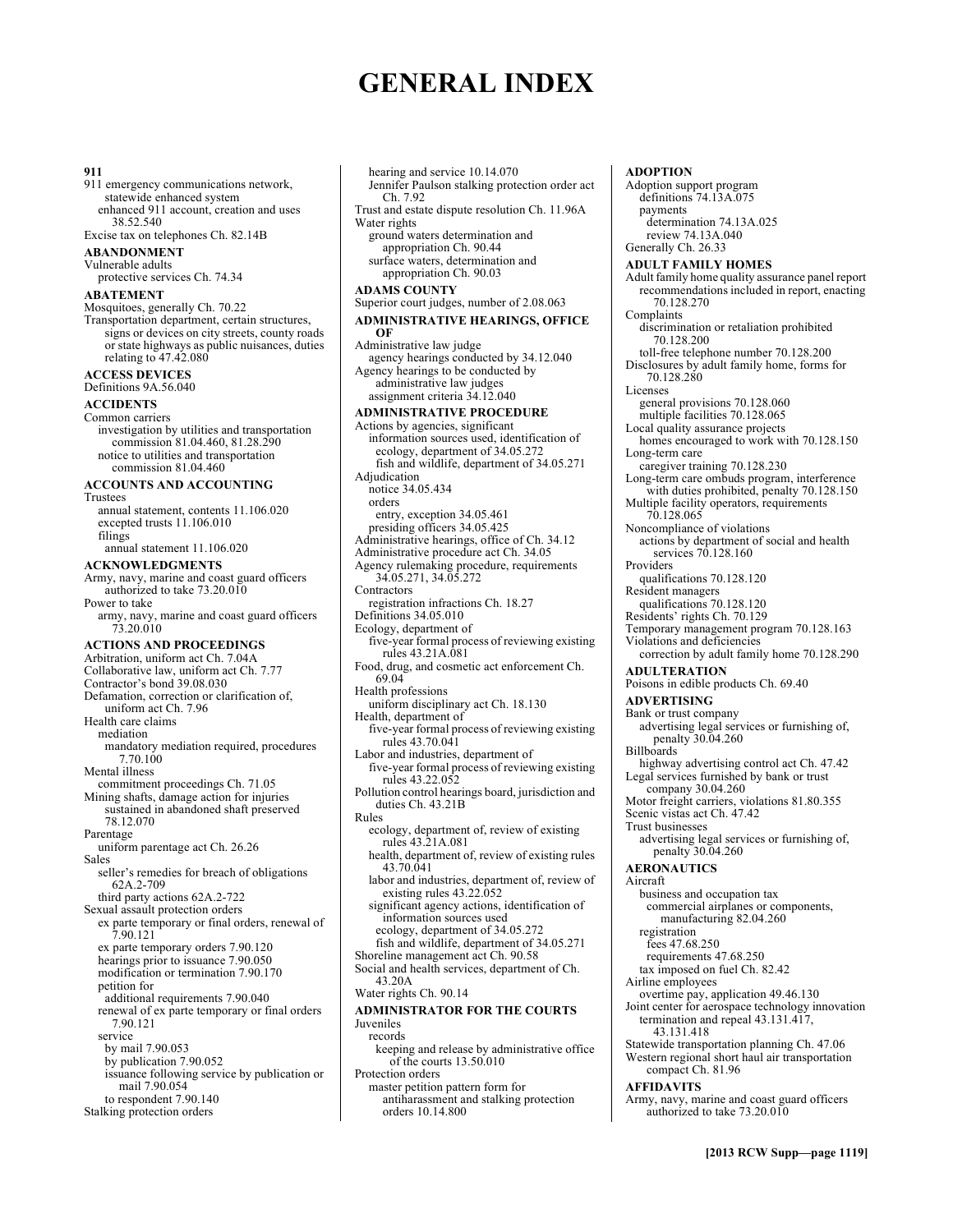# GENERAL INDEX

**911**

911 emergency communications network, statewide enhanced system
  enhanced 911 account, creation and uses 38.52.540
Excise tax on telephones Ch. 82.14B

**ABANDONMENT**

Vulnerable adults
  protective services Ch. 74.34

**ABATEMENT**

Mosquitoes, generally Ch. 70.22
Transportation department, certain structures, signs or devices on city streets, county roads or state highways as public nuisances, duties relating to 47.42.080

**ACCESS DEVICES**

Definitions 9A.56.040

**ACCIDENTS**

Common carriers
  investigation by utilities and transportation commission 81.04.460, 81.28.290
  notice to utilities and transportation commission 81.04.460

**ACCOUNTS AND ACCOUNTING**

Trustees
  annual statement, contents 11.106.020
  excepted trusts 11.106.010
  filings
    annual statement 11.106.020

**ACKNOWLEDGMENTS**

Army, navy, marine and coast guard officers authorized to take 73.20.010
Power to take
  army, navy, marine and coast guard officers 73.20.010

**ACTIONS AND PROCEEDINGS**

Arbitration, uniform act Ch. 7.04A
Collaborative law, uniform act Ch. 7.77
Contractor's bond 39.08.030
Defamation, correction or clarification of, uniform act Ch. 7.96
Health care claims
  mediation
    mandatory mediation required, procedures 7.70.100
Mental illness
  commitment proceedings Ch. 71.05
Mining shafts, damage action for injuries sustained in abandoned shaft preserved 78.12.070
Parentage
  uniform parentage act Ch. 26.26
Sales
  seller's remedies for breach of obligations 62A.2-709
  third party actions 62A.2-722
Sexual assault protection orders
  ex parte temporary or final orders, renewal of 7.90.121
  ex parte temporary orders 7.90.120
  hearings prior to issuance 7.90.050
  modification or termination 7.90.170
  petition for
    additional requirements 7.90.040
  renewal of ex parte temporary or final orders 7.90.121
  service
    by mail 7.90.053
    by publication 7.90.052
    issuance following service by publication or mail 7.90.054
    to respondent 7.90.140
Stalking protection orders
  hearing and service 10.14.070
  Jennifer Paulson stalking protection order act Ch. 7.92
Trust and estate dispute resolution Ch. 11.96A
Water rights
  ground waters determination and appropriation Ch. 90.44
  surface waters, determination and appropriation Ch. 90.03

**ADAMS COUNTY**

Superior court judges, number of 2.08.063

**ADMINISTRATIVE HEARINGS, OFFICE OF**

Administrative law judge
  agency hearings conducted by 34.12.040
Agency hearings to be conducted by administrative law judges
  assignment criteria 34.12.040

**ADMINISTRATIVE PROCEDURE**

Actions by agencies, significant
  information sources used, identification of
    ecology, department of 34.05.272
    fish and wildlife, department of 34.05.271
Adjudication
  notice 34.05.434
  orders
    entry, exception 34.05.461
  presiding officers 34.05.425
Administrative hearings, office of Ch. 34.12
Administrative procedure act Ch. 34.05
Agency rulemaking procedure, requirements 34.05.271, 34.05.272
Contractors
  registration infractions Ch. 18.27
Definitions 34.05.010
Ecology, department of
  five-year formal process of reviewing existing rules 43.21A.081
Food, drug, and cosmetic act enforcement Ch. 69.04
Health professions
  uniform disciplinary act Ch. 18.130
Health, department of
  five-year formal process of reviewing existing rules 43.70.041
Labor and industries, department of
  five-year formal process of reviewing existing rules 43.22.052
Pollution control hearings board, jurisdiction and duties Ch. 43.21B
Rules
  ecology, department of, review of existing rules 43.21A.081
  health, department of, review of existing rules 43.70.041
  labor and industries, department of, review of existing rules 43.22.052
  significant agency actions, identification of information sources used
    ecology, department of 34.05.272
    fish and wildlife, department of 34.05.271
Shoreline management act Ch. 90.58
Social and health services, department of Ch. 43.20A
Water rights Ch. 90.14

**ADMINISTRATOR FOR THE COURTS**

Juveniles
  records
    keeping and release by administrative office of the courts 13.50.010
Protection orders
  master petition pattern form for antiharassment and stalking protection orders 10.14.800

**ADOPTION**

Adoption support program
  definitions 74.13A.075
  payments
    determination 74.13A.025
    review 74.13A.040
Generally Ch. 26.33

**ADULT FAMILY HOMES**

Adult family home quality assurance panel report
  recommendations included in report, enacting 70.128.270
Complaints
  discrimination or retaliation prohibited 70.128.200
  toll-free telephone number 70.128.200
Disclosures by adult family home, forms for 70.128.280
Licenses
  general provisions 70.128.060
  multiple facilities 70.128.065
Local quality assurance projects
  homes encouraged to work with 70.128.150
Long-term care
  caregiver training 70.128.230
Long-term care ombuds program, interference with duties prohibited, penalty 70.128.150
Multiple facility operators, requirements 70.128.065
Noncompliance of violations
  actions by department of social and health services 70.128.160
Providers
  qualifications 70.128.120
Resident managers
  qualifications 70.128.120
Residents' rights Ch. 70.129
Temporary management program 70.128.163
Violations and deficiencies
  correction by adult family home 70.128.290

**ADULTERATION**

Poisons in edible products Ch. 69.40

**ADVERTISING**

Bank or trust company
  advertising legal services or furnishing of, penalty 30.04.260
Billboards
  highway advertising control act Ch. 47.42
Legal services furnished by bank or trust company 30.04.260
Motor freight carriers, violations 81.80.355
Scenic vistas act Ch. 47.42
Trust businesses
  advertising legal services or furnishing of, penalty 30.04.260

**AERONAUTICS**

Aircraft
  business and occupation tax
    commercial airplanes or components, manufacturing 82.04.260
  registration
    fees 47.68.250
    requirements 47.68.250
  tax imposed on fuel Ch. 82.42
Airline employees
  overtime pay, application 49.46.130
Joint center for aerospace technology innovation
  termination and repeal 43.131.417, 43.131.418
Statewide transportation planning Ch. 47.06
Western regional short haul air transportation compact Ch. 81.96

**AFFIDAVITS**

Army, navy, marine and coast guard officers authorized to take 73.20.010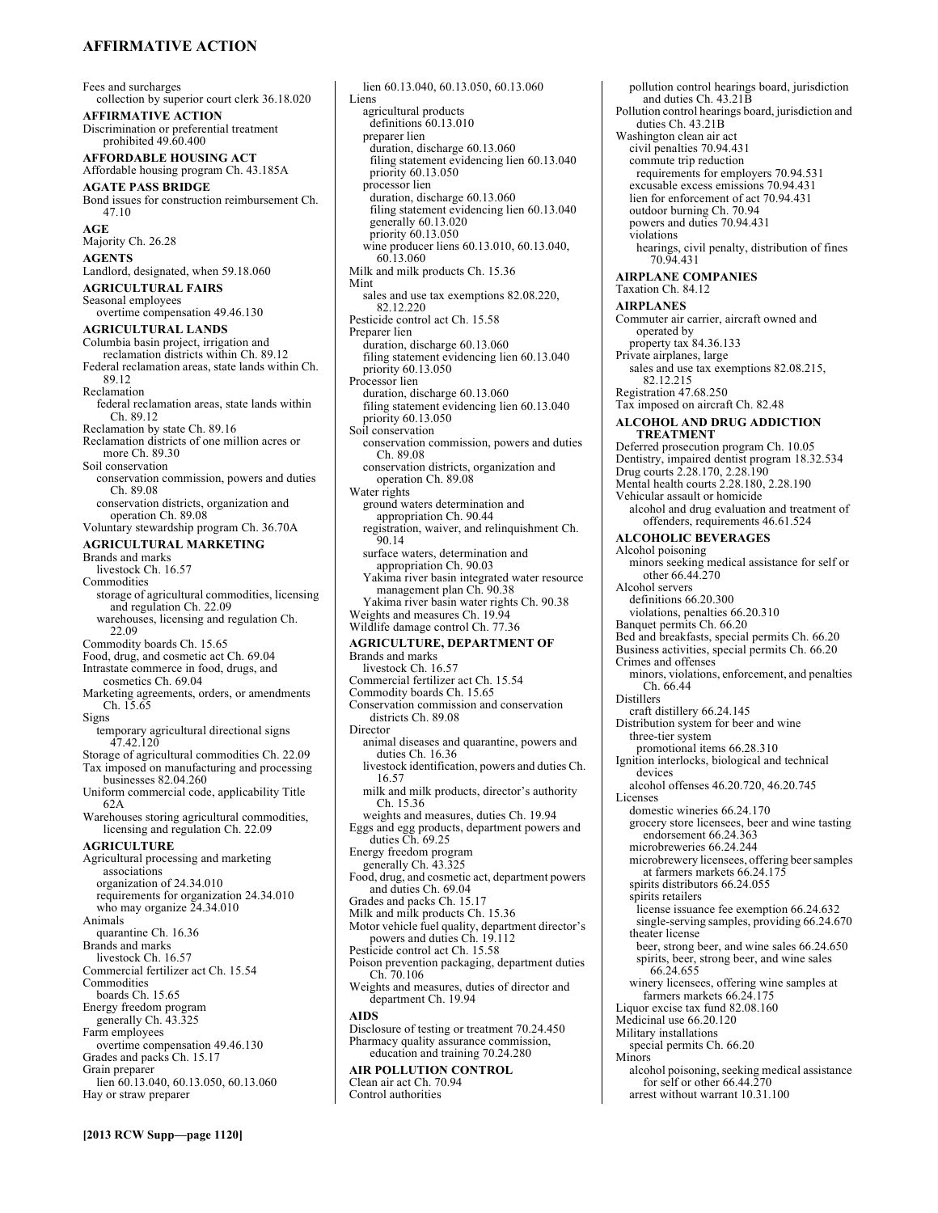Fees and surcharges
  collection by superior court clerk 36.18.020

**AFFIRMATIVE ACTION**
Discrimination or preferential treatment prohibited 49.60.400

**AFFORDABLE HOUSING ACT**
Affordable housing program Ch. 43.185A

**AGATE PASS BRIDGE**
Bond issues for construction reimbursement Ch. 47.10

**AGE**
Majority Ch. 26.28

**AGENTS**
Landlord, designated, when 59.18.060

**AGRICULTURAL FAIRS**
Seasonal employees
  overtime compensation 49.46.130

**AGRICULTURAL LANDS**
Columbia basin project, irrigation and reclamation districts within Ch. 89.12
Federal reclamation areas, state lands within Ch. 89.12
Reclamation
  federal reclamation areas, state lands within Ch. 89.12
Reclamation by state Ch. 89.16
Reclamation districts of one million acres or more Ch. 89.30
Soil conservation
  conservation commission, powers and duties Ch. 89.08
  conservation districts, organization and operation Ch. 89.08
Voluntary stewardship program Ch. 36.70A

**AGRICULTURAL MARKETING**
Brands and marks
  livestock Ch. 16.57
Commodities
  storage of agricultural commodities, licensing and regulation Ch. 22.09
  warehouses, licensing and regulation Ch. 22.09
Commodity boards Ch. 15.65
Food, drug, and cosmetic act Ch. 69.04
Intrastate commerce in food, drugs, and cosmetics Ch. 69.04
Marketing agreements, orders, or amendments Ch. 15.65
Signs
  temporary agricultural directional signs 47.42.120
Storage of agricultural commodities Ch. 22.09
Tax imposed on manufacturing and processing businesses 82.04.260
Uniform commercial code, applicability Title 62A
Warehouses storing agricultural commodities, licensing and regulation Ch. 22.09

**AGRICULTURE**
Agricultural processing and marketing associations
  organization of 24.34.010
  requirements for organization 24.34.010
  who may organize 24.34.010
Animals
  quarantine Ch. 16.36
Brands and marks
  livestock Ch. 16.57
Commercial fertilizer act Ch. 15.54
Commodities
  boards Ch. 15.65
Energy freedom program
  generally Ch. 43.325
Farm employees
  overtime compensation 49.46.130
Grades and packs Ch. 15.17
Grain preparer
  lien 60.13.040, 60.13.050, 60.13.060
Hay or straw preparer
  lien 60.13.040, 60.13.050, 60.13.060
Liens
  agricultural products
    definitions 60.13.010
  preparer lien
    duration, discharge 60.13.060
    filing statement evidencing lien 60.13.040
    priority 60.13.050
  processor lien
    duration, discharge 60.13.060
    filing statement evidencing lien 60.13.040
    generally 60.13.020
    priority 60.13.050
  wine producer liens 60.13.010, 60.13.040, 60.13.060
Milk and milk products Ch. 15.36
Mint
  sales and use tax exemptions 82.08.220, 82.12.220
Pesticide control act Ch. 15.58
Preparer lien
  duration, discharge 60.13.060
  filing statement evidencing lien 60.13.040
  priority 60.13.050
Processor lien
  duration, discharge 60.13.060
  filing statement evidencing lien 60.13.040
  priority 60.13.050
Soil conservation
  conservation commission, powers and duties Ch. 89.08
  conservation districts, organization and operation Ch. 89.08
Water rights
  ground waters determination and appropriation Ch. 90.44
  registration, waiver, and relinquishment Ch. 90.14
  surface waters, determination and appropriation Ch. 90.03
  Yakima river basin integrated water resource management plan Ch. 90.38
  Yakima river basin water rights Ch. 90.38
Weights and measures Ch. 19.94
Wildlife damage control Ch. 77.36

**AGRICULTURE, DEPARTMENT OF**
Brands and marks
  livestock Ch. 16.57
Commercial fertilizer act Ch. 15.54
Commodity boards Ch. 15.65
Conservation commission and conservation districts Ch. 89.08
Director
  animal diseases and quarantine, powers and duties Ch. 16.36
  livestock identification, powers and duties Ch. 16.57
  milk and milk products, director's authority Ch. 15.36
  weights and measures, duties Ch. 19.94
Eggs and egg products, department powers and duties Ch. 69.25
Energy freedom program
  generally Ch. 43.325
Food, drug, and cosmetic act, department powers and duties Ch. 69.04
Grades and packs Ch. 15.17
Milk and milk products Ch. 15.36
Motor vehicle fuel quality, department director's powers and duties Ch. 19.112
Pesticide control act Ch. 15.58
Poison prevention packaging, department duties Ch. 70.106
Weights and measures, duties of director and department Ch. 19.94

**AIDS**
Disclosure of testing or treatment 70.24.450
Pharmacy quality assurance commission, education and training 70.24.280

**AIR POLLUTION CONTROL**
Clean air act Ch. 70.94
Control authorities
  pollution control hearings board, jurisdiction and duties Ch. 43.21B
Pollution control hearings board, jurisdiction and duties Ch. 43.21B
Washington clean air act
  civil penalties 70.94.431
  commute trip reduction
    requirements for employers 70.94.531
  excusable excess emissions 70.94.431
  lien for enforcement of act 70.94.431
  outdoor burning Ch. 70.94
  powers and duties 70.94.431
  violations
    hearings, civil penalty, distribution of fines 70.94.431

**AIRPLANE COMPANIES**
Taxation Ch. 84.12

**AIRPLANES**
Commuter air carrier, aircraft owned and operated by
  property tax 84.36.133
Private airplanes, large
  sales and use tax exemptions 82.08.215, 82.12.215
Registration 47.68.250
Tax imposed on aircraft Ch. 82.48

**ALCOHOL AND DRUG ADDICTION TREATMENT**
Deferred prosecution program Ch. 10.05
Dentistry, impaired dentist program 18.32.534
Drug courts 2.28.170, 2.28.190
Mental health courts 2.28.180, 2.28.190
Vehicular assault or homicide
  alcohol and drug evaluation and treatment of offenders, requirements 46.61.524

**ALCOHOLIC BEVERAGES**
Alcohol poisoning
  minors seeking medical assistance for self or other 66.44.270
Alcohol servers
  definitions 66.20.300
  violations, penalties 66.20.310
Banquet permits Ch. 66.20
Bed and breakfasts, special permits Ch. 66.20
Business activities, special permits Ch. 66.20
Crimes and offenses
  minors, violations, enforcement, and penalties Ch. 66.44
Distillers
  craft distillery 66.24.145
Distribution system for beer and wine
  three-tier system
    promotional items 66.28.310
Ignition interlocks, biological and technical devices
  alcohol offenses 46.20.720, 46.20.745
Licenses
  domestic wineries 66.24.170
  grocery store licensees, beer and wine tasting endorsement 66.24.363
  microbreweries 66.24.244
  microbrewery licensees, offering beer samples at farmers markets 66.24.175
  spirits distributors 66.24.055
  spirits retailers
    license issuance fee exemption 66.24.632
    single-serving samples, providing 66.24.670
  theater license
    beer, strong beer, and wine sales 66.24.650
    spirits, beer, strong beer, and wine sales 66.24.655
  winery licensees, offering wine samples at farmers markets 66.24.175
Liquor excise tax fund 82.08.160
Medicinal use 66.20.120
Military installations
  special permits Ch. 66.20
Minors
  alcohol poisoning, seeking medical assistance for self or other 66.44.270
  arrest without warrant 10.31.100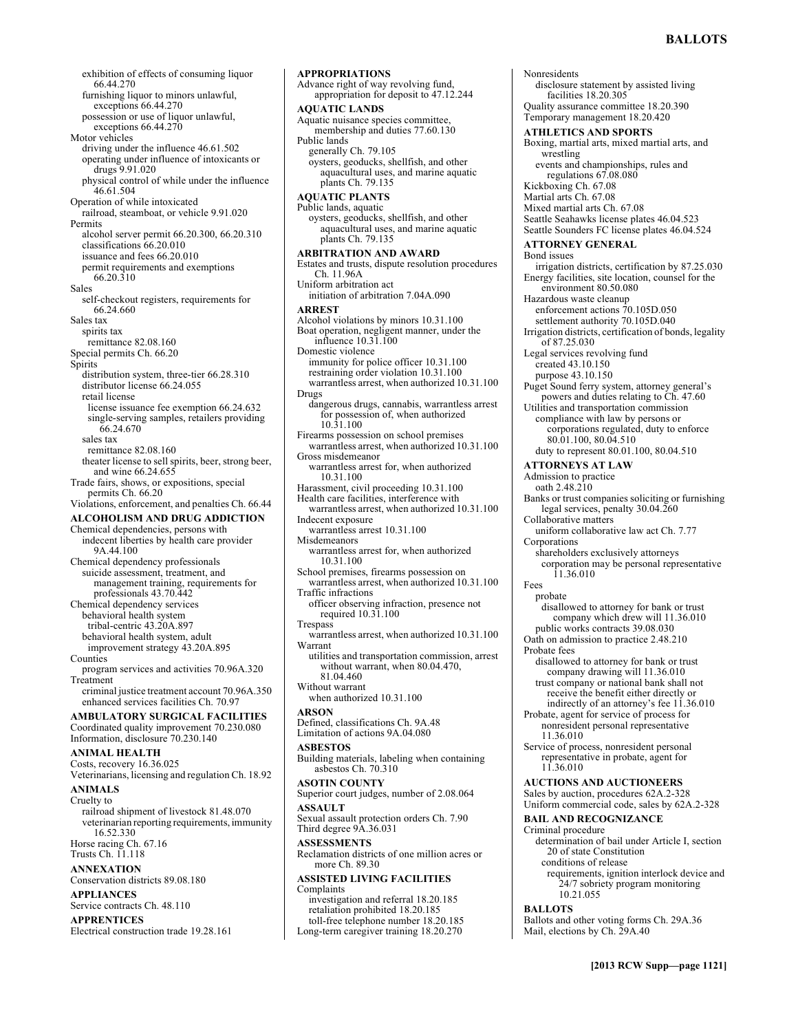exhibition of effects of consuming liquor 66.44.270
furnishing liquor to minors unlawful, exceptions 66.44.270
possession or use of liquor unlawful, exceptions 66.44.270

Motor vehicles
driving under the influence 46.61.502
operating under influence of intoxicants or drugs 9.91.020
physical control of while under the influence 46.61.504

Operation of while intoxicated
railroad, steamboat, or vehicle 9.91.020

Permits
alcohol server permit 66.20.300, 66.20.310
classifications 66.20.010
issuance and fees 66.20.010
permit requirements and exemptions 66.20.310

Sales
self-checkout registers, requirements for 66.24.660

Sales tax
spirits tax
remittance 82.08.160

Special permits Ch. 66.20

Spirits
distribution system, three-tier 66.28.310
distributor license 66.24.055
retail license
license issuance fee exemption 66.24.632
single-serving samples, retailers providing 66.24.670
sales tax
remittance 82.08.160
theater license to sell spirits, beer, strong beer, and wine 66.24.655

Trade fairs, shows, or expositions, special permits Ch. 66.20

Violations, enforcement, and penalties Ch. 66.44

**ALCOHOLISM AND DRUG ADDICTION**

Chemical dependencies, persons with
indecent liberties by health care provider 9A.44.100

Chemical dependency professionals
suicide assessment, treatment, and management training, requirements for professionals 43.70.442

Chemical dependency services
behavioral health system
tribal-centric 43.20A.897
behavioral health system, adult improvement strategy 43.20A.895

Counties
program services and activities 70.96A.320

Treatment
criminal justice treatment account 70.96A.350
enhanced services facilities Ch. 70.97

**AMBULATORY SURGICAL FACILITIES**

Coordinated quality improvement 70.230.080
Information, disclosure 70.230.140

**ANIMAL HEALTH**

Costs, recovery 16.36.025
Veterinarians, licensing and regulation Ch. 18.92

**ANIMALS**

Cruelty to
railroad shipment of livestock 81.48.070
veterinarian reporting requirements, immunity 16.52.330

Horse racing Ch. 67.16
Trusts Ch. 11.118

**ANNEXATION**

Conservation districts 89.08.180

**APPLIANCES**

Service contracts Ch. 48.110

**APPRENTICES**

Electrical construction trade 19.28.161

**APPROPRIATIONS**

Advance right of way revolving fund, appropriation for deposit to 47.12.244

**AQUATIC LANDS**

Aquatic nuisance species committee, membership and duties 77.60.130

Public lands
generally Ch. 79.105
oysters, geoducks, shellfish, and other aquacultural uses, and marine aquatic plants Ch. 79.135

**AQUATIC PLANTS**

Public lands, aquatic
oysters, geoducks, shellfish, and other aquacultural uses, and marine aquatic plants Ch. 79.135

**ARBITRATION AND AWARD**

Estates and trusts, dispute resolution procedures Ch. 11.96A

Uniform arbitration act
initiation of arbitration 7.04A.090

**ARREST**

Alcohol violations by minors 10.31.100
Boat operation, negligent manner, under the influence 10.31.100

Domestic violence
immunity for police officer 10.31.100
restraining order violation 10.31.100
warrantless arrest, when authorized 10.31.100

Drugs
dangerous drugs, cannabis, warrantless arrest for possession of, when authorized 10.31.100

Firearms possession on school premises
warrantless arrest, when authorized 10.31.100

Gross misdemeanor
warrantless arrest for, when authorized 10.31.100

Harassment, civil proceeding 10.31.100

Health care facilities, interference with
warrantless arrest, when authorized 10.31.100

Indecent exposure
warrantless arrest 10.31.100

Misdemeanors
warrantless arrest for, when authorized 10.31.100

School premises, firearms possession on
warrantless arrest, when authorized 10.31.100

Traffic infractions
officer observing infraction, presence not required 10.31.100

Trespass
warrantless arrest, when authorized 10.31.100

Warrant
utilities and transportation commission, arrest without warrant, when 80.04.470, 81.04.460

Without warrant
when authorized 10.31.100

**ARSON**

Defined, classifications Ch. 9A.48
Limitation of actions 9A.04.080

**ASBESTOS**

Building materials, labeling when containing asbestos Ch. 70.310

**ASOTIN COUNTY**

Superior court judges, number of 2.08.064

**ASSAULT**

Sexual assault protection orders Ch. 7.90
Third degree 9A.36.031

**ASSESSMENTS**

Reclamation districts of one million acres or more Ch. 89.30

**ASSISTED LIVING FACILITIES**

Complaints
investigation and referral 18.20.185
retaliation prohibited 18.20.185
toll-free telephone number 18.20.185

Long-term caregiver training 18.20.270

Nonresidents
disclosure statement by assisted living facilities 18.20.305

Quality assurance committee 18.20.390
Temporary management 18.20.420

**ATHLETICS AND SPORTS**

Boxing, martial arts, mixed martial arts, and wrestling
events and championships, rules and regulations 67.08.080

Kickboxing Ch. 67.08
Martial arts Ch. 67.08
Mixed martial arts Ch. 67.08
Seattle Seahawks license plates 46.04.523
Seattle Sounders FC license plates 46.04.524

**ATTORNEY GENERAL**

Bond issues
irrigation districts, certification by 87.25.030

Energy facilities, site location, counsel for the environment 80.50.080

Hazardous waste cleanup
enforcement actions 70.105D.050
settlement authority 70.105D.040

Irrigation districts, certification of bonds, legality of 87.25.030

Legal services revolving fund
created 43.10.150
purpose 43.10.150

Puget Sound ferry system, attorney general's powers and duties relating to Ch. 47.60

Utilities and transportation commission
compliance with law by persons or corporations regulated, duty to enforce 80.01.100, 80.04.510
duty to represent 80.01.100, 80.04.510

**ATTORNEYS AT LAW**

Admission to practice
oath 2.48.210

Banks or trust companies soliciting or furnishing legal services, penalty 30.04.260

Collaborative matters
uniform collaborative law act Ch. 7.77

Corporations
shareholders exclusively attorneys
corporation may be personal representative 11.36.010

Fees
probate
disallowed to attorney for bank or trust company which drew will 11.36.010
public works contracts 39.08.030

Oath on admission to practice 2.48.210

Probate fees
disallowed to attorney for bank or trust company drawing will 11.36.010
trust company or national bank shall not receive the benefit either directly or indirectly of an attorney's fee 11.36.010

Probate, agent for service of process for nonresident personal representative 11.36.010

Service of process, nonresident personal representative in probate, agent for 11.36.010

**AUCTIONS AND AUCTIONEERS**

Sales by auction, procedures 62A.2-328
Uniform commercial code, sales by 62A.2-328

**BAIL AND RECOGNIZANCE**

Criminal procedure
determination of bail under Article I, section 20 of state Constitution
conditions of release
requirements, ignition interlock device and 24/7 sobriety program monitoring 10.21.055

**BALLOTS**

Ballots and other voting forms Ch. 29A.36
Mail, elections by Ch. 29A.40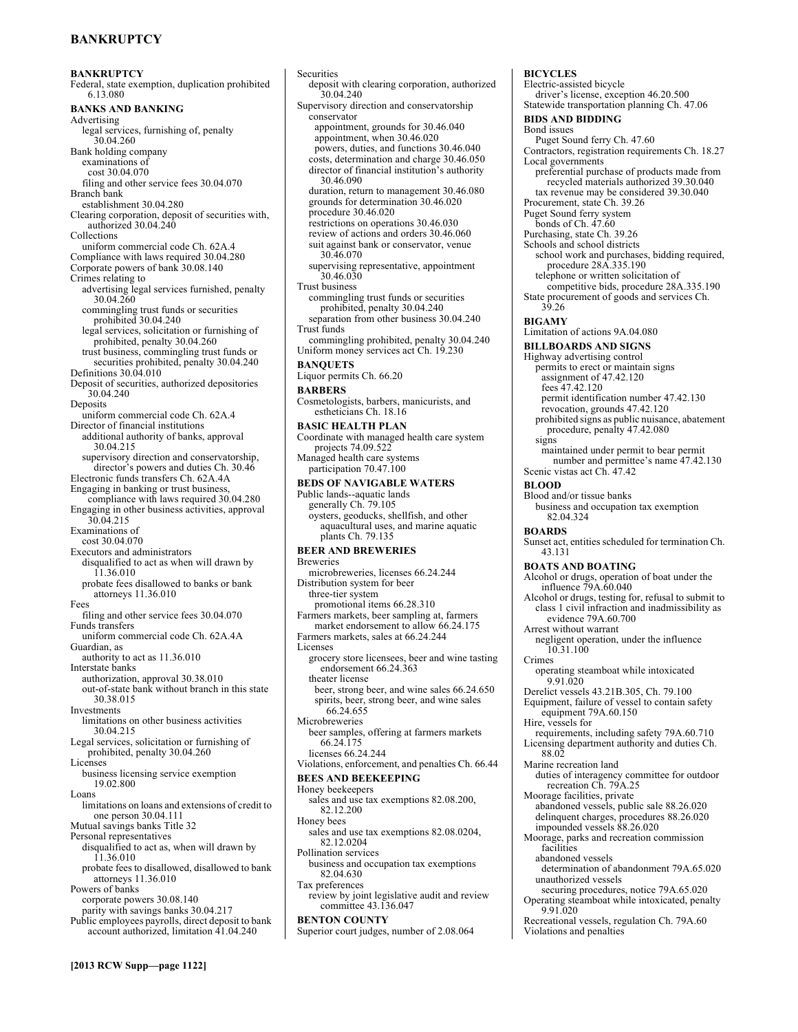**BANKRUPTCY**

Federal, state exemption, duplication prohibited 6.13.080

**BANKS AND BANKING**

Advertising
- legal services, furnishing of, penalty 30.04.260

Bank holding company
- examinations of
  - cost 30.04.070
- filing and other service fees 30.04.070

Branch bank
- establishment 30.04.280

Clearing corporation, deposit of securities with, authorized 30.04.240

Collections
- uniform commercial code Ch. 62A.4

Compliance with laws required 30.04.280

Corporate powers of bank 30.08.140

Crimes relating to
- advertising legal services furnished, penalty 30.04.260
- commingling trust funds or securities prohibited 30.04.240
- legal services, solicitation or furnishing of prohibited, penalty 30.04.260
- trust business, commingling trust funds or securities prohibited, penalty 30.04.240

Definitions 30.04.010

Deposit of securities, authorized depositories 30.04.240

Deposits
- uniform commercial code Ch. 62A.4

Director of financial institutions
- additional authority of banks, approval 30.04.215
- supervisory direction and conservatorship, director's powers and duties Ch. 30.46

Electronic funds transfers Ch. 62A.4A

Engaging in banking or trust business, compliance with laws required 30.04.280

Engaging in other business activities, approval 30.04.215

Examinations of
- cost 30.04.070

Executors and administrators
- disqualified to act as when will drawn by 11.36.010
- probate fees disallowed to banks or bank attorneys 11.36.010

Fees
- filing and other service fees 30.04.070

Funds transfers
- uniform commercial code Ch. 62A.4A

Guardian, as
- authority to act as 11.36.010

Interstate banks
- authorization, approval 30.38.010
- out-of-state bank without branch in this state 30.38.015

Investments
- limitations on other business activities 30.04.215

Legal services, solicitation or furnishing of prohibited, penalty 30.04.260

Licenses
- business licensing service exemption 19.02.800

Loans
- limitations on loans and extensions of credit to one person 30.04.111

Mutual savings banks Title 32

Personal representatives
- disqualified to act as, when will drawn by 11.36.010
- probate fees to disallowed, disallowed to bank attorneys 11.36.010

Powers of banks
- corporate powers 30.08.140
- parity with savings banks 30.04.217

Public employees payrolls, direct deposit to bank account authorized, limitation 41.04.240

Securities
- deposit with clearing corporation, authorized 30.04.240

Supervisory direction and conservatorship
- conservator
  - appointment, grounds for 30.46.040
  - appointment, when 30.46.020
  - powers, duties, and functions 30.46.040
- costs, determination and charge 30.46.050
- director of financial institution's authority 30.46.090
- duration, return to management 30.46.080
- grounds for determination 30.46.020
- procedure 30.46.020
- restrictions on operations 30.46.030
- review of actions and orders 30.46.060
- suit against bank or conservator, venue 30.46.070
- supervising representative, appointment 30.46.030

Trust business
- commingling trust funds or securities prohibited, penalty 30.04.240
- separation from other business 30.04.240

Trust funds
- commingling prohibited, penalty 30.04.240

Uniform money services act Ch. 19.230

**BANQUETS**

Liquor permits Ch. 66.20

**BARBERS**

Cosmetologists, barbers, manicurists, and estheticians Ch. 18.16

**BASIC HEALTH PLAN**

Coordinate with managed health care system projects 74.09.522

Managed health care systems
- participation 70.47.100

**BEDS OF NAVIGABLE WATERS**

Public lands--aquatic lands
- generally Ch. 79.105
- oysters, geoducks, shellfish, and other aquacultural uses, and marine aquatic plants Ch. 79.135

**BEER AND BREWERIES**

Breweries
- microbreweries, licenses 66.24.244

Distribution system for beer
- three-tier system
  - promotional items 66.28.310

Farmers markets, beer sampling at, farmers market endorsement to allow 66.24.175

Farmers markets, sales at 66.24.244

Licenses
- grocery store licensees, beer and wine tasting endorsement 66.24.363
- theater license
  - beer, strong beer, and wine sales 66.24.650
  - spirits, beer, strong beer, and wine sales 66.24.655

Microbreweries
- beer samples, offering at farmers markets 66.24.175
- licenses 66.24.244

Violations, enforcement, and penalties Ch. 66.44

**BEES AND BEEKEEPING**

Honey beekeepers
- sales and use tax exemptions 82.08.200, 82.12.200

Honey bees
- sales and use tax exemptions 82.08.0204, 82.12.0204

Pollination services
- business and occupation tax exemptions 82.04.630

Tax preferences
- review by joint legislative audit and review committee 43.136.047

**BENTON COUNTY**

Superior court judges, number of 2.08.064

**BICYCLES**

Electric-assisted bicycle
- driver's license, exception 46.20.500

Statewide transportation planning Ch. 47.06

**BIDS AND BIDDING**

Bond issues
- Puget Sound ferry Ch. 47.60

Contractors, registration requirements Ch. 18.27

Local governments
- preferential purchase of products made from recycled materials authorized 39.30.040
- tax revenue may be considered 39.30.040

Procurement, state Ch. 39.26

Puget Sound ferry system
- bonds of Ch. 47.60

Purchasing, state Ch. 39.26

Schools and school districts
- school work and purchases, bidding required, procedure 28A.335.190
- telephone or written solicitation of competitive bids, procedure 28A.335.190

State procurement of goods and services Ch. 39.26

**BIGAMY**

Limitation of actions 9A.04.080

**BILLBOARDS AND SIGNS**

Highway advertising control
- permits to erect or maintain signs
  - assignment of 47.42.120
  - fees 47.42.120
  - permit identification number 47.42.130
  - revocation, grounds 47.42.120
- prohibited signs as public nuisance, abatement procedure, penalty 47.42.080
- signs
  - maintained under permit to bear permit number and permittee's name 47.42.130

Scenic vistas act Ch. 47.42

**BLOOD**

Blood and/or tissue banks
- business and occupation tax exemption 82.04.324

**BOARDS**

Sunset act, entities scheduled for termination Ch. 43.131

**BOATS AND BOATING**

Alcohol or drugs, operation of boat under the influence 79A.60.040

Alcohol or drugs, testing for, refusal to submit to class 1 civil infraction and inadmissibility as evidence 79A.60.700

Arrest without warrant
- negligent operation, under the influence 10.31.100

Crimes
- operating steamboat while intoxicated 9.91.020

Derelict vessels 43.21B.305, Ch. 79.100

Equipment, failure of vessel to contain safety equipment 79A.60.150

Hire, vessels for
- requirements, including safety 79A.60.710

Licensing department authority and duties Ch. 88.02

Marine recreation land
- duties of interagency committee for outdoor recreation Ch. 79A.25

Moorage facilities, private
- abandoned vessels, public sale 88.26.020
- delinquent charges, procedures 88.26.020
- impounded vessels 88.26.020

Moorage, parks and recreation commission facilities
- abandoned vessels
  - determination of abandonment 79A.65.020
- unauthorized vessels
  - securing procedures, notice 79A.65.020

Operating steamboat while intoxicated, penalty 9.91.020

Recreational vessels, regulation Ch. 79A.60

Violations and penalties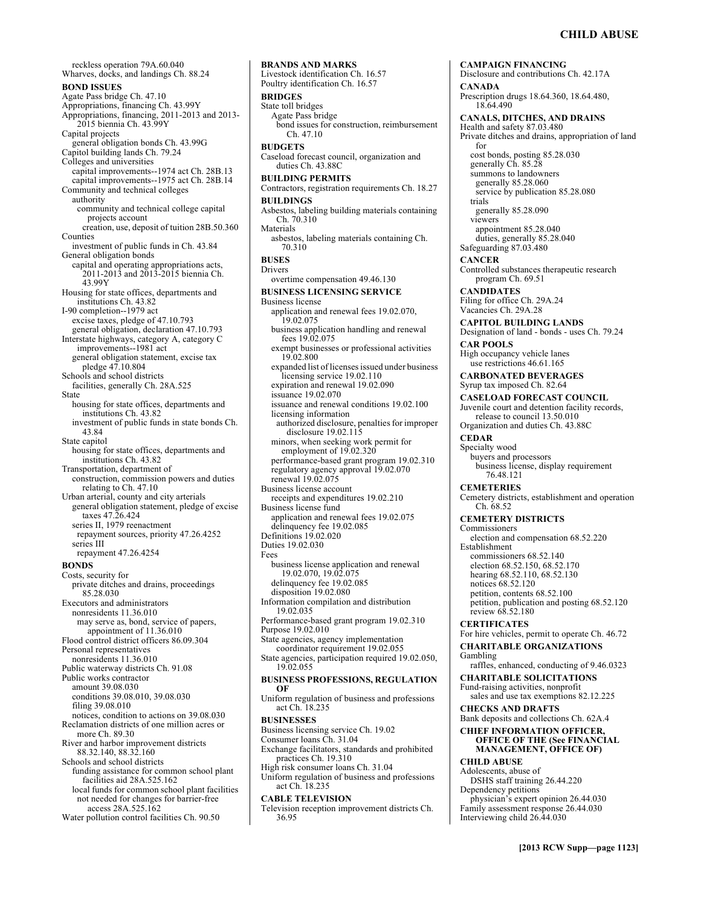reckless operation 79A.60.040
Wharves, docks, and landings Ch. 88.24

**BOND ISSUES**
Agate Pass bridge Ch. 47.10
Appropriations, financing Ch. 43.99Y
Appropriations, financing, 2011-2013 and 2013-2015 biennia Ch. 43.99Y
Capital projects
  general obligation bonds Ch. 43.99G
Capitol building lands Ch. 79.24
Colleges and universities
  capital improvements--1974 act Ch. 28B.13
  capital improvements--1975 act Ch. 28B.14
Community and technical colleges
  authority
    community and technical college capital projects account
      creation, use, deposit of tuition 28B.50.360
Counties
  investment of public funds in Ch. 43.84
General obligation bonds
  capital and operating appropriations acts, 2011-2013 and 2013-2015 biennia Ch. 43.99Y
Housing for state offices, departments and institutions Ch. 43.82
I-90 completion--1979 act
  excise taxes, pledge of 47.10.793
  general obligation, declaration 47.10.793
Interstate highways, category A, category C improvements--1981 act
  general obligation statement, excise tax pledge 47.10.804
Schools and school districts
  facilities, generally Ch. 28A.525
State
  housing for state offices, departments and institutions Ch. 43.82
  investment of public funds in state bonds Ch. 43.84
State capitol
  housing for state offices, departments and institutions Ch. 43.82
Transportation, department of
  construction, commission powers and duties relating to Ch. 47.10
Urban arterial, county and city arterials
  general obligation statement, pledge of excise taxes 47.26.424
  series II, 1979 reenactment
    repayment sources, priority 47.26.4252
  series III
    repayment 47.26.4254

**BONDS**
Costs, security for
  private ditches and drains, proceedings 85.28.030
Executors and administrators
  nonresidents 11.36.010
    may serve as, bond, service of papers, appointment of 11.36.010
Flood control district officers 86.09.304
Personal representatives
  nonresidents 11.36.010
Public waterway districts Ch. 91.08
Public works contractor
  amount 39.08.030
  conditions 39.08.010, 39.08.030
  filing 39.08.010
  notices, condition to actions on 39.08.030
Reclamation districts of one million acres or more Ch. 89.30
River and harbor improvement districts 88.32.140, 88.32.160
Schools and school districts
  funding assistance for common school plant facilities aid 28A.525.162
  local funds for common school plant facilities not needed for changes for barrier-free access 28A.525.162
Water pollution control facilities Ch. 90.50

**BRANDS AND MARKS**
Livestock identification Ch. 16.57
Poultry identification Ch. 16.57

**BRIDGES**
State toll bridges
  Agate Pass bridge
    bond issues for construction, reimbursement Ch. 47.10

**BUDGETS**
Caseload forecast council, organization and duties Ch. 43.88C

**BUILDING PERMITS**
Contractors, registration requirements Ch. 18.27

**BUILDINGS**
Asbestos, labeling building materials containing Ch. 70.310
Materials
  asbestos, labeling materials containing Ch. 70.310

**BUSES**
Drivers
  overtime compensation 49.46.130

**BUSINESS LICENSING SERVICE**
Business license
  application and renewal fees 19.02.070, 19.02.075
  business application handling and renewal fees 19.02.075
  exempt businesses or professional activities 19.02.800
  expanded list of licenses issued under business licensing service 19.02.110
  expiration and renewal 19.02.090
  issuance 19.02.070
  issuance and renewal conditions 19.02.100
  licensing information
    authorized disclosure, penalties for improper disclosure 19.02.115
  minors, when seeking work permit for employment of 19.02.320
  performance-based grant program 19.02.310
  regulatory agency approval 19.02.070
  renewal 19.02.075
Business license account
  receipts and expenditures 19.02.210
Business license fund
  application and renewal fees 19.02.075
  delinquency fee 19.02.085
Definitions 19.02.020
Duties 19.02.030
Fees
  business license application and renewal 19.02.070, 19.02.075
  delinquency fee 19.02.085
  disposition 19.02.080
Information compilation and distribution 19.02.035
Performance-based grant program 19.02.310
Purpose 19.02.010
State agencies, agency implementation coordinator requirement 19.02.055
State agencies, participation required 19.02.050, 19.02.055

**BUSINESS PROFESSIONS, REGULATION OF**
Uniform regulation of business and professions act Ch. 18.235

**BUSINESSES**
Business licensing service Ch. 19.02
Consumer loans Ch. 31.04
Exchange facilitators, standards and prohibited practices Ch. 19.310
High risk consumer loans Ch. 31.04
Uniform regulation of business and professions act Ch. 18.235

**CABLE TELEVISION**
Television reception improvement districts Ch. 36.95

**CAMPAIGN FINANCING**
Disclosure and contributions Ch. 42.17A

**CANADA**
Prescription drugs 18.64.360, 18.64.480, 18.64.490

**CANALS, DITCHES, AND DRAINS**
Health and safety 87.03.480
Private ditches and drains, appropriation of land for
  cost bonds, posting 85.28.030
  generally Ch. 85.28
  summons to landowners
    generally 85.28.060
    service by publication 85.28.080
  trials
    generally 85.28.090
  viewers
    appointment 85.28.040
    duties, generally 85.28.040
Safeguarding 87.03.480

**CANCER**
Controlled substances therapeutic research program Ch. 69.51

**CANDIDATES**
Filing for office Ch. 29A.24
Vacancies Ch. 29A.28

**CAPITOL BUILDING LANDS**
Designation of land - bonds - uses Ch. 79.24

**CAR POOLS**
High occupancy vehicle lanes
  use restrictions 46.61.165

**CARBONATED BEVERAGES**
Syrup tax imposed Ch. 82.64

**CASELOAD FORECAST COUNCIL**
Juvenile court and detention facility records, release to council 13.50.010
Organization and duties Ch. 43.88C

**CEDAR**
Specialty wood
  buyers and processors
    business license, display requirement 76.48.121

**CEMETERIES**
Cemetery districts, establishment and operation Ch. 68.52

**CEMETERY DISTRICTS**
Commissioners
  election and compensation 68.52.220
Establishment
  commissioners 68.52.140
  election 68.52.150, 68.52.170
  hearing 68.52.110, 68.52.130
  notices 68.52.120
  petition, contents 68.52.100
  petition, publication and posting 68.52.120
  review 68.52.180

**CERTIFICATES**
For hire vehicles, permit to operate Ch. 46.72

**CHARITABLE ORGANIZATIONS**
Gambling
  raffles, enhanced, conducting of 9.46.0323

**CHARITABLE SOLICITATIONS**
Fund-raising activities, nonprofit
  sales and use tax exemptions 82.12.225

**CHECKS AND DRAFTS**
Bank deposits and collections Ch. 62A.4

**CHIEF INFORMATION OFFICER, OFFICE OF THE (See FINANCIAL MANAGEMENT, OFFICE OF)**

**CHILD ABUSE**
Adolescents, abuse of
  DSHS staff training 26.44.220
Dependency petitions
  physician's expert opinion 26.44.030
Family assessment response 26.44.030
Interviewing child 26.44.030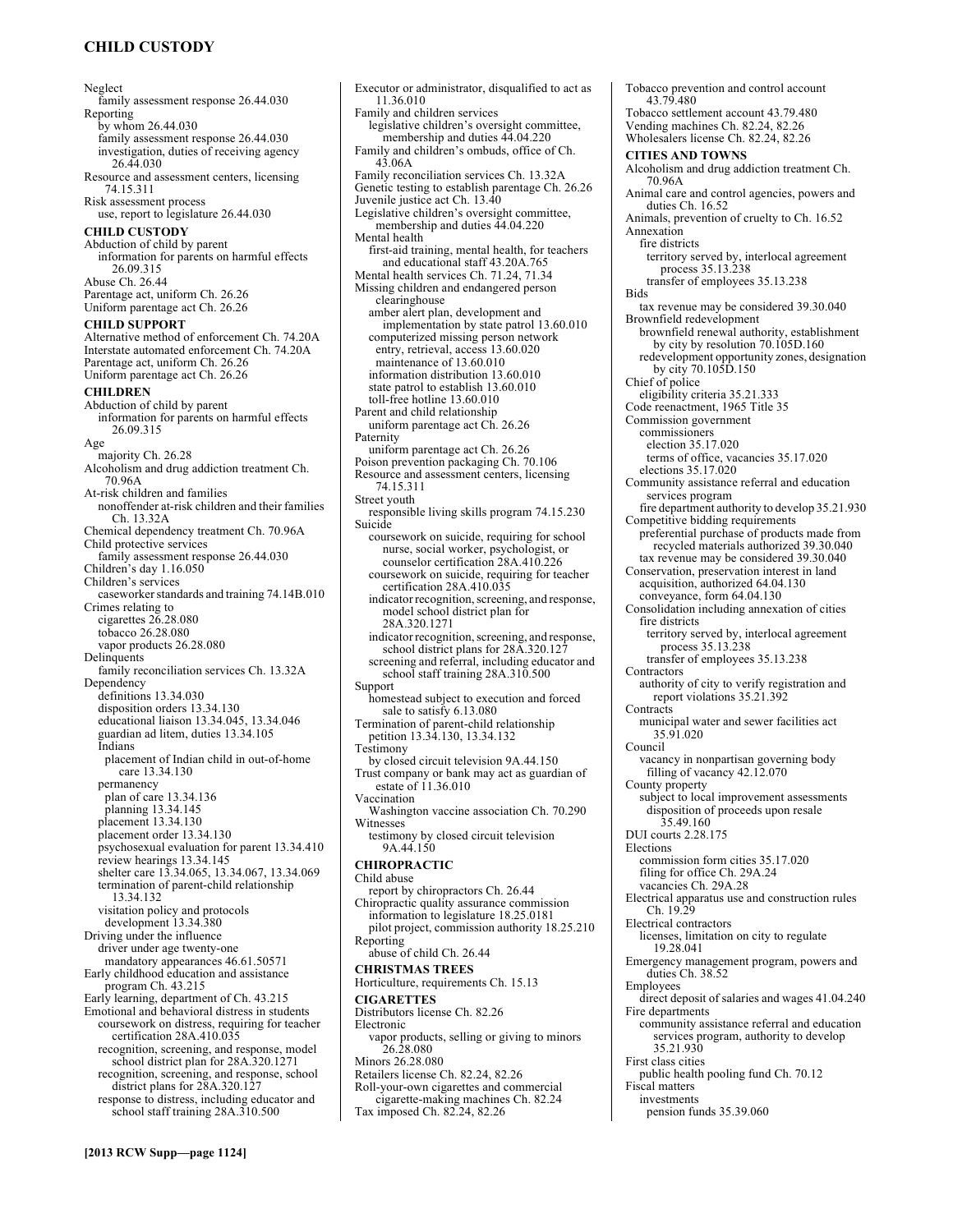Neglect
  family assessment response 26.44.030
Reporting
  by whom 26.44.030
  family assessment response 26.44.030
  investigation, duties of receiving agency 26.44.030
Resource and assessment centers, licensing 74.15.311
Risk assessment process
  use, report to legislature 26.44.030

**CHILD CUSTODY**

Abduction of child by parent
  information for parents on harmful effects 26.09.315
Abuse Ch. 26.44
Parentage act, uniform Ch. 26.26
Uniform parentage act Ch. 26.26

**CHILD SUPPORT**

Alternative method of enforcement Ch. 74.20A
Interstate automated enforcement Ch. 74.20A
Parentage act, uniform Ch. 26.26
Uniform parentage act Ch. 26.26

**CHILDREN**

Abduction of child by parent
  information for parents on harmful effects 26.09.315
Age
  majority Ch. 26.28
Alcoholism and drug addiction treatment Ch. 70.96A
At-risk children and families
  nonoffender at-risk children and their families Ch. 13.32A
Chemical dependency treatment Ch. 70.96A
Child protective services
  family assessment response 26.44.030
Children's day 1.16.050
Children's services
  caseworker standards and training 74.14B.010
Crimes relating to
  cigarettes 26.28.080
  tobacco 26.28.080
  vapor products 26.28.080
Delinquents
  family reconciliation services Ch. 13.32A
Dependency
  definitions 13.34.030
  disposition orders 13.34.130
  educational liaison 13.34.045, 13.34.046
  guardian ad litem, duties 13.34.105
  Indians
    placement of Indian child in out-of-home care 13.34.130
  permanency
    plan of care 13.34.136
    planning 13.34.145
  placement 13.34.130
  placement order 13.34.130
  psychosexual evaluation for parent 13.34.410
  review hearings 13.34.145
  shelter care 13.34.065, 13.34.067, 13.34.069
  termination of parent-child relationship 13.34.132
  visitation policy and protocols
    development 13.34.380
Driving under the influence
  driver under age twenty-one
    mandatory appearances 46.61.50571
Early childhood education and assistance program Ch. 43.215
Early learning, department of Ch. 43.215
Emotional and behavioral distress in students
  coursework on distress, requiring for teacher certification 28A.410.035
  recognition, screening, and response, model school district plan for 28A.320.1271
  recognition, screening, and response, school district plans for 28A.320.127
  response to distress, including educator and school staff training 28A.310.500
Executor or administrator, disqualified to act as 11.36.010
Family and children services
  legislative children's oversight committee, membership and duties 44.04.220
Family and children's ombuds, office of Ch. 43.06A
Family reconciliation services Ch. 13.32A
Genetic testing to establish parentage Ch. 26.26
Juvenile justice act Ch. 13.40
Legislative children's oversight committee, membership and duties 44.04.220
Mental health
  first-aid training, mental health, for teachers and educational staff 43.20A.765
Mental health services Ch. 71.24, 71.34
Missing children and endangered person clearinghouse
  amber alert plan, development and implementation by state patrol 13.60.010
  computerized missing person network entry, retrieval, access 13.60.020
  maintenance of 13.60.010
  information distribution 13.60.010
  state patrol to establish 13.60.010
  toll-free hotline 13.60.010
Parent and child relationship
  uniform parentage act Ch. 26.26
Paternity
  uniform parentage act Ch. 26.26
Poison prevention packaging Ch. 70.106
Resource and assessment centers, licensing 74.15.311
Street youth
  responsible living skills program 74.15.230
Suicide
  coursework on suicide, requiring for school nurse, social worker, psychologist, or counselor certification 28A.410.226
  coursework on suicide, requiring for teacher certification 28A.410.035
  indicator recognition, screening, and response, model school district plan for 28A.320.1271
  indicator recognition, screening, and response, school district plans for 28A.320.127
  screening and referral, including educator and school staff training 28A.310.500
Support
  homestead subject to execution and forced sale to satisfy 6.13.080
Termination of parent-child relationship
  petition 13.34.130, 13.34.132
Testimony
  by closed circuit television 9A.44.150
Trust company or bank may act as guardian of estate of 11.36.010
Vaccination
  Washington vaccine association Ch. 70.290
Witnesses
  testimony by closed circuit television 9A.44.150

**CHIROPRACTIC**

Child abuse
  report by chiropractors Ch. 26.44
Chiropractic quality assurance commission
  information to legislature 18.25.0181
  pilot project, commission authority 18.25.210
Reporting
  abuse of child Ch. 26.44

**CHRISTMAS TREES**

Horticulture, requirements Ch. 15.13

**CIGARETTES**

Distributors license Ch. 82.26
Electronic
  vapor products, selling or giving to minors 26.28.080
Minors 26.28.080
Retailers license Ch. 82.24, 82.26
Roll-your-own cigarettes and commercial cigarette-making machines Ch. 82.24
Tax imposed Ch. 82.24, 82.26
Tobacco prevention and control account 43.79.480
Tobacco settlement account 43.79.480
Vending machines Ch. 82.24, 82.26
Wholesalers license Ch. 82.24, 82.26

**CITIES AND TOWNS**

Alcoholism and drug addiction treatment Ch. 70.96A
Animal care and control agencies, powers and duties Ch. 16.52
Animals, prevention of cruelty to Ch. 16.52
Annexation
  fire districts
    territory served by, interlocal agreement process 35.13.238
  transfer of employees 35.13.238
Bids
  tax revenue may be considered 39.30.040
Brownfield redevelopment
  brownfield renewal authority, establishment by city by resolution 70.105D.160
  redevelopment opportunity zones, designation by city 70.105D.150
Chief of police
  eligibility criteria 35.21.333
Code reenactment, 1965 Title 35
Commission government
  commissioners
    election 35.17.020
    terms of office, vacancies 35.17.020
  elections 35.17.020
Community assistance referral and education services program
  fire department authority to develop 35.21.930
Competitive bidding requirements
  preferential purchase of products made from recycled materials authorized 39.30.040
  tax revenue may be considered 39.30.040
Conservation, preservation interest in land
  acquisition, authorized 64.04.130
  conveyance, form 64.04.130
Consolidation including annexation of cities
  fire districts
    territory served by, interlocal agreement process 35.13.238
  transfer of employees 35.13.238
Contractors
  authority of city to verify registration and report violations 35.21.392
Contracts
  municipal water and sewer facilities act 35.91.020
Council
  vacancy in nonpartisan governing body
    filling of vacancy 42.12.070
County property
  subject to local improvement assessments
    disposition of proceeds upon resale 35.49.160
DUI courts 2.28.175
Elections
  commission form cities 35.17.020
  filing for office Ch. 29A.24
  vacancies Ch. 29A.28
Electrical apparatus use and construction rules Ch. 19.29
Electrical contractors
  licenses, limitation on city to regulate 19.28.041
Emergency management program, powers and duties Ch. 38.52
Employees
  direct deposit of salaries and wages 41.04.240
Fire departments
  community assistance referral and education services program, authority to develop 35.21.930
First class cities
  public health pooling fund Ch. 70.12
Fiscal matters
  investments
    pension funds 35.39.060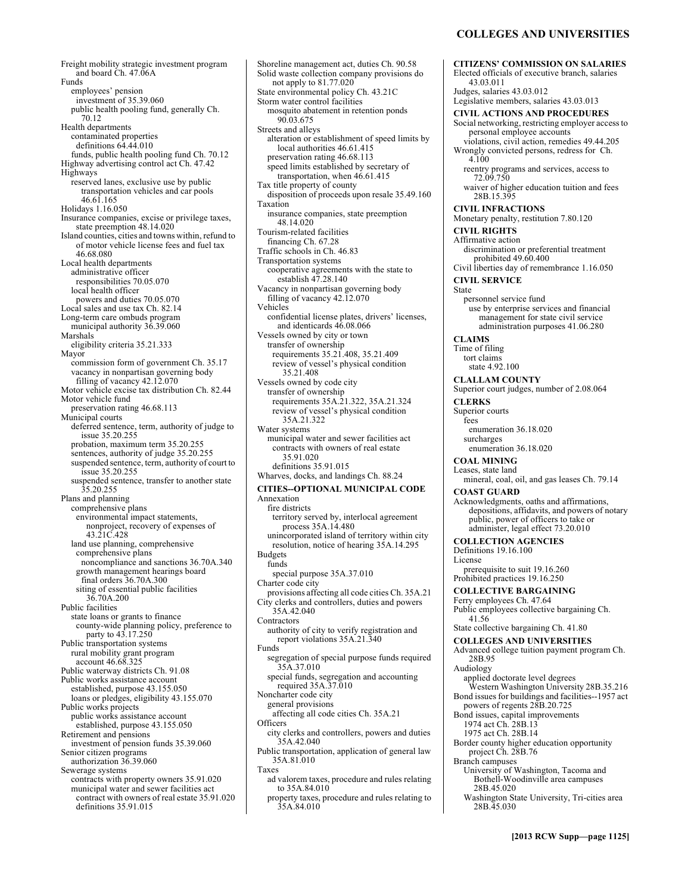Freight mobility strategic investment program and board Ch. 47.06A
Funds
  employees' pension
    investment of 35.39.060
  public health pooling fund, generally Ch. 70.12
Health departments
  contaminated properties
    definitions 64.44.010
  funds, public health pooling fund Ch. 70.12
Highway advertising control act Ch. 47.42
Highways
  reserved lanes, exclusive use by public transportation vehicles and car pools 46.61.165
Holidays 1.16.050
Insurance companies, excise or privilege taxes, state preemption 48.14.020
Island counties, cities and towns within, refund to of motor vehicle license fees and fuel tax 46.68.080
Local health departments
  administrative officer
    responsibilities 70.05.070
  local health officer
    powers and duties 70.05.070
Local sales and use tax Ch. 82.14
Long-term care ombuds program
  municipal authority 36.39.060
Marshals
  eligibility criteria 35.21.333
Mayor
  commission form of government Ch. 35.17
  vacancy in nonpartisan governing body
    filling of vacancy 42.12.070
Motor vehicle excise tax distribution Ch. 82.44
Motor vehicle fund
  preservation rating 46.68.113
Municipal courts
  deferred sentence, term, authority of judge to issue 35.20.255
  probation, maximum term 35.20.255
  sentences, authority of judge 35.20.255
  suspended sentence, term, authority of court to issue 35.20.255
  suspended sentence, transfer to another state 35.20.255
Plans and planning
  comprehensive plans
    environmental impact statements, nonproject, recovery of expenses of 43.21C.428
  land use planning, comprehensive
    comprehensive plans
      noncompliance and sanctions 36.70A.340
    growth management hearings board
      final orders 36.70A.300
    siting of essential public facilities 36.70A.200
Public facilities
  state loans or grants to finance
    county-wide planning policy, preference to party to 43.17.250
Public transportation systems
  rural mobility grant program
    account 46.68.325
Public waterway districts Ch. 91.08
Public works assistance account
  established, purpose 43.155.050
  loans or pledges, eligibility 43.155.070
Public works projects
  public works assistance account
    established, purpose 43.155.050
Retirement and pensions
  investment of pension funds 35.39.060
Senior citizen programs
  authorization 36.39.060
Sewerage systems
  contracts with property owners 35.91.020
  municipal water and sewer facilities act
    contract with owners of real estate 35.91.020
    definitions 35.91.015

Shoreline management act, duties Ch. 90.58
Solid waste collection company provisions do not apply to 81.77.020
State environmental policy Ch. 43.21C
Storm water control facilities
  mosquito abatement in retention ponds 90.03.675
Streets and alleys
  alteration or establishment of speed limits by local authorities 46.61.415
  preservation rating 46.68.113
  speed limits established by secretary of transportation, when 46.61.415
Tax title property of county
  disposition of proceeds upon resale 35.49.160
Taxation
  insurance companies, state preemption 48.14.020
Tourism-related facilities
  financing Ch. 67.28
Traffic schools in Ch. 46.83
Transportation systems
  cooperative agreements with the state to establish 47.28.140
Vacancy in nonpartisan governing body
  filling of vacancy 42.12.070
Vehicles
  confidential license plates, drivers' licenses, and identicards 46.08.066
Vessels owned by city or town
  transfer of ownership
    requirements 35.21.408, 35.21.409
    review of vessel's physical condition 35.21.408
Vessels owned by code city
  transfer of ownership
    requirements 35A.21.322, 35A.21.324
    review of vessel's physical condition 35A.21.322
Water systems
  municipal water and sewer facilities act
    contracts with owners of real estate 35.91.020
    definitions 35.91.015
Wharves, docks, and landings Ch. 88.24

**CITIES--OPTIONAL MUNICIPAL CODE**
Annexation
  fire districts
    territory served by, interlocal agreement process 35A.14.480
  unincorporated island of territory within city
    resolution, notice of hearing 35A.14.295
Budgets
  funds
    special purpose 35A.37.010
Charter code city
  provisions affecting all code cities Ch. 35A.21
City clerks and controllers, duties and powers 35A.42.040
Contractors
  authority of city to verify registration and report violations 35A.21.340
Funds
  segregation of special purpose funds required 35A.37.010
  special funds, segregation and accounting required 35A.37.010
Noncharter code city
  general provisions
    affecting all code cities Ch. 35A.21
Officers
  city clerks and controllers, powers and duties 35A.42.040
Public transportation, application of general law 35A.81.010
Taxes
  ad valorem taxes, procedure and rules relating to 35A.84.010
  property taxes, procedure and rules relating to 35A.84.010

**CITIZENS' COMMISSION ON SALARIES**
Elected officials of executive branch, salaries 43.03.011
Judges, salaries 43.03.012
Legislative members, salaries 43.03.013

**CIVIL ACTIONS AND PROCEDURES**
Social networking, restricting employer access to personal employee accounts
  violations, civil action, remedies 49.44.205
Wrongly convicted persons, redress for Ch. 4.100
  reentry programs and services, access to 72.09.750
  waiver of higher education tuition and fees 28B.15.395

**CIVIL INFRACTIONS**
Monetary penalty, restitution 7.80.120

**CIVIL RIGHTS**
Affirmative action
  discrimination or preferential treatment prohibited 49.60.400
Civil liberties day of remembrance 1.16.050

**CIVIL SERVICE**
State
  personnel service fund
    use by enterprise services and financial management for state civil service administration purposes 41.06.280

**CLAIMS**
Time of filing
  tort claims
    state 4.92.100

**CLALLAM COUNTY**
Superior court judges, number of 2.08.064

**CLERKS**
Superior courts
  fees
    enumeration 36.18.020
  surcharges
    enumeration 36.18.020

**COAL MINING**
Leases, state land
  mineral, coal, oil, and gas leases Ch. 79.14

**COAST GUARD**
Acknowledgments, oaths and affirmations, depositions, affidavits, and powers of notary public, power of officers to take or administer, legal effect 73.20.010

**COLLECTION AGENCIES**
Definitions 19.16.100
License
  prerequisite to suit 19.16.260
Prohibited practices 19.16.250

**COLLECTIVE BARGAINING**
Ferry employees Ch. 47.64
Public employees collective bargaining Ch. 41.56
State collective bargaining Ch. 41.80

**COLLEGES AND UNIVERSITIES**
Advanced college tuition payment program Ch. 28B.95
Audiology
  applied doctorate level degrees
    Western Washington University 28B.35.216
Bond issues for buildings and facilities--1957 act
  powers of regents 28B.20.725
Bond issues, capital improvements
  1974 act Ch. 28B.13
  1975 act Ch. 28B.14
Border county higher education opportunity project Ch. 28B.76
Branch campuses
  University of Washington, Tacoma and Bothell-Woodinville area campuses 28B.45.020
  Washington State University, Tri-cities area 28B.45.030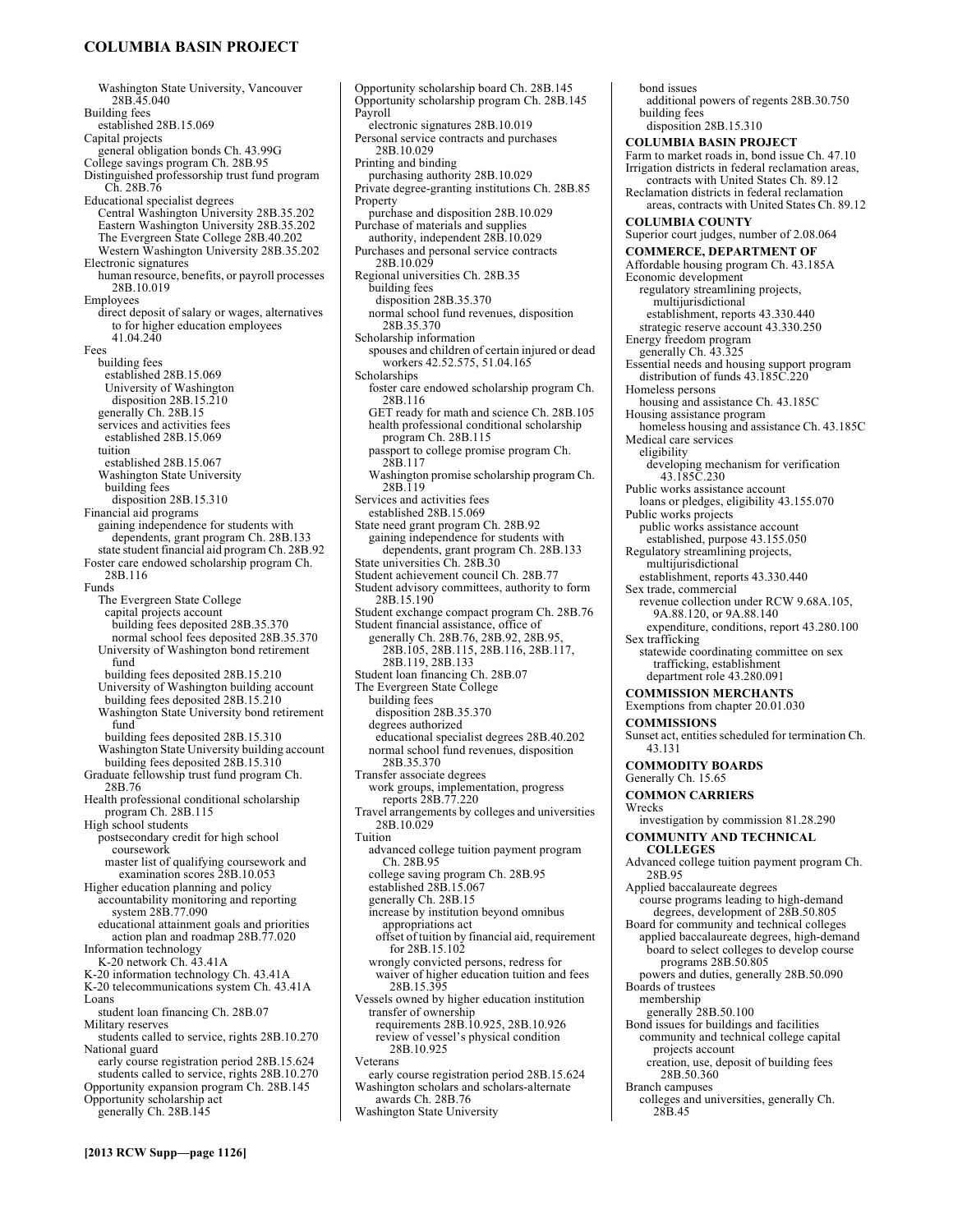Washington State University, Vancouver 28B.45.040
Building fees
  established 28B.15.069
Capital projects
  general obligation bonds Ch. 43.99G
College savings program Ch. 28B.95
Distinguished professorship trust fund program Ch. 28B.76
Educational specialist degrees
  Central Washington University 28B.35.202
  Eastern Washington University 28B.35.202
  The Evergreen State College 28B.40.202
  Western Washington University 28B.35.202
Electronic signatures
  human resource, benefits, or payroll processes 28B.10.019
Employees
  direct deposit of salary or wages, alternatives to for higher education employees 41.04.240
Fees
  building fees
    established 28B.15.069
    University of Washington
      disposition 28B.15.210
  generally Ch. 28B.15
  services and activities fees
    established 28B.15.069
  tuition
    established 28B.15.067
  Washington State University
    building fees
      disposition 28B.15.310
Financial aid programs
  gaining independence for students with dependents, grant program Ch. 28B.133
  state student financial aid program Ch. 28B.92
Foster care endowed scholarship program Ch. 28B.116
Funds
  The Evergreen State College
    capital projects account
      building fees deposited 28B.35.370
      normal school fees deposited 28B.35.370
  University of Washington bond retirement fund
    building fees deposited 28B.15.210
  University of Washington building account
    building fees deposited 28B.15.210
  Washington State University bond retirement fund
    building fees deposited 28B.15.310
  Washington State University building account
    building fees deposited 28B.15.310
Graduate fellowship trust fund program Ch. 28B.76
Health professional conditional scholarship program Ch. 28B.115
High school students
  postsecondary credit for high school coursework
    master list of qualifying coursework and examination scores 28B.10.053
Higher education planning and policy
  accountability monitoring and reporting system 28B.77.090
  educational attainment goals and priorities
    action plan and roadmap 28B.77.020
Information technology
  K-20 network Ch. 43.41A
K-20 information technology Ch. 43.41A
K-20 telecommunications system Ch. 43.41A
Loans
  student loan financing Ch. 28B.07
Military reserves
  students called to service, rights 28B.10.270
National guard
  early course registration period 28B.15.624
  students called to service, rights 28B.10.270
Opportunity expansion program Ch. 28B.145
Opportunity scholarship act
  generally Ch. 28B.145
Opportunity scholarship board Ch. 28B.145
Opportunity scholarship program Ch. 28B.145
Payroll
  electronic signatures 28B.10.019
Personal service contracts and purchases 28B.10.029
Printing and binding
  purchasing authority 28B.10.029
Private degree-granting institutions Ch. 28B.85
Property
  purchase and disposition 28B.10.029
Purchase of materials and supplies
  authority, independent 28B.10.029
Purchases and personal service contracts 28B.10.029
Regional universities Ch. 28B.35
  building fees
    disposition 28B.35.370
  normal school fund revenues, disposition 28B.35.370
Scholarship information
  spouses and children of certain injured or dead workers 42.52.575, 51.04.165
Scholarships
  foster care endowed scholarship program Ch. 28B.116
  GET ready for math and science Ch. 28B.105
  health professional conditional scholarship program Ch. 28B.115
  passport to college promise program Ch. 28B.117
  Washington promise scholarship program Ch. 28B.119
Services and activities fees
  established 28B.15.069
State need grant program Ch. 28B.92
  gaining independence for students with dependents, grant program Ch. 28B.133
State universities Ch. 28B.30
Student achievement council Ch. 28B.77
Student advisory committees, authority to form 28B.15.190
Student exchange compact program Ch. 28B.76
Student financial assistance, office of
  generally Ch. 28B.76, 28B.92, 28B.95, 28B.105, 28B.115, 28B.116, 28B.117, 28B.119, 28B.133
Student loan financing Ch. 28B.07
The Evergreen State College
  building fees
    disposition 28B.35.370
  degrees authorized
    educational specialist degrees 28B.40.202
  normal school fund revenues, disposition 28B.35.370
Transfer associate degrees
  work groups, implementation, progress reports 28B.77.220
Travel arrangements by colleges and universities 28B.10.029
Tuition
  advanced college tuition payment program Ch. 28B.95
  college saving program Ch. 28B.95
  established 28B.15.067
  generally Ch. 28B.15
  increase by institution beyond omnibus appropriations act
    offset of tuition by financial aid, requirement for 28B.15.102
  wrongly convicted persons, redress for
    waiver of higher education tuition and fees 28B.15.395
Vessels owned by higher education institution
  transfer of ownership
    requirements 28B.10.925, 28B.10.926
    review of vessel's physical condition 28B.10.925
Veterans
  early course registration period 28B.15.624
Washington scholars and scholars-alternate awards Ch. 28B.76
Washington State University
  bond issues
    additional powers of regents 28B.30.750
  building fees
    disposition 28B.15.310

**COLUMBIA BASIN PROJECT**

Farm to market roads in, bond issue Ch. 47.10
Irrigation districts in federal reclamation areas, contracts with United States Ch. 89.12
Reclamation districts in federal reclamation areas, contracts with United States Ch. 89.12

**COLUMBIA COUNTY**

Superior court judges, number of 2.08.064

**COMMERCE, DEPARTMENT OF**

Affordable housing program Ch. 43.185A
Economic development
  regulatory streamlining projects, multijurisdictional
    establishment, reports 43.330.440
  strategic reserve account 43.330.250
Energy freedom program
  generally Ch. 43.325
Essential needs and housing support program
  distribution of funds 43.185C.220
Homeless persons
  housing and assistance Ch. 43.185C
Housing assistance program
  homeless housing and assistance Ch. 43.185C
Medical care services
  eligibility
    developing mechanism for verification 43.185C.230
Public works assistance account
  loans or pledges, eligibility 43.155.070
Public works projects
  public works assistance account
    established, purpose 43.155.050
Regulatory streamlining projects, multijurisdictional
  establishment, reports 43.330.440
Sex trade, commercial
  revenue collection under RCW 9.68A.105, 9A.88.120, or 9A.88.140
    expenditure, conditions, report 43.280.100
Sex trafficking
  statewide coordinating committee on sex trafficking, establishment
    department role 43.280.091

**COMMISSION MERCHANTS**

Exemptions from chapter 20.01.030

**COMMISSIONS**

Sunset act, entities scheduled for termination Ch. 43.131

**COMMODITY BOARDS**

Generally Ch. 15.65

**COMMON CARRIERS**

Wrecks
  investigation by commission 81.28.290

**COMMUNITY AND TECHNICAL COLLEGES**

Advanced college tuition payment program Ch. 28B.95
Applied baccalaureate degrees
  course programs leading to high-demand degrees, development of 28B.50.805
Board for community and technical colleges
  applied baccalaureate degrees, high-demand
    board to select colleges to develop course programs 28B.50.805
  powers and duties, generally 28B.50.090
Boards of trustees
  membership
    generally 28B.50.100
Bond issues for buildings and facilities
  community and technical college capital projects account
    creation, use, deposit of building fees 28B.50.360
Branch campuses
  colleges and universities, generally Ch. 28B.45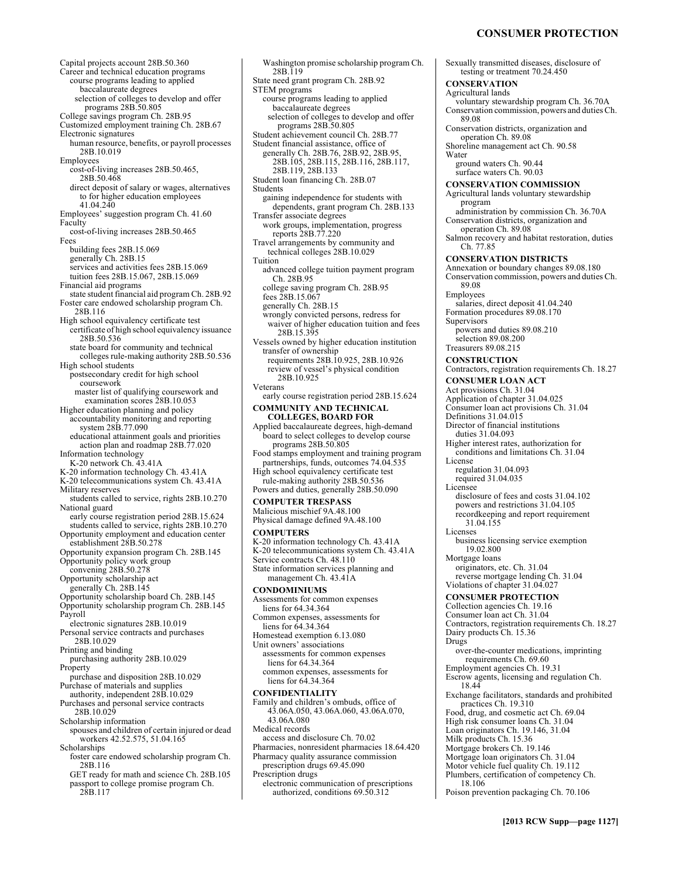Capital projects account 28B.50.360
Career and technical education programs
  course programs leading to applied baccalaureate degrees
    selection of colleges to develop and offer programs 28B.50.805
College savings program Ch. 28B.95
Customized employment training Ch. 28B.67
Electronic signatures
  human resource, benefits, or payroll processes 28B.10.019
Employees
  cost-of-living increases 28B.50.465, 28B.50.468
  direct deposit of salary or wages, alternatives to for higher education employees 41.04.240
Employees' suggestion program Ch. 41.60
Faculty
  cost-of-living increases 28B.50.465
Fees
  building fees 28B.15.069
  generally Ch. 28B.15
  services and activities fees 28B.15.069
  tuition fees 28B.15.067, 28B.15.069
Financial aid programs
  state student financial aid program Ch. 28B.92
Foster care endowed scholarship program Ch. 28B.116
High school equivalency certificate test
  certificate of high school equivalency issuance 28B.50.536
  state board for community and technical colleges rule-making authority 28B.50.536
High school students
  postsecondary credit for high school coursework
    master list of qualifying coursework and examination scores 28B.10.053
Higher education planning and policy
  accountability monitoring and reporting system 28B.77.090
  educational attainment goals and priorities action plan and roadmap 28B.77.020
Information technology
  K-20 network Ch. 43.41A
K-20 information technology Ch. 43.41A
K-20 telecommunications system Ch. 43.41A
Military reserves
  students called to service, rights 28B.10.270
National guard
  early course registration period 28B.15.624
  students called to service, rights 28B.10.270
Opportunity employment and education center establishment 28B.50.278
Opportunity expansion program Ch. 28B.145
Opportunity policy work group
  convening 28B.50.278
Opportunity scholarship act
  generally Ch. 28B.145
Opportunity scholarship board Ch. 28B.145
Opportunity scholarship program Ch. 28B.145
Payroll
  electronic signatures 28B.10.019
Personal service contracts and purchases 28B.10.029
Printing and binding
  purchasing authority 28B.10.029
Property
  purchase and disposition 28B.10.029
Purchase of materials and supplies
  authority, independent 28B.10.029
Purchases and personal service contracts 28B.10.029
Scholarship information
  spouses and children of certain injured or dead workers 42.52.575, 51.04.165
Scholarships
  foster care endowed scholarship program Ch. 28B.116
  GET ready for math and science Ch. 28B.105
  passport to college promise program Ch. 28B.117
  Washington promise scholarship program Ch. 28B.119
State need grant program Ch. 28B.92
STEM programs
  course programs leading to applied baccalaureate degrees
    selection of colleges to develop and offer programs 28B.50.805
Student achievement council Ch. 28B.77
Student financial assistance, office of
  generally Ch. 28B.76, 28B.92, 28B.95, 28B.105, 28B.115, 28B.116, 28B.117, 28B.119, 28B.133
Student loan financing Ch. 28B.07
Students
  gaining independence for students with dependents, grant program Ch. 28B.133
Transfer associate degrees
  work groups, implementation, progress reports 28B.77.220
Travel arrangements by community and technical colleges 28B.10.029
Tuition
  advanced college tuition payment program Ch. 28B.95
  college saving program Ch. 28B.95
  fees 28B.15.067
  generally Ch. 28B.15
  wrongly convicted persons, redress for waiver of higher education tuition and fees 28B.15.395
Vessels owned by higher education institution
  transfer of ownership
    requirements 28B.10.925, 28B.10.926
    review of vessel's physical condition 28B.10.925
Veterans
  early course registration period 28B.15.624

**COMMUNITY AND TECHNICAL COLLEGES, BOARD FOR**

Applied baccalaureate degrees, high-demand
  board to select colleges to develop course programs 28B.50.805
Food stamps employment and training program
  partnerships, funds, outcomes 74.04.535
High school equivalency certificate test
  rule-making authority 28B.50.536
Powers and duties, generally 28B.50.090

**COMPUTER TRESPASS**

Malicious mischief 9A.48.100
Physical damage defined 9A.48.100

**COMPUTERS**

K-20 information technology Ch. 43.41A
K-20 telecommunications system Ch. 43.41A
Service contracts Ch. 48.110
State information services planning and management Ch. 43.41A

**CONDOMINIUMS**

Assessments for common expenses
  liens for 64.34.364
Common expenses, assessments for
  liens for 64.34.364
Homestead exemption 6.13.080
Unit owners' associations
  assessments for common expenses
    liens for 64.34.364
  common expenses, assessments for
    liens for 64.34.364

**CONFIDENTIALITY**

Family and children's ombuds, office of 43.06A.050, 43.06A.060, 43.06A.070, 43.06A.080
Medical records
  access and disclosure Ch. 70.02
Pharmacies, nonresident pharmacies 18.64.420
Pharmacy quality assurance commission
  prescription drugs 69.45.090
Prescription drugs
  electronic communication of prescriptions authorized, conditions 69.50.312
Sexually transmitted diseases, disclosure of testing or treatment 70.24.450

**CONSERVATION**

Agricultural lands
  voluntary stewardship program Ch. 36.70A
Conservation commission, powers and duties Ch. 89.08
Conservation districts, organization and operation Ch. 89.08
Shoreline management act Ch. 90.58
Water
  ground waters Ch. 90.44
  surface waters Ch. 90.03

**CONSERVATION COMMISSION**

Agricultural lands voluntary stewardship program
  administration by commission Ch. 36.70A
Conservation districts, organization and operation Ch. 89.08
Salmon recovery and habitat restoration, duties Ch. 77.85

**CONSERVATION DISTRICTS**

Annexation or boundary changes 89.08.180
Conservation commission, powers and duties Ch. 89.08
Employees
  salaries, direct deposit 41.04.240
Formation procedures 89.08.170
Supervisors
  powers and duties 89.08.210
  selection 89.08.200
Treasurers 89.08.215

**CONSTRUCTION**

Contractors, registration requirements Ch. 18.27

**CONSUMER LOAN ACT**

Act provisions Ch. 31.04
Application of chapter 31.04.025
Consumer loan act provisions Ch. 31.04
Definitions 31.04.015
Director of financial institutions
  duties 31.04.093
Higher interest rates, authorization for
  conditions and limitations Ch. 31.04
License
  regulation 31.04.093
  required 31.04.035
Licensee
  disclosure of fees and costs 31.04.102
  powers and restrictions 31.04.105
  recordkeeping and report requirement 31.04.155
Licenses
  business licensing service exemption 19.02.800
Mortgage loans
  originators, etc. Ch. 31.04
  reverse mortgage lending Ch. 31.04
Violations of chapter 31.04.027

**CONSUMER PROTECTION**

Collection agencies Ch. 19.16
Consumer loan act Ch. 31.04
Contractors, registration requirements Ch. 18.27
Dairy products Ch. 15.36
Drugs
  over-the-counter medications, imprinting requirements Ch. 69.60
Employment agencies Ch. 19.31
Escrow agents, licensing and regulation Ch. 18.44
Exchange facilitators, standards and prohibited practices Ch. 19.310
Food, drug, and cosmetic act Ch. 69.04
High risk consumer loans Ch. 31.04
Loan originators Ch. 19.146, 31.04
Milk products Ch. 15.36
Mortgage brokers Ch. 19.146
Mortgage loan originators Ch. 31.04
Motor vehicle fuel quality Ch. 19.112
Plumbers, certification of competency Ch. 18.106
Poison prevention packaging Ch. 70.106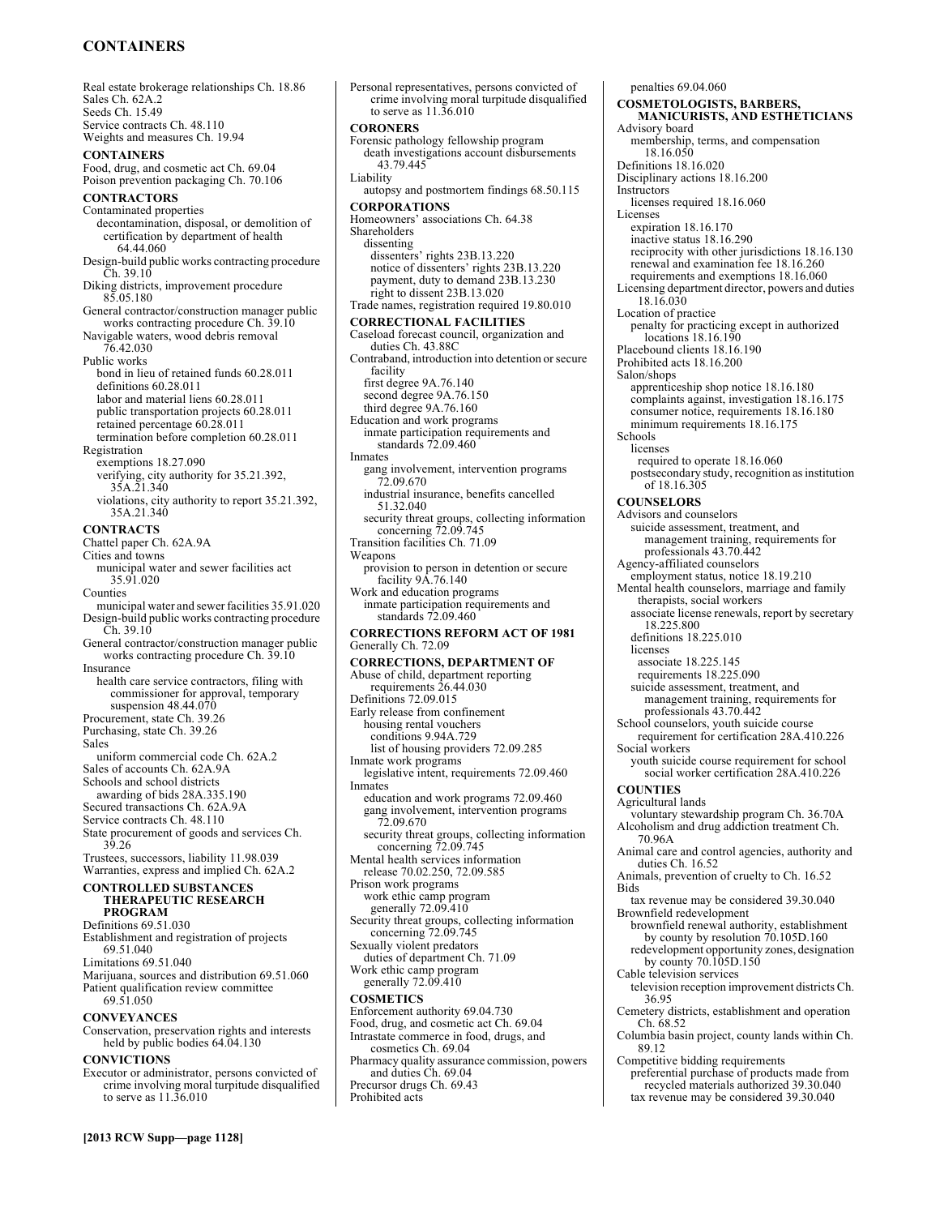Real estate brokerage relationships Ch. 18.86
Sales Ch. 62A.2
Seeds Ch. 15.49
Service contracts Ch. 48.110
Weights and measures Ch. 19.94

**CONTAINERS**

Food, drug, and cosmetic act Ch. 69.04
Poison prevention packaging Ch. 70.106

**CONTRACTORS**

Contaminated properties
  decontamination, disposal, or demolition of
    certification by department of health 64.44.060
Design-build public works contracting procedure Ch. 39.10
Diking districts, improvement procedure 85.05.180
General contractor/construction manager public works contracting procedure Ch. 39.10
Navigable waters, wood debris removal 76.42.030
Public works
  bond in lieu of retained funds 60.28.011
  definitions 60.28.011
  labor and material liens 60.28.011
  public transportation projects 60.28.011
  retained percentage 60.28.011
  termination before completion 60.28.011
Registration
  exemptions 18.27.090
  verifying, city authority for 35.21.392, 35A.21.340
  violations, city authority to report 35.21.392, 35A.21.340

**CONTRACTS**

Chattel paper Ch. 62A.9A
Cities and towns
  municipal water and sewer facilities act 35.91.020
Counties
  municipal water and sewer facilities 35.91.020
Design-build public works contracting procedure Ch. 39.10
General contractor/construction manager public works contracting procedure Ch. 39.10
Insurance
  health care service contractors, filing with commissioner for approval, temporary suspension 48.44.070
Procurement, state Ch. 39.26
Purchasing, state Ch. 39.26
Sales
  uniform commercial code Ch. 62A.2
Sales of accounts Ch. 62A.9A
Schools and school districts
  awarding of bids 28A.335.190
Secured transactions Ch. 62A.9A
Service contracts Ch. 48.110
State procurement of goods and services Ch. 39.26
Trustees, successors, liability 11.98.039
Warranties, express and implied Ch. 62A.2

**CONTROLLED SUBSTANCES THERAPEUTIC RESEARCH PROGRAM**

Definitions 69.51.030
Establishment and registration of projects 69.51.040
Limitations 69.51.040
Marijuana, sources and distribution 69.51.060
Patient qualification review committee 69.51.050

**CONVEYANCES**

Conservation, preservation rights and interests held by public bodies 64.04.130

**CONVICTIONS**

Executor or administrator, persons convicted of crime involving moral turpitude disqualified to serve as 11.36.010
Personal representatives, persons convicted of crime involving moral turpitude disqualified to serve as 11.36.010

**CORONERS**

Forensic pathology fellowship program
  death investigations account disbursements 43.79.445
Liability
  autopsy and postmortem findings 68.50.115

**CORPORATIONS**

Homeowners' associations Ch. 64.38
Shareholders
  dissenting
    dissenters' rights 23B.13.220
    notice of dissenters' rights 23B.13.220
    payment, duty to demand 23B.13.230
    right to dissent 23B.13.020
Trade names, registration required 19.80.010

**CORRECTIONAL FACILITIES**

Caseload forecast council, organization and duties Ch. 43.88C
Contraband, introduction into detention or secure facility
  first degree 9A.76.140
  second degree 9A.76.150
  third degree 9A.76.160
Education and work programs
  inmate participation requirements and standards 72.09.460
Inmates
  gang involvement, intervention programs 72.09.670
  industrial insurance, benefits cancelled 51.32.040
  security threat groups, collecting information concerning 72.09.745
Transition facilities Ch. 71.09
Weapons
  provision to person in detention or secure facility 9A.76.140
Work and education programs
  inmate participation requirements and standards 72.09.460

**CORRECTIONS REFORM ACT OF 1981**

Generally Ch. 72.09

**CORRECTIONS, DEPARTMENT OF**

Abuse of child, department reporting requirements 26.44.030
Definitions 72.09.015
Early release from confinement
  housing rental vouchers
    conditions 9.94A.729
    list of housing providers 72.09.285
Inmate work programs
  legislative intent, requirements 72.09.460
Inmates
  education and work programs 72.09.460
  gang involvement, intervention programs 72.09.670
  security threat groups, collecting information concerning 72.09.745
Mental health services information release 70.02.250, 72.09.585
Prison work programs
  work ethic camp program
    generally 72.09.410
Security threat groups, collecting information concerning 72.09.745
Sexually violent predators
  duties of department Ch. 71.09
Work ethic camp program
  generally 72.09.410

**COSMETICS**

Enforcement authority 69.04.730
Food, drug, and cosmetic act Ch. 69.04
Intrastate commerce in food, drugs, and cosmetics Ch. 69.04
Pharmacy quality assurance commission, powers and duties Ch. 69.04
Precursor drugs Ch. 69.43
Prohibited acts
  penalties 69.04.060

**COSMETOLOGISTS, BARBERS, MANICURISTS, AND ESTHETICIANS**

Advisory board
  membership, terms, and compensation 18.16.050
Definitions 18.16.020
Disciplinary actions 18.16.200
Instructors
  licenses required 18.16.060
Licenses
  expiration 18.16.170
  inactive status 18.16.290
  reciprocity with other jurisdictions 18.16.130
  renewal and examination fee 18.16.260
  requirements and exemptions 18.16.060
Licensing department director, powers and duties 18.16.030
Location of practice
  penalty for practicing except in authorized locations 18.16.190
Placebound clients 18.16.190
Prohibited acts 18.16.200
Salon/shops
  apprenticeship shop notice 18.16.180
  complaints against, investigation 18.16.175
  consumer notice, requirements 18.16.180
  minimum requirements 18.16.175
Schools
  licenses
    required to operate 18.16.060
  postsecondary study, recognition as institution of 18.16.305

**COUNSELORS**

Advisors and counselors
  suicide assessment, treatment, and management training, requirements for professionals 43.70.442
Agency-affiliated counselors
  employment status, notice 18.19.210
Mental health counselors, marriage and family therapists, social workers
  associate license renewals, report by secretary 18.225.800
  definitions 18.225.010
  licenses
    associate 18.225.145
    requirements 18.225.090
  suicide assessment, treatment, and management training, requirements for professionals 43.70.442
School counselors, youth suicide course requirement for certification 28A.410.226
Social workers
  youth suicide course requirement for school social worker certification 28A.410.226

**COUNTIES**

Agricultural lands
  voluntary stewardship program Ch. 36.70A
Alcoholism and drug addiction treatment Ch. 70.96A
Animal care and control agencies, authority and duties Ch. 16.52
Animals, prevention of cruelty to Ch. 16.52
Bids
  tax revenue may be considered 39.30.040
Brownfield redevelopment
  brownfield renewal authority, establishment by county by resolution 70.105D.160
  redevelopment opportunity zones, designation by county 70.105D.150
Cable television services
  television reception improvement districts Ch. 36.95
Cemetery districts, establishment and operation Ch. 68.52
Columbia basin project, county lands within Ch. 89.12
Competitive bidding requirements
  preferential purchase of products made from recycled materials authorized 39.30.040
  tax revenue may be considered 39.30.040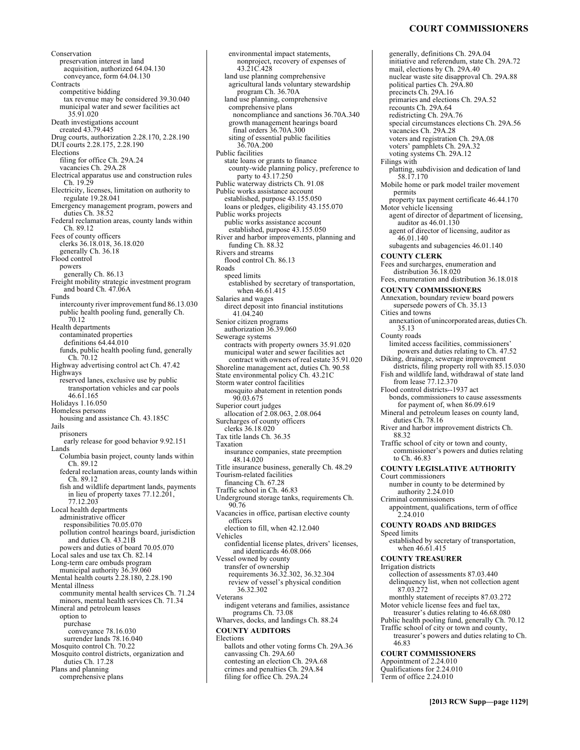Conservation
  preservation interest in land
    acquisition, authorized 64.04.130
    conveyance, form 64.04.130
Contracts
  competitive bidding
    tax revenue may be considered 39.30.040
  municipal water and sewer facilities act 35.91.020
Death investigations account
  created 43.79.445
Drug courts, authorization 2.28.170, 2.28.190
DUI courts 2.28.175, 2.28.190
Elections
  filing for office Ch. 29A.24
  vacancies Ch. 29A.28
Electrical apparatus use and construction rules Ch. 19.29
Electricity, licenses, limitation on authority to regulate 19.28.041
Emergency management program, powers and duties Ch. 38.52
Federal reclamation areas, county lands within Ch. 89.12
Fees of county officers
  clerks 36.18.018, 36.18.020
  generally Ch. 36.18
Flood control
  powers
    generally Ch. 86.13
Freight mobility strategic investment program and board Ch. 47.06A
Funds
  intercounty river improvement fund 86.13.030
  public health pooling fund, generally Ch. 70.12
Health departments
  contaminated properties
    definitions 64.44.010
  funds, public health pooling fund, generally Ch. 70.12
Highway advertising control act Ch. 47.42
Highways
  reserved lanes, exclusive use by public transportation vehicles and car pools 46.61.165
Holidays 1.16.050
Homeless persons
  housing and assistance Ch. 43.185C
Jails
  prisoners
    early release for good behavior 9.92.151
Lands
  Columbia basin project, county lands within Ch. 89.12
  federal reclamation areas, county lands within Ch. 89.12
  fish and wildlife department lands, payments in lieu of property taxes 77.12.201, 77.12.203
Local health departments
  administrative officer
    responsibilities 70.05.070
  pollution control hearings board, jurisdiction and duties Ch. 43.21B
  powers and duties of board 70.05.070
Local sales and use tax Ch. 82.14
Long-term care ombuds program
  municipal authority 36.39.060
Mental health courts 2.28.180, 2.28.190
Mental illness
  community mental health services Ch. 71.24
  minors, mental health services Ch. 71.34
Mineral and petroleum leases
  option to
    purchase
      conveyance 78.16.030
    surrender lands 78.16.040
Mosquito control Ch. 70.22
Mosquito control districts, organization and duties Ch. 17.28
Plans and planning
  comprehensive plans
    environmental impact statements, nonproject, recovery of expenses of 43.21C.428
  land use planning comprehensive
    agricultural lands voluntary stewardship program Ch. 36.70A
  land use planning, comprehensive
    comprehensive plans
      noncompliance and sanctions 36.70A.340
    growth management hearings board
      final orders 36.70A.300
    siting of essential public facilities 36.70A.200
Public facilities
  state loans or grants to finance
    county-wide planning policy, preference to party to 43.17.250
Public waterway districts Ch. 91.08
Public works assistance account
  established, purpose 43.155.050
  loans or pledges, eligibility 43.155.070
Public works projects
  public works assistance account
    established, purpose 43.155.050
River and harbor improvements, planning and funding Ch. 88.32
Rivers and streams
  flood control Ch. 86.13
Roads
  speed limits
    established by secretary of transportation, when 46.61.415
Salaries and wages
  direct deposit into financial institutions 41.04.240
Senior citizen programs
  authorization 36.39.060
Sewerage systems
  contracts with property owners 35.91.020
  municipal water and sewer facilities act
    contract with owners of real estate 35.91.020
Shoreline management act, duties Ch. 90.58
State environmental policy Ch. 43.21C
Storm water control facilities
  mosquito abatement in retention ponds 90.03.675
Superior court judges
  allocation of 2.08.063, 2.08.064
Surcharges of county officers
  clerks 36.18.020
Tax title lands Ch. 36.35
Taxation
  insurance companies, state preemption 48.14.020
Title insurance business, generally Ch. 48.29
Tourism-related facilities
  financing Ch. 67.28
Traffic school in Ch. 46.83
Underground storage tanks, requirements Ch. 90.76
Vacancies in office, partisan elective county officers
  election to fill, when 42.12.040
Vehicles
  confidential license plates, drivers' licenses, and identicards 46.08.066
Vessel owned by county
  transfer of ownership
    requirements 36.32.302, 36.32.304
    review of vessel's physical condition 36.32.302
Veterans
  indigent veterans and families, assistance programs Ch. 73.08
Wharves, docks, and landings Ch. 88.24

**COUNTY AUDITORS**

Elections
  ballots and other voting forms Ch. 29A.36
  canvassing Ch. 29A.60
  contesting an election Ch. 29A.68
  crimes and penalties Ch. 29A.84
  filing for office Ch. 29A.24
  generally, definitions Ch. 29A.04
  initiative and referendum, state Ch. 29A.72
  mail, elections by Ch. 29A.40
  nuclear waste site disapproval Ch. 29A.88
  political parties Ch. 29A.80
  precincts Ch. 29A.16
  primaries and elections Ch. 29A.52
  recounts Ch. 29A.64
  redistricting Ch. 29A.76
  special circumstances elections Ch. 29A.56
  vacancies Ch. 29A.28
  voters and registration Ch. 29A.08
  voters' pamphlets Ch. 29A.32
  voting systems Ch. 29A.12
Filings with
  platting, subdivision and dedication of land 58.17.170
Mobile home or park model trailer movement permits
  property tax payment certificate 46.44.170
Motor vehicle licensing
  agent of director of department of licensing, auditor as 46.01.130
  agent of director of licensing, auditor as 46.01.140
  subagents and subagencies 46.01.140

**COUNTY CLERK**

Fees and surcharges, enumeration and distribution 36.18.020
Fees, enumeration and distribution 36.18.018

**COUNTY COMMISSIONERS**

Annexation, boundary review board powers supersede powers of Ch. 35.13
Cities and towns
  annexation of unincorporated areas, duties Ch. 35.13
County roads
  limited access facilities, commissioners' powers and duties relating to Ch. 47.52
Diking, drainage, sewerage improvement districts, filing property roll with 85.15.030
Fish and wildlife land, withdrawal of state land from lease 77.12.370
Flood control districts--1937 act
  bonds, commissioners to cause assessments for payment of, when 86.09.619
Mineral and petroleum leases on county land, duties Ch. 78.16
River and harbor improvement districts Ch. 88.32
Traffic school of city or town and county, commissioner's powers and duties relating to Ch. 46.83

**COUNTY LEGISLATIVE AUTHORITY**

Court commissioners
  number in county to be determined by authority 2.24.010
Criminal commissioners
  appointment, qualifications, term of office 2.24.010

**COUNTY ROADS AND BRIDGES**

Speed limits
  established by secretary of transportation, when 46.61.415

**COUNTY TREASURER**

Irrigation districts
  collection of assessments 87.03.440
  delinquency list, when not collection agent 87.03.272
  monthly statement of receipts 87.03.272
Motor vehicle license fees and fuel tax, treasurer's duties relating to 46.68.080
Public health pooling fund, generally Ch. 70.12
Traffic school of city or town and county, treasurer's powers and duties relating to Ch. 46.83

**COURT COMMISSIONERS**

Appointment of 2.24.010
Qualifications for 2.24.010
Term of office 2.24.010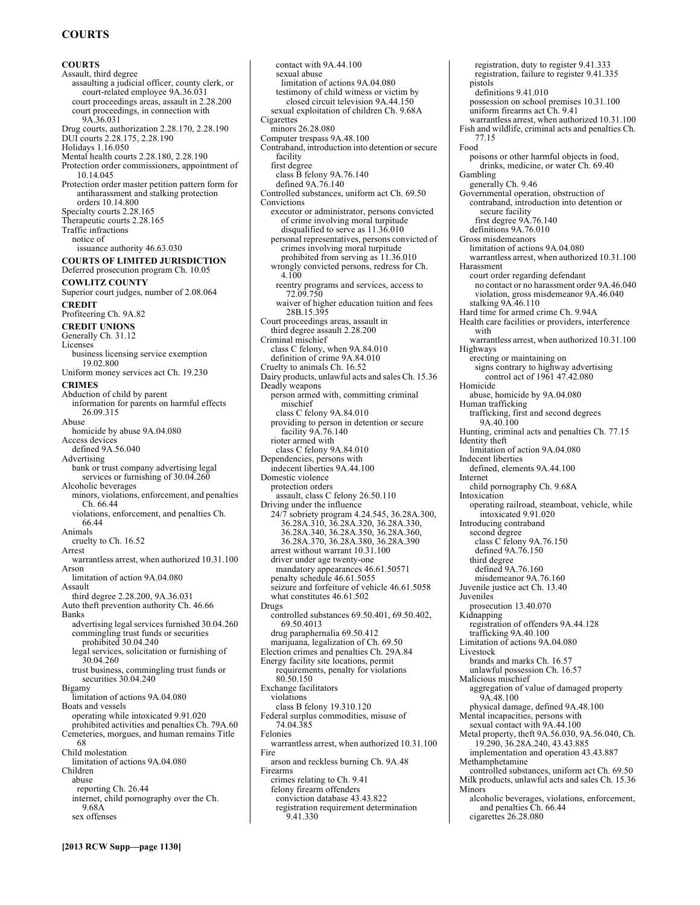**COURTS**
Assault, third degree
  assaulting a judicial officer, county clerk, or court-related employee 9A.36.031
  court proceedings areas, assault in 2.28.200
  court proceedings, in connection with 9A.36.031
Drug courts, authorization 2.28.170, 2.28.190
DUI courts 2.28.175, 2.28.190
Holidays 1.16.050
Mental health courts 2.28.180, 2.28.190
Protection order commissioners, appointment of 10.14.045
Protection order master petition pattern form for antiharassment and stalking protection orders 10.14.800
Specialty courts 2.28.165
Therapeutic courts 2.28.165
Traffic infractions
  notice of
    issuance authority 46.63.030

**COURTS OF LIMITED JURISDICTION**
Deferred prosecution program Ch. 10.05

**COWLITZ COUNTY**
Superior court judges, number of 2.08.064

**CREDIT**
Profiteering Ch. 9A.82

**CREDIT UNIONS**
Generally Ch. 31.12
Licenses
  business licensing service exemption 19.02.800
Uniform money services act Ch. 19.230

**CRIMES**
Abduction of child by parent
  information for parents on harmful effects 26.09.315
Abuse
  homicide by abuse 9A.04.080
Access devices
  defined 9A.56.040
Advertising
  bank or trust company advertising legal services or furnishing of 30.04.260
Alcoholic beverages
  minors, violations, enforcement, and penalties Ch. 66.44
  violations, enforcement, and penalties Ch. 66.44
Animals
  cruelty to Ch. 16.52
Arrest
  warrantless arrest, when authorized 10.31.100
Arson
  limitation of action 9A.04.080
Assault
  third degree 2.28.200, 9A.36.031
Auto theft prevention authority Ch. 46.66
Banks
  advertising legal services furnished 30.04.260
  commingling trust funds or securities prohibited 30.04.240
  legal services, solicitation or furnishing of 30.04.260
  trust business, commingling trust funds or securities 30.04.240
Bigamy
  limitation of actions 9A.04.080
Boats and vessels
  operating while intoxicated 9.91.020
  prohibited activities and penalties Ch. 79A.60
Cemeteries, morgues, and human remains Title 68
Child molestation
  limitation of actions 9A.04.080
Children
  abuse
    reporting Ch. 26.44
  internet, child pornography over the Ch. 9.68A
  sex offenses
    contact with 9A.44.100
  sexual abuse
    limitation of actions 9A.04.080
    testimony of child witness or victim by closed circuit television 9A.44.150
  sexual exploitation of children Ch. 9.68A
Cigarettes
  minors 26.28.080
Computer trespass 9A.48.100
Contraband, introduction into detention or secure facility
  first degree
    class B felony 9A.76.140
    defined 9A.76.140
Controlled substances, uniform act Ch. 69.50
Convictions
  executor or administrator, persons convicted of crime involving moral turpitude disqualified to serve as 11.36.010
  personal representatives, persons convicted of crimes involving moral turpitude prohibited from serving as 11.36.010
  wrongly convicted persons, redress for Ch. 4.100
  reentry programs and services, access to 72.09.750
  waiver of higher education tuition and fees 28B.15.395
Court proceedings areas, assault in
  third degree assault 2.28.200
Criminal mischief
  class C felony, when 9A.84.010
  definition of crime 9A.84.010
Cruelty to animals Ch. 16.52
Dairy products, unlawful acts and sales Ch. 15.36
Deadly weapons
  person armed with, committing criminal mischief
    class C felony 9A.84.010
  providing to person in detention or secure facility 9A.76.140
  rioter armed with
    class C felony 9A.84.010
Dependencies, persons with
  indecent liberties 9A.44.100
Domestic violence
  protection orders
    assault, class C felony 26.50.110
Driving under the influence
  24/7 sobriety program 4.24.545, 36.28A.300, 36.28A.310, 36.28A.320, 36.28A.330, 36.28A.340, 36.28A.350, 36.28A.360, 36.28A.370, 36.28A.380, 36.28A.390
  arrest without warrant 10.31.100
  driver under age twenty-one
    mandatory appearances 46.61.50571
  penalty schedule 46.61.5055
  seizure and forfeiture of vehicle 46.61.5058
  what constitutes 46.61.502
Drugs
  controlled substances 69.50.401, 69.50.402, 69.50.4013
  drug paraphernalia 69.50.412
  marijuana, legalization of Ch. 69.50
Election crimes and penalties Ch. 29A.84
Energy facility site locations, permit requirements, penalty for violations 80.50.150
Exchange facilitators
  violations
    class B felony 19.310.120
Federal surplus commodities, misuse of 74.04.385
Felonies
  warrantless arrest, when authorized 10.31.100
Fire
  arson and reckless burning Ch. 9A.48
Firearms
  crimes relating to Ch. 9.41
  felony firearm offenders
    conviction database 43.43.822
    registration requirement determination 9.41.330
    registration, duty to register 9.41.333
    registration, failure to register 9.41.335
  pistols
    definitions 9.41.010
  possession on school premises 10.31.100
  uniform firearms act Ch. 9.41
  warrantless arrest, when authorized 10.31.100
Fish and wildlife, criminal acts and penalties Ch. 77.15
Food
  poisons or other harmful objects in food, drinks, medicine, or water Ch. 69.40
Gambling
  generally Ch. 9.46
Governmental operation, obstruction of
  contraband, introduction into detention or secure facility
    first degree 9A.76.140
  definitions 9A.76.010
Gross misdemeanors
  limitation of actions 9A.04.080
  warrantless arrest, when authorized 10.31.100
Harassment
  court order regarding defendant
    no contact or no harassment order 9A.46.040
    violation, gross misdemeanor 9A.46.040
  stalking 9A.46.110
Hard time for armed crime Ch. 9.94A
Health care facilities or providers, interference with
  warrantless arrest, when authorized 10.31.100
Highways
  erecting or maintaining on
    signs contrary to highway advertising control act of 1961 47.42.080
Homicide
  abuse, homicide by 9A.04.080
Human trafficking
  trafficking, first and second degrees 9A.40.100
Hunting, criminal acts and penalties Ch. 77.15
Identity theft
  limitation of action 9A.04.080
Indecent liberties
  defined, elements 9A.44.100
Internet
  child pornography Ch. 9.68A
Intoxication
  operating railroad, steamboat, vehicle, while intoxicated 9.91.020
Introducing contraband
  second degree
    class C felony 9A.76.150
    defined 9A.76.150
  third degree
    defined 9A.76.160
    misdemeanor 9A.76.160
Juvenile justice act Ch. 13.40
Juveniles
  prosecution 13.40.070
Kidnapping
  registration of offenders 9A.44.128
  trafficking 9A.40.100
Limitation of actions 9A.04.080
Livestock
  brands and marks Ch. 16.57
  unlawful possession Ch. 16.57
Malicious mischief
  aggregation of value of damaged property 9A.48.100
  physical damage, defined 9A.48.100
Mental incapacities, persons with
  sexual contact with 9A.44.100
Metal property, theft 9A.56.030, 9A.56.040, Ch. 19.290, 36.28A.240, 43.43.885
  implementation and operation 43.43.887
Methamphetamine
  controlled substances, uniform act Ch. 69.50
Milk products, unlawful acts and sales Ch. 15.36
Minors
  alcoholic beverages, violations, enforcement, and penalties Ch. 66.44
  cigarettes 26.28.080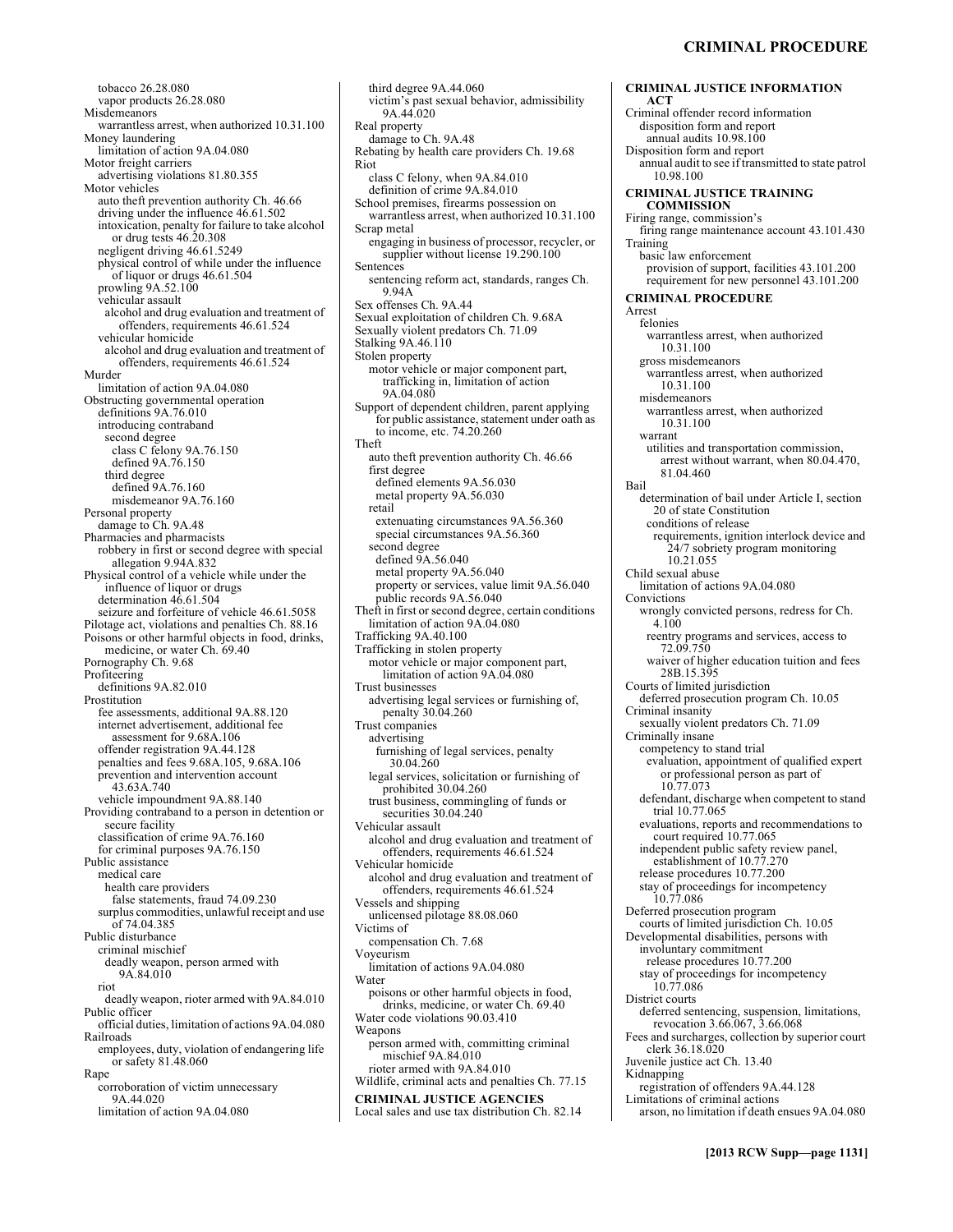tobacco 26.28.080
vapor products 26.28.080
Misdemeanors
warrantless arrest, when authorized 10.31.100
Money laundering
limitation of action 9A.04.080
Motor freight carriers
advertising violations 81.80.355
Motor vehicles
auto theft prevention authority Ch. 46.66
driving under the influence 46.61.502
intoxication, penalty for failure to take alcohol or drug tests 46.20.308
negligent driving 46.61.5249
physical control of while under the influence of liquor or drugs 46.61.504
prowling 9A.52.100
vehicular assault
alcohol and drug evaluation and treatment of offenders, requirements 46.61.524
vehicular homicide
alcohol and drug evaluation and treatment of offenders, requirements 46.61.524
Murder
limitation of action 9A.04.080
Obstructing governmental operation
definitions 9A.76.010
introducing contraband
second degree
class C felony 9A.76.150
defined 9A.76.150
third degree
defined 9A.76.160
misdemeanor 9A.76.160
Personal property
damage to Ch. 9A.48
Pharmacies and pharmacists
robbery in first or second degree with special allegation 9.94A.832
Physical control of a vehicle while under the influence of liquor or drugs
determination 46.61.504
seizure and forfeiture of vehicle 46.61.5058
Pilotage act, violations and penalties Ch. 88.16
Poisons or other harmful objects in food, drinks, medicine, or water Ch. 69.40
Pornography Ch. 9.68
Profiteering
definitions 9A.82.010
Prostitution
fee assessments, additional 9A.88.120
internet advertisement, additional fee assessment for 9.68A.106
offender registration 9A.44.128
penalties and fees 9.68A.105, 9.68A.106
prevention and intervention account 43.63A.740
vehicle impoundment 9A.88.140
Providing contraband to a person in detention or secure facility
classification of crime 9A.76.160
for criminal purposes 9A.76.150
Public assistance
medical care
health care providers
false statements, fraud 74.09.230
surplus commodities, unlawful receipt and use of 74.04.385
Public disturbance
criminal mischief
deadly weapon, person armed with 9A.84.010
riot
deadly weapon, rioter armed with 9A.84.010
Public officer
official duties, limitation of actions 9A.04.080
Railroads
employees, duty, violation of endangering life or safety 81.48.060
Rape
corroboration of victim unnecessary 9A.44.020
limitation of action 9A.04.080
third degree 9A.44.060
victim's past sexual behavior, admissibility 9A.44.020
Real property
damage to Ch. 9A.48
Rebating by health care providers Ch. 19.68
Riot
class C felony, when 9A.84.010
definition of crime 9A.84.010
School premises, firearms possession on
warrantless arrest, when authorized 10.31.100
Scrap metal
engaging in business of processor, recycler, or supplier without license 19.290.100
Sentences
sentencing reform act, standards, ranges Ch. 9.94A
Sex offenses Ch. 9A.44
Sexual exploitation of children Ch. 9.68A
Sexually violent predators Ch. 71.09
Stalking 9A.46.110
Stolen property
motor vehicle or major component part, trafficking in, limitation of action 9A.04.080
Support of dependent children, parent applying for public assistance, statement under oath as to income, etc. 74.20.260
Theft
auto theft prevention authority Ch. 46.66
first degree
defined elements 9A.56.030
metal property 9A.56.030
retail
extenuating circumstances 9A.56.360
special circumstances 9A.56.360
second degree
defined 9A.56.040
metal property 9A.56.040
property or services, value limit 9A.56.040
public records 9A.56.040
Theft in first or second degree, certain conditions
limitation of action 9A.04.080
Trafficking 9A.40.100
Trafficking in stolen property
motor vehicle or major component part, limitation of action 9A.04.080
Trust businesses
advertising legal services or furnishing of, penalty 30.04.260
Trust companies
advertising
furnishing of legal services, penalty 30.04.260
legal services, solicitation or furnishing of prohibited 30.04.260
trust business, commingling of funds or securities 30.04.240
Vehicular assault
alcohol and drug evaluation and treatment of offenders, requirements 46.61.524
Vehicular homicide
alcohol and drug evaluation and treatment of offenders, requirements 46.61.524
Vessels and shipping
unlicensed pilotage 88.08.060
Victims of
compensation Ch. 7.68
Voyeurism
limitation of actions 9A.04.080
Water
poisons or other harmful objects in food, drinks, medicine, or water Ch. 69.40
Water code violations 90.03.410
Weapons
person armed with, committing criminal mischief 9A.84.010
rioter armed with 9A.84.010
Wildlife, criminal acts and penalties Ch. 77.15

**CRIMINAL JUSTICE AGENCIES**
Local sales and use tax distribution Ch. 82.14

**CRIMINAL JUSTICE INFORMATION ACT**
Criminal offender record information
disposition form and report
annual audits 10.98.100
Disposition form and report
annual audit to see if transmitted to state patrol 10.98.100

**CRIMINAL JUSTICE TRAINING COMMISSION**
Firing range, commission's
firing range maintenance account 43.101.430
Training
basic law enforcement
provision of support, facilities 43.101.200
requirement for new personnel 43.101.200

**CRIMINAL PROCEDURE**
Arrest
felonies
warrantless arrest, when authorized 10.31.100
gross misdemeanors
warrantless arrest, when authorized 10.31.100
misdemeanors
warrantless arrest, when authorized 10.31.100
warrant
utilities and transportation commission, arrest without warrant, when 80.04.470, 81.04.460
Bail
determination of bail under Article I, section 20 of state Constitution
conditions of release
requirements, ignition interlock device and 24/7 sobriety program monitoring 10.21.055
Child sexual abuse
limitation of actions 9A.04.080
Convictions
wrongly convicted persons, redress for Ch. 4.100
reentry programs and services, access to 72.09.750
waiver of higher education tuition and fees 28B.15.395
Courts of limited jurisdiction
deferred prosecution program Ch. 10.05
Criminal insanity
sexually violent predators Ch. 71.09
Criminally insane
competency to stand trial
evaluation, appointment of qualified expert or professional person as part of 10.77.073
defendant, discharge when competent to stand trial 10.77.065
evaluations, reports and recommendations to court required 10.77.065
independent public safety review panel, establishment of 10.77.270
release procedures 10.77.200
stay of proceedings for incompetency 10.77.086
Deferred prosecution program
courts of limited jurisdiction Ch. 10.05
Developmental disabilities, persons with
involuntary commitment
release procedures 10.77.200
stay of proceedings for incompetency 10.77.086
District courts
deferred sentencing, suspension, limitations, revocation 3.66.067, 3.66.068
Fees and surcharges, collection by superior court clerk 36.18.020
Juvenile justice act Ch. 13.40
Kidnapping
registration of offenders 9A.44.128
Limitations of criminal actions
arson, no limitation if death ensues 9A.04.080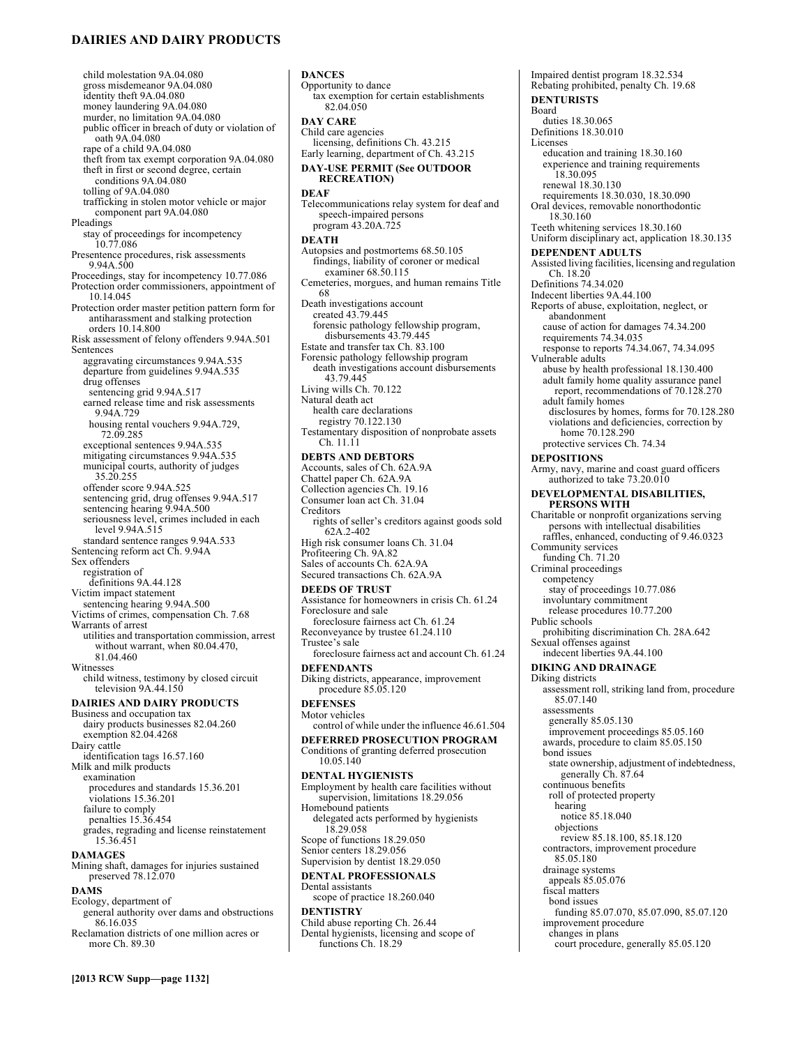child molestation 9A.04.080
gross misdemeanor 9A.04.080
identity theft 9A.04.080
money laundering 9A.04.080
murder, no limitation 9A.04.080
public officer in breach of duty or violation of oath 9A.04.080
rape of a child 9A.04.080
theft from tax exempt corporation 9A.04.080
theft in first or second degree, certain conditions 9A.04.080
tolling of 9A.04.080
trafficking in stolen motor vehicle or major component part 9A.04.080

Pleadings
stay of proceedings for incompetency 10.77.086

Presentence procedures, risk assessments 9.94A.500

Proceedings, stay for incompetency 10.77.086

Protection order commissioners, appointment of 10.14.045

Protection order master petition pattern form for antiharassment and stalking protection orders 10.14.800

Risk assessment of felony offenders 9.94A.501

Sentences
aggravating circumstances 9.94A.535
departure from guidelines 9.94A.535
drug offenses
sentencing grid 9.94A.517
earned release time and risk assessments 9.94A.729
housing rental vouchers 9.94A.729, 72.09.285
exceptional sentences 9.94A.535
mitigating circumstances 9.94A.535
municipal courts, authority of judges 35.20.255
offender score 9.94A.525
sentencing grid, drug offenses 9.94A.517
sentencing hearing 9.94A.500
seriousness level, crimes included in each level 9.94A.515
standard sentence ranges 9.94A.533

Sentencing reform act Ch. 9.94A

Sex offenders
registration of
definitions 9A.44.128

Victim impact statement
sentencing hearing 9.94A.500

Victims of crimes, compensation Ch. 7.68

Warrants of arrest
utilities and transportation commission, arrest without warrant, when 80.04.470, 81.04.460

Witnesses
child witness, testimony by closed circuit television 9A.44.150

**DAIRIES AND DAIRY PRODUCTS**

Business and occupation tax
dairy products businesses 82.04.260
exemption 82.04.4268

Dairy cattle
identification tags 16.57.160

Milk and milk products
examination
procedures and standards 15.36.201
violations 15.36.201
failure to comply
penalties 15.36.454
grades, regrading and license reinstatement 15.36.451

**DAMAGES**

Mining shaft, damages for injuries sustained preserved 78.12.070

**DAMS**

Ecology, department of
general authority over dams and obstructions 86.16.035

Reclamation districts of one million acres or more Ch. 89.30

**DANCES**

Opportunity to dance
tax exemption for certain establishments 82.04.050

**DAY CARE**

Child care agencies
licensing, definitions Ch. 43.215

Early learning, department of Ch. 43.215

**DAY-USE PERMIT (See OUTDOOR RECREATION)**

**DEAF**

Telecommunications relay system for deaf and speech-impaired persons
program 43.20A.725

**DEATH**

Autopsies and postmortems 68.50.105
findings, liability of coroner or medical examiner 68.50.115

Cemeteries, morgues, and human remains Title 68

Death investigations account
created 43.79.445
forensic pathology fellowship program, disbursements 43.79.445

Estate and transfer tax Ch. 83.100

Forensic pathology fellowship program
death investigations account disbursements 43.79.445

Living wills Ch. 70.122

Natural death act
health care declarations
registry 70.122.130

Testamentary disposition of nonprobate assets Ch. 11.11

**DEBTS AND DEBTORS**

Accounts, sales of Ch. 62A.9A

Chattel paper Ch. 62A.9A

Collection agencies Ch. 19.16

Consumer loan act Ch. 31.04

Creditors
rights of seller's creditors against goods sold 62A.2-402

High risk consumer loans Ch. 31.04

Profiteering Ch. 9A.82

Sales of accounts Ch. 62A.9A

Secured transactions Ch. 62A.9A

**DEEDS OF TRUST**

Assistance for homeowners in crisis Ch. 61.24

Foreclosure and sale
foreclosure fairness act Ch. 61.24

Reconveyance by trustee 61.24.110

Trustee's sale
foreclosure fairness act and account Ch. 61.24

**DEFENDANTS**

Diking districts, appearance, improvement procedure 85.05.120

**DEFENSES**

Motor vehicles
control of while under the influence 46.61.504

**DEFERRED PROSECUTION PROGRAM**

Conditions of granting deferred prosecution 10.05.140

**DENTAL HYGIENISTS**

Employment by health care facilities without supervision, limitations 18.29.056

Homebound patients
delegated acts performed by hygienists 18.29.058

Scope of functions 18.29.050

Senior centers 18.29.056

Supervision by dentist 18.29.050

**DENTAL PROFESSIONALS**

Dental assistants
scope of practice 18.260.040

**DENTISTRY**

Child abuse reporting Ch. 26.44

Dental hygienists, licensing and scope of functions Ch. 18.29

Impaired dentist program 18.32.534

Rebating prohibited, penalty Ch. 19.68

**DENTURISTS**

Board
duties 18.30.065

Definitions 18.30.010

Licenses
education and training 18.30.160
experience and training requirements 18.30.095
renewal 18.30.130
requirements 18.30.030, 18.30.090

Oral devices, removable nonorthodontic 18.30.160

Teeth whitening services 18.30.160

Uniform disciplinary act, application 18.30.135

**DEPENDENT ADULTS**

Assisted living facilities, licensing and regulation Ch. 18.20

Definitions 74.34.020

Indecent liberties 9A.44.100

Reports of abuse, exploitation, neglect, or abandonment
cause of action for damages 74.34.200
requirements 74.34.035
response to reports 74.34.067, 74.34.095

Vulnerable adults
abuse by health professional 18.130.400
adult family home quality assurance panel report, recommendations of 70.128.270
adult family homes
disclosures by homes, forms for 70.128.280
violations and deficiencies, correction by home 70.128.290
protective services Ch. 74.34

**DEPOSITIONS**

Army, navy, marine and coast guard officers authorized to take 73.20.010

**DEVELOPMENTAL DISABILITIES, PERSONS WITH**

Charitable or nonprofit organizations serving persons with intellectual disabilities
raffles, enhanced, conducting of 9.46.0323

Community services
funding Ch. 71.20

Criminal proceedings
competency
stay of proceedings 10.77.086
involuntary commitment
release procedures 10.77.200

Public schools
prohibiting discrimination Ch. 28A.642

Sexual offenses against
indecent liberties 9A.44.100

**DIKING AND DRAINAGE**

Diking districts
assessment roll, striking land from, procedure 85.07.140
assessments
generally 85.05.130
improvement proceedings 85.05.160
awards, procedure to claim 85.05.150
bond issues
state ownership, adjustment of indebtedness, generally Ch. 87.64
continuous benefits
roll of protected property
hearing
notice 85.18.040
objections
review 85.18.100, 85.18.120
contractors, improvement procedure 85.05.180
drainage systems
appeals 85.05.076
fiscal matters
bond issues
funding 85.07.070, 85.07.090, 85.07.120
improvement procedure
changes in plans
court procedure, generally 85.05.120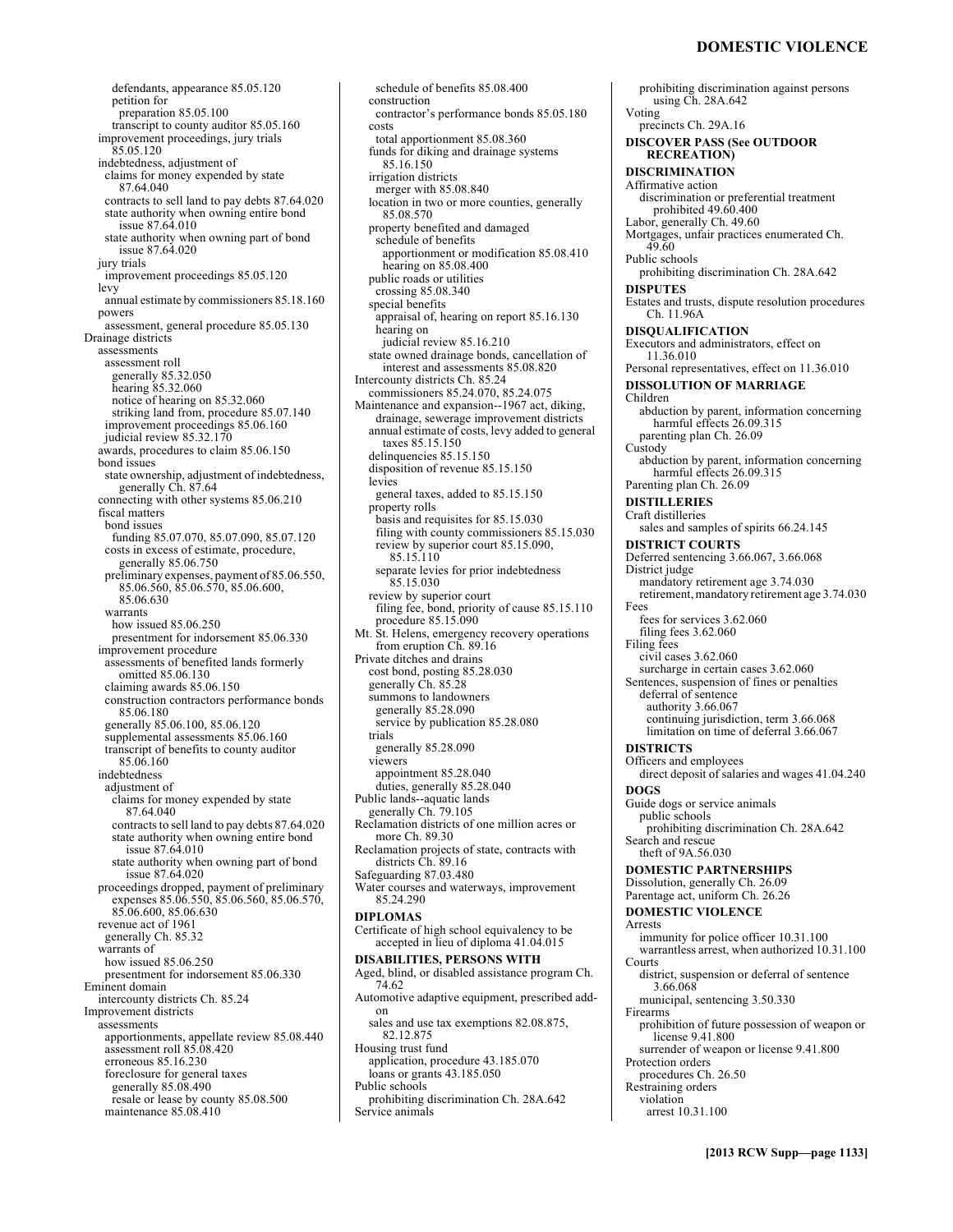defendants, appearance 85.05.120
petition for
preparation 85.05.100
transcript to county auditor 85.05.160
improvement proceedings, jury trials 85.05.120
indebtedness, adjustment of
claims for money expended by state 87.64.040
contracts to sell land to pay debts 87.64.020
state authority when owning entire bond issue 87.64.010
state authority when owning part of bond issue 87.64.020
jury trials
improvement proceedings 85.05.120
levy
annual estimate by commissioners 85.18.160
powers
assessment, general procedure 85.05.130

Drainage districts
assessments
assessment roll
generally 85.32.050
hearing 85.32.060
notice of hearing on 85.32.060
striking land from, procedure 85.07.140
improvement proceedings 85.06.160
judicial review 85.32.170
awards, procedures to claim 85.06.150
bond issues
state ownership, adjustment of indebtedness, generally Ch. 87.64
connecting with other systems 85.06.210
fiscal matters
bond issues
funding 85.07.070, 85.07.090, 85.07.120
costs in excess of estimate, procedure, generally 85.06.750
preliminary expenses, payment of 85.06.550, 85.06.560, 85.06.570, 85.06.600, 85.06.630
warrants
how issued 85.06.250
presentment for indorsement 85.06.330
improvement procedure
assessments of benefited lands formerly omitted 85.06.130
claiming awards 85.06.150
construction contractors performance bonds 85.06.180
generally 85.06.100, 85.06.120
supplemental assessments 85.06.160
transcript of benefits to county auditor 85.06.160
indebtedness
adjustment of
claims for money expended by state 87.64.040
contracts to sell land to pay debts 87.64.020
state authority when owning entire bond issue 87.64.010
state authority when owning part of bond issue 87.64.020
proceedings dropped, payment of preliminary expenses 85.06.550, 85.06.560, 85.06.570, 85.06.600, 85.06.630
revenue act of 1961
generally Ch. 85.32
warrants of
how issued 85.06.250
presentment for indorsement 85.06.330

Eminent domain
intercounty districts Ch. 85.24

Improvement districts
assessments
apportionments, appellate review 85.08.440
assessment roll 85.08.420
erroneous 85.16.230
foreclosure for general taxes
generally 85.08.490
resale or lease by county 85.08.500
maintenance 85.08.410
schedule of benefits 85.08.400
construction
contractor's performance bonds 85.05.180
costs
total apportionment 85.08.360
funds for diking and drainage systems 85.16.150
irrigation districts
merger with 85.08.840
location in two or more counties, generally 85.08.570
property benefited and damaged
schedule of benefits
apportionment or modification 85.08.410
hearing on 85.08.400
public roads or utilities
crossing 85.08.340
special benefits
appraisal of, hearing on report 85.16.130
hearing on
judicial review 85.16.210
state owned drainage bonds, cancellation of interest and assessments 85.08.820

Intercounty districts Ch. 85.24
commissioners 85.24.070, 85.24.075

Maintenance and expansion--1967 act, diking, drainage, sewerage improvement districts
annual estimate of costs, levy added to general taxes 85.15.150
delinquencies 85.15.150
disposition of revenue 85.15.150
levies
general taxes, added to 85.15.150
property rolls
basis and requisites for 85.15.030
filing with county commissioners 85.15.030
review by superior court 85.15.090, 85.15.110
separate levies for prior indebtedness 85.15.030
review by superior court
filing fee, bond, priority of cause 85.15.110
procedure 85.15.090

Mt. St. Helens, emergency recovery operations from eruption Ch. 89.16

Private ditches and drains
cost bond, posting 85.28.030
generally Ch. 85.28
summons to landowners
generally 85.28.090
service by publication 85.28.080
trials
generally 85.28.090
viewers
appointment 85.28.040
duties, generally 85.28.040

Public lands--aquatic lands
generally Ch. 79.105

Reclamation districts of one million acres or more Ch. 89.30

Reclamation projects of state, contracts with districts Ch. 89.16

Safeguarding 87.03.480

Water courses and waterways, improvement 85.24.290

**DIPLOMAS**

Certificate of high school equivalency to be accepted in lieu of diploma 41.04.015

**DISABILITIES, PERSONS WITH**

Aged, blind, or disabled assistance program Ch. 74.62

Automotive adaptive equipment, prescribed add-on
sales and use tax exemptions 82.08.875, 82.12.875

Housing trust fund
application, procedure 43.185.070
loans or grants 43.185.050

Public schools
prohibiting discrimination Ch. 28A.642

Service animals
prohibiting discrimination against persons using Ch. 28A.642

Voting
precincts Ch. 29A.16

**DISCOVER PASS (See OUTDOOR RECREATION)**

**DISCRIMINATION**

Affirmative action
discrimination or preferential treatment prohibited 49.60.400

Labor, generally Ch. 49.60

Mortgages, unfair practices enumerated Ch. 49.60

Public schools
prohibiting discrimination Ch. 28A.642

**DISPUTES**

Estates and trusts, dispute resolution procedures Ch. 11.96A

**DISQUALIFICATION**

Executors and administrators, effect on 11.36.010

Personal representatives, effect on 11.36.010

**DISSOLUTION OF MARRIAGE**

Children
abduction by parent, information concerning harmful effects 26.09.315
parenting plan Ch. 26.09

Custody
abduction by parent, information concerning harmful effects 26.09.315

Parenting plan Ch. 26.09

**DISTILLERIES**

Craft distilleries
sales and samples of spirits 66.24.145

**DISTRICT COURTS**

Deferred sentencing 3.66.067, 3.66.068

District judge
mandatory retirement age 3.74.030
retirement, mandatory retirement age 3.74.030

Fees
fees for services 3.62.060
filing fees 3.62.060

Filing fees
civil cases 3.62.060
surcharge in certain cases 3.62.060

Sentences, suspension of fines or penalties
deferral of sentence
authority 3.66.067
continuing jurisdiction, term 3.66.068
limitation on time of deferral 3.66.067

**DISTRICTS**

Officers and employees
direct deposit of salaries and wages 41.04.240

**DOGS**

Guide dogs or service animals
public schools
prohibiting discrimination Ch. 28A.642

Search and rescue
theft of 9A.56.030

**DOMESTIC PARTNERSHIPS**

Dissolution, generally Ch. 26.09

Parentage act, uniform Ch. 26.26

**DOMESTIC VIOLENCE**

Arrests
immunity for police officer 10.31.100
warrantless arrest, when authorized 10.31.100

Courts
district, suspension or deferral of sentence 3.66.068
municipal, sentencing 3.50.330

Firearms
prohibition of future possession of weapon or license 9.41.800
surrender of weapon or license 9.41.800

Protection orders
procedures Ch. 26.50

Restraining orders
violation
arrest 10.31.100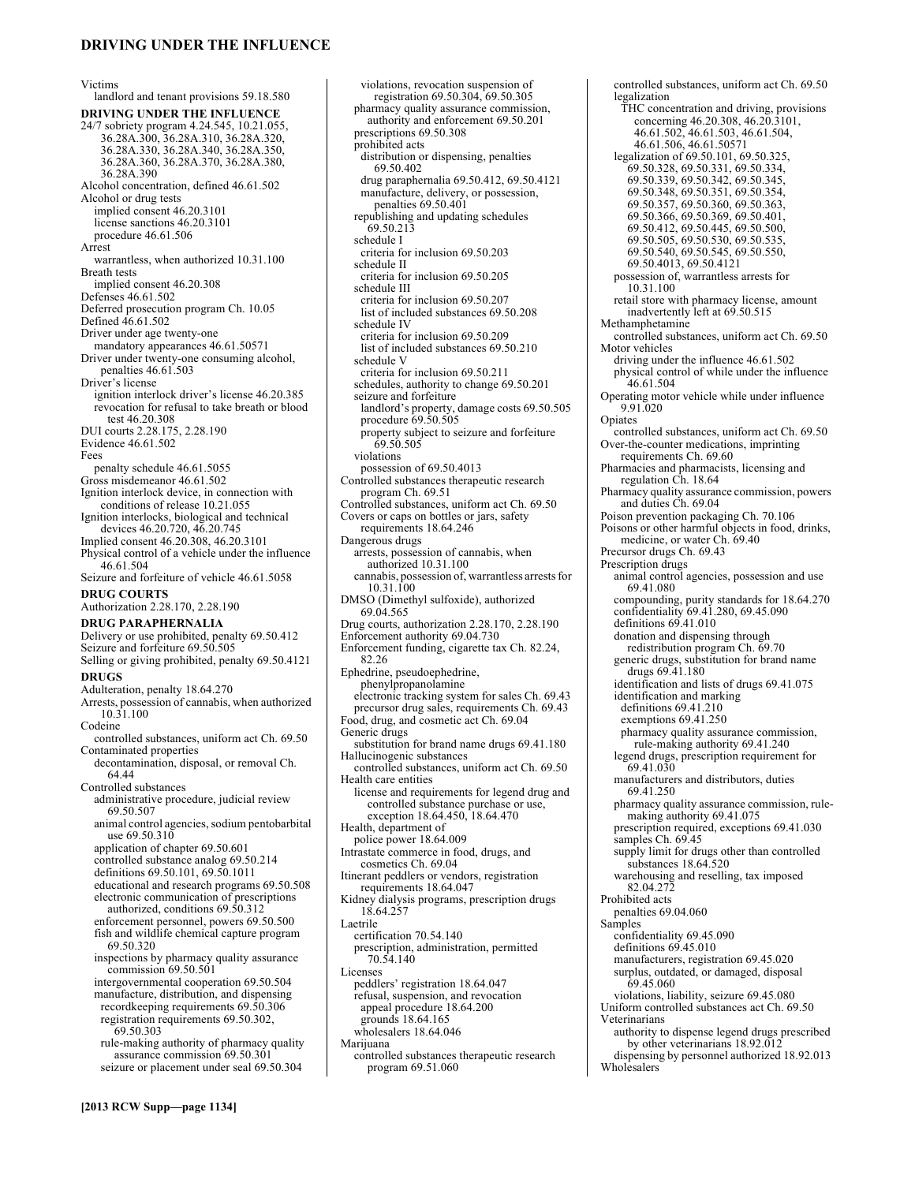Victims
  landlord and tenant provisions 59.18.580

**DRIVING UNDER THE INFLUENCE**

24/7 sobriety program 4.24.545, 10.21.055, 36.28A.300, 36.28A.310, 36.28A.320, 36.28A.330, 36.28A.340, 36.28A.350, 36.28A.360, 36.28A.370, 36.28A.380, 36.28A.390
Alcohol concentration, defined 46.61.502
Alcohol or drug tests
  implied consent 46.20.3101
  license sanctions 46.20.3101
  procedure 46.61.506
Arrest
  warrantless, when authorized 10.31.100
Breath tests
  implied consent 46.20.308
Defenses 46.61.502
Deferred prosecution program Ch. 10.05
Defined 46.61.502
Driver under age twenty-one
  mandatory appearances 46.61.50571
Driver under twenty-one consuming alcohol, penalties 46.61.503
Driver's license
  ignition interlock driver's license 46.20.385
  revocation for refusal to take breath or blood test 46.20.308
DUI courts 2.28.175, 2.28.190
Evidence 46.61.502
Fees
  penalty schedule 46.61.5055
Gross misdemeanor 46.61.502
Ignition interlock device, in connection with conditions of release 10.21.055
Ignition interlocks, biological and technical devices 46.20.720, 46.20.745
Implied consent 46.20.308, 46.20.3101
Physical control of a vehicle under the influence 46.61.504
Seizure and forfeiture of vehicle 46.61.5058

**DRUG COURTS**

Authorization 2.28.170, 2.28.190

**DRUG PARAPHERNALIA**

Delivery or use prohibited, penalty 69.50.412
Seizure and forfeiture 69.50.505
Selling or giving prohibited, penalty 69.50.4121

**DRUGS**

Adulteration, penalty 18.64.270
Arrests, possession of cannabis, when authorized 10.31.100
Codeine
  controlled substances, uniform act Ch. 69.50
Contaminated properties
  decontamination, disposal, or removal Ch. 64.44
Controlled substances
  administrative procedure, judicial review 69.50.507
  animal control agencies, sodium pentobarbital use 69.50.310
  application of chapter 69.50.601
  controlled substance analog 69.50.214
  definitions 69.50.101, 69.50.1011
  educational and research programs 69.50.508
  electronic communication of prescriptions authorized, conditions 69.50.312
  enforcement personnel, powers 69.50.500
  fish and wildlife chemical capture program 69.50.320
  inspections by pharmacy quality assurance commission 69.50.501
  intergovernmental cooperation 69.50.504
  manufacture, distribution, and dispensing
    recordkeeping requirements 69.50.306
    registration requirements 69.50.302, 69.50.303
    rule-making authority of pharmacy quality assurance commission 69.50.301
  seizure or placement under seal 69.50.304
  violations, revocation suspension of registration 69.50.304, 69.50.305
  pharmacy quality assurance commission, authority and enforcement 69.50.201
  prescriptions 69.50.308
  prohibited acts
    distribution or dispensing, penalties 69.50.402
    drug paraphernalia 69.50.412, 69.50.4121
    manufacture, delivery, or possession, penalties 69.50.401
  republishing and updating schedules 69.50.213
  schedule I
    criteria for inclusion 69.50.203
  schedule II
    criteria for inclusion 69.50.205
  schedule III
    criteria for inclusion 69.50.207
    list of included substances 69.50.208
  schedule IV
    criteria for inclusion 69.50.209
    list of included substances 69.50.210
  schedule V
    criteria for inclusion 69.50.211
  schedules, authority to change 69.50.201
  seizure and forfeiture
    landlord's property, damage costs 69.50.505
    procedure 69.50.505
    property subject to seizure and forfeiture 69.50.505
  violations
    possession of 69.50.4013
Controlled substances therapeutic research program Ch. 69.51
Controlled substances, uniform act Ch. 69.50
Covers or caps on bottles or jars, safety requirements 18.64.246
Dangerous drugs
  arrests, possession of cannabis, when authorized 10.31.100
  cannabis, possession of, warrantless arrests for 10.31.100
DMSO (Dimethyl sulfoxide), authorized 69.04.565
Drug courts, authorization 2.28.170, 2.28.190
Enforcement authority 69.04.730
Enforcement funding, cigarette tax Ch. 82.24, 82.26
Ephedrine, pseudoephedrine, phenylpropanolamine
  electronic tracking system for sales Ch. 69.43
  precursor drug sales, requirements Ch. 69.43
Food, drug, and cosmetic act Ch. 69.04
Generic drugs
  substitution for brand name drugs 69.41.180
Hallucinogenic substances
  controlled substances, uniform act Ch. 69.50
Health care entities
  license and requirements for legend drug and controlled substance purchase or use, exception 18.64.450, 18.64.470
Health, department of
  police power 18.64.009
Intrastate commerce in food, drugs, and cosmetics Ch. 69.04
Itinerant peddlers or vendors, registration requirements 18.64.047
Kidney dialysis programs, prescription drugs 18.64.257
Laetrile
  certification 70.54.140
  prescription, administration, permitted 70.54.140
Licenses
  peddlers' registration 18.64.047
  refusal, suspension, and revocation
    appeal procedure 18.64.200
    grounds 18.64.165
  wholesalers 18.64.046
Marijuana
  controlled substances therapeutic research program 69.51.060
  controlled substances, uniform act Ch. 69.50
  legalization
    THC concentration and driving, provisions concerning 46.20.308, 46.20.3101, 46.61.502, 46.61.503, 46.61.504, 46.61.506, 46.61.50571
  legalization of 69.50.101, 69.50.325, 69.50.328, 69.50.331, 69.50.334, 69.50.339, 69.50.342, 69.50.345, 69.50.348, 69.50.351, 69.50.354, 69.50.357, 69.50.360, 69.50.363, 69.50.366, 69.50.369, 69.50.401, 69.50.412, 69.50.445, 69.50.500, 69.50.505, 69.50.530, 69.50.535, 69.50.540, 69.50.545, 69.50.550, 69.50.4013, 69.50.4121
  possession of, warrantless arrests for 10.31.100
  retail store with pharmacy license, amount inadvertently left at 69.50.515
Methamphetamine
  controlled substances, uniform act Ch. 69.50
Motor vehicles
  driving under the influence 46.61.502
  physical control of while under the influence 46.61.504
Operating motor vehicle while under influence 9.91.020
Opiates
  controlled substances, uniform act Ch. 69.50
Over-the-counter medications, imprinting requirements Ch. 69.60
Pharmacies and pharmacists, licensing and regulation Ch. 18.64
Pharmacy quality assurance commission, powers and duties Ch. 69.04
Poison prevention packaging Ch. 70.106
Poisons or other harmful objects in food, drinks, medicine, or water Ch. 69.40
Precursor drugs Ch. 69.43
Prescription drugs
  animal control agencies, possession and use 69.41.080
  compounding, purity standards for 18.64.270
  confidentiality 69.41.280, 69.45.090
  definitions 69.41.010
  donation and dispensing through redistribution program Ch. 69.70
  generic drugs, substitution for brand name drugs 69.41.180
  identification and lists of drugs 69.41.075
  identification and marking
    definitions 69.41.210
    exemptions 69.41.250
    pharmacy quality assurance commission, rule-making authority 69.41.240
  legend drugs, prescription requirement for 69.41.030
  manufacturers and distributors, duties 69.41.250
  pharmacy quality assurance commission, rule-making authority 69.41.075
  prescription required, exceptions 69.41.030
  samples Ch. 69.45
  supply limit for drugs other than controlled substances 18.64.520
  warehousing and reselling, tax imposed 82.04.272
Prohibited acts
  penalties 69.04.060
Samples
  confidentiality 69.45.090
  definitions 69.45.010
  manufacturers, registration 69.45.020
  surplus, outdated, or damaged, disposal 69.45.060
  violations, liability, seizure 69.45.080
Uniform controlled substances act Ch. 69.50
Veterinarians
  authority to dispense legend drugs prescribed by other veterinarians 18.92.012
  dispensing by personnel authorized 18.92.013
Wholesalers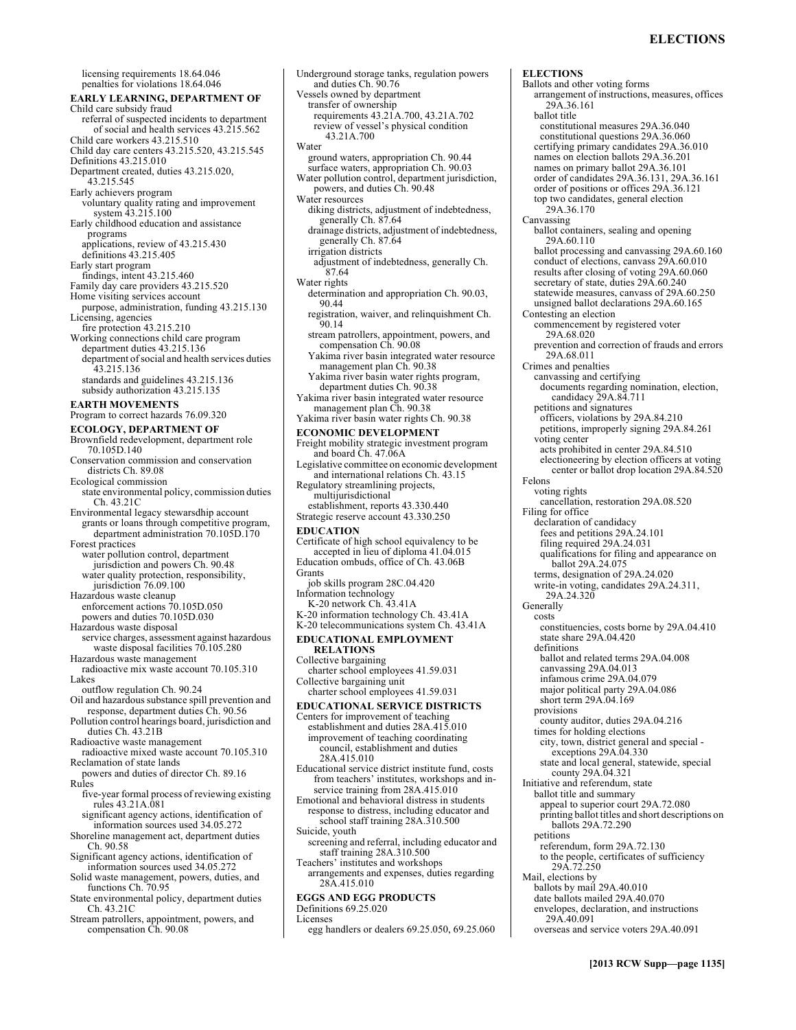licensing requirements 18.64.046
penalties for violations 18.64.046

**EARLY LEARNING, DEPARTMENT OF**

Child care subsidy fraud
- referral of suspected incidents to department of social and health services 43.215.562

Child care workers 43.215.510
Child day care centers 43.215.520, 43.215.545
Definitions 43.215.010
Department created, duties 43.215.020, 43.215.545
Early achievers program
- voluntary quality rating and improvement system 43.215.100

Early childhood education and assistance programs
- applications, review of 43.215.430
- definitions 43.215.405

Early start program
- findings, intent 43.215.460

Family day care providers 43.215.520
Home visiting services account
- purpose, administration, funding 43.215.130

Licensing, agencies
- fire protection 43.215.210

Working connections child care program
- department duties 43.215.136
- department of social and health services duties 43.215.136
- standards and guidelines 43.215.136
- subsidy authorization 43.215.135

**EARTH MOVEMENTS**

Program to correct hazards 76.09.320

**ECOLOGY, DEPARTMENT OF**

Brownfield redevelopment, department role 70.105D.140
Conservation commission and conservation districts Ch. 89.08
Ecological commission
- state environmental policy, commission duties Ch. 43.21C

Environmental legacy stewardship account
- grants or loans through competitive program, department administration 70.105D.170

Forest practices
- water pollution control, department jurisdiction and powers Ch. 90.48
- water quality protection, responsibility, jurisdiction 76.09.100

Hazardous waste cleanup
- enforcement actions 70.105D.050
- powers and duties 70.105D.030

Hazardous waste disposal
- service charges, assessment against hazardous waste disposal facilities 70.105.280

Hazardous waste management
- radioactive mix waste account 70.105.310

Lakes
- outflow regulation Ch. 90.24

Oil and hazardous substance spill prevention and response, department duties Ch. 90.56
Pollution control hearings board, jurisdiction and duties Ch. 43.21B
Radioactive waste management
- radioactive mixed waste account 70.105.310

Reclamation of state lands
- powers and duties of director Ch. 89.16

Rules
- five-year formal process of reviewing existing rules 43.21A.081
- significant agency actions, identification of information sources used 34.05.272

Shoreline management act, department duties Ch. 90.58
Significant agency actions, identification of information sources used 34.05.272
Solid waste management, powers, duties, and functions Ch. 70.95
State environmental policy, department duties Ch. 43.21C
Stream patrollers, appointment, powers, and compensation Ch. 90.08
Underground storage tanks, regulation powers and duties Ch. 90.76
Vessels owned by department
- transfer of ownership
  - requirements 43.21A.700, 43.21A.702
  - review of vessel's physical condition 43.21A.700

Water
- ground waters, appropriation Ch. 90.44
- surface waters, appropriation Ch. 90.03

Water pollution control, department jurisdiction, powers, and duties Ch. 90.48
Water resources
- diking districts, adjustment of indebtedness, generally Ch. 87.64
- drainage districts, adjustment of indebtedness, generally Ch. 87.64
- irrigation districts
  - adjustment of indebtedness, generally Ch. 87.64

Water rights
- determination and appropriation Ch. 90.03, 90.44
- registration, waiver, and relinquishment Ch. 90.14
- stream patrollers, appointment, powers, and compensation Ch. 90.08
- Yakima river basin integrated water resource management plan Ch. 90.38
- Yakima river basin water rights program, department duties Ch. 90.38

Yakima river basin integrated water resource management plan Ch. 90.38
Yakima river basin water rights Ch. 90.38

**ECONOMIC DEVELOPMENT**

Freight mobility strategic investment program and board Ch. 47.06A
Legislative committee on economic development and international relations Ch. 43.15
Regulatory streamlining projects, multijurisdictional
- establishment, reports 43.330.440

Strategic reserve account 43.330.250

**EDUCATION**

Certificate of high school equivalency to be accepted in lieu of diploma 41.04.015
Education ombuds, office of Ch. 43.06B
Grants
- job skills program 28C.04.420

Information technology
- K-20 network Ch. 43.41A

K-20 information technology Ch. 43.41A
K-20 telecommunications system Ch. 43.41A

**EDUCATIONAL EMPLOYMENT RELATIONS**

Collective bargaining
- charter school employees 41.59.031

Collective bargaining unit
- charter school employees 41.59.031

**EDUCATIONAL SERVICE DISTRICTS**

Centers for improvement of teaching
- establishment and duties 28A.415.010
- improvement of teaching coordinating council, establishment and duties 28A.415.010

Educational service district institute fund, costs from teachers' institutes, workshops and in-service training from 28A.415.010
Emotional and behavioral distress in students
- response to distress, including educator and school staff training 28A.310.500

Suicide, youth
- screening and referral, including educator and staff training 28A.310.500

Teachers' institutes and workshops
- arrangements and expenses, duties regarding 28A.415.010

**EGGS AND EGG PRODUCTS**

Definitions 69.25.020
Licenses
- egg handlers or dealers 69.25.050, 69.25.060

**ELECTIONS**

Ballots and other voting forms
- arrangement of instructions, measures, offices 29A.36.161
- ballot title
  - constitutional measures 29A.36.040
  - constitutional questions 29A.36.060
- certifying primary candidates 29A.36.010
- names on election ballots 29A.36.201
- names on primary ballot 29A.36.101
- order of candidates 29A.36.131, 29A.36.161
- order of positions or offices 29A.36.121
- top two candidates, general election 29A.36.170

Canvassing
- ballot containers, sealing and opening 29A.60.110
- ballot processing and canvassing 29A.60.160
- conduct of elections, canvass 29A.60.010
- results after closing of voting 29A.60.060
- secretary of state, duties 29A.60.240
- statewide measures, canvass of 29A.60.250
- unsigned ballot declarations 29A.60.165

Contesting an election
- commencement by registered voter 29A.68.020
- prevention and correction of frauds and errors 29A.68.011

Crimes and penalties
- canvassing and certifying
  - documents regarding nomination, election, candidacy 29A.84.711
- petitions and signatures
  - officers, violations by 29A.84.210
  - petitions, improperly signing 29A.84.261
- voting center
  - acts prohibited in center 29A.84.510
  - electioneering by election officers at voting center or ballot drop location 29A.84.520

Felons
- voting rights
  - cancellation, restoration 29A.08.520

Filing for office
- declaration of candidacy
  - fees and petitions 29A.24.101
  - filing required 29A.24.031
  - qualifications for filing and appearance on ballot 29A.24.075
- terms, designation of 29A.24.020
- write-in voting, candidates 29A.24.311, 29A.24.320

Generally
- costs
  - constituencies, costs borne by 29A.04.410
  - state share 29A.04.420
- definitions
  - ballot and related terms 29A.04.008
  - canvassing 29A.04.013
  - infamous crime 29A.04.079
  - major political party 29A.04.086
  - short term 29A.04.169
- provisions
  - county auditor, duties 29A.04.216
- times for holding elections
  - city, town, district general and special - exceptions 29A.04.330
  - state and local general, statewide, special county 29A.04.321

Initiative and referendum, state
- ballot title and summary
  - appeal to superior court 29A.72.080
  - printing ballot titles and short descriptions on ballots 29A.72.290
- petitions
  - referendum, form 29A.72.130
  - to the people, certificates of sufficiency 29A.72.250

Mail, elections by
- ballots by mail 29A.40.010
- date ballots mailed 29A.40.070
- envelopes, declaration, and instructions 29A.40.091
- overseas and service voters 29A.40.091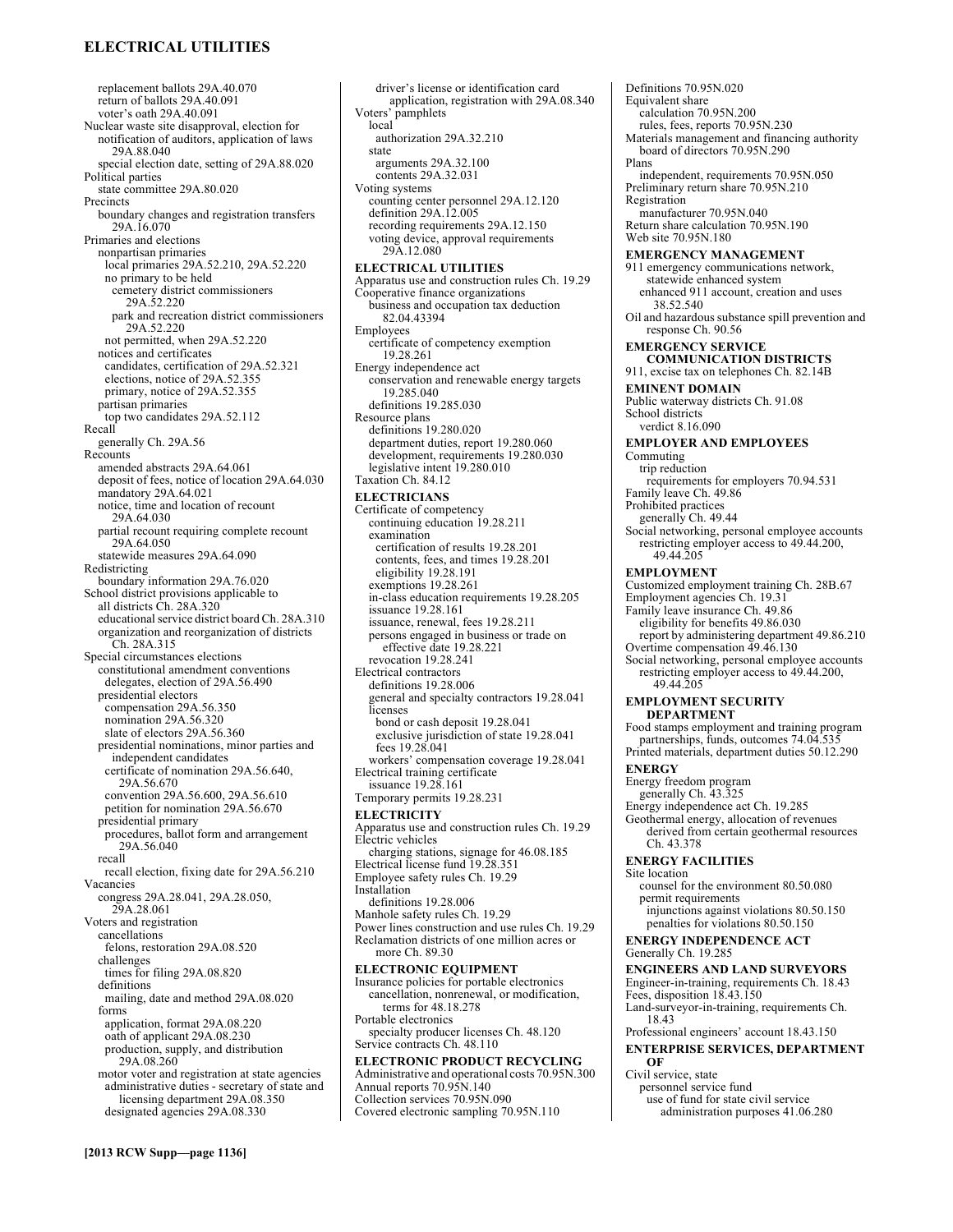replacement ballots 29A.40.070
return of ballots 29A.40.091
voter's oath 29A.40.091
Nuclear waste site disapproval, election for
notification of auditors, application of laws 29A.88.040
special election date, setting of 29A.88.020
Political parties
state committee 29A.80.020
Precincts
boundary changes and registration transfers 29A.16.070
Primaries and elections
nonpartisan primaries
local primaries 29A.52.210, 29A.52.220
no primary to be held
cemetery district commissioners 29A.52.220
park and recreation district commissioners 29A.52.220
not permitted, when 29A.52.220
notices and certificates
candidates, certification of 29A.52.321
elections, notice of 29A.52.355
primary, notice of 29A.52.355
partisan primaries
top two candidates 29A.52.112
Recall
generally Ch. 29A.56
Recounts
amended abstracts 29A.64.061
deposit of fees, notice of location 29A.64.030
mandatory 29A.64.021
notice, time and location of recount 29A.64.030
partial recount requiring complete recount 29A.64.050
statewide measures 29A.64.090
Redistricting
boundary information 29A.76.020
School district provisions applicable to
all districts Ch. 28A.320
educational service district board Ch. 28A.310
organization and reorganization of districts Ch. 28A.315
Special circumstances elections
constitutional amendment conventions
delegates, election of 29A.56.490
presidential electors
compensation 29A.56.350
nomination 29A.56.320
slate of electors 29A.56.360
presidential nominations, minor parties and independent candidates
certificate of nomination 29A.56.640, 29A.56.670
convention 29A.56.600, 29A.56.610
petition for nomination 29A.56.670
presidential primary
procedures, ballot form and arrangement 29A.56.040
recall
recall election, fixing date for 29A.56.210
Vacancies
congress 29A.28.041, 29A.28.050, 29A.28.061
Voters and registration
cancellations
felons, restoration 29A.08.520
challenges
times for filing 29A.08.820
definitions
mailing, date and method 29A.08.020
forms
application, format 29A.08.220
oath of applicant 29A.08.230
production, supply, and distribution 29A.08.260
motor voter and registration at state agencies
administrative duties - secretary of state and licensing department 29A.08.350
designated agencies 29A.08.330
driver's license or identification card application, registration with 29A.08.340
Voters' pamphlets
local
authorization 29A.32.210
state
arguments 29A.32.100
contents 29A.32.031
Voting systems
counting center personnel 29A.12.120
definition 29A.12.005
recording requirements 29A.12.150
voting device, approval requirements 29A.12.080

**ELECTRICAL UTILITIES**

Apparatus use and construction rules Ch. 19.29
Cooperative finance organizations
business and occupation tax deduction 82.04.43394
Employees
certificate of competency exemption 19.28.261
Energy independence act
conservation and renewable energy targets 19.285.040
definitions 19.285.030
Resource plans
definitions 19.280.020
department duties, report 19.280.060
development, requirements 19.280.030
legislative intent 19.280.010
Taxation Ch. 84.12

**ELECTRICIANS**

Certificate of competency
continuing education 19.28.211
examination
certification of results 19.28.201
contents, fees, and times 19.28.201
eligibility 19.28.191
exemptions 19.28.261
in-class education requirements 19.28.205
issuance 19.28.161
issuance, renewal, fees 19.28.211
persons engaged in business or trade on effective date 19.28.221
revocation 19.28.241
Electrical contractors
definitions 19.28.006
general and specialty contractors 19.28.041
licenses
bond or cash deposit 19.28.041
exclusive jurisdiction of state 19.28.041
fees 19.28.041
workers' compensation coverage 19.28.041
Electrical training certificate
issuance 19.28.161
Temporary permits 19.28.231

**ELECTRICITY**

Apparatus use and construction rules Ch. 19.29
Electric vehicles
charging stations, signage for 46.08.185
Electrical license fund 19.28.351
Employee safety rules Ch. 19.29
Installation
definitions 19.28.006
Manhole safety rules Ch. 19.29
Power lines construction and use rules Ch. 19.29
Reclamation districts of one million acres or more Ch. 89.30

**ELECTRONIC EQUIPMENT**

Insurance policies for portable electronics
cancellation, nonrenewal, or modification, terms for 48.18.278
Portable electronics
specialty producer licenses Ch. 48.120
Service contracts Ch. 48.110

**ELECTRONIC PRODUCT RECYCLING**

Administrative and operational costs 70.95N.300
Annual reports 70.95N.140
Collection services 70.95N.090
Covered electronic sampling 70.95N.110
Definitions 70.95N.020
Equivalent share
calculation 70.95N.200
rules, fees, reports 70.95N.230
Materials management and financing authority
board of directors 70.95N.290
Plans
independent, requirements 70.95N.050
Preliminary return share 70.95N.210
Registration
manufacturer 70.95N.040
Return share calculation 70.95N.190
Web site 70.95N.180

**EMERGENCY MANAGEMENT**

911 emergency communications network, statewide enhanced system
enhanced 911 account, creation and uses 38.52.540
Oil and hazardous substance spill prevention and response Ch. 90.56

**EMERGENCY SERVICE COMMUNICATION DISTRICTS**

911, excise tax on telephones Ch. 82.14B

**EMINENT DOMAIN**

Public waterway districts Ch. 91.08
School districts
verdict 8.16.090

**EMPLOYER AND EMPLOYEES**

Commuting
trip reduction
requirements for employers 70.94.531
Family leave Ch. 49.86
Prohibited practices
generally Ch. 49.44
Social networking, personal employee accounts
restricting employer access to 49.44.200, 49.44.205

**EMPLOYMENT**

Customized employment training Ch. 28B.67
Employment agencies Ch. 19.31
Family leave insurance Ch. 49.86
eligibility for benefits 49.86.030
report by administering department 49.86.210
Overtime compensation 49.46.130
Social networking, personal employee accounts
restricting employer access to 49.44.200, 49.44.205

**EMPLOYMENT SECURITY DEPARTMENT**

Food stamps employment and training program partnerships, funds, outcomes 74.04.535
Printed materials, department duties 50.12.290

**ENERGY**

Energy freedom program
generally Ch. 43.325
Energy independence act Ch. 19.285
Geothermal energy, allocation of revenues derived from certain geothermal resources Ch. 43.378

**ENERGY FACILITIES**

Site location
counsel for the environment 80.50.080
permit requirements
injunctions against violations 80.50.150
penalties for violations 80.50.150

**ENERGY INDEPENDENCE ACT**

Generally Ch. 19.285

**ENGINEERS AND LAND SURVEYORS**

Engineer-in-training, requirements Ch. 18.43
Fees, disposition 18.43.150
Land-surveyor-in-training, requirements Ch. 18.43
Professional engineers' account 18.43.150

**ENTERPRISE SERVICES, DEPARTMENT OF**

Civil service, state
personnel service fund
use of fund for state civil service administration purposes 41.06.280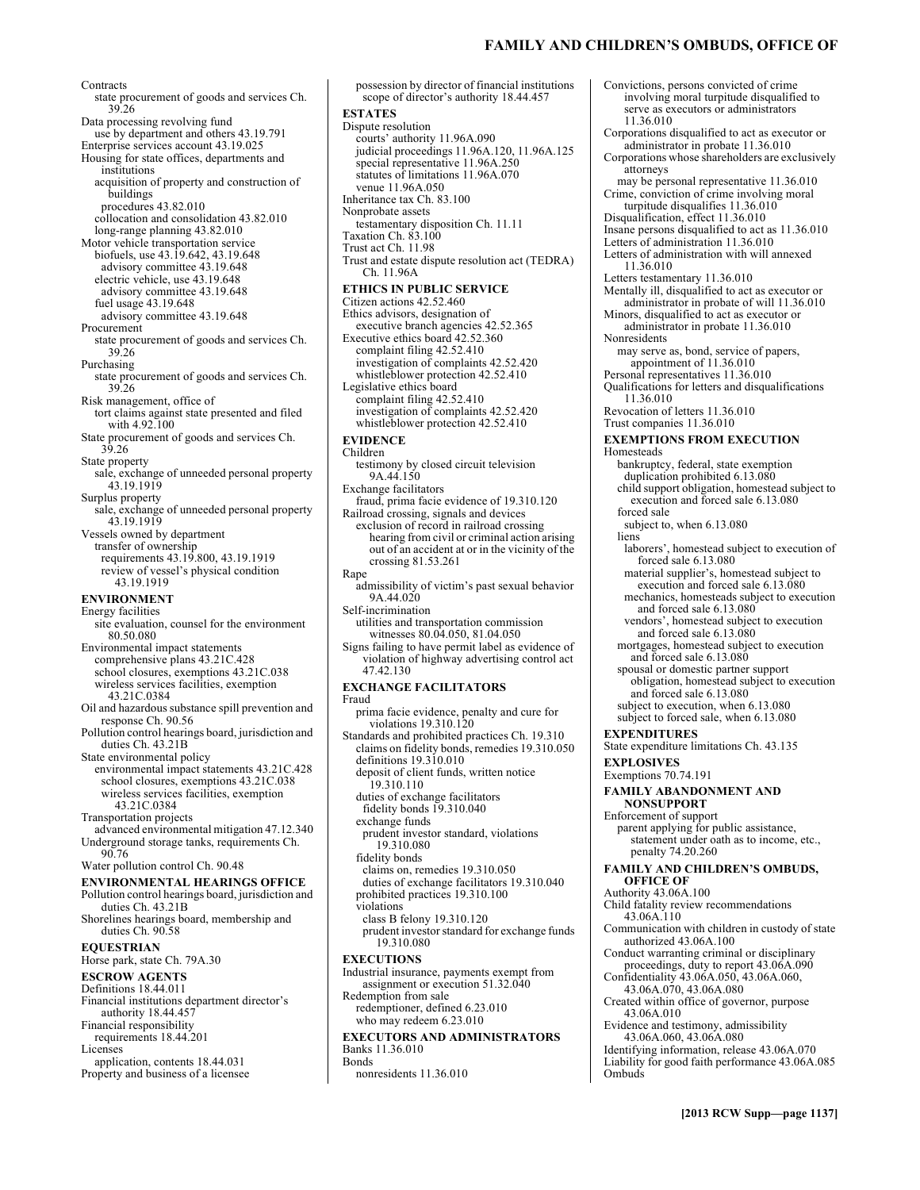Contracts
  state procurement of goods and services Ch. 39.26
Data processing revolving fund
  use by department and others 43.19.791
Enterprise services account 43.19.025
Housing for state offices, departments and institutions
  acquisition of property and construction of buildings
    procedures 43.82.010
  collocation and consolidation 43.82.010
  long-range planning 43.82.010
Motor vehicle transportation service
  biofuels, use 43.19.642, 43.19.648
    advisory committee 43.19.648
  electric vehicle, use 43.19.648
    advisory committee 43.19.648
  fuel usage 43.19.648
    advisory committee 43.19.648
Procurement
  state procurement of goods and services Ch. 39.26
Purchasing
  state procurement of goods and services Ch. 39.26
Risk management, office of
  tort claims against state presented and filed with 4.92.100
State procurement of goods and services Ch. 39.26
State property
  sale, exchange of unneeded personal property 43.19.1919
Surplus property
  sale, exchange of unneeded personal property 43.19.1919
Vessels owned by department
  transfer of ownership
    requirements 43.19.800, 43.19.1919
    review of vessel's physical condition 43.19.1919

**ENVIRONMENT**

Energy facilities
  site evaluation, counsel for the environment 80.50.080
Environmental impact statements
  comprehensive plans 43.21C.428
  school closures, exemptions 43.21C.038
  wireless services facilities, exemption 43.21C.0384
Oil and hazardous substance spill prevention and response Ch. 90.56
Pollution control hearings board, jurisdiction and duties Ch. 43.21B
State environmental policy
  environmental impact statements 43.21C.428
    school closures, exemptions 43.21C.038
    wireless services facilities, exemption 43.21C.0384
Transportation projects
  advanced environmental mitigation 47.12.340
Underground storage tanks, requirements Ch. 90.76
Water pollution control Ch. 90.48

**ENVIRONMENTAL HEARINGS OFFICE**

Pollution control hearings board, jurisdiction and duties Ch. 43.21B
Shorelines hearings board, membership and duties Ch. 90.58

**EQUESTRIAN**

Horse park, state Ch. 79A.30

**ESCROW AGENTS**

Definitions 18.44.011
Financial institutions department director's authority 18.44.457
Financial responsibility
  requirements 18.44.201
Licenses
  application, contents 18.44.031
Property and business of a licensee
  possession by director of financial institutions
    scope of director's authority 18.44.457

**ESTATES**

Dispute resolution
  courts' authority 11.96A.090
  judicial proceedings 11.96A.120, 11.96A.125
  special representative 11.96A.250
  statutes of limitations 11.96A.070
  venue 11.96A.050
Inheritance tax Ch. 83.100
Nonprobate assets
  testamentary disposition Ch. 11.11
Taxation Ch. 83.100
Trust act Ch. 11.98
Trust and estate dispute resolution act (TEDRA) Ch. 11.96A

**ETHICS IN PUBLIC SERVICE**

Citizen actions 42.52.460
Ethics advisors, designation of
  executive branch agencies 42.52.365
Executive ethics board 42.52.360
  complaint filing 42.52.410
  investigation of complaints 42.52.420
  whistleblower protection 42.52.410
Legislative ethics board
  complaint filing 42.52.410
  investigation of complaints 42.52.420
  whistleblower protection 42.52.410

**EVIDENCE**

Children
  testimony by closed circuit television 9A.44.150
Exchange facilitators
  fraud, prima facie evidence of 19.310.120
Railroad crossing, signals and devices
  exclusion of record in railroad crossing hearing from civil or criminal action arising out of an accident at or in the vicinity of the crossing 81.53.261
Rape
  admissibility of victim's past sexual behavior 9A.44.020
Self-incrimination
  utilities and transportation commission witnesses 80.04.050, 81.04.050
Signs failing to have permit label as evidence of violation of highway advertising control act 47.42.130

**EXCHANGE FACILITATORS**

Fraud
  prima facie evidence, penalty and cure for violations 19.310.120
Standards and prohibited practices Ch. 19.310
  claims on fidelity bonds, remedies 19.310.050
  definitions 19.310.010
  deposit of client funds, written notice 19.310.110
  duties of exchange facilitators
    fidelity bonds 19.310.040
  exchange funds
    prudent investor standard, violations 19.310.080
  fidelity bonds
    claims on, remedies 19.310.050
    duties of exchange facilitators 19.310.040
  prohibited practices 19.310.100
  violations
    class B felony 19.310.120
    prudent investor standard for exchange funds 19.310.080

**EXECUTIONS**

Industrial insurance, payments exempt from assignment or execution 51.32.040
Redemption from sale
  redemptioner, defined 6.23.010
  who may redeem 6.23.010

**EXECUTORS AND ADMINISTRATORS**

Banks 11.36.010
Bonds
  nonresidents 11.36.010
Convictions, persons convicted of crime involving moral turpitude disqualified to serve as executors or administrators 11.36.010
Corporations disqualified to act as executor or administrator in probate 11.36.010
Corporations whose shareholders are exclusively attorneys
  may be personal representative 11.36.010
Crime, conviction of crime involving moral turpitude disqualifies 11.36.010
Disqualification, effect 11.36.010
Insane persons disqualified to act as 11.36.010
Letters of administration 11.36.010
Letters of administration with will annexed 11.36.010
Letters testamentary 11.36.010
Mentally ill, disqualified to act as executor or administrator in probate of will 11.36.010
Minors, disqualified to act as executor or administrator in probate 11.36.010
Nonresidents
  may serve as, bond, service of papers, appointment of 11.36.010
Personal representatives 11.36.010
Qualifications for letters and disqualifications 11.36.010
Revocation of letters 11.36.010
Trust companies 11.36.010

**EXEMPTIONS FROM EXECUTION**

Homesteads
  bankruptcy, federal, state exemption duplication prohibited 6.13.080
  child support obligation, homestead subject to execution and forced sale 6.13.080
  forced sale
    subject to, when 6.13.080
  liens
    laborers', homestead subject to execution of forced sale 6.13.080
    material supplier's, homestead subject to execution and forced sale 6.13.080
    mechanics, homesteads subject to execution and forced sale 6.13.080
    vendors', homestead subject to execution and forced sale 6.13.080
  mortgages, homestead subject to execution and forced sale 6.13.080
  spousal or domestic partner support obligation, homestead subject to execution and forced sale 6.13.080
  subject to execution, when 6.13.080
  subject to forced sale, when 6.13.080

**EXPENDITURES**

State expenditure limitations Ch. 43.135

**EXPLOSIVES**

Exemptions 70.74.191

**FAMILY ABANDONMENT AND NONSUPPORT**

Enforcement of support
  parent applying for public assistance, statement under oath as to income, etc., penalty 74.20.260

**FAMILY AND CHILDREN'S OMBUDS, OFFICE OF**

Authority 43.06A.100
Child fatality review recommendations 43.06A.110
Communication with children in custody of state authorized 43.06A.100
Conduct warranting criminal or disciplinary proceedings, duty to report 43.06A.090
Confidentiality 43.06A.050, 43.06A.060, 43.06A.070, 43.06A.080
Created within office of governor, purpose 43.06A.010
Evidence and testimony, admissibility 43.06A.060, 43.06A.080
Identifying information, release 43.06A.070
Liability for good faith performance 43.06A.085
Ombuds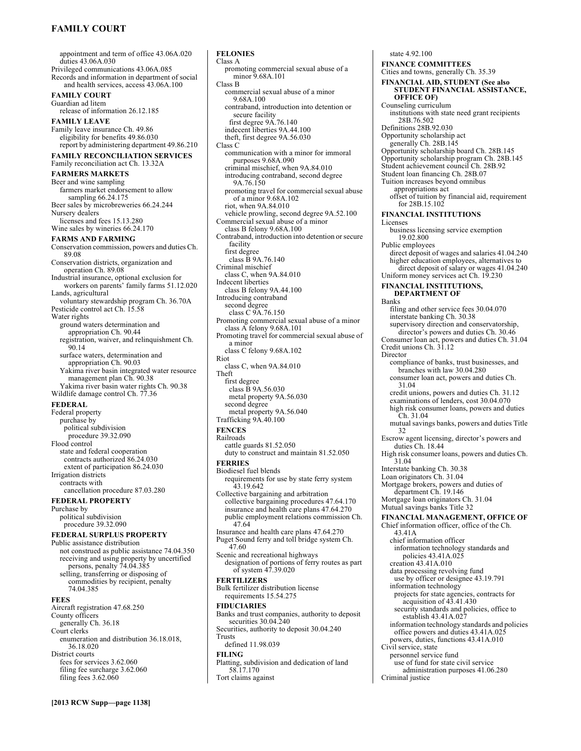appointment and term of office 43.06A.020
duties 43.06A.030
Privileged communications 43.06A.085
Records and information in department of social and health services, access 43.06A.100

**FAMILY COURT**
Guardian ad litem
release of information 26.12.185

**FAMILY LEAVE**
Family leave insurance Ch. 49.86
eligibility for benefits 49.86.030
report by administering department 49.86.210

**FAMILY RECONCILIATION SERVICES**
Family reconciliation act Ch. 13.32A

**FARMERS MARKETS**
Beer and wine sampling
farmers market endorsement to allow sampling 66.24.175
Beer sales by microbreweries 66.24.244
Nursery dealers
licenses and fees 15.13.280
Wine sales by wineries 66.24.170

**FARMS AND FARMING**
Conservation commission, powers and duties Ch. 89.08
Conservation districts, organization and operation Ch. 89.08
Industrial insurance, optional exclusion for workers on parents' family farms 51.12.020
Lands, agricultural
voluntary stewardship program Ch. 36.70A
Pesticide control act Ch. 15.58
Water rights
ground waters determination and appropriation Ch. 90.44
registration, waiver, and relinquishment Ch. 90.14
surface waters, determination and appropriation Ch. 90.03
Yakima river basin integrated water resource management plan Ch. 90.38
Yakima river basin water rights Ch. 90.38
Wildlife damage control Ch. 77.36

**FEDERAL**
Federal property
purchase by
political subdivision
procedure 39.32.090
Flood control
state and federal cooperation
contracts authorized 86.24.030
extent of participation 86.24.030
Irrigation districts
contracts with
cancellation procedure 87.03.280

**FEDERAL PROPERTY**
Purchase by
political subdivision
procedure 39.32.090

**FEDERAL SURPLUS PROPERTY**
Public assistance distribution
not construed as public assistance 74.04.350
receiving and using property by uncertified persons, penalty 74.04.385
selling, transferring or disposing of commodities by recipient, penalty 74.04.385

**FEES**
Aircraft registration 47.68.250
County officers
generally Ch. 36.18
Court clerks
enumeration and distribution 36.18.018, 36.18.020
District courts
fees for services 3.62.060
filing fee surcharge 3.62.060
filing fees 3.62.060

**FELONIES**
Class A
promoting commercial sexual abuse of a minor 9.68A.101
Class B
commercial sexual abuse of a minor 9.68A.100
contraband, introduction into detention or secure facility
first degree 9A.76.140
indecent liberties 9A.44.100
theft, first degree 9A.56.030
Class C
communication with a minor for immoral purposes 9.68A.090
criminal mischief, when 9A.84.010
introducing contraband, second degree 9A.76.150
promoting travel for commercial sexual abuse of a minor 9.68A.102
riot, when 9A.84.010
vehicle prowling, second degree 9A.52.100
Commercial sexual abuse of a minor
class B felony 9.68A.100
Contraband, introduction into detention or secure facility
first degree
class B 9A.76.140
Criminal mischief
class C, when 9A.84.010
Indecent liberties
class B felony 9A.44.100
Introducing contraband
second degree
class C 9A.76.150
Promoting commercial sexual abuse of a minor
class A felony 9.68A.101
Promoting travel for commercial sexual abuse of a minor
class C felony 9.68A.102
Riot
class C, when 9A.84.010
Theft
first degree
class B 9A.56.030
metal property 9A.56.030
second degree
metal property 9A.56.040
Trafficking 9A.40.100

**FENCES**
Railroads
cattle guards 81.52.050
duty to construct and maintain 81.52.050

**FERRIES**
Biodiesel fuel blends
requirements for use by state ferry system 43.19.642
Collective bargaining and arbitration
collective bargaining procedures 47.64.170
insurance and health care plans 47.64.270
public employment relations commission Ch. 47.64
Insurance and health care plans 47.64.270
Puget Sound ferry and toll bridge system Ch. 47.60
Scenic and recreational highways
designation of portions of ferry routes as part of system 47.39.020

**FERTILIZERS**
Bulk fertilizer distribution license
requirements 15.54.275

**FIDUCIARIES**
Banks and trust companies, authority to deposit securities 30.04.240
Securities, authority to deposit 30.04.240
Trusts
defined 11.98.039

**FILING**
Platting, subdivision and dedication of land 58.17.170
Tort claims against
state 4.92.100

**FINANCE COMMITTEES**
Cities and towns, generally Ch. 35.39

**FINANCIAL AID, STUDENT (See also STUDENT FINANCIAL ASSISTANCE, OFFICE OF)**
Counseling curriculum
institutions with state need grant recipients 28B.76.502
Definitions 28B.92.030
Opportunity scholarship act
generally Ch. 28B.145
Opportunity scholarship board Ch. 28B.145
Opportunity scholarship program Ch. 28B.145
Student achievement council Ch. 28B.92
Student loan financing Ch. 28B.07
Tuition increases beyond omnibus appropriations act
offset of tuition by financial aid, requirement for 28B.15.102

**FINANCIAL INSTITUTIONS**
Licenses
business licensing service exemption 19.02.800
Public employees
direct deposit of wages and salaries 41.04.240
higher education employees, alternatives to direct deposit of salary or wages 41.04.240
Uniform money services act Ch. 19.230

**FINANCIAL INSTITUTIONS, DEPARTMENT OF**
Banks
filing and other service fees 30.04.070
interstate banking Ch. 30.38
supervisory direction and conservatorship, director's powers and duties Ch. 30.46
Consumer loan act, powers and duties Ch. 31.04
Credit unions Ch. 31.12
Director
compliance of banks, trust businesses, and branches with law 30.04.280
consumer loan act, powers and duties Ch. 31.04
credit unions, powers and duties Ch. 31.12
examinations of lenders, cost 30.04.070
high risk consumer loans, powers and duties Ch. 31.04
mutual savings banks, powers and duties Title 32
Escrow agent licensing, director's powers and duties Ch. 18.44
High risk consumer loans, powers and duties Ch. 31.04
Interstate banking Ch. 30.38
Loan originators Ch. 31.04
Mortgage brokers, powers and duties of department Ch. 19.146
Mortgage loan originators Ch. 31.04
Mutual savings banks Title 32

**FINANCIAL MANAGEMENT, OFFICE OF**
Chief information officer, office of the Ch. 43.41A
chief information officer
information technology standards and policies 43.41A.025
creation 43.41A.010
data processing revolving fund
use by officer or designee 43.19.791
information technology
projects for state agencies, contracts for acquisition of 43.41.430
security standards and policies, office to establish 43.41A.027
information technology standards and policies
office powers and duties 43.41A.025
powers, duties, functions 43.41A.010
Civil service, state
personnel service fund
use of fund for state civil service administration purposes 41.06.280
Criminal justice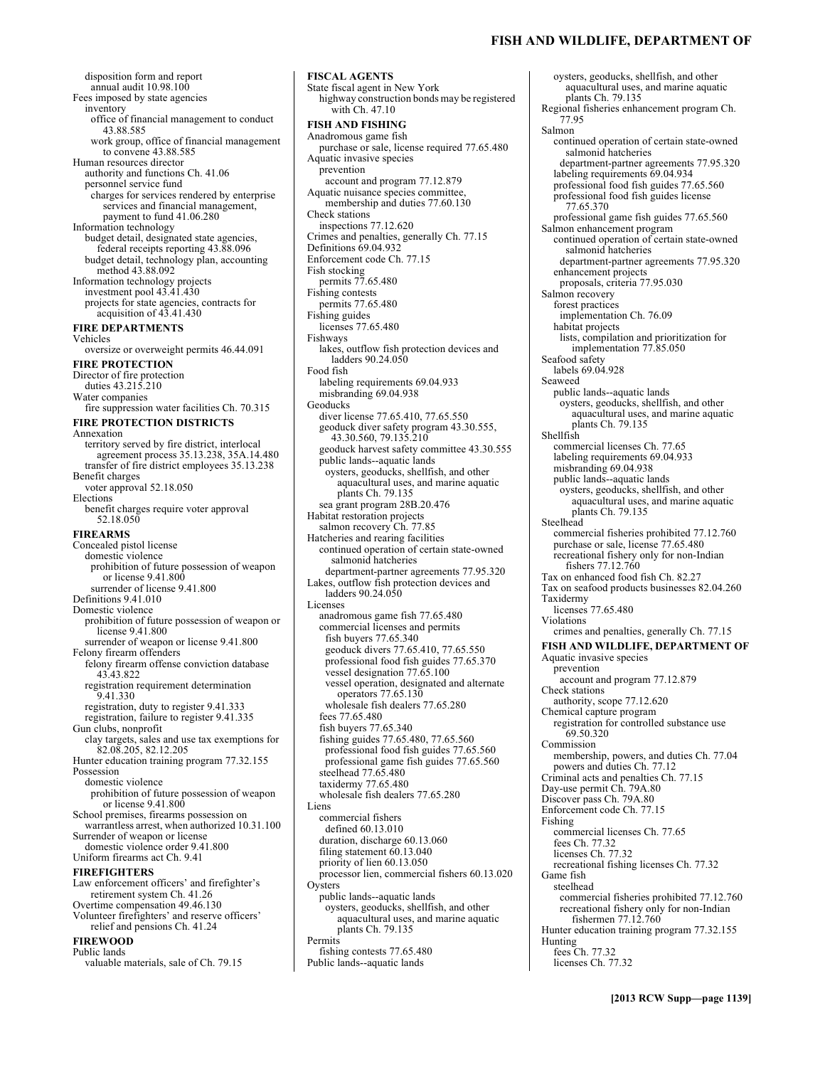disposition form and report
  annual audit 10.98.100
Fees imposed by state agencies
  inventory
    office of financial management to conduct 43.88.585
    work group, office of financial management to convene 43.88.585
Human resources director
  authority and functions Ch. 41.06
  personnel service fund
    charges for services rendered by enterprise services and financial management, payment to fund 41.06.280
Information technology
  budget detail, designated state agencies, federal receipts reporting 43.88.096
  budget detail, technology plan, accounting method 43.88.092
Information technology projects
  investment pool 43.41.430
  projects for state agencies, contracts for acquisition of 43.41.430

**FIRE DEPARTMENTS**

Vehicles
  oversize or overweight permits 46.44.091

**FIRE PROTECTION**

Director of fire protection
  duties 43.215.210
Water companies
  fire suppression water facilities Ch. 70.315

**FIRE PROTECTION DISTRICTS**

Annexation
  territory served by fire district, interlocal agreement process 35.13.238, 35A.14.480
  transfer of fire district employees 35.13.238
Benefit charges
  voter approval 52.18.050
Elections
  benefit charges require voter approval 52.18.050

**FIREARMS**

Concealed pistol license
  domestic violence
    prohibition of future possession of weapon or license 9.41.800
    surrender of license 9.41.800
Definitions 9.41.010
Domestic violence
  prohibition of future possession of weapon or license 9.41.800
  surrender of weapon or license 9.41.800
Felony firearm offenders
  felony firearm offense conviction database 43.43.822
  registration requirement determination 9.41.330
  registration, duty to register 9.41.333
  registration, failure to register 9.41.335
Gun clubs, nonprofit
  clay targets, sales and use tax exemptions for 82.08.205, 82.12.205
Hunter education training program 77.32.155
Possession
  domestic violence
    prohibition of future possession of weapon or license 9.41.800
School premises, firearms possession on warrantless arrest, when authorized 10.31.100
Surrender of weapon or license
  domestic violence order 9.41.800
Uniform firearms act Ch. 9.41

**FIREFIGHTERS**

Law enforcement officers' and firefighter's retirement system Ch. 41.26
Overtime compensation 49.46.130
Volunteer firefighters' and reserve officers' relief and pensions Ch. 41.24

**FIREWOOD**

Public lands
  valuable materials, sale of Ch. 79.15

**FISCAL AGENTS**

State fiscal agent in New York
  highway construction bonds may be registered with Ch. 47.10

**FISH AND FISHING**

Anadromous game fish
  purchase or sale, license required 77.65.480
Aquatic invasive species
  prevention
    account and program 77.12.879
Aquatic nuisance species committee, membership and duties 77.60.130
Check stations
  inspections 77.12.620
Crimes and penalties, generally Ch. 77.15
Definitions 69.04.932
Enforcement code Ch. 77.15
Fish stocking
  permits 77.65.480
Fishing contests
  permits 77.65.480
Fishing guides
  licenses 77.65.480
Fishways
  lakes, outflow fish protection devices and ladders 90.24.050
Food fish
  labeling requirements 69.04.933
  misbranding 69.04.938
Geoducks
  diver license 77.65.410, 77.65.550
  geoduck diver safety program 43.30.555, 43.30.560, 79.135.210
  geoduck harvest safety committee 43.30.555
  public lands--aquatic lands
    oysters, geoducks, shellfish, and other aquacultural uses, and marine aquatic plants Ch. 79.135
  sea grant program 28B.20.476
Habitat restoration projects
  salmon recovery Ch. 77.85
Hatcheries and rearing facilities
  continued operation of certain state-owned salmonid hatcheries
    department-partner agreements 77.95.320
Lakes, outflow fish protection devices and ladders 90.24.050
Licenses
  anadromous game fish 77.65.480
  commercial licenses and permits
    fish buyers 77.65.340
    geoduck divers 77.65.410, 77.65.550
    professional food fish guides 77.65.370
    vessel designation 77.65.100
    vessel operation, designated and alternate operators 77.65.130
    wholesale fish dealers 77.65.280
  fees 77.65.480
  fish buyers 77.65.340
  fishing guides 77.65.480, 77.65.560
    professional food fish guides 77.65.560
    professional game fish guides 77.65.560
  steelhead 77.65.480
  taxidermy 77.65.480
  wholesale fish dealers 77.65.280
Liens
  commercial fishers
    defined 60.13.010
  duration, discharge 60.13.060
  filing statement 60.13.040
  priority of lien 60.13.050
  processor lien, commercial fishers 60.13.020
Oysters
  public lands--aquatic lands
    oysters, geoducks, shellfish, and other aquacultural uses, and marine aquatic plants Ch. 79.135
Permits
  fishing contests 77.65.480
Public lands--aquatic lands
  oysters, geoducks, shellfish, and other aquacultural uses, and marine aquatic plants Ch. 79.135
Regional fisheries enhancement program Ch. 77.95
Salmon
  continued operation of certain state-owned salmonid hatcheries
    department-partner agreements 77.95.320
  labeling requirements 69.04.934
  professional food fish guides 77.65.560
  professional food fish guides license 77.65.370
  professional game fish guides 77.65.560
Salmon enhancement program
  continued operation of certain state-owned salmonid hatcheries
    department-partner agreements 77.95.320
  enhancement projects
    proposals, criteria 77.95.030
Salmon recovery
  forest practices
    implementation Ch. 76.09
  habitat projects
    lists, compilation and prioritization for implementation 77.85.050
Seafood safety
  labels 69.04.928
Seaweed
  public lands--aquatic lands
    oysters, geoducks, shellfish, and other aquacultural uses, and marine aquatic plants Ch. 79.135
Shellfish
  commercial licenses Ch. 77.65
  labeling requirements 69.04.933
  misbranding 69.04.938
  public lands--aquatic lands
    oysters, geoducks, shellfish, and other aquacultural uses, and marine aquatic plants Ch. 79.135
Steelhead
  commercial fisheries prohibited 77.12.760
  purchase or sale, license 77.65.480
  recreational fishery only for non-Indian fishers 77.12.760
Tax on enhanced food fish Ch. 82.27
Tax on seafood products businesses 82.04.260
Taxidermy
  licenses 77.65.480
Violations
  crimes and penalties, generally Ch. 77.15

**FISH AND WILDLIFE, DEPARTMENT OF**

Aquatic invasive species
  prevention
    account and program 77.12.879
Check stations
  authority, scope 77.12.620
Chemical capture program
  registration for controlled substance use 69.50.320
Commission
  membership, powers, and duties Ch. 77.04
  powers and duties Ch. 77.12
Criminal acts and penalties Ch. 77.15
Day-use permit Ch. 79A.80
Discover pass Ch. 79A.80
Enforcement code Ch. 77.15
Fishing
  commercial licenses Ch. 77.65
  fees Ch. 77.32
  licenses Ch. 77.32
  recreational fishing licenses Ch. 77.32
Game fish
  steelhead
    commercial fisheries prohibited 77.12.760
    recreational fishery only for non-Indian fishermen 77.12.760
Hunter education training program 77.32.155
Hunting
  fees Ch. 77.32
  licenses Ch. 77.32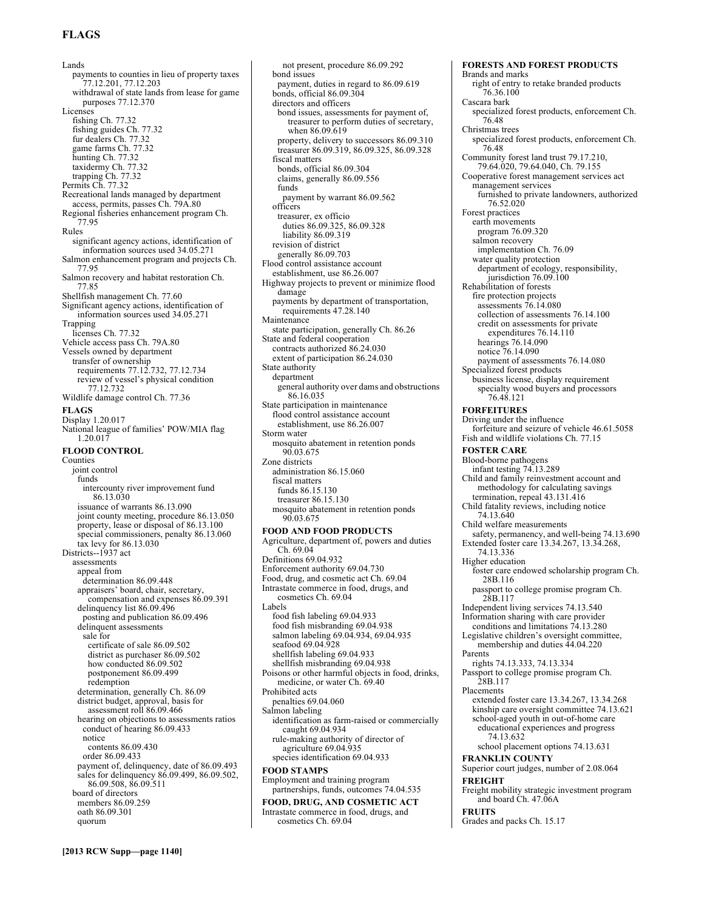Lands
  payments to counties in lieu of property taxes 77.12.201, 77.12.203
  withdrawal of state lands from lease for game purposes 77.12.370
Licenses
  fishing Ch. 77.32
  fishing guides Ch. 77.32
  fur dealers Ch. 77.32
  game farms Ch. 77.32
  hunting Ch. 77.32
  taxidermy Ch. 77.32
  trapping Ch. 77.32
Permits Ch. 77.32
Recreational lands managed by department
  access, permits, passes Ch. 79A.80
Regional fisheries enhancement program Ch. 77.95
Rules
  significant agency actions, identification of information sources used 34.05.271
Salmon enhancement program and projects Ch. 77.95
Salmon recovery and habitat restoration Ch. 77.85
Shellfish management Ch. 77.60
Significant agency actions, identification of information sources used 34.05.271
Trapping
  licenses Ch. 77.32
Vehicle access pass Ch. 79A.80
Vessels owned by department
  transfer of ownership
    requirements 77.12.732, 77.12.734
    review of vessel's physical condition 77.12.732
Wildlife damage control Ch. 77.36

**FLAGS**

Display 1.20.017
National league of families' POW/MIA flag 1.20.017

**FLOOD CONTROL**

Counties
  joint control
    funds
      intercounty river improvement fund 86.13.030
    issuance of warrants 86.13.090
    joint county meeting, procedure 86.13.050
    property, lease or disposal of 86.13.100
    special commissioners, penalty 86.13.060
    tax levy for 86.13.030
Districts--1937 act
  assessments
    appeal from
      determination 86.09.448
    appraisers' board, chair, secretary, compensation and expenses 86.09.391
    delinquency list 86.09.496
      posting and publication 86.09.496
    delinquent assessments
      sale for
        certificate of sale 86.09.502
        district as purchaser 86.09.502
        how conducted 86.09.502
        postponement 86.09.499
        redemption
    determination, generally Ch. 86.09
    district budget, approval, basis for assessment roll 86.09.466
    hearing on objections to assessments ratios
      conduct of hearing 86.09.433
      notice
        contents 86.09.430
      order 86.09.433
    payment of, delinquency, date of 86.09.493
    sales for delinquency 86.09.499, 86.09.502, 86.09.508, 86.09.511
  board of directors
    members 86.09.259
    oath 86.09.301
    quorum
      not present, procedure 86.09.292
  bond issues
    payment, duties in regard to 86.09.619
  bonds, official 86.09.304
  directors and officers
    bond issues, assessments for payment of, treasurer to perform duties of secretary, when 86.09.619
    property, delivery to successors 86.09.310
    treasurer 86.09.319, 86.09.325, 86.09.328
  fiscal matters
    bonds, official 86.09.304
    claims, generally 86.09.556
    funds
      payment by warrant 86.09.562
  officers
    treasurer, ex officio
      duties 86.09.325, 86.09.328
      liability 86.09.319
  revision of district
    generally 86.09.703
Flood control assistance account
  establishment, use 86.26.007
Highway projects to prevent or minimize flood damage
  payments by department of transportation, requirements 47.28.140
Maintenance
  state participation, generally Ch. 86.26
State and federal cooperation
  contracts authorized 86.24.030
  extent of participation 86.24.030
State authority
  department
    general authority over dams and obstructions 86.16.035
State participation in maintenance
  flood control assistance account
    establishment, use 86.26.007
Storm water
  mosquito abatement in retention ponds 90.03.675
Zone districts
  administration 86.15.060
  fiscal matters
    funds 86.15.130
    treasurer 86.15.130
  mosquito abatement in retention ponds 90.03.675

**FOOD AND FOOD PRODUCTS**

Agriculture, department of, powers and duties Ch. 69.04
Definitions 69.04.932
Enforcement authority 69.04.730
Food, drug, and cosmetic act Ch. 69.04
Intrastate commerce in food, drugs, and cosmetics Ch. 69.04
Labels
  food fish labeling 69.04.933
  food fish misbranding 69.04.938
  salmon labeling 69.04.934, 69.04.935
  seafood 69.04.928
  shellfish labeling 69.04.933
  shellfish misbranding 69.04.938
Poisons or other harmful objects in food, drinks, medicine, or water Ch. 69.40
Prohibited acts
  penalties 69.04.060
Salmon labeling
  identification as farm-raised or commercially caught 69.04.934
  rule-making authority of director of agriculture 69.04.935
  species identification 69.04.933

**FOOD STAMPS**

Employment and training program
  partnerships, funds, outcomes 74.04.535

**FOOD, DRUG, AND COSMETIC ACT**

Intrastate commerce in food, drugs, and cosmetics Ch. 69.04

**FORESTS AND FOREST PRODUCTS**

Brands and marks
  right of entry to retake branded products 76.36.100
Cascara bark
  specialized forest products, enforcement Ch. 76.48
Christmas trees
  specialized forest products, enforcement Ch. 76.48
Community forest land trust 79.17.210, 79.64.020, 79.64.040, Ch. 79.155
Cooperative forest management services act
  management services
    furnished to private landowners, authorized 76.52.020
Forest practices
  earth movements
    program 76.09.320
  salmon recovery
    implementation Ch. 76.09
  water quality protection
    department of ecology, responsibility, jurisdiction 76.09.100
Rehabilitation of forests
  fire protection projects
    assessments 76.14.080
    collection of assessments 76.14.100
    credit on assessments for private expenditures 76.14.110
    hearings 76.14.090
    notice 76.14.090
    payment of assessments 76.14.080
Specialized forest products
  business license, display requirement
    specialty wood buyers and processors 76.48.121

**FORFEITURES**

Driving under the influence
  forfeiture and seizure of vehicle 46.61.5058
Fish and wildlife violations Ch. 77.15

**FOSTER CARE**

Blood-borne pathogens
  infant testing 74.13.289
Child and family reinvestment account and methodology for calculating savings
  termination, repeal 43.131.416
Child fatality reviews, including notice 74.13.640
Child welfare measurements
  safety, permanency, and well-being 74.13.690
Extended foster care 13.34.267, 13.34.268, 74.13.336
Higher education
  foster care endowed scholarship program Ch. 28B.116
  passport to college promise program Ch. 28B.117
Independent living services 74.13.540
Information sharing with care provider
  conditions and limitations 74.13.280
Legislative children's oversight committee, membership and duties 44.04.220
Parents
  rights 74.13.333, 74.13.334
Passport to college promise program Ch. 28B.117
Placements
  extended foster care 13.34.267, 13.34.268
  kinship care oversight committee 74.13.621
  school-aged youth in out-of-home care
    educational experiences and progress 74.13.632
    school placement options 74.13.631

**FRANKLIN COUNTY**

Superior court judges, number of 2.08.064

**FREIGHT**

Freight mobility strategic investment program and board Ch. 47.06A

**FRUITS**

Grades and packs Ch. 15.17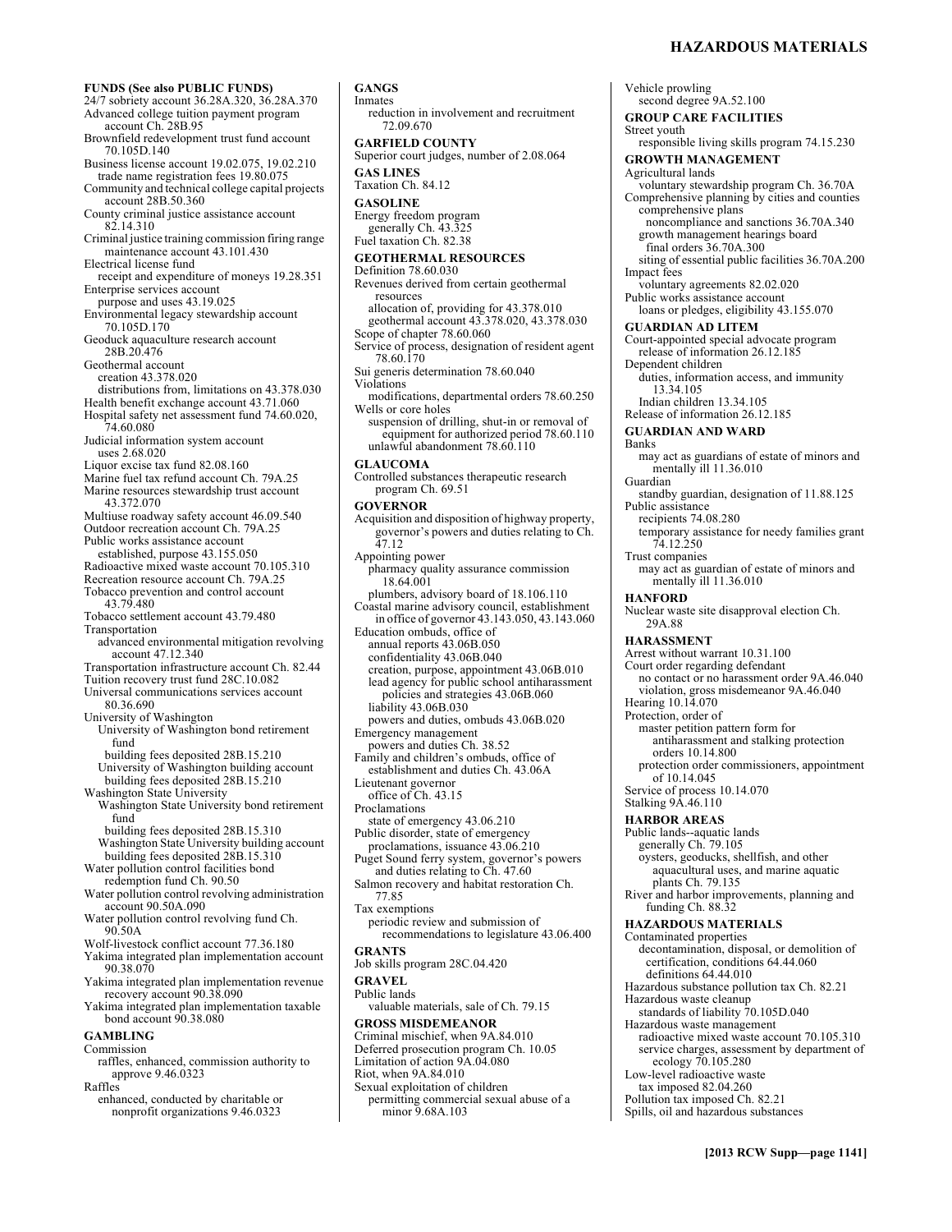**FUNDS (See also PUBLIC FUNDS)**
24/7 sobriety account 36.28A.320, 36.28A.370
Advanced college tuition payment program account Ch. 28B.95
Brownfield redevelopment trust fund account 70.105D.140
Business license account 19.02.075, 19.02.210
  trade name registration fees 19.80.075
Community and technical college capital projects account 28B.50.360
County criminal justice assistance account 82.14.310
Criminal justice training commission firing range maintenance account 43.101.430
Electrical license fund
  receipt and expenditure of moneys 19.28.351
Enterprise services account
  purpose and uses 43.19.025
Environmental legacy stewardship account 70.105D.170
Geoduck aquaculture research account 28B.20.476
Geothermal account
  creation 43.378.020
  distributions from, limitations on 43.378.030
Health benefit exchange account 43.71.060
Hospital safety net assessment fund 74.60.020, 74.60.080
Judicial information system account
  uses 2.68.020
Liquor excise tax fund 82.08.160
Marine fuel tax refund account Ch. 79A.25
Marine resources stewardship trust account 43.372.070
Multiuse roadway safety account 46.09.540
Outdoor recreation account Ch. 79A.25
Public works assistance account
  established, purpose 43.155.050
Radioactive mixed waste account 70.105.310
Recreation resource account Ch. 79A.25
Tobacco prevention and control account 43.79.480
Tobacco settlement account 43.79.480
Transportation
  advanced environmental mitigation revolving account 47.12.340
Transportation infrastructure account Ch. 82.44
Tuition recovery trust fund 28C.10.082
Universal communications services account 80.36.690
University of Washington
  University of Washington bond retirement fund
    building fees deposited 28B.15.210
  University of Washington building account
    building fees deposited 28B.15.210
Washington State University
  Washington State University bond retirement fund
    building fees deposited 28B.15.310
  Washington State University building account
    building fees deposited 28B.15.310
Water pollution control facilities bond redemption fund Ch. 90.50
Water pollution control revolving administration account 90.50A.090
Water pollution control revolving fund Ch. 90.50A
Wolf-livestock conflict account 77.36.180
Yakima integrated plan implementation account 90.38.070
Yakima integrated plan implementation revenue recovery account 90.38.090
Yakima integrated plan implementation taxable bond account 90.38.080

**GAMBLING**
Commission
  raffles, enhanced, commission authority to approve 9.46.0323
Raffles
  enhanced, conducted by charitable or nonprofit organizations 9.46.0323

**GANGS**
Inmates
  reduction in involvement and recruitment 72.09.670

**GARFIELD COUNTY**
Superior court judges, number of 2.08.064

**GAS LINES**
Taxation Ch. 84.12

**GASOLINE**
Energy freedom program
  generally Ch. 43.325
Fuel taxation Ch. 82.38

**GEOTHERMAL RESOURCES**
Definition 78.60.030
Revenues derived from certain geothermal resources
  allocation of, providing for 43.378.010
  geothermal account 43.378.020, 43.378.030
Scope of chapter 78.60.060
Service of process, designation of resident agent 78.60.170
Sui generis determination 78.60.040
Violations
  modifications, departmental orders 78.60.250
Wells or core holes
  suspension of drilling, shut-in or removal of equipment for authorized period 78.60.110
  unlawful abandonment 78.60.110

**GLAUCOMA**
Controlled substances therapeutic research program Ch. 69.51

**GOVERNOR**
Acquisition and disposition of highway property, governor's powers and duties relating to Ch. 47.12
Appointing power
  pharmacy quality assurance commission 18.64.001
  plumbers, advisory board of 18.106.110
Coastal marine advisory council, establishment in office of governor 43.143.050, 43.143.060
Education ombuds, office of
  annual reports 43.06B.050
  confidentiality 43.06B.040
  creation, purpose, appointment 43.06B.010
  lead agency for public school antiharassment policies and strategies 43.06B.060
  liability 43.06B.030
  powers and duties, ombuds 43.06B.020
Emergency management
  powers and duties Ch. 38.52
Family and children's ombuds, office of
  establishment and duties Ch. 43.06A
Lieutenant governor
  office of Ch. 43.15
Proclamations
  state of emergency 43.06.210
Public disorder, state of emergency
  proclamations, issuance 43.06.210
Puget Sound ferry system, governor's powers and duties relating to Ch. 47.60
Salmon recovery and habitat restoration Ch. 77.85
Tax exemptions
  periodic review and submission of recommendations to legislature 43.06.400

**GRANTS**
Job skills program 28C.04.420

**GRAVEL**
Public lands
  valuable materials, sale of Ch. 79.15

**GROSS MISDEMEANOR**
Criminal mischief, when 9A.84.010
Deferred prosecution program Ch. 10.05
Limitation of action 9A.04.080
Riot, when 9A.84.010
Sexual exploitation of children
  permitting commercial sexual abuse of a minor 9.68A.103
Vehicle prowling
  second degree 9A.52.100

**GROUP CARE FACILITIES**
Street youth
  responsible living skills program 74.15.230

**GROWTH MANAGEMENT**
Agricultural lands
  voluntary stewardship program Ch. 36.70A
Comprehensive planning by cities and counties
  comprehensive plans
    noncompliance and sanctions 36.70A.340
  growth management hearings board
    final orders 36.70A.300
  siting of essential public facilities 36.70A.200
Impact fees
  voluntary agreements 82.02.020
Public works assistance account
  loans or pledges, eligibility 43.155.070

**GUARDIAN AD LITEM**
Court-appointed special advocate program
  release of information 26.12.185
Dependent children
  duties, information access, and immunity 13.34.105
  Indian children 13.34.105
Release of information 26.12.185

**GUARDIAN AND WARD**
Banks
  may act as guardians of estate of minors and mentally ill 11.36.010
Guardian
  standby guardian, designation of 11.88.125
Public assistance
  recipients 74.08.280
  temporary assistance for needy families grant 74.12.250
Trust companies
  may act as guardian of estate of minors and mentally ill 11.36.010

**HANFORD**
Nuclear waste site disapproval election Ch. 29A.88

**HARASSMENT**
Arrest without warrant 10.31.100
Court order regarding defendant
  no contact or no harassment order 9A.46.040
  violation, gross misdemeanor 9A.46.040
Hearing 10.14.070
Protection, order of
  master petition pattern form for antiharassment and stalking protection orders 10.14.800
  protection order commissioners, appointment of 10.14.045
Service of process 10.14.070
Stalking 9A.46.110

**HARBOR AREAS**
Public lands--aquatic lands
  generally Ch. 79.105
  oysters, geoducks, shellfish, and other aquacultural uses, and marine aquatic plants Ch. 79.135
River and harbor improvements, planning and funding Ch. 88.32

**HAZARDOUS MATERIALS**
Contaminated properties
  decontamination, disposal, or demolition of
    certification, conditions 64.44.060
    definitions 64.44.010
Hazardous substance pollution tax Ch. 82.21
Hazardous waste cleanup
  standards of liability 70.105D.040
Hazardous waste management
  radioactive mixed waste account 70.105.310
  service charges, assessment by department of ecology 70.105.280
Low-level radioactive waste
  tax imposed 82.04.260
Pollution tax imposed Ch. 82.21
Spills, oil and hazardous substances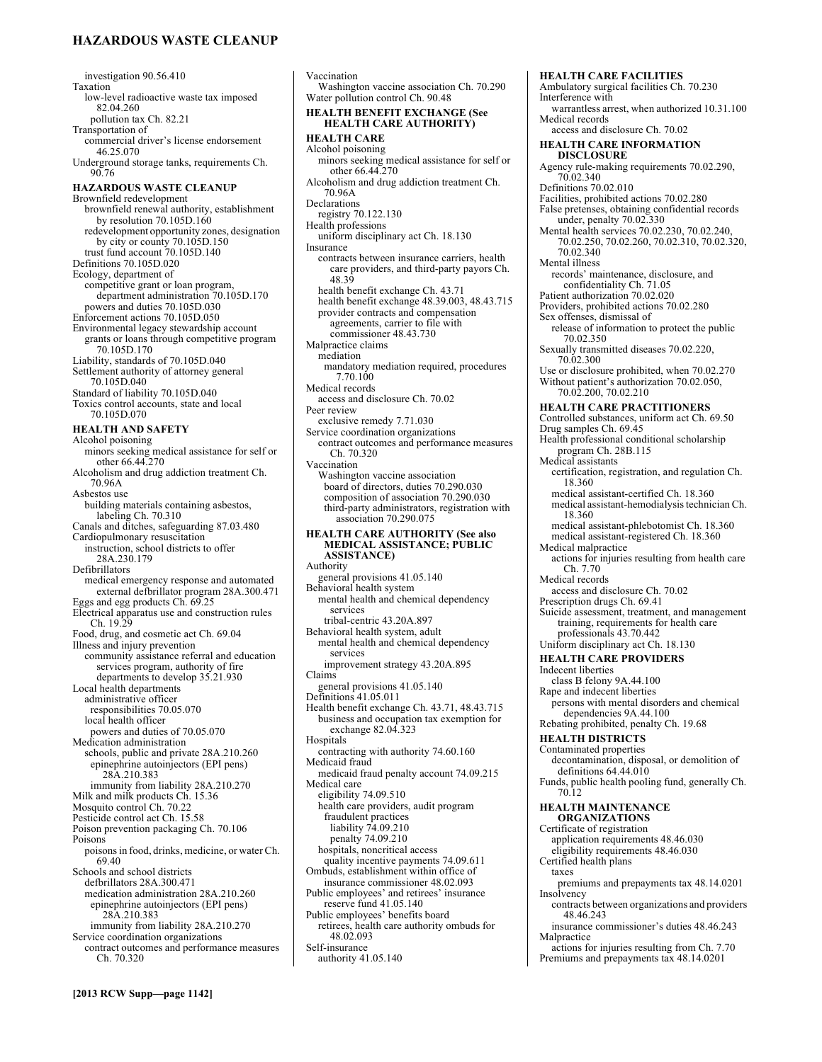investigation 90.56.410
Taxation
  low-level radioactive waste tax imposed 82.04.260
  pollution tax Ch. 82.21
Transportation of
  commercial driver's license endorsement 46.25.070
Underground storage tanks, requirements Ch. 90.76

**HAZARDOUS WASTE CLEANUP**
Brownfield redevelopment
  brownfield renewal authority, establishment by resolution 70.105D.160
  redevelopment opportunity zones, designation by city or county 70.105D.150
  trust fund account 70.105D.140
Definitions 70.105D.020
Ecology, department of
  competitive grant or loan program, department administration 70.105D.170
  powers and duties 70.105D.030
Enforcement actions 70.105D.050
Environmental legacy stewardship account
  grants or loans through competitive program 70.105D.170
Liability, standards of 70.105D.040
Settlement authority of attorney general 70.105D.040
Standard of liability 70.105D.040
Toxics control accounts, state and local 70.105D.070

**HEALTH AND SAFETY**
Alcohol poisoning
  minors seeking medical assistance for self or other 66.44.270
Alcoholism and drug addiction treatment Ch. 70.96A
Asbestos use
  building materials containing asbestos, labeling Ch. 70.310
Canals and ditches, safeguarding 87.03.480
Cardiopulmonary resuscitation
  instruction, school districts to offer 28A.230.179
Defibrillators
  medical emergency response and automated external defibrillator program 28A.300.471
Eggs and egg products Ch. 69.25
Electrical apparatus use and construction rules Ch. 19.29
Food, drug, and cosmetic act Ch. 69.04
Illness and injury prevention
  community assistance referral and education services program, authority of fire departments to develop 35.21.930
Local health departments
  administrative officer
    responsibilities 70.05.070
  local health officer
    powers and duties of 70.05.070
Medication administration
  schools, public and private 28A.210.260
    epinephrine autoinjectors (EPI pens) 28A.210.383
    immunity from liability 28A.210.270
Milk and milk products Ch. 15.36
Mosquito control Ch. 70.22
Pesticide control act Ch. 15.58
Poison prevention packaging Ch. 70.106
Poisons
  poisons in food, drinks, medicine, or water Ch. 69.40
Schools and school districts
  defibrillators 28A.300.471
  medication administration 28A.210.260
    epinephrine autoinjectors (EPI pens) 28A.210.383
    immunity from liability 28A.210.270
Service coordination organizations
  contract outcomes and performance measures Ch. 70.320
Vaccination
  Washington vaccine association Ch. 70.290
Water pollution control Ch. 90.48

**HEALTH BENEFIT EXCHANGE (See HEALTH CARE AUTHORITY)**

**HEALTH CARE**
Alcohol poisoning
  minors seeking medical assistance for self or other 66.44.270
Alcoholism and drug addiction treatment Ch. 70.96A
Declarations
  registry 70.122.130
Health professions
  uniform disciplinary act Ch. 18.130
Insurance
  contracts between insurance carriers, health care providers, and third-party payors Ch. 48.39
  health benefit exchange Ch. 43.71
  health benefit exchange 48.39.003, 48.43.715
  provider contracts and compensation agreements, carrier to file with commissioner 48.43.730
Malpractice claims
  mediation
    mandatory mediation required, procedures 7.70.100
Medical records
  access and disclosure Ch. 70.02
Peer review
  exclusive remedy 7.71.030
Service coordination organizations
  contract outcomes and performance measures Ch. 70.320
Vaccination
  Washington vaccine association
    board of directors, duties 70.290.030
    composition of association 70.290.030
    third-party administrators, registration with association 70.290.075

**HEALTH CARE AUTHORITY (See also MEDICAL ASSISTANCE; PUBLIC ASSISTANCE)**
Authority
  general provisions 41.05.140
Behavioral health system
  mental health and chemical dependency services
    tribal-centric 43.20A.897
Behavioral health system, adult
  mental health and chemical dependency services
    improvement strategy 43.20A.895
Claims
  general provisions 41.05.140
Definitions 41.05.011
Health benefit exchange Ch. 43.71, 48.43.715
  business and occupation tax exemption for exchange 82.04.323
Hospitals
  contracting with authority 74.60.160
Medicaid fraud
  medicaid fraud penalty account 74.09.215
Medical care
  eligibility 74.09.510
  health care providers, audit program
    fraudulent practices
      liability 74.09.210
      penalty 74.09.210
  hospitals, noncritical access
    quality incentive payments 74.09.611
Ombuds, establishment within office of insurance commissioner 48.02.093
Public employees' and retirees' insurance reserve fund 41.05.140
Public employees' benefits board
  retirees, health care authority ombuds for 48.02.093
Self-insurance
  authority 41.05.140

**HEALTH CARE FACILITIES**
Ambulatory surgical facilities Ch. 70.230
Interference with
  warrantless arrest, when authorized 10.31.100
Medical records
  access and disclosure Ch. 70.02

**HEALTH CARE INFORMATION DISCLOSURE**
Agency rule-making requirements 70.02.290, 70.02.340
Definitions 70.02.010
Facilities, prohibited actions 70.02.280
False pretenses, obtaining confidential records under, penalty 70.02.330
Mental health services 70.02.230, 70.02.240, 70.02.250, 70.02.260, 70.02.310, 70.02.320, 70.02.340
Mental illness
  records' maintenance, disclosure, and confidentiality Ch. 71.05
Patient authorization 70.02.020
Providers, prohibited actions 70.02.280
Sex offenses, dismissal of
  release of information to protect the public 70.02.350
Sexually transmitted diseases 70.02.220, 70.02.300
Use or disclosure prohibited, when 70.02.270
Without patient's authorization 70.02.050, 70.02.200, 70.02.210

**HEALTH CARE PRACTITIONERS**
Controlled substances, uniform act Ch. 69.50
Drug samples Ch. 69.45
Health professional conditional scholarship program Ch. 28B.115
Medical assistants
  certification, registration, and regulation Ch. 18.360
  medical assistant-certified Ch. 18.360
  medical assistant-hemodialysis technician Ch. 18.360
  medical assistant-phlebotomist Ch. 18.360
  medical assistant-registered Ch. 18.360
Medical malpractice
  actions for injuries resulting from health care Ch. 7.70
Medical records
  access and disclosure Ch. 70.02
Prescription drugs Ch. 69.41
Suicide assessment, treatment, and management training, requirements for health care professionals 43.70.442
Uniform disciplinary act Ch. 18.130

**HEALTH CARE PROVIDERS**
Indecent liberties
  class B felony 9A.44.100
Rape and indecent liberties
  persons with mental disorders and chemical dependencies 9A.44.100
Rebating prohibited, penalty Ch. 19.68

**HEALTH DISTRICTS**
Contaminated properties
  decontamination, disposal, or demolition of definitions 64.44.010
Funds, public health pooling fund, generally Ch. 70.12

**HEALTH MAINTENANCE ORGANIZATIONS**
Certificate of registration
  application requirements 48.46.030
  eligibility requirements 48.46.030
Certified health plans
  taxes
    premiums and prepayments tax 48.14.0201
Insolvency
  contracts between organizations and providers 48.46.243
  insurance commissioner's duties 48.46.243
Malpractice
  actions for injuries resulting from Ch. 7.70
Premiums and prepayments tax 48.14.0201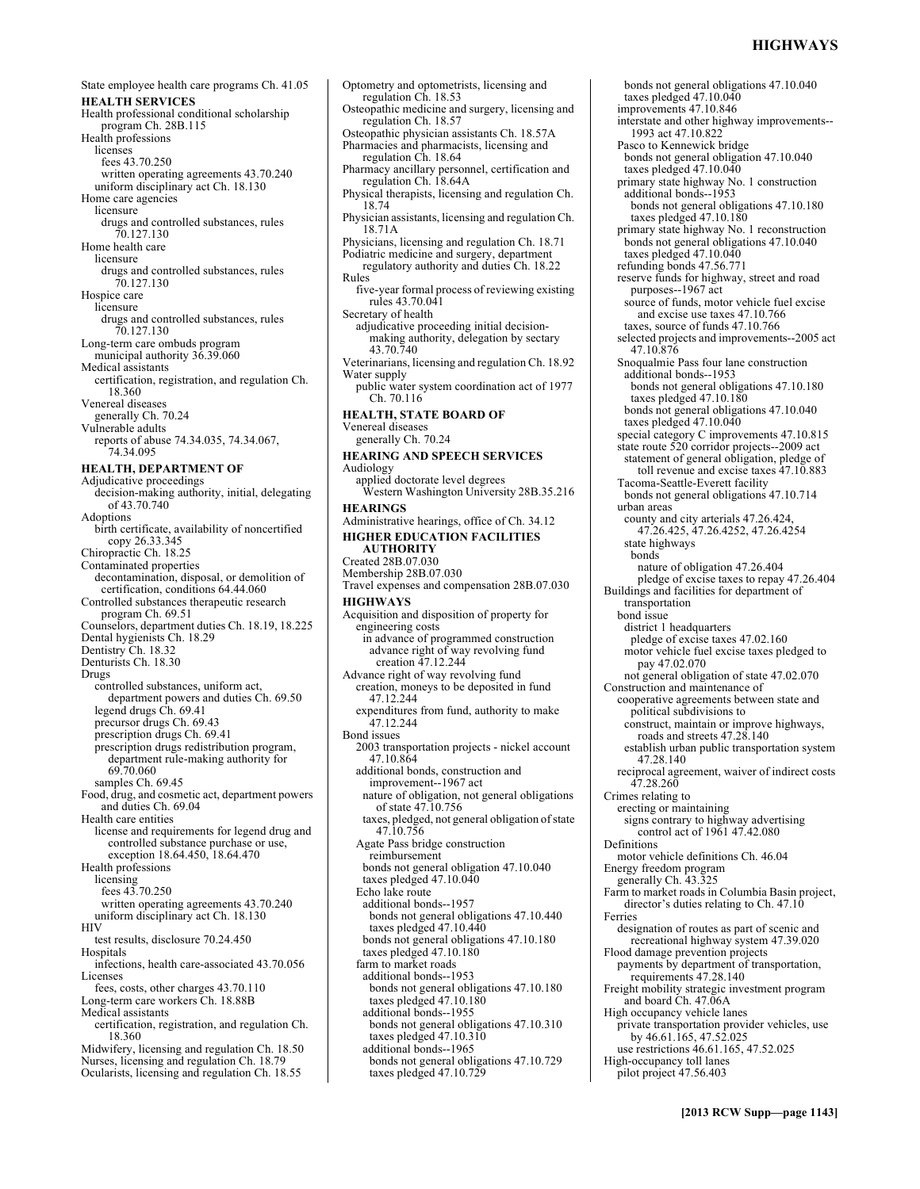State employee health care programs Ch. 41.05

**HEALTH SERVICES**

Health professional conditional scholarship program Ch. 28B.115
Health professions
  licenses
    fees 43.70.250
    written operating agreements 43.70.240
  uniform disciplinary act Ch. 18.130
Home care agencies
  licensure
    drugs and controlled substances, rules 70.127.130
Home health care
  licensure
    drugs and controlled substances, rules 70.127.130
Hospice care
  licensure
    drugs and controlled substances, rules 70.127.130
Long-term care ombuds program
  municipal authority 36.39.060
Medical assistants
  certification, registration, and regulation Ch. 18.360
Venereal diseases
  generally Ch. 70.24
Vulnerable adults
  reports of abuse 74.34.035, 74.34.067, 74.34.095

**HEALTH, DEPARTMENT OF**

Adjudicative proceedings
  decision-making authority, initial, delegating of 43.70.740
Adoptions
  birth certificate, availability of noncertified copy 26.33.345
Chiropractic Ch. 18.25
Contaminated properties
  decontamination, disposal, or demolition of certification, conditions 64.44.060
Controlled substances therapeutic research program Ch. 69.51
Counselors, department duties Ch. 18.19, 18.225
Dental hygienists Ch. 18.29
Dentistry Ch. 18.32
Denturists Ch. 18.30
Drugs
  controlled substances, uniform act, department powers and duties Ch. 69.50
  legend drugs Ch. 69.41
  precursor drugs Ch. 69.43
  prescription drugs Ch. 69.41
  prescription drugs redistribution program, department rule-making authority for 69.70.060
  samples Ch. 69.45
Food, drug, and cosmetic act, department powers and duties Ch. 69.04
Health care entities
  license and requirements for legend drug and controlled substance purchase or use, exception 18.64.450, 18.64.470
Health professions
  licensing
    fees 43.70.250
    written operating agreements 43.70.240
  uniform disciplinary act Ch. 18.130
HIV
  test results, disclosure 70.24.450
Hospitals
  infections, health care-associated 43.70.056
Licenses
  fees, costs, other charges 43.70.110
Long-term care workers Ch. 18.88B
Medical assistants
  certification, registration, and regulation Ch. 18.360
Midwifery, licensing and regulation Ch. 18.50
Nurses, licensing and regulation Ch. 18.79
Ocularists, licensing and regulation Ch. 18.55
Optometry and optometrists, licensing and regulation Ch. 18.53
Osteopathic medicine and surgery, licensing and regulation Ch. 18.57
Osteopathic physician assistants Ch. 18.57A
Pharmacies and pharmacists, licensing and regulation Ch. 18.64
Pharmacy ancillary personnel, certification and regulation Ch. 18.64A
Physical therapists, licensing and regulation Ch. 18.74
Physician assistants, licensing and regulation Ch. 18.71A
Physicians, licensing and regulation Ch. 18.71
Podiatric medicine and surgery, department regulatory authority and duties Ch. 18.22
Rules
  five-year formal process of reviewing existing rules 43.70.041
Secretary of health
  adjudicative proceeding initial decision-making authority, delegation by sectary 43.70.740
Veterinarians, licensing and regulation Ch. 18.92
Water supply
  public water system coordination act of 1977 Ch. 70.116

**HEALTH, STATE BOARD OF**

Venereal diseases
  generally Ch. 70.24

**HEARING AND SPEECH SERVICES**

Audiology
  applied doctorate level degrees
    Western Washington University 28B.35.216

**HEARINGS**

Administrative hearings, office of Ch. 34.12

**HIGHER EDUCATION FACILITIES AUTHORITY**

Created 28B.07.030
Membership 28B.07.030
Travel expenses and compensation 28B.07.030

**HIGHWAYS**

Acquisition and disposition of property for engineering costs
  in advance of programmed construction
    advance right of way revolving fund creation 47.12.244
Advance right of way revolving fund
  creation, moneys to be deposited in fund 47.12.244
  expenditures from fund, authority to make 47.12.244
Bond issues
  2003 transportation projects - nickel account 47.10.864
  additional bonds, construction and improvement--1967 act
    nature of obligation, not general obligations of state 47.10.756
    taxes, pledged, not general obligation of state 47.10.756
  Agate Pass bridge construction reimbursement
    bonds not general obligation 47.10.040
    taxes pledged 47.10.040
  Echo lake route
    additional bonds--1957
      bonds not general obligations 47.10.440
      taxes pledged 47.10.440
    bonds not general obligations 47.10.180
    taxes pledged 47.10.180
  farm to market roads
    additional bonds--1953
      bonds not general obligations 47.10.180
      taxes pledged 47.10.180
    additional bonds--1955
      bonds not general obligations 47.10.310
      taxes pledged 47.10.310
    additional bonds--1965
      bonds not general obligations 47.10.729
      taxes pledged 47.10.729
    bonds not general obligations 47.10.040
    taxes pledged 47.10.040
  improvements 47.10.846
  interstate and other highway improvements--1993 act 47.10.822
  Pasco to Kennewick bridge
    bonds not general obligation 47.10.040
    taxes pledged 47.10.040
  primary state highway No. 1 construction
    additional bonds--1953
      bonds not general obligations 47.10.180
      taxes pledged 47.10.180
  primary state highway No. 1 reconstruction
    bonds not general obligations 47.10.040
    taxes pledged 47.10.040
  refunding bonds 47.56.771
  reserve funds for highway, street and road purposes--1967 act
    source of funds, motor vehicle fuel excise and excise use taxes 47.10.766
    taxes, source of funds 47.10.766
  selected projects and improvements--2005 act 47.10.876
  Snoqualmie Pass four lane construction
    additional bonds--1953
      bonds not general obligations 47.10.180
      taxes pledged 47.10.180
    bonds not general obligations 47.10.040
    taxes pledged 47.10.040
  special category C improvements 47.10.815
  state route 520 corridor projects--2009 act
    statement of general obligation, pledge of toll revenue and excise taxes 47.10.883
  Tacoma-Seattle-Everett facility
    bonds not general obligations 47.10.714
  urban areas
    county and city arterials 47.26.424, 47.26.425, 47.26.4252, 47.26.4254
    state highways
      bonds
        nature of obligation 47.26.404
        pledge of excise taxes to repay 47.26.404
Buildings and facilities for department of transportation
  bond issue
    district 1 headquarters
      pledge of excise taxes 47.02.160
    motor vehicle fuel excise taxes pledged to pay 47.02.070
    not general obligation of state 47.02.070
Construction and maintenance of
  cooperative agreements between state and political subdivisions to
    construct, maintain or improve highways, roads and streets 47.28.140
    establish urban public transportation system 47.28.140
  reciprocal agreement, waiver of indirect costs 47.28.260
Crimes relating to
  erecting or maintaining
    signs contrary to highway advertising control act of 1961 47.42.080
Definitions
  motor vehicle definitions Ch. 46.04
Energy freedom program
  generally Ch. 43.325
Farm to market roads in Columbia Basin project, director's duties relating to Ch. 47.10
Ferries
  designation of routes as part of scenic and recreational highway system 47.39.020
Flood damage prevention projects
  payments by department of transportation, requirements 47.28.140
Freight mobility strategic investment program and board Ch. 47.06A
High occupancy vehicle lanes
  private transportation provider vehicles, use by 46.61.165, 47.52.025
  use restrictions 46.61.165, 47.52.025
High-occupancy toll lanes
  pilot project 47.56.403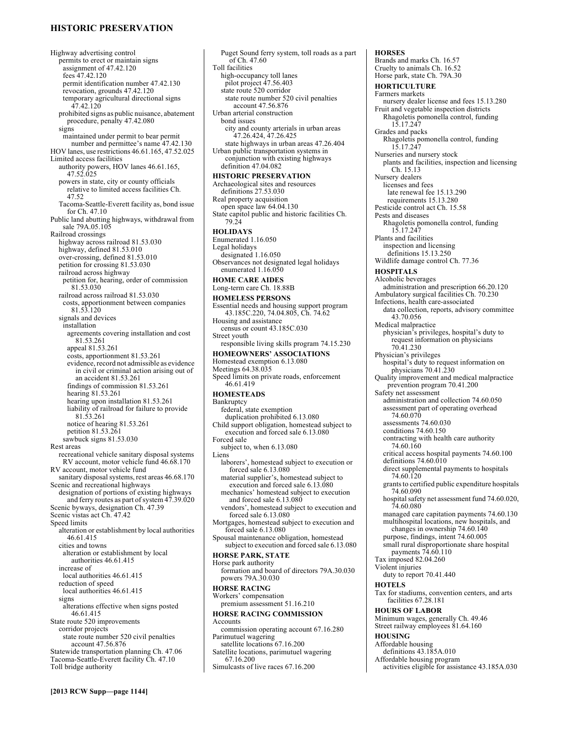Highway advertising control
  permits to erect or maintain signs
    assignment of 47.42.120
    fees 47.42.120
    permit identification number 47.42.130
    revocation, grounds 47.42.120
    temporary agricultural directional signs 47.42.120
  prohibited signs as public nuisance, abatement procedure, penalty 47.42.080
  signs
    maintained under permit to bear permit number and permittee's name 47.42.130
HOV lanes, use restrictions 46.61.165, 47.52.025
Limited access facilities
  authority powers, HOV lanes 46.61.165, 47.52.025
  powers in state, city or county officials relative to limited access facilities Ch. 47.52
  Tacoma-Seattle-Everett facility as, bond issue for Ch. 47.10
Public land abutting highways, withdrawal from sale 79A.05.105
Railroad crossings
  highway across railroad 81.53.030
  highway, defined 81.53.010
  over-crossing, defined 81.53.010
  petition for crossing 81.53.030
  railroad across highway
    petition for, hearing, order of commission 81.53.030
  railroad across railroad 81.53.030
    costs, apportionment between companies 81.53.120
  signals and devices
    installation
      agreements covering installation and cost 81.53.261
      appeal 81.53.261
      costs, apportionment 81.53.261
      evidence, record not admissible as evidence in civil or criminal action arising out of an accident 81.53.261
      findings of commission 81.53.261
      hearing 81.53.261
      hearing upon installation 81.53.261
      liability of railroad for failure to provide 81.53.261
      notice of hearing 81.53.261
      petition 81.53.261
    sawbuck signs 81.53.030
Rest areas
  recreational vehicle sanitary disposal systems
    RV account, motor vehicle fund 46.68.170
RV account, motor vehicle fund
  sanitary disposal systems, rest areas 46.68.170
Scenic and recreational highways
  designation of portions of existing highways and ferry routes as part of system 47.39.020
Scenic byways, designation Ch. 47.39
Scenic vistas act Ch. 47.42
Speed limits
  alteration or establishment by local authorities 46.61.415
  cities and towns
    alteration or establishment by local authorities 46.61.415
  increase of
    local authorities 46.61.415
  reduction of speed
    local authorities 46.61.415
  signs
    alterations effective when signs posted 46.61.415
State route 520 improvements
  corridor projects
    state route number 520 civil penalties account 47.56.876
Statewide transportation planning Ch. 47.06
Tacoma-Seattle-Everett facility Ch. 47.10
Toll bridge authority
  Puget Sound ferry system, toll roads as a part of Ch. 47.60
Toll facilities
  high-occupancy toll lanes
    pilot project 47.56.403
  state route 520 corridor
    state route number 520 civil penalties account 47.56.876
Urban arterial construction
  bond issues
    city and county arterials in urban areas 47.26.424, 47.26.425
    state highways in urban areas 47.26.404
Urban public transportation systems in conjunction with existing highways
  definition 47.04.082

## HISTORIC PRESERVATION

Archaeological sites and resources
  definitions 27.53.030
Real property acquisition
  open space law 64.04.130
State capitol public and historic facilities Ch. 79.24

## HOLIDAYS

Enumerated 1.16.050
Legal holidays
  designated 1.16.050
Observances not designated legal holidays
  enumerated 1.16.050

## HOME CARE AIDES

Long-term care Ch. 18.88B

## HOMELESS PERSONS

Essential needs and housing support program 43.185C.220, 74.04.805, Ch. 74.62
Housing and assistance
  census or count 43.185C.030
Street youth
  responsible living skills program 74.15.230

## HOMEOWNERS' ASSOCIATIONS

Homestead exemption 6.13.080
Meetings 64.38.035
Speed limits on private roads, enforcement 46.61.419

## HOMESTEADS

Bankruptcy
  federal, state exemption
    duplication prohibited 6.13.080
Child support obligation, homestead subject to execution and forced sale 6.13.080
Forced sale
  subject to, when 6.13.080
Liens
  laborers', homestead subject to execution or forced sale 6.13.080
  material supplier's, homestead subject to execution and forced sale 6.13.080
  mechanics' homestead subject to execution and forced sale 6.13.080
  vendors', homestead subject to execution and forced sale 6.13.080
Mortgages, homestead subject to execution and forced sale 6.13.080
Spousal maintenance obligation, homestead subject to execution and forced sale 6.13.080

## HORSE PARK, STATE

Horse park authority
  formation and board of directors 79A.30.030
  powers 79A.30.030

## HORSE RACING

Workers' compensation
  premium assessment 51.16.210

## HORSE RACING COMMISSION

Accounts
  commission operating account 67.16.280
Parimutuel wagering
  satellite locations 67.16.200
Satellite locations, parimutuel wagering 67.16.200
Simulcasts of live races 67.16.200

## HORSES

Brands and marks Ch. 16.57
Cruelty to animals Ch. 16.52
Horse park, state Ch. 79A.30

## HORTICULTURE

Farmers markets
  nursery dealer license and fees 15.13.280
Fruit and vegetable inspection districts
  Rhagoletis pomonella control, funding 15.17.247
Grades and packs
  Rhagoletis pomonella control, funding 15.17.247
Nurseries and nursery stock
  plants and facilities, inspection and licensing Ch. 15.13
Nursery dealers
  licenses and fees
    late renewal fee 15.13.290
    requirements 15.13.280
Pesticide control act Ch. 15.58
Pests and diseases
  Rhagoletis pomonella control, funding 15.17.247
Plants and facilities
  inspection and licensing
    definitions 15.13.250
Wildlife damage control Ch. 77.36

## HOSPITALS

Alcoholic beverages
  administration and prescription 66.20.120
Ambulatory surgical facilities Ch. 70.230
Infections, health care-associated
  data collection, reports, advisory committee 43.70.056
Medical malpractice
  physician's privileges, hospital's duty to request information on physicians 70.41.230
Physician's privileges
  hospital's duty to request information on physicians 70.41.230
Quality improvement and medical malpractice prevention program 70.41.200
Safety net assessment
  administration and collection 74.60.050
  assessment part of operating overhead 74.60.070
  assessments 74.60.030
  conditions 74.60.150
  contracting with health care authority 74.60.160
  critical access hospital payments 74.60.100
  definitions 74.60.010
  direct supplemental payments to hospitals 74.60.120
  grants to certified public expenditure hospitals 74.60.090
  hospital safety net assessment fund 74.60.020, 74.60.080
  managed care capitation payments 74.60.130
  multihospital locations, new hospitals, and changes in ownership 74.60.140
  purpose, findings, intent 74.60.005
  small rural disproportionate share hospital payments 74.60.110
Tax imposed 82.04.260
Violent injuries
  duty to report 70.41.440

## HOTELS

Tax for stadiums, convention centers, and arts facilities 67.28.181

## HOURS OF LABOR

Minimum wages, generally Ch. 49.46
Street railway employees 81.64.160

## HOUSING

Affordable housing
  definitions 43.185A.010
Affordable housing program
  activities eligible for assistance 43.185A.030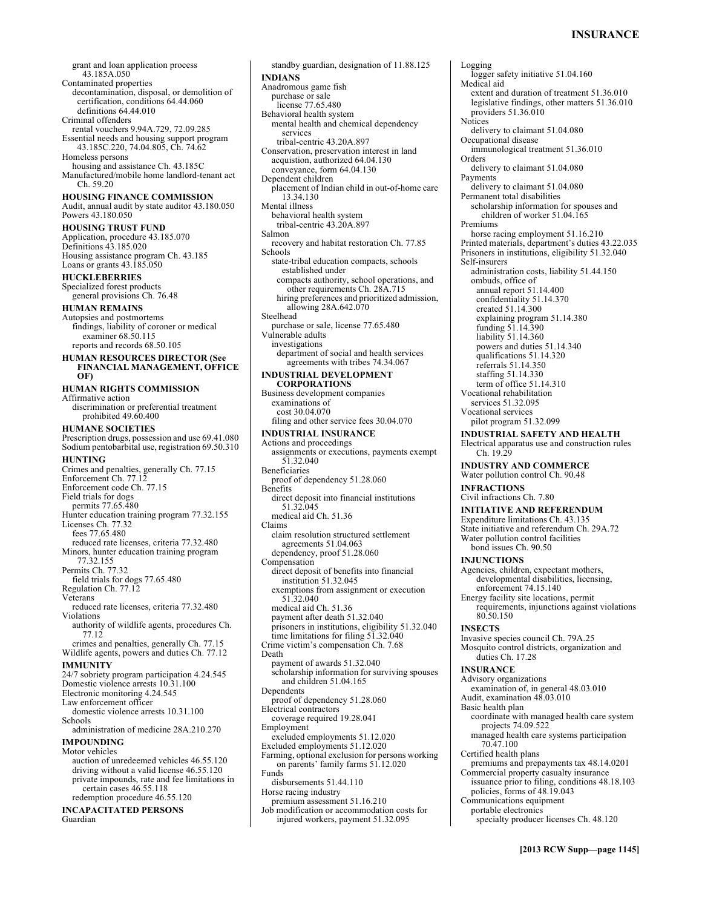grant and loan application process 43.185A.050
Contaminated properties
decontamination, disposal, or demolition of certification, conditions 64.44.060
definitions 64.44.010
Criminal offenders
rental vouchers 9.94A.729, 72.09.285
Essential needs and housing support program 43.185C.220, 74.04.805, Ch. 74.62
Homeless persons
housing and assistance Ch. 43.185C
Manufactured/mobile home landlord-tenant act Ch. 59.20

**HOUSING FINANCE COMMISSION**
Audit, annual audit by state auditor 43.180.050
Powers 43.180.050

**HOUSING TRUST FUND**
Application, procedure 43.185.070
Definitions 43.185.020
Housing assistance program Ch. 43.185
Loans or grants 43.185.050

**HUCKLEBERRIES**
Specialized forest products
general provisions Ch. 76.48

**HUMAN REMAINS**
Autopsies and postmortems
findings, liability of coroner or medical examiner 68.50.115
reports and records 68.50.105

**HUMAN RESOURCES DIRECTOR (See FINANCIAL MANAGEMENT, OFFICE OF)**

**HUMAN RIGHTS COMMISSION**
Affirmative action
discrimination or preferential treatment prohibited 49.60.400

**HUMANE SOCIETIES**
Prescription drugs, possession and use 69.41.080
Sodium pentobarbital use, registration 69.50.310

**HUNTING**
Crimes and penalties, generally Ch. 77.15
Enforcement Ch. 77.12
Enforcement code Ch. 77.15
Field trials for dogs
permits 77.65.480
Hunter education training program 77.32.155
Licenses Ch. 77.32
fees 77.65.480
reduced rate licenses, criteria 77.32.480
Minors, hunter education training program 77.32.155
Permits Ch. 77.32
field trials for dogs 77.65.480
Regulation Ch. 77.12
Veterans
reduced rate licenses, criteria 77.32.480
Violations
authority of wildlife agents, procedures Ch. 77.12
crimes and penalties, generally Ch. 77.15
Wildlife agents, powers and duties Ch. 77.12

**IMMUNITY**
24/7 sobriety program participation 4.24.545
Domestic violence arrests 10.31.100
Electronic monitoring 4.24.545
Law enforcement officer
domestic violence arrests 10.31.100
Schools
administration of medicine 28A.210.270

**IMPOUNDING**
Motor vehicles
auction of unredeemed vehicles 46.55.120
driving without a valid license 46.55.120
private impounds, rate and fee limitations in certain cases 46.55.118
redemption procedure 46.55.120

**INCAPACITATED PERSONS**
Guardian
standby guardian, designation of 11.88.125

**INDIANS**
Anadromous game fish
purchase or sale
license 77.65.480
Behavioral health system
mental health and chemical dependency services
tribal-centric 43.20A.897
Conservation, preservation interest in land
acquistion, authorized 64.04.130
conveyance, form 64.04.130
Dependent children
placement of Indian child in out-of-home care 13.34.130
Mental illness
behavioral health system
tribal-centric 43.20A.897
Salmon
recovery and habitat restoration Ch. 77.85
Schools
state-tribal education compacts, schools established under
compacts authority, school operations, and other requirements Ch. 28A.715
hiring preferences and prioritized admission, allowing 28A.642.070
Steelhead
purchase or sale, license 77.65.480
Vulnerable adults
investigations
department of social and health services agreements with tribes 74.34.067

**INDUSTRIAL DEVELOPMENT CORPORATIONS**
Business development companies
examinations of
cost 30.04.070
filing and other service fees 30.04.070

**INDUSTRIAL INSURANCE**
Actions and proceedings
assignments or executions, payments exempt 51.32.040
Beneficiaries
proof of dependency 51.28.060
Benefits
direct deposit into financial institutions 51.32.045
medical aid Ch. 51.36
Claims
claim resolution structured settlement agreements 51.04.063
dependency, proof 51.28.060
Compensation
direct deposit of benefits into financial institution 51.32.045
exemptions from assignment or execution 51.32.040
medical aid Ch. 51.36
payment after death 51.32.040
prisoners in institutions, eligibility 51.32.040
time limitations for filing 51.32.040
Crime victim's compensation Ch. 7.68
Death
payment of awards 51.32.040
scholarship information for surviving spouses and children 51.04.165
Dependents
proof of dependency 51.28.060
Electrical contractors
coverage required 19.28.041
Employment
excluded employments 51.12.020
Excluded employments 51.12.020
Farming, optional exclusion for persons working on parents' family farms 51.12.020
Funds
disbursements 51.44.110
Horse racing industry
premium assessment 51.16.210
Job modification or accommodation costs for injured workers, payment 51.32.095
Logging
logger safety initiative 51.04.160
Medical aid
extent and duration of treatment 51.36.010
legislative findings, other matters 51.36.010
providers 51.36.010
Notices
delivery to claimant 51.04.080
Occupational disease
immunological treatment 51.36.010
Orders
delivery to claimant 51.04.080
Payments
delivery to claimant 51.04.080
Permanent total disabilities
scholarship information for spouses and children of worker 51.04.165
Premiums
horse racing employment 51.16.210
Printed materials, department's duties 43.22.035
Prisoners in institutions, eligibility 51.32.040
Self-insurers
administration costs, liability 51.44.150
ombuds, office of
annual report 51.14.400
confidentiality 51.14.370
created 51.14.300
explaining program 51.14.380
funding 51.14.390
liability 51.14.360
powers and duties 51.14.340
qualifications 51.14.320
referrals 51.14.350
staffing 51.14.330
term of office 51.14.310
Vocational rehabilitation
services 51.32.095
Vocational services
pilot program 51.32.099

**INDUSTRIAL SAFETY AND HEALTH**
Electrical apparatus use and construction rules Ch. 19.29

**INDUSTRY AND COMMERCE**
Water pollution control Ch. 90.48

**INFRACTIONS**
Civil infractions Ch. 7.80

**INITIATIVE AND REFERENDUM**
Expenditure limitations Ch. 43.135
State initiative and referendum Ch. 29A.72
Water pollution control facilities
bond issues Ch. 90.50

**INJUNCTIONS**
Agencies, children, expectant mothers, developmental disabilities, licensing, enforcement 74.15.140
Energy facility site locations, permit requirements, injunctions against violations 80.50.150

**INSECTS**
Invasive species council Ch. 79A.25
Mosquito control districts, organization and duties Ch. 17.28

**INSURANCE**
Advisory organizations
examination of, in general 48.03.010
Audit, examination 48.03.010
Basic health plan
coordinate with managed health care system projects 74.09.522
managed health care systems participation 70.47.100
Certified health plans
premiums and prepayments tax 48.14.0201
Commercial property casualty insurance
issuance prior to filing, conditions 48.18.103
policies, forms of 48.19.043
Communications equipment
portable electronics
specialty producer licenses Ch. 48.120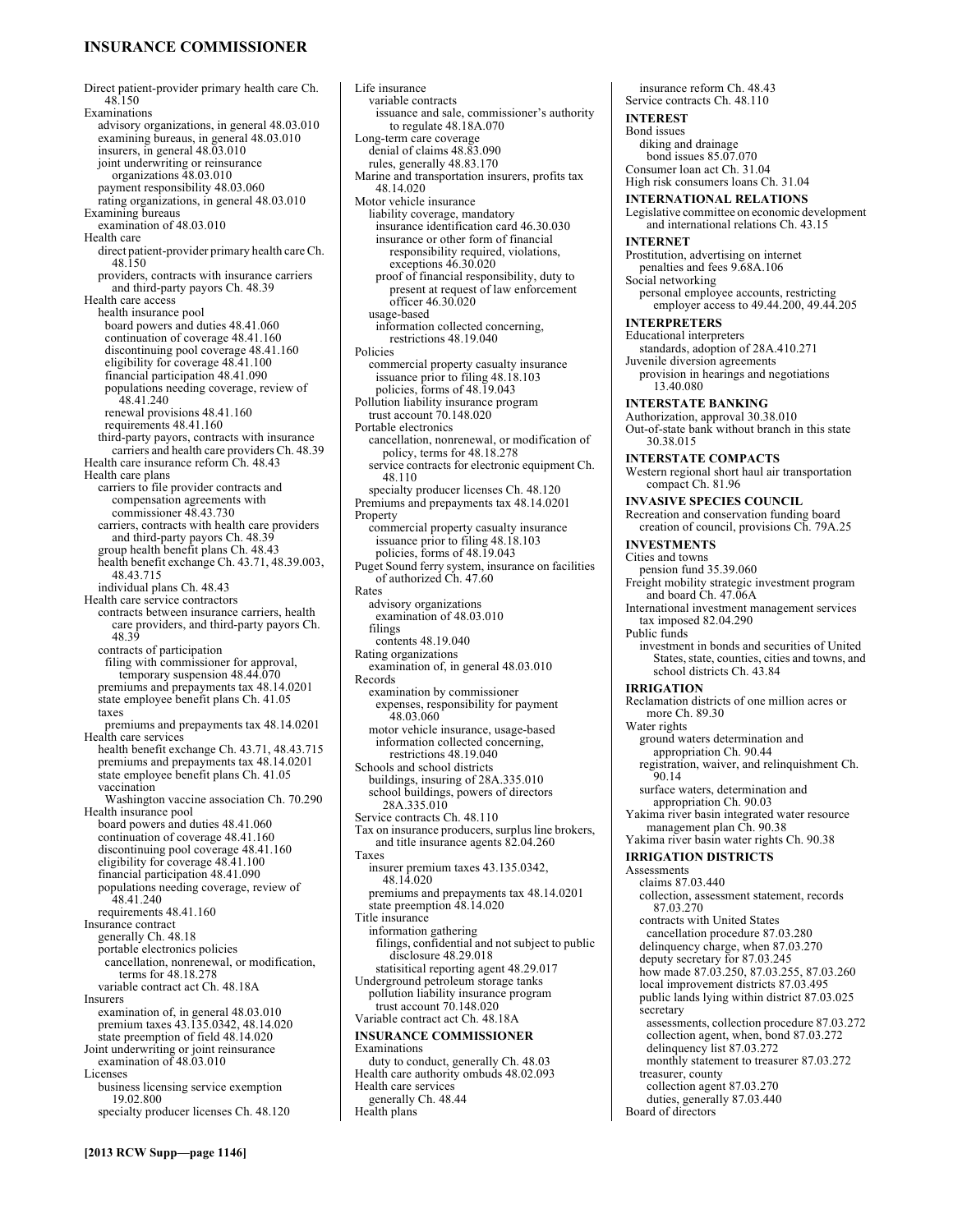## INSURANCE COMMISSIONER

Direct patient-provider primary health care Ch. 48.150
Examinations
  advisory organizations, in general 48.03.010
  examining bureaus, in general 48.03.010
  insurers, in general 48.03.010
  joint underwriting or reinsurance organizations 48.03.010
  payment responsibility 48.03.060
  rating organizations, in general 48.03.010
Examining bureaus
  examination of 48.03.010
Health care
  direct patient-provider primary health care Ch. 48.150
  providers, contracts with insurance carriers and third-party payors Ch. 48.39
Health care access
  health insurance pool
    board powers and duties 48.41.060
    continuation of coverage 48.41.160
    discontinuing pool coverage 48.41.160
    eligibility for coverage 48.41.100
    financial participation 48.41.090
    populations needing coverage, review of 48.41.240
    renewal provisions 48.41.160
    requirements 48.41.160
  third-party payors, contracts with insurance carriers and health care providers Ch. 48.39
Health care insurance reform Ch. 48.43
Health care plans
  carriers to file provider contracts and compensation agreements with commissioner 48.43.730
  carriers, contracts with health care providers and third-party payors Ch. 48.39
  group health benefit plans Ch. 48.43
  health benefit exchange Ch. 43.71, 48.39.003, 48.43.715
  individual plans Ch. 48.43
Health care service contractors
  contracts between insurance carriers, health care providers, and third-party payors Ch. 48.39
  contracts of participation
    filing with commissioner for approval, temporary suspension 48.44.070
  premiums and prepayments tax 48.14.0201
  state employee benefit plans Ch. 41.05
  taxes
    premiums and prepayments tax 48.14.0201
Health care services
  health benefit exchange Ch. 43.71, 48.43.715
  premiums and prepayments tax 48.14.0201
  state employee benefit plans Ch. 41.05
  vaccination
    Washington vaccine association Ch. 70.290
Health insurance pool
  board powers and duties 48.41.060
  continuation of coverage 48.41.160
  discontinuing pool coverage 48.41.160
  eligibility for coverage 48.41.100
  financial participation 48.41.090
  populations needing coverage, review of 48.41.240
  requirements 48.41.160
Insurance contract
  generally Ch. 48.18
  portable electronics policies
    cancellation, nonrenewal, or modification, terms for 48.18.278
  variable contract act Ch. 48.18A
Insurers
  examination of, in general 48.03.010
  premium taxes 43.135.0342, 48.14.020
  state preemption of field 48.14.020
Joint underwriting or joint reinsurance
  examination of 48.03.010
Licenses
  business licensing service exemption 19.02.800
  specialty producer licenses Ch. 48.120
Life insurance
  variable contracts
    issuance and sale, commissioner's authority to regulate 48.18A.070
Long-term care coverage
  denial of claims 48.83.090
  rules, generally 48.83.170
Marine and transportation insurers, profits tax 48.14.020
Motor vehicle insurance
  liability coverage, mandatory
    insurance identification card 46.30.030
    insurance or other form of financial responsibility required, violations, exceptions 46.30.020
    proof of financial responsibility, duty to present at request of law enforcement officer 46.30.020
  usage-based
    information collected concerning, restrictions 48.19.040
Policies
  commercial property casualty insurance
    issuance prior to filing 48.18.103
    policies, forms of 48.19.043
Pollution liability insurance program
  trust account 70.148.020
Portable electronics
  cancellation, nonrenewal, or modification of policy, terms for 48.18.278
  service contracts for electronic equipment Ch. 48.110
  specialty producer licenses Ch. 48.120
Premiums and prepayments tax 48.14.0201
Property
  commercial property casualty insurance
    issuance prior to filing 48.18.103
    policies, forms of 48.19.043
Puget Sound ferry system, insurance on facilities of authorized Ch. 47.60
Rates
  advisory organizations
    examination of 48.03.010
  filings
    contents 48.19.040
Rating organizations
  examination of, in general 48.03.010
Records
  examination by commissioner
    expenses, responsibility for payment 48.03.060
  motor vehicle insurance, usage-based
    information collected concerning, restrictions 48.19.040
Schools and school districts
  buildings, insuring of 28A.335.010
  school buildings, powers of directors 28A.335.010
Service contracts Ch. 48.110
Tax on insurance producers, surplus line brokers, and title insurance agents 82.04.260
Taxes
  insurer premium taxes 43.135.0342, 48.14.020
  premiums and prepayments tax 48.14.0201
  state preemption 48.14.020
Title insurance
  information gathering
    filings, confidential and not subject to public disclosure 48.29.018
    statisitical reporting agent 48.29.017
Underground petroleum storage tanks
  pollution liability insurance program
    trust account 70.148.020
Variable contract act Ch. 48.18A

## INSURANCE COMMISSIONER

Examinations
  duty to conduct, generally Ch. 48.03
Health care authority ombuds 48.02.093
Health care services
  generally Ch. 48.44
Health plans
  insurance reform Ch. 48.43
Service contracts Ch. 48.110

## INTEREST

Bond issues
  diking and drainage
    bond issues 85.07.070
Consumer loan act Ch. 31.04
High risk consumers loans Ch. 31.04

## INTERNATIONAL RELATIONS

Legislative committee on economic development and international relations Ch. 43.15

## INTERNET

Prostitution, advertising on internet
  penalties and fees 9.68A.106
Social networking
  personal employee accounts, restricting employer access to 49.44.200, 49.44.205

## INTERPRETERS

Educational interpreters
  standards, adoption of 28A.410.271
Juvenile diversion agreements
  provision in hearings and negotiations 13.40.080

## INTERSTATE BANKING

Authorization, approval 30.38.010
Out-of-state bank without branch in this state 30.38.015

## INTERSTATE COMPACTS

Western regional short haul air transportation compact Ch. 81.96

## INVASIVE SPECIES COUNCIL

Recreation and conservation funding board
  creation of council, provisions Ch. 79A.25

## INVESTMENTS

Cities and towns
  pension fund 35.39.060
Freight mobility strategic investment program and board Ch. 47.06A
International investment management services
  tax imposed 82.04.290
Public funds
  investment in bonds and securities of United States, state, counties, cities and towns, and school districts Ch. 43.84

## IRRIGATION

Reclamation districts of one million acres or more Ch. 89.30
Water rights
  ground waters determination and appropriation Ch. 90.44
  registration, waiver, and relinquishment Ch. 90.14
  surface waters, determination and appropriation Ch. 90.03
Yakima river basin integrated water resource management plan Ch. 90.38
Yakima river basin water rights Ch. 90.38

## IRRIGATION DISTRICTS

Assessments
  claims 87.03.440
  collection, assessment statement, records 87.03.270
  contracts with United States
    cancellation procedure 87.03.280
  delinquency charge, when 87.03.270
  deputy secretary for 87.03.245
  how made 87.03.250, 87.03.255, 87.03.260
  local improvement districts 87.03.495
  public lands lying within district 87.03.025
  secretary
    assessments, collection procedure 87.03.272
    collection agent, when, bond 87.03.272
    delinquency list 87.03.272
    monthly statement to treasurer 87.03.272
  treasurer, county
    collection agent 87.03.270
    duties, generally 87.03.440
Board of directors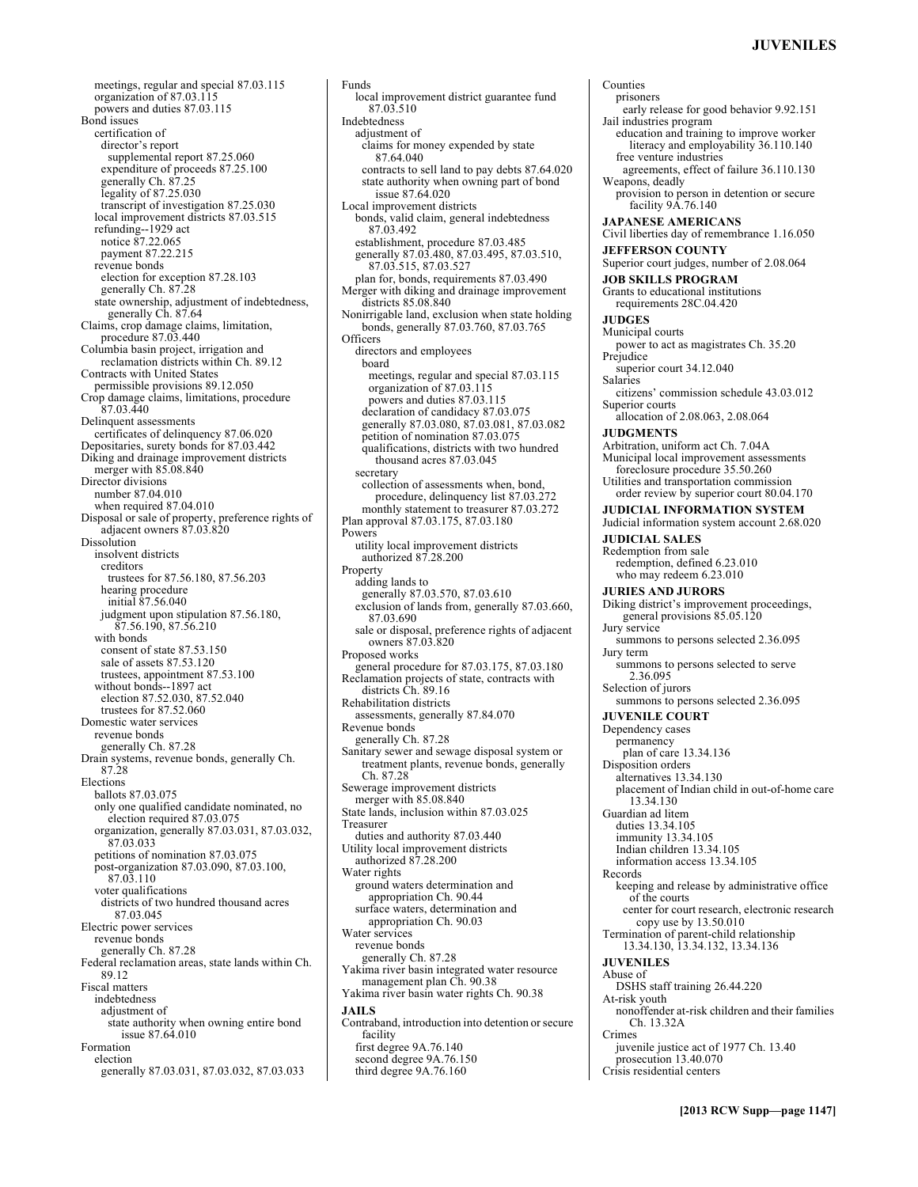meetings, regular and special 87.03.115
organization of 87.03.115
powers and duties 87.03.115
Bond issues
certification of
director's report
supplemental report 87.25.060
expenditure of proceeds 87.25.100
generally Ch. 87.25
legality of 87.25.030
transcript of investigation 87.25.030
local improvement districts 87.03.515
refunding--1929 act
notice 87.22.065
payment 87.22.215
revenue bonds
election for exception 87.28.103
generally Ch. 87.28
state ownership, adjustment of indebtedness, generally Ch. 87.64
Claims, crop damage claims, limitation, procedure 87.03.440
Columbia basin project, irrigation and reclamation districts within Ch. 89.12
Contracts with United States
permissible provisions 89.12.050
Crop damage claims, limitations, procedure 87.03.440
Delinquent assessments
certificates of delinquency 87.06.020
Depositaries, surety bonds for 87.03.442
Diking and drainage improvement districts
merger with 85.08.840
Director divisions
number 87.04.010
when required 87.04.010
Disposal or sale of property, preference rights of adjacent owners 87.03.820
Dissolution
insolvent districts
creditors
trustees for 87.56.180, 87.56.203
hearing procedure
initial 87.56.040
judgment upon stipulation 87.56.180, 87.56.190, 87.56.210
with bonds
consent of state 87.53.150
sale of assets 87.53.120
trustees, appointment 87.53.100
without bonds--1897 act
election 87.52.030, 87.52.040
trustees for 87.52.060
Domestic water services
revenue bonds
generally Ch. 87.28
Drain systems, revenue bonds, generally Ch. 87.28
Elections
ballots 87.03.075
only one qualified candidate nominated, no election required 87.03.075
organization, generally 87.03.031, 87.03.032, 87.03.033
petitions of nomination 87.03.075
post-organization 87.03.090, 87.03.100, 87.03.110
voter qualifications
districts of two hundred thousand acres 87.03.045
Electric power services
revenue bonds
generally Ch. 87.28
Federal reclamation areas, state lands within Ch. 89.12
Fiscal matters
indebtedness
adjustment of
state authority when owning entire bond issue 87.64.010
Formation
election
generally 87.03.031, 87.03.032, 87.03.033
Funds
local improvement district guarantee fund 87.03.510
Indebtedness
adjustment of
claims for money expended by state 87.64.040
contracts to sell land to pay debts 87.64.020
state authority when owning part of bond issue 87.64.020
Local improvement districts
bonds, valid claim, general indebtedness 87.03.492
establishment, procedure 87.03.485
generally 87.03.480, 87.03.495, 87.03.510, 87.03.515, 87.03.527
plan for, bonds, requirements 87.03.490
Merger with diking and drainage improvement districts 85.08.840
Nonirrigable land, exclusion when state holding bonds, generally 87.03.760, 87.03.765
Officers
directors and employees
board
meetings, regular and special 87.03.115
organization of 87.03.115
powers and duties 87.03.115
declaration of candidacy 87.03.075
generally 87.03.080, 87.03.081, 87.03.082
petition of nomination 87.03.075
qualifications, districts with two hundred thousand acres 87.03.045
secretary
collection of assessments when, bond, procedure, delinquency list 87.03.272
monthly statement to treasurer 87.03.272
Plan approval 87.03.175, 87.03.180
Powers
utility local improvement districts
authorized 87.28.200
Property
adding lands to
generally 87.03.570, 87.03.610
exclusion of lands from, generally 87.03.660, 87.03.690
sale or disposal, preference rights of adjacent owners 87.03.820
Proposed works
general procedure for 87.03.175, 87.03.180
Reclamation projects of state, contracts with districts Ch. 89.16
Rehabilitation districts
assessments, generally 87.84.070
Revenue bonds
generally Ch. 87.28
Sanitary sewer and sewage disposal system or treatment plants, revenue bonds, generally Ch. 87.28
Sewerage improvement districts
merger with 85.08.840
State lands, inclusion within 87.03.025
Treasurer
duties and authority 87.03.440
Utility local improvement districts
authorized 87.28.200
Water rights
ground waters determination and appropriation Ch. 90.44
surface waters, determination and appropriation Ch. 90.03
Water services
revenue bonds
generally Ch. 87.28
Yakima river basin integrated water resource management plan Ch. 90.38
Yakima river basin water rights Ch. 90.38

**JAILS**
Contraband, introduction into detention or secure facility
first degree 9A.76.140
second degree 9A.76.150
third degree 9A.76.160
Counties
prisoners
early release for good behavior 9.92.151
Jail industries program
education and training to improve worker literacy and employability 36.110.140
free venture industries
agreements, effect of failure 36.110.130
Weapons, deadly
provision to person in detention or secure facility 9A.76.140

**JAPANESE AMERICANS**
Civil liberties day of remembrance 1.16.050

**JEFFERSON COUNTY**
Superior court judges, number of 2.08.064

**JOB SKILLS PROGRAM**
Grants to educational institutions
requirements 28C.04.420

**JUDGES**
Municipal courts
power to act as magistrates Ch. 35.20
Prejudice
superior court 34.12.040
Salaries
citizens' commission schedule 43.03.012
Superior courts
allocation of 2.08.063, 2.08.064

**JUDGMENTS**
Arbitration, uniform act Ch. 7.04A
Municipal local improvement assessments
foreclosure procedure 35.50.260
Utilities and transportation commission
order review by superior court 80.04.170

**JUDICIAL INFORMATION SYSTEM**
Judicial information system account 2.68.020

**JUDICIAL SALES**
Redemption from sale
redemption, defined 6.23.010
who may redeem 6.23.010

**JURIES AND JURORS**
Diking district's improvement proceedings, general provisions 85.05.120
Jury service
summons to persons selected 2.36.095
Jury term
summons to persons selected to serve 2.36.095
Selection of jurors
summons to persons selected 2.36.095

**JUVENILE COURT**
Dependency cases
permanency
plan of care 13.34.136
Disposition orders
alternatives 13.34.130
placement of Indian child in out-of-home care 13.34.130
Guardian ad litem
duties 13.34.105
immunity 13.34.105
Indian children 13.34.105
information access 13.34.105
Records
keeping and release by administrative office of the courts
center for court research, electronic research copy use by 13.50.010
Termination of parent-child relationship 13.34.130, 13.34.132, 13.34.136

**JUVENILES**
Abuse of
DSHS staff training 26.44.220
At-risk youth
nonoffender at-risk children and their families Ch. 13.32A
Crimes
juvenile justice act of 1977 Ch. 13.40
prosecution 13.40.070
Crisis residential centers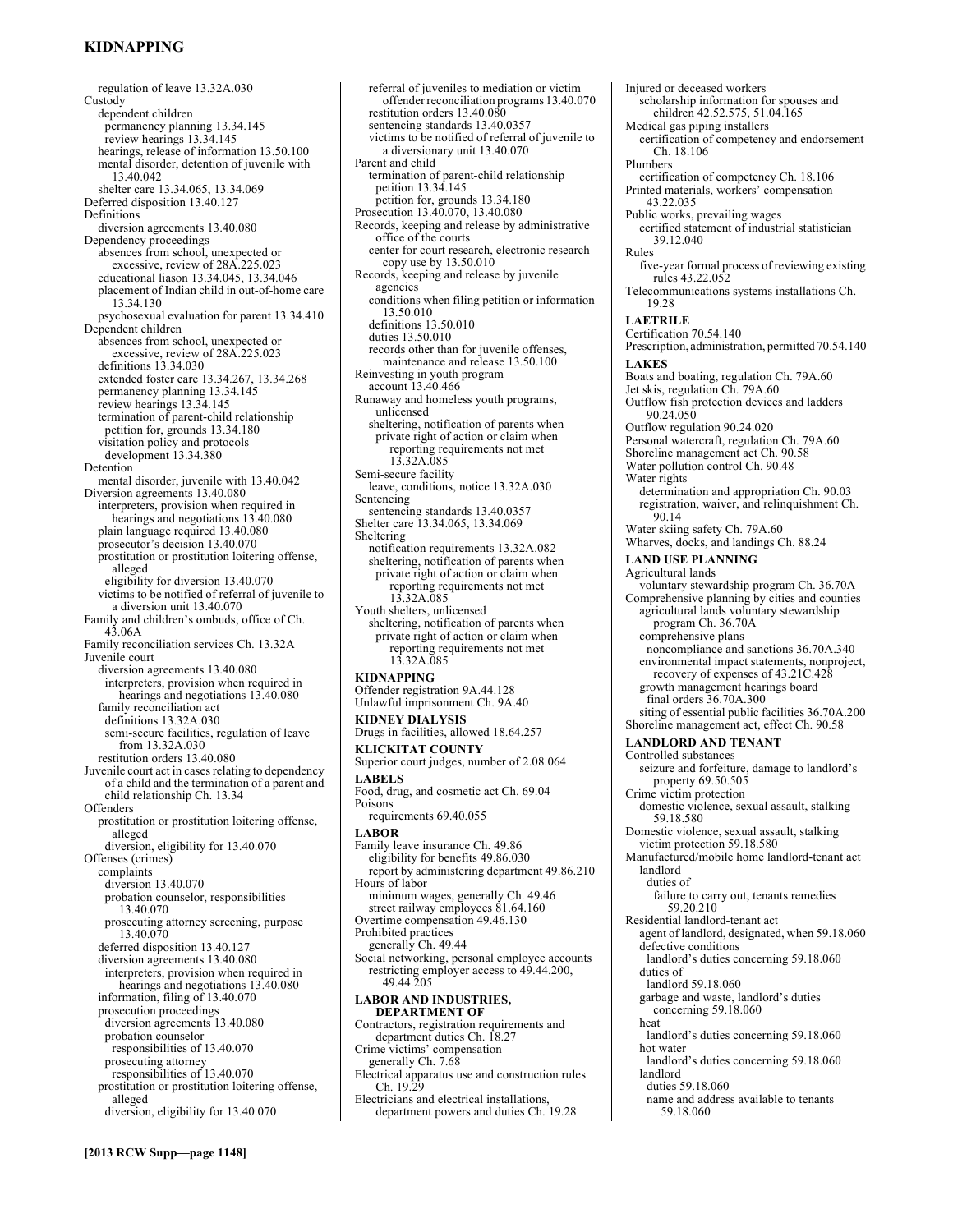regulation of leave 13.32A.030
Custody
dependent children
permanency planning 13.34.145
review hearings 13.34.145
hearings, release of information 13.50.100
mental disorder, detention of juvenile with 13.40.042
shelter care 13.34.065, 13.34.069
Deferred disposition 13.40.127
Definitions
diversion agreements 13.40.080
Dependency proceedings
absences from school, unexpected or excessive, review of 28A.225.023
educational liason 13.34.045, 13.34.046
placement of Indian child in out-of-home care 13.34.130
psychosexual evaluation for parent 13.34.410
Dependent children
absences from school, unexpected or excessive, review of 28A.225.023
definitions 13.34.030
extended foster care 13.34.267, 13.34.268
permanency planning 13.34.145
review hearings 13.34.145
termination of parent-child relationship petition for, grounds 13.34.180
visitation policy and protocols development 13.34.380
Detention
mental disorder, juvenile with 13.40.042
Diversion agreements 13.40.080
interpreters, provision when required in hearings and negotiations 13.40.080
plain language required 13.40.080
prosecutor's decision 13.40.070
prostitution or prostitution loitering offense, alleged
eligibility for diversion 13.40.070
victims to be notified of referral of juvenile to a diversion unit 13.40.070
Family and children's ombuds, office of Ch. 43.06A
Family reconciliation services Ch. 13.32A
Juvenile court
diversion agreements 13.40.080
interpreters, provision when required in hearings and negotiations 13.40.080
family reconciliation act
definitions 13.32A.030
semi-secure facilities, regulation of leave from 13.32A.030
restitution orders 13.40.080
Juvenile court act in cases relating to dependency of a child and the termination of a parent and child relationship Ch. 13.34
Offenders
prostitution or prostitution loitering offense, alleged
diversion, eligibility for 13.40.070
Offenses (crimes)
complaints
diversion 13.40.070
probation counselor, responsibilities 13.40.070
prosecuting attorney screening, purpose 13.40.070
deferred disposition 13.40.127
diversion agreements 13.40.080
interpreters, provision when required in hearings and negotiations 13.40.080
information, filing of 13.40.070
prosecution proceedings
diversion agreements 13.40.080
probation counselor
responsibilities of 13.40.070
prosecuting attorney
responsibilities of 13.40.070
prostitution or prostitution loitering offense, alleged
diversion, eligibility for 13.40.070
referral of juveniles to mediation or victim offender reconciliation programs 13.40.070
restitution orders 13.40.080
sentencing standards 13.40.0357
victims to be notified of referral of juvenile to a diversionary unit 13.40.070
Parent and child
termination of parent-child relationship petition 13.34.145
petition for, grounds 13.34.180
Prosecution 13.40.070, 13.40.080
Records, keeping and release by administrative office of the courts
center for court research, electronic research copy use by 13.50.010
Records, keeping and release by juvenile agencies
conditions when filing petition or information 13.50.010
definitions 13.50.010
duties 13.50.010
records other than for juvenile offenses, maintenance and release 13.50.100
Reinvesting in youth program account 13.40.466
Runaway and homeless youth programs, unlicensed
sheltering, notification of parents when private right of action or claim when reporting requirements not met 13.32A.085
Semi-secure facility
leave, conditions, notice 13.32A.030
Sentencing
sentencing standards 13.40.0357
Shelter care 13.34.065, 13.34.069
Sheltering
notification requirements 13.32A.082
sheltering, notification of parents when private right of action or claim when reporting requirements not met 13.32A.085
Youth shelters, unlicensed
sheltering, notification of parents when private right of action or claim when reporting requirements not met 13.32A.085

**KIDNAPPING**
Offender registration 9A.44.128
Unlawful imprisonment Ch. 9A.40

**KIDNEY DIALYSIS**
Drugs in facilities, allowed 18.64.257

**KLICKITAT COUNTY**
Superior court judges, number of 2.08.064

**LABELS**
Food, drug, and cosmetic act Ch. 69.04
Poisons
requirements 69.40.055

**LABOR**
Family leave insurance Ch. 49.86
eligibility for benefits 49.86.030
report by administering department 49.86.210
Hours of labor
minimum wages, generally Ch. 49.46
street railway employees 81.64.160
Overtime compensation 49.46.130
Prohibited practices
generally Ch. 49.44
Social networking, personal employee accounts restricting employer access to 49.44.200, 49.44.205

**LABOR AND INDUSTRIES, DEPARTMENT OF**
Contractors, registration requirements and department duties Ch. 18.27
Crime victims' compensation
generally Ch. 7.68
Electrical apparatus use and construction rules Ch. 19.29
Electricians and electrical installations, department powers and duties Ch. 19.28
Injured or deceased workers
scholarship information for spouses and children 42.52.575, 51.04.165
Medical gas piping installers
certification of competency and endorsement Ch. 18.106
Plumbers
certification of competency Ch. 18.106
Printed materials, workers' compensation 43.22.035
Public works, prevailing wages
certified statement of industrial statistician 39.12.040
Rules
five-year formal process of reviewing existing rules 43.22.052
Telecommunications systems installations Ch. 19.28

**LAETRILE**
Certification 70.54.140
Prescription, administration, permitted 70.54.140

**LAKES**
Boats and boating, regulation Ch. 79A.60
Jet skis, regulation Ch. 79A.60
Outflow fish protection devices and ladders 90.24.050
Outflow regulation 90.24.020
Personal watercraft, regulation Ch. 79A.60
Shoreline management act Ch. 90.58
Water pollution control Ch. 90.48
Water rights
determination and appropriation Ch. 90.03
registration, waiver, and relinquishment Ch. 90.14
Water skiing safety Ch. 79A.60
Wharves, docks, and landings Ch. 88.24

**LAND USE PLANNING**
Agricultural lands
voluntary stewardship program Ch. 36.70A
Comprehensive planning by cities and counties
agricultural lands voluntary stewardship program Ch. 36.70A
comprehensive plans
noncompliance and sanctions 36.70A.340
environmental impact statements, nonproject, recovery of expenses of 43.21C.428
growth management hearings board
final orders 36.70A.300
siting of essential public facilities 36.70A.200
Shoreline management act, effect Ch. 90.58

**LANDLORD AND TENANT**
Controlled substances
seizure and forfeiture, damage to landlord's property 69.50.505
Crime victim protection
domestic violence, sexual assault, stalking 59.18.580
Domestic violence, sexual assault, stalking victim protection 59.18.580
Manufactured/mobile home landlord-tenant act
landlord
duties of
failure to carry out, tenants remedies 59.20.210
Residential landlord-tenant act
agent of landlord, designated, when 59.18.060
defective conditions
landlord's duties concerning 59.18.060
duties of
landlord 59.18.060
garbage and waste, landlord's duties concerning 59.18.060
heat
landlord's duties concerning 59.18.060
hot water
landlord's duties concerning 59.18.060
landlord
duties 59.18.060
name and address available to tenants 59.18.060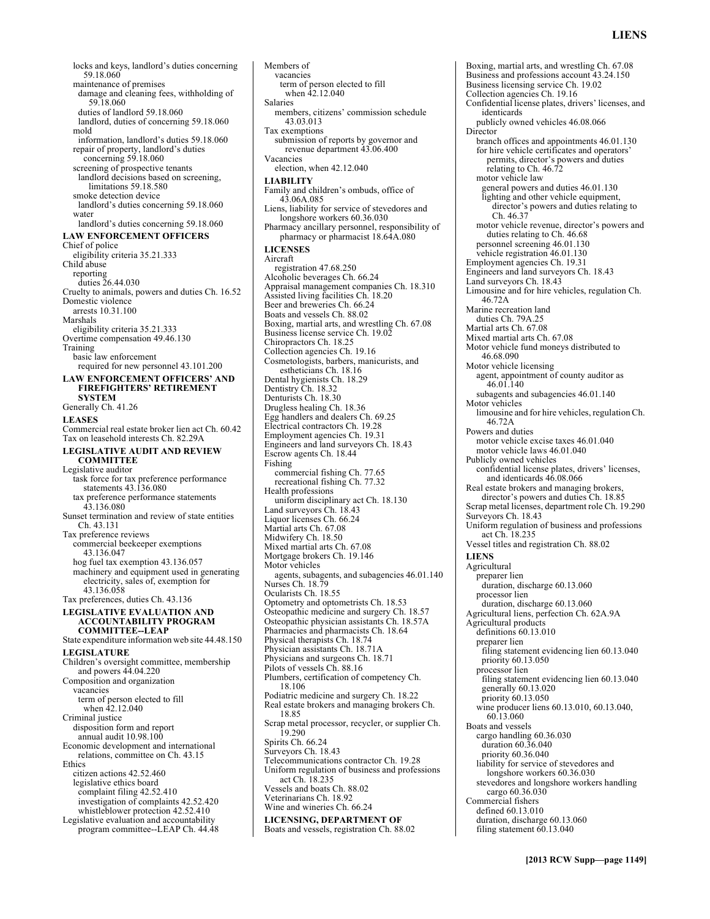locks and keys, landlord's duties concerning 59.18.060
maintenance of premises
damage and cleaning fees, withholding of 59.18.060
duties of landlord 59.18.060
landlord, duties of concerning 59.18.060
mold
information, landlord's duties 59.18.060
repair of property, landlord's duties concerning 59.18.060
screening of prospective tenants
landlord decisions based on screening, limitations 59.18.580
smoke detection device
landlord's duties concerning 59.18.060
water
landlord's duties concerning 59.18.060

**LAW ENFORCEMENT OFFICERS**

Chief of police
eligibility criteria 35.21.333
Child abuse
reporting
duties 26.44.030
Cruelty to animals, powers and duties Ch. 16.52
Domestic violence
arrests 10.31.100
Marshals
eligibility criteria 35.21.333
Overtime compensation 49.46.130
Training
basic law enforcement
required for new personnel 43.101.200

**LAW ENFORCEMENT OFFICERS' AND FIREFIGHTERS' RETIREMENT SYSTEM**

Generally Ch. 41.26

**LEASES**

Commercial real estate broker lien act Ch. 60.42
Tax on leasehold interests Ch. 82.29A

**LEGISLATIVE AUDIT AND REVIEW COMMITTEE**

Legislative auditor
task force for tax preference performance statements 43.136.080
tax preference performance statements 43.136.080
Sunset termination and review of state entities Ch. 43.131
Tax preference reviews
commercial beekeeper exemptions 43.136.047
hog fuel tax exemption 43.136.057
machinery and equipment used in generating electricity, sales of, exemption for 43.136.058
Tax preferences, duties Ch. 43.136

**LEGISLATIVE EVALUATION AND ACCOUNTABILITY PROGRAM COMMITTEE--LEAP**

State expenditure information web site 44.48.150

**LEGISLATURE**

Children's oversight committee, membership and powers 44.04.220
Composition and organization
vacancies
term of person elected to fill when 42.12.040
Criminal justice
disposition form and report
annual audit 10.98.100
Economic development and international relations, committee on Ch. 43.15
Ethics
citizen actions 42.52.460
legislative ethics board
complaint filing 42.52.410
investigation of complaints 42.52.420
whistleblower protection 42.52.410
Legislative evaluation and accountability program committee--LEAP Ch. 44.48
Members of
vacancies
term of person elected to fill when 42.12.040
Salaries
members, citizens' commission schedule 43.03.013
Tax exemptions
submission of reports by governor and revenue department 43.06.400
Vacancies
election, when 42.12.040

**LIABILITY**

Family and children's ombuds, office of 43.06A.085
Liens, liability for service of stevedores and longshore workers 60.36.030
Pharmacy ancillary personnel, responsibility of pharmacy or pharmacist 18.64A.080

**LICENSES**

Aircraft
registration 47.68.250
Alcoholic beverages Ch. 66.24
Appraisal management companies Ch. 18.310
Assisted living facilities Ch. 18.20
Beer and breweries Ch. 66.24
Boats and vessels Ch. 88.02
Boxing, martial arts, and wrestling Ch. 67.08
Business license service Ch. 19.02
Chiropractors Ch. 18.25
Collection agencies Ch. 19.16
Cosmetologists, barbers, manicurists, and estheticians Ch. 18.16
Dental hygienists Ch. 18.29
Dentistry Ch. 18.32
Denturists Ch. 18.30
Drugless healing Ch. 18.36
Egg handlers and dealers Ch. 69.25
Electrical contractors Ch. 19.28
Employment agencies Ch. 19.31
Engineers and land surveyors Ch. 18.43
Escrow agents Ch. 18.44
Fishing
commercial fishing Ch. 77.65
recreational fishing Ch. 77.32
Health professions
uniform disciplinary act Ch. 18.130
Land surveyors Ch. 18.43
Liquor licenses Ch. 66.24
Martial arts Ch. 67.08
Midwifery Ch. 18.50
Mixed martial arts Ch. 67.08
Mortgage brokers Ch. 19.146
Motor vehicles
agents, subagents, and subagencies 46.01.140
Nurses Ch. 18.79
Ocularists Ch. 18.55
Optometry and optometrists Ch. 18.53
Osteopathic medicine and surgery Ch. 18.57
Osteopathic physician assistants Ch. 18.57A
Pharmacies and pharmacists Ch. 18.64
Physical therapists Ch. 18.74
Physician assistants Ch. 18.71A
Physicians and surgeons Ch. 18.71
Pilots of vessels Ch. 88.16
Plumbers, certification of competency Ch. 18.106
Podiatric medicine and surgery Ch. 18.22
Real estate brokers and managing brokers Ch. 18.85
Scrap metal processor, recycler, or supplier Ch. 19.290
Spirits Ch. 66.24
Surveyors Ch. 18.43
Telecommunications contractor Ch. 19.28
Uniform regulation of business and professions act Ch. 18.235
Vessels and boats Ch. 88.02
Veterinarians Ch. 18.92
Wine and wineries Ch. 66.24

**LICENSING, DEPARTMENT OF**

Boats and vessels, registration Ch. 88.02
Boxing, martial arts, and wrestling Ch. 67.08
Business and professions account 43.24.150
Business licensing service Ch. 19.02
Collection agencies Ch. 19.16
Confidential license plates, drivers' licenses, and identicards
publicly owned vehicles 46.08.066
Director
branch offices and appointments 46.01.130
for hire vehicle certificates and operators' permits, director's powers and duties relating to Ch. 46.72
motor vehicle law
general powers and duties 46.01.130
lighting and other vehicle equipment, director's powers and duties relating to Ch. 46.37
motor vehicle revenue, director's powers and duties relating to Ch. 46.68
personnel screening 46.01.130
vehicle registration 46.01.130
Employment agencies Ch. 19.31
Engineers and land surveyors Ch. 18.43
Land surveyors Ch. 18.43
Limousine and for hire vehicles, regulation Ch. 46.72A
Marine recreation land
duties Ch. 79A.25
Martial arts Ch. 67.08
Mixed martial arts Ch. 67.08
Motor vehicle fund moneys distributed to 46.68.090
Motor vehicle licensing
agent, appointment of county auditor as 46.01.140
subagents and subagencies 46.01.140
Motor vehicles
limousine and for hire vehicles, regulation Ch. 46.72A
Powers and duties
motor vehicle excise taxes 46.01.040
motor vehicle laws 46.01.040
Publicly owned vehicles
confidential license plates, drivers' licenses, and identicards 46.08.066
Real estate brokers and managing brokers, director's powers and duties Ch. 18.85
Scrap metal licenses, department role Ch. 19.290
Surveyors Ch. 18.43
Uniform regulation of business and professions act Ch. 18.235
Vessel titles and registration Ch. 88.02

**LIENS**

Agricultural
preparer lien
duration, discharge 60.13.060
processor lien
duration, discharge 60.13.060
Agricultural liens, perfection Ch. 62A.9A
Agricultural products
definitions 60.13.010
preparer lien
filing statement evidencing lien 60.13.040
priority 60.13.050
processor lien
filing statement evidencing lien 60.13.040
generally 60.13.020
priority 60.13.050
wine producer liens 60.13.010, 60.13.040, 60.13.060
Boats and vessels
cargo handling 60.36.030
duration 60.36.040
priority 60.36.040
liability for service of stevedores and longshore workers 60.36.030
stevedores and longshore workers handling cargo 60.36.030
Commercial fishers
defined 60.13.010
duration, discharge 60.13.060
filing statement 60.13.040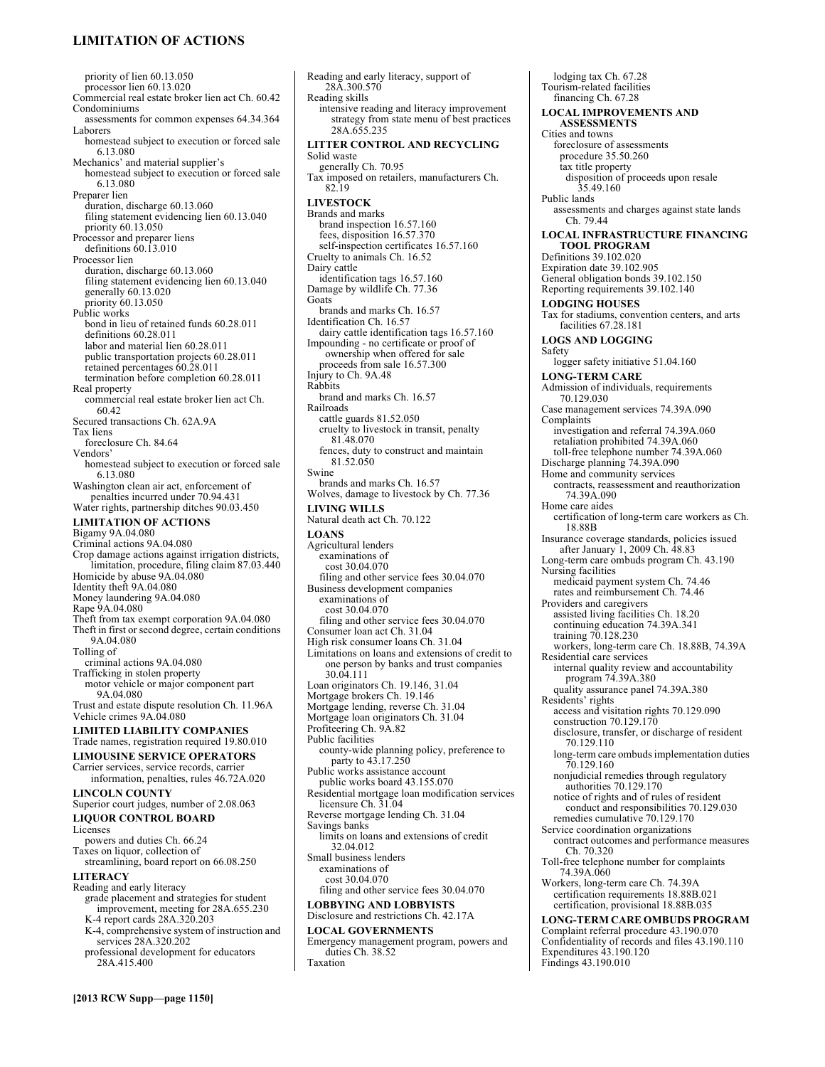priority of lien 60.13.050
processor lien 60.13.020
Commercial real estate broker lien act Ch. 60.42
Condominiums
assessments for common expenses 64.34.364
Laborers
homestead subject to execution or forced sale 6.13.080
Mechanics' and material supplier's
homestead subject to execution or forced sale 6.13.080
Preparer lien
duration, discharge 60.13.060
filing statement evidencing lien 60.13.040
priority 60.13.050
Processor and preparer liens
definitions 60.13.010
Processor lien
duration, discharge 60.13.060
filing statement evidencing lien 60.13.040
generally 60.13.020
priority 60.13.050
Public works
bond in lieu of retained funds 60.28.011
definitions 60.28.011
labor and material lien 60.28.011
public transportation projects 60.28.011
retained percentages 60.28.011
termination before completion 60.28.011
Real property
commercial real estate broker lien act Ch. 60.42
Secured transactions Ch. 62A.9A
Tax liens
foreclosure Ch. 84.64
Vendors'
homestead subject to execution, enforcement of forced sale 6.13.080
Washington clean air act, enforcement of penalties incurred under 70.94.431
Water rights, partnership ditches 90.03.450

**LIMITATION OF ACTIONS**
Bigamy 9A.04.080
Criminal actions 9A.04.080
Crop damage actions against irrigation districts, limitation, procedure, filing claim 87.03.440
Homicide by abuse 9A.04.080
Identity theft 9A.04.080
Money laundering 9A.04.080
Rape 9A.04.080
Theft from tax exempt corporation 9A.04.080
Theft in first or second degree, certain conditions 9A.04.080
Tolling of
criminal actions 9A.04.080
Trafficking in stolen property
motor vehicle or major component part 9A.04.080
Trust and estate dispute resolution Ch. 11.96A
Vehicle crimes 9A.04.080

**LIMITED LIABILITY COMPANIES**
Trade names, registration required 19.80.010

**LIMOUSINE SERVICE OPERATORS**
Carrier services, service records, carrier information, penalties, rules 46.72A.020

**LINCOLN COUNTY**
Superior court judges, number of 2.08.063

**LIQUOR CONTROL BOARD**
Licenses
powers and duties Ch. 66.24
Taxes on liquor, collection of
streamlining, board report on 66.08.250

**LITERACY**
Reading and early literacy
grade placement and strategies for student improvement, meeting for 28A.655.230
K-4 report cards 28A.320.203
K-4, comprehensive system of instruction and services 28A.320.202
professional development for educators 28A.415.400
Reading and early literacy, support of 28A.300.570
Reading skills
intensive reading and literacy improvement strategy from state menu of best practices 28A.655.235

**LITTER CONTROL AND RECYCLING**
Solid waste
generally Ch. 70.95
Tax imposed on retailers, manufacturers Ch. 82.19

**LIVESTOCK**
Brands and marks
brand inspection 16.57.160
fees, disposition 16.57.370
self-inspection certificates 16.57.160
Cruelty to animals Ch. 16.52
Dairy cattle
identification tags 16.57.160
Damage by wildlife Ch. 77.36
Goats
brands and marks Ch. 16.57
Identification Ch. 16.57
dairy cattle identification tags 16.57.160
Impounding - no certificate or proof of ownership when offered for sale
proceeds from sale 16.57.300
Injury to Ch. 9A.48
Rabbits
brand and marks Ch. 16.57
Railroads
cattle guards 81.52.050
cruelty to livestock in transit, penalty 81.48.070
fences, duty to construct and maintain 81.52.050
Swine
brands and marks Ch. 16.57
Wolves, damage to livestock by Ch. 77.36

**LIVING WILLS**
Natural death act Ch. 70.122

**LOANS**
Agricultural lenders
examinations of
cost 30.04.070
filing and other service fees 30.04.070
Business development companies
examinations of
cost 30.04.070
filing and other service fees 30.04.070
Consumer loan act Ch. 31.04
High risk consumer loans Ch. 31.04
Limitations on loans and extensions of credit to one person by banks and trust companies 30.04.111
Loan originators Ch. 19.146, 31.04
Mortgage brokers Ch. 19.146
Mortgage lending, reverse Ch. 31.04
Mortgage loan originators Ch. 31.04
Profiteering Ch. 9A.82
Public facilities
county-wide planning policy, preference to party to 43.17.250
Public works assistance account
public works board 43.155.070
Residential mortgage loan modification services licensure Ch. 31.04
Reverse mortgage lending Ch. 31.04
Savings banks
limits on loans and extensions of credit 32.04.012
Small business lenders
examinations of
cost 30.04.070
filing and other service fees 30.04.070

**LOBBYING AND LOBBYISTS**
Disclosure and restrictions Ch. 42.17A

**LOCAL GOVERNMENTS**
Emergency management program, powers and duties Ch. 38.52
Taxation
lodging tax Ch. 67.28
Tourism-related facilities
financing Ch. 67.28

**LOCAL IMPROVEMENTS AND ASSESSMENTS**
Cities and towns
foreclosure of assessments
procedure 35.50.260
tax title property
disposition of proceeds upon resale 35.49.160
Public lands
assessments and charges against state lands Ch. 79.44

**LOCAL INFRASTRUCTURE FINANCING TOOL PROGRAM**
Definitions 39.102.020
Expiration date 39.102.905
General obligation bonds 39.102.150
Reporting requirements 39.102.140

**LODGING HOUSES**
Tax for stadiums, convention centers, and arts facilities 67.28.181

**LOGS AND LOGGING**
Safety
logger safety initiative 51.04.160

**LONG-TERM CARE**
Admission of individuals, requirements 70.129.030
Case management services 74.39A.090
Complaints
investigation and referral 74.39A.060
retaliation prohibited 74.39A.060
toll-free telephone number 74.39A.060
Discharge planning 74.39A.090
Home and community services
contracts, reassessment and reauthorization 74.39A.090
Home care aides
certification of long-term care workers as Ch. 18.88B
Insurance coverage standards, policies issued after January 1, 2009 Ch. 48.83
Long-term care ombuds program Ch. 43.190
Nursing facilities
medicaid payment system Ch. 74.46
rates and reimbursement Ch. 74.46
Providers and caregivers
assisted living facilities Ch. 18.20
continuing education 74.39A.341
training 70.128.230
workers, long-term care Ch. 18.88B, 74.39A
Residential care services
internal quality review and accountability program 74.39A.380
quality assurance panel 74.39A.380
Residents' rights
access and visitation rights 70.129.090
construction 70.129.170
disclosure, transfer, or discharge of resident 70.129.110
long-term care ombuds implementation duties 70.129.160
nonjudicial remedies through regulatory authorities 70.129.170
notice of rights and of rules of resident conduct and responsibilities 70.129.030
remedies cumulative 70.129.170
Service coordination organizations
contract outcomes and performance measures Ch. 70.320
Toll-free telephone number for complaints 74.39A.060
Workers, long-term care Ch. 74.39A
certification requirements 18.88B.021
certification, provisional 18.88B.035

**LONG-TERM CARE OMBUDS PROGRAM**
Complaint referral procedure 43.190.070
Confidentiality of records and files 43.190.110
Expenditures 43.190.120
Findings 43.190.010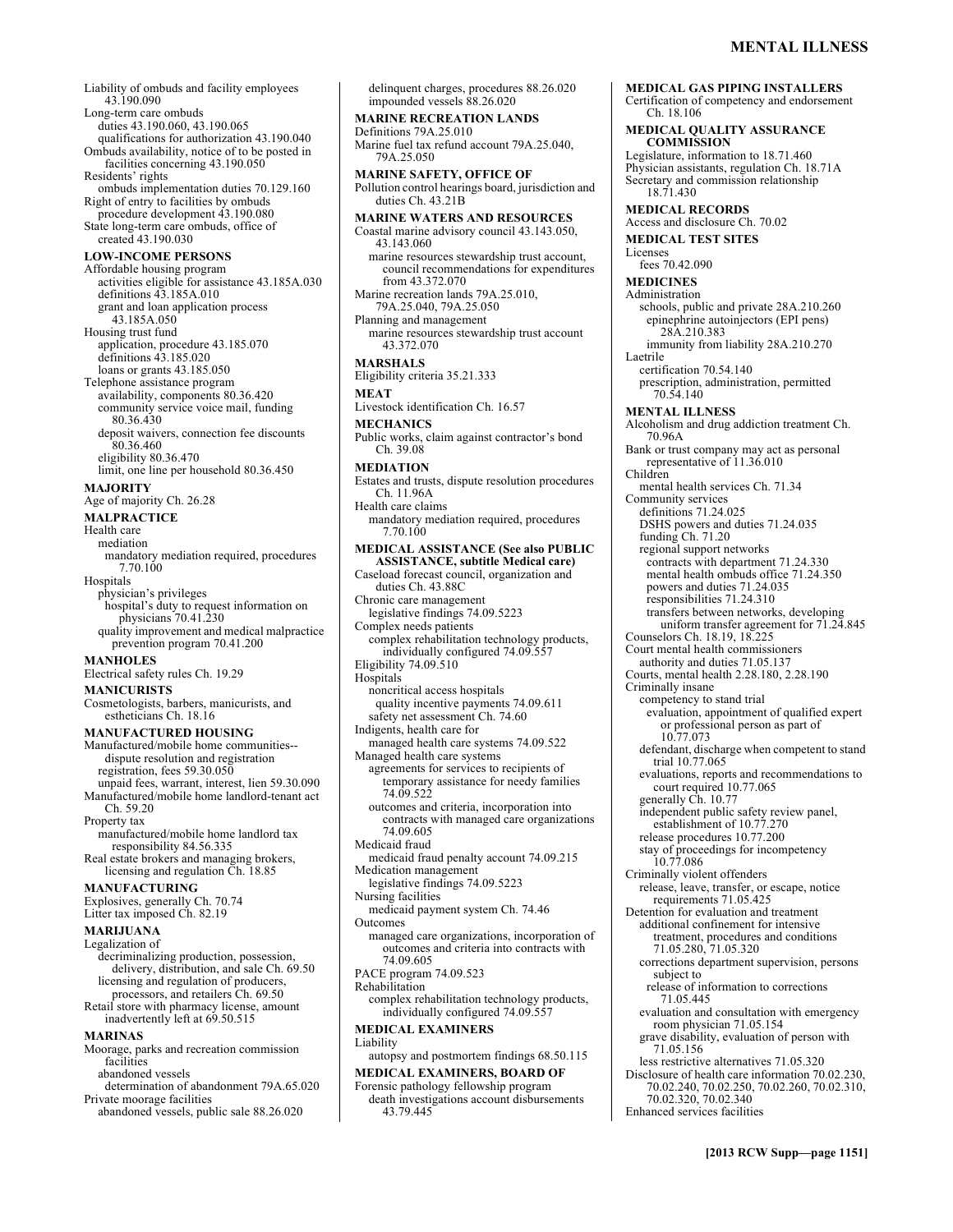Liability of ombuds and facility employees 43.190.090
Long-term care ombuds
duties 43.190.060, 43.190.065
qualifications for authorization 43.190.040
Ombuds availability, notice of to be posted in facilities concerning 43.190.050
Residents' rights
ombuds implementation duties 70.129.160
Right of entry to facilities by ombuds
procedure development 43.190.080
State long-term care ombuds, office of
created 43.190.030

**LOW-INCOME PERSONS**
Affordable housing program
activities eligible for assistance 43.185A.030
definitions 43.185A.010
grant and loan application process 43.185A.050
Housing trust fund
application, procedure 43.185.070
definitions 43.185.020
loans or grants 43.185.050
Telephone assistance program
availability, components 80.36.420
community service voice mail, funding 80.36.430
deposit waivers, connection fee discounts 80.36.460
eligibility 80.36.470
limit, one line per household 80.36.450

**MAJORITY**
Age of majority Ch. 26.28

**MALPRACTICE**
Health care
mediation
mandatory mediation required, procedures 7.70.100
Hospitals
physician's privileges
hospital's duty to request information on physicians 70.41.230
quality improvement and medical malpractice prevention program 70.41.200

**MANHOLES**
Electrical safety rules Ch. 19.29

**MANICURISTS**
Cosmetologists, barbers, manicurists, and estheticians Ch. 18.16

**MANUFACTURED HOUSING**
Manufactured/mobile home communities--dispute resolution and registration
registration, fees 59.30.050
unpaid fees, warrant, interest, lien 59.30.090
Manufactured/mobile home landlord-tenant act Ch. 59.20
Property tax
manufactured/mobile home landlord tax responsibility 84.56.335
Real estate brokers and managing brokers, licensing and regulation Ch. 18.85

**MANUFACTURING**
Explosives, generally Ch. 70.74
Litter tax imposed Ch. 82.19

**MARIJUANA**
Legalization of
decriminalizing production, possession, delivery, distribution, and sale Ch. 69.50
licensing and regulation of producers, processors, and retailers Ch. 69.50
Retail store with pharmacy license, amount inadvertently left at 69.50.515

**MARINAS**
Moorage, parks and recreation commission facilities
abandoned vessels
determination of abandonment 79A.65.020
Private moorage facilities
abandoned vessels, public sale 88.26.020
delinquent charges, procedures 88.26.020
impounded vessels 88.26.020

**MARINE RECREATION LANDS**
Definitions 79A.25.010
Marine fuel tax refund account 79A.25.040, 79A.25.050

**MARINE SAFETY, OFFICE OF**
Pollution control hearings board, jurisdiction and duties Ch. 43.21B

**MARINE WATERS AND RESOURCES**
Coastal marine advisory council 43.143.050, 43.143.060
marine resources stewardship trust account, council recommendations for expenditures from 43.372.070
Marine recreation lands 79A.25.010, 79A.25.040, 79A.25.050
Planning and management
marine resources stewardship trust account 43.372.070

**MARSHALS**
Eligibility criteria 35.21.333

**MEAT**
Livestock identification Ch. 16.57

**MECHANICS**
Public works, claim against contractor's bond Ch. 39.08

**MEDIATION**
Estates and trusts, dispute resolution procedures Ch. 11.96A
Health care claims
mandatory mediation required, procedures 7.70.100

**MEDICAL ASSISTANCE (See also PUBLIC ASSISTANCE, subtitle Medical care)**
Caseload forecast council, organization and duties Ch. 43.88C
Chronic care management
legislative findings 74.09.5223
Complex needs patients
complex rehabilitation technology products, individually configured 74.09.557
Eligibility 74.09.510
Hospitals
noncritical access hospitals
quality incentive payments 74.09.611
safety net assessment Ch. 74.60
Indigents, health care for
managed health care systems 74.09.522
Managed health care systems
agreements for services to recipients of temporary assistance for needy families 74.09.522
outcomes and criteria, incorporation into contracts with managed care organizations 74.09.605
Medicaid fraud
medicaid fraud penalty account 74.09.215
Medication management
legislative findings 74.09.5223
Nursing facilities
medicaid payment system Ch. 74.46
Outcomes
managed care organizations, incorporation of outcomes and criteria into contracts with 74.09.605
PACE program 74.09.523
Rehabilitation
complex rehabilitation technology products, individually configured 74.09.557

**MEDICAL EXAMINERS**
Liability
autopsy and postmortem findings 68.50.115

**MEDICAL EXAMINERS, BOARD OF**
Forensic pathology fellowship program
death investigations account disbursements 43.79.445

**MEDICAL GAS PIPING INSTALLERS**
Certification of competency and endorsement Ch. 18.106

**MEDICAL QUALITY ASSURANCE COMMISSION**
Legislature, information to 18.71.460
Physician assistants, regulation Ch. 18.71A
Secretary and commission relationship 18.71.430

**MEDICAL RECORDS**
Access and disclosure Ch. 70.02

**MEDICAL TEST SITES**
Licenses
fees 70.42.090

**MEDICINES**
Administration
schools, public and private 28A.210.260
epinephrine autoinjectors (EPI pens) 28A.210.383
immunity from liability 28A.210.270
Laetrile
certification 70.54.140
prescription, administration, permitted 70.54.140

**MENTAL ILLNESS**
Alcoholism and drug addiction treatment Ch. 70.96A
Bank or trust company may act as personal representative of 11.36.010
Children
mental health services Ch. 71.34
Community services
definitions 71.24.025
DSHS powers and duties 71.24.035
funding Ch. 71.20
regional support networks
contracts with department 71.24.330
mental health ombuds office 71.24.350
powers and duties 71.24.035
responsibilities 71.24.310
transfers between networks, developing uniform transfer agreement for 71.24.845
Counselors Ch. 18.19, 18.225
Court mental health commissioners
authority and duties 71.05.137
Courts, mental health 2.28.180, 2.28.190
Criminally insane
competency to stand trial
evaluation, appointment of qualified expert or professional person as part of 10.77.073
defendant, discharge when competent to stand trial 10.77.065
evaluations, reports and recommendations to court required 10.77.065
generally Ch. 10.77
independent public safety review panel, establishment of 10.77.270
release procedures 10.77.200
stay of proceedings for incompetency 10.77.086
Criminally violent offenders
release, leave, transfer, or escape, notice requirements 71.05.425
Detention for evaluation and treatment
additional confinement for intensive treatment, procedures and conditions 71.05.280, 71.05.320
corrections department supervision, persons subject to
release of information to corrections 71.05.445
evaluation and consultation with emergency room physician 71.05.154
grave disability, evaluation of person with 71.05.156
less restrictive alternatives 71.05.320
Disclosure of health care information 70.02.230, 70.02.240, 70.02.250, 70.02.260, 70.02.310, 70.02.320, 70.02.340
Enhanced services facilities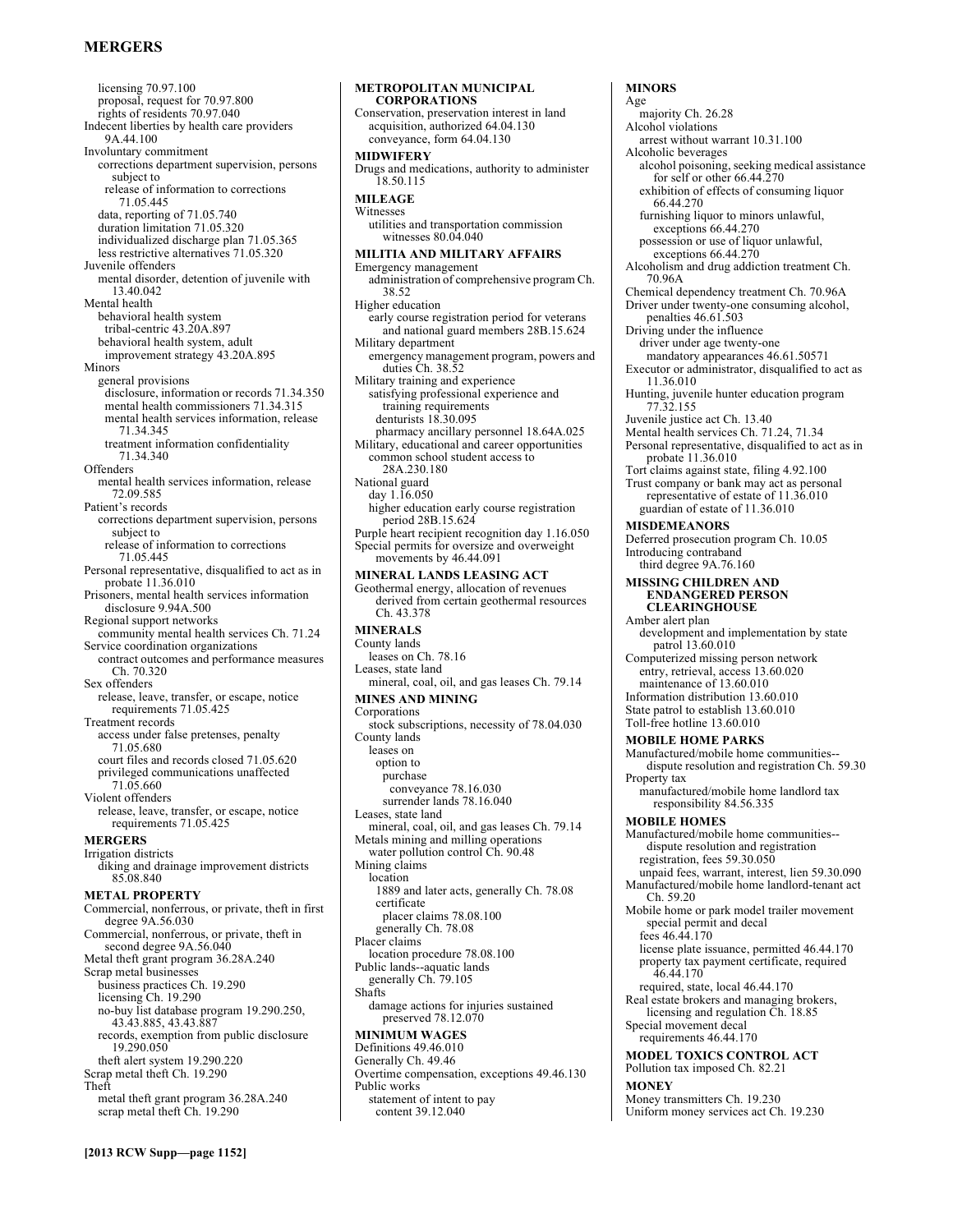licensing 70.97.100
proposal, request for 70.97.800
rights of residents 70.97.040

Indecent liberties by health care providers 9A.44.100

Involuntary commitment
- corrections department supervision, persons subject to
  - release of information to corrections 71.05.445
- data, reporting of 71.05.740
- duration limitation 71.05.320
- individualized discharge plan 71.05.365
- less restrictive alternatives 71.05.320

Juvenile offenders
- mental disorder, detention of juvenile with 13.40.042

Mental health
- behavioral health system
  - tribal-centric 43.20A.897
- behavioral health system, adult
  - improvement strategy 43.20A.895

Minors
- general provisions
  - disclosure, information or records 71.34.350
  - mental health commissioners 71.34.315
  - mental health services information, release 71.34.345
  - treatment information confidentiality 71.34.340

Offenders
- mental health services information, release 72.09.585

Patient's records
- corrections department supervision, persons subject to
  - release of information to corrections 71.05.445

Personal representative, disqualified to act as in probate 11.36.010

Prisoners, mental health services information disclosure 9.94A.500

Regional support networks
- community mental health services Ch. 71.24

Service coordination organizations
- contract outcomes and performance measures Ch. 70.320

Sex offenders
- release, leave, transfer, or escape, notice requirements 71.05.425

Treatment records
- access under false pretenses, penalty 71.05.680
- court files and records closed 71.05.620
- privileged communications unaffected 71.05.660

Violent offenders
- release, leave, transfer, or escape, notice requirements 71.05.425

## MERGERS

Irrigation districts
- diking and drainage improvement districts 85.08.840

## METAL PROPERTY

Commercial, nonferrous, or private, theft in first degree 9A.56.030

Commercial, nonferrous, or private, theft in second degree 9A.56.040

Metal theft grant program 36.28A.240

Scrap metal businesses
- business practices Ch. 19.290
- licensing Ch. 19.290
- no-buy list database program 19.290.250, 43.43.885, 43.43.887
- records, exemption from public disclosure 19.290.050
- theft alert system 19.290.220

Scrap metal theft Ch. 19.290

Theft
- metal theft grant program 36.28A.240
- scrap metal theft Ch. 19.290

## METROPOLITAN MUNICIPAL CORPORATIONS

Conservation, preservation interest in land acquisition, authorized 64.04.130
- conveyance, form 64.04.130

## MIDWIFERY

Drugs and medications, authority to administer 18.50.115

## MILEAGE

Witnesses
- utilities and transportation commission witnesses 80.04.040

## MILITIA AND MILITARY AFFAIRS

Emergency management
- administration of comprehensive program Ch. 38.52

Higher education
- early course registration period for veterans and national guard members 28B.15.624

Military department
- emergency management program, powers and duties Ch. 38.52

Military training and experience
- satisfying professional experience and training requirements
  - denturists 18.30.095
  - pharmacy ancillary personnel 18.64A.025

Military, educational and career opportunities
- common school student access to 28A.230.180

National guard
- day 1.16.050
- higher education early course registration period 28B.15.624

Purple heart recipient recognition day 1.16.050

Special permits for oversize and overweight movements by 46.44.091

## MINERAL LANDS LEASING ACT

Geothermal energy, allocation of revenues derived from certain geothermal resources Ch. 43.378

## MINERALS

County lands
- leases on Ch. 78.16

Leases, state land
- mineral, coal, oil, and gas leases Ch. 79.14

## MINES AND MINING

Corporations
- stock subscriptions, necessity of 78.04.030

County lands
- leases on
  - option to
    - purchase
      - conveyance 78.16.030
  - surrender lands 78.16.040

Leases, state land
- mineral, coal, oil, and gas leases Ch. 79.14

Metals mining and milling operations
- water pollution control Ch. 90.48

Mining claims
- location
  - 1889 and later acts, generally Ch. 78.08
  - certificate
    - placer claims 78.08.100
  - generally Ch. 78.08

Placer claims
- location procedure 78.08.100

Public lands--aquatic lands
- generally Ch. 79.105

Shafts
- damage actions for injuries sustained preserved 78.12.070

## MINIMUM WAGES

Definitions 49.46.010

Generally Ch. 49.46

Overtime compensation, exceptions 49.46.130

Public works
- statement of intent to pay
  - content 39.12.040

## MINORS

Age
- majority Ch. 26.28

Alcohol violations
- arrest without warrant 10.31.100

Alcoholic beverages
- alcohol poisoning, seeking medical assistance for self or other 66.44.270
- exhibition of effects of consuming liquor 66.44.270
- furnishing liquor to minors unlawful, exceptions 66.44.270
- possession or use of liquor unlawful, exceptions 66.44.270

Alcoholism and drug addiction treatment Ch. 70.96A

Chemical dependency treatment Ch. 70.96A

Driver under twenty-one consuming alcohol, penalties 46.61.503

Driving under the influence
- driver under age twenty-one
  - mandatory appearances 46.61.50571

Executor or administrator, disqualified to act as 11.36.010

Hunting, juvenile hunter education program 77.32.155

Juvenile justice act Ch. 13.40

Mental health services Ch. 71.24, 71.34

Personal representative, disqualified to act as in probate 11.36.010

Tort claims against state, filing 4.92.100

Trust company or bank may act as personal representative of estate of 11.36.010
- guardian of estate of 11.36.010

## MISDEMEANORS

Deferred prosecution program Ch. 10.05

Introducing contraband
- third degree 9A.76.160

## MISSING CHILDREN AND ENDANGERED PERSON CLEARINGHOUSE

Amber alert plan
- development and implementation by state patrol 13.60.010

Computerized missing person network
- entry, retrieval, access 13.60.020
- maintenance of 13.60.010

Information distribution 13.60.010

State patrol to establish 13.60.010

Toll-free hotline 13.60.010

## MOBILE HOME PARKS

Manufactured/mobile home communities--dispute resolution and registration Ch. 59.30

Property tax
- manufactured/mobile home landlord tax responsibility 84.56.335

## MOBILE HOMES

Manufactured/mobile home communities--dispute resolution and registration
- registration, fees 59.30.050
- unpaid fees, warrant, interest, lien 59.30.090

Manufactured/mobile home landlord-tenant act Ch. 59.20

Mobile home or park model trailer movement
- special permit and decal
- fees 46.44.170
- license plate issuance, permitted 46.44.170
- property tax payment certificate, required 46.44.170
- required, state, local 46.44.170

Real estate brokers and managing brokers, licensing and regulation Ch. 18.85

Special movement decal
- requirements 46.44.170

## MODEL TOXICS CONTROL ACT

Pollution tax imposed Ch. 82.21

## MONEY

Money transmitters Ch. 19.230

Uniform money services act Ch. 19.230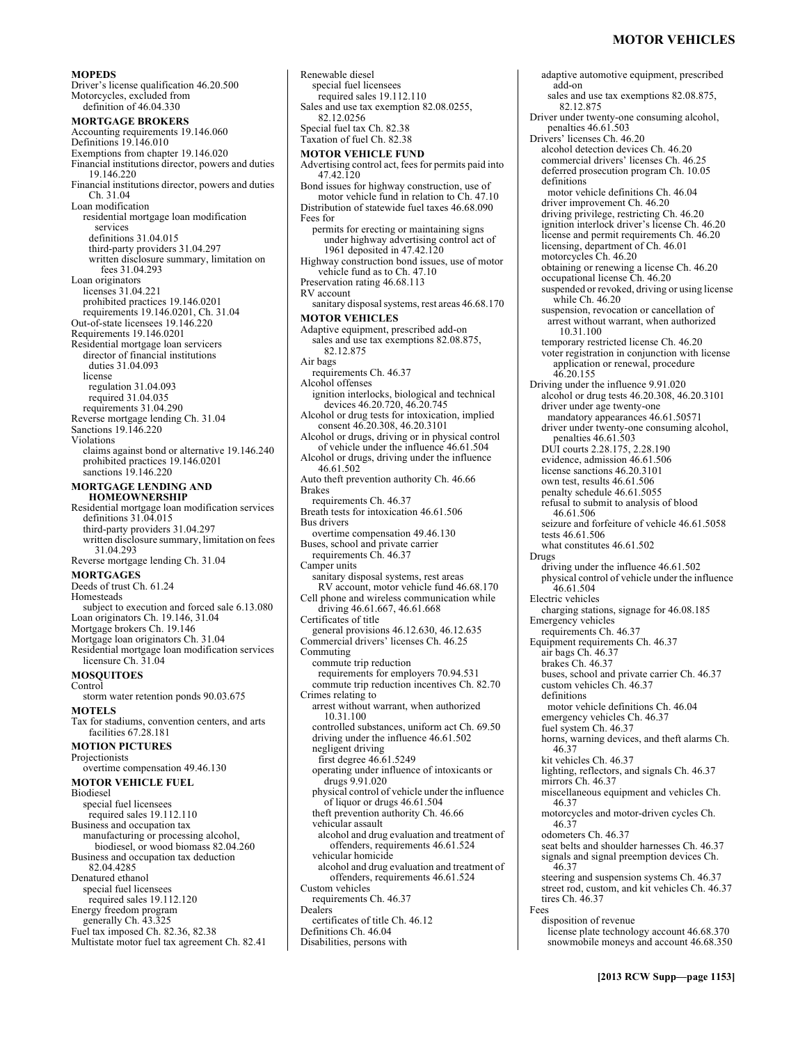**MOPEDS**

Driver's license qualification 46.20.500
Motorcycles, excluded from
  definition of 46.04.330

**MORTGAGE BROKERS**

Accounting requirements 19.146.060
Definitions 19.146.010
Exemptions from chapter 19.146.020
Financial institutions director, powers and duties 19.146.220
Financial institutions director, powers and duties Ch. 31.04
Loan modification
  residential mortgage loan modification services
    definitions 31.04.015
    third-party providers 31.04.297
    written disclosure summary, limitation on fees 31.04.293
Loan originators
  licenses 31.04.221
  prohibited practices 19.146.0201
  requirements 19.146.0201, Ch. 31.04
Out-of-state licensees 19.146.220
Requirements 19.146.0201
Residential mortgage loan servicers
  director of financial institutions
    duties 31.04.093
  license
    regulation 31.04.093
    required 31.04.035
  requirements 31.04.290
Reverse mortgage lending Ch. 31.04
Sanctions 19.146.220
Violations
  claims against bond or alternative 19.146.240
  prohibited practices 19.146.0201
  sanctions 19.146.220

**MORTGAGE LENDING AND HOMEOWNERSHIP**

Residential mortgage loan modification services
  definitions 31.04.015
  third-party providers 31.04.297
  written disclosure summary, limitation on fees 31.04.293
Reverse mortgage lending Ch. 31.04

**MORTGAGES**

Deeds of trust Ch. 61.24
Homesteads
  subject to execution and forced sale 6.13.080
Loan originators Ch. 19.146, 31.04
Mortgage brokers Ch. 19.146
Mortgage loan originators Ch. 31.04
Residential mortgage loan modification services licensure Ch. 31.04

**MOSQUITOES**

Control
  storm water retention ponds 90.03.675

**MOTELS**

Tax for stadiums, convention centers, and arts facilities 67.28.181

**MOTION PICTURES**

Projectionists
  overtime compensation 49.46.130

**MOTOR VEHICLE FUEL**

Biodiesel
  special fuel licensees
    required sales 19.112.110
Business and occupation tax
  manufacturing or processing alcohol, biodiesel, or wood biomass 82.04.260
Business and occupation tax deduction 82.04.4285
Denatured ethanol
  special fuel licensees
    required sales 19.112.120
Energy freedom program
  generally Ch. 43.325
Fuel tax imposed Ch. 82.36, 82.38
Multistate motor fuel tax agreement Ch. 82.41
Renewable diesel
  special fuel licensees
    required sales 19.112.110
Sales and use tax exemption 82.08.0255, 82.12.0256
Special fuel tax Ch. 82.38
Taxation of fuel Ch. 82.38

**MOTOR VEHICLE FUND**

Advertising control act, fees for permits paid into 47.42.120
Bond issues for highway construction, use of motor vehicle fund in relation to Ch. 47.10
Distribution of statewide fuel taxes 46.68.090
Fees for
  permits for erecting or maintaining signs under highway advertising control act of 1961 deposited in 47.42.120
Highway construction bond issues, use of motor vehicle fund as to Ch. 47.10
Preservation rating 46.68.113
RV account
  sanitary disposal systems, rest areas 46.68.170

**MOTOR VEHICLES**

Adaptive equipment, prescribed add-on
  sales and use tax exemptions 82.08.875, 82.12.875
Air bags
  requirements Ch. 46.37
Alcohol offenses
  ignition interlocks, biological and technical devices 46.20.720, 46.20.745
Alcohol or drug tests for intoxication, implied consent 46.20.308, 46.20.3101
Alcohol or drugs, driving or in physical control of vehicle under the influence 46.61.504
Alcohol or drugs, driving under the influence 46.61.502
Auto theft prevention authority Ch. 46.66
Brakes
  requirements Ch. 46.37
Breath tests for intoxication 46.61.506
Bus drivers
  overtime compensation 49.46.130
Buses, school and private carrier
  requirements Ch. 46.37
Camper units
  sanitary disposal systems, rest areas
    RV account, motor vehicle fund 46.68.170
Cell phone and wireless communication while driving 46.61.667, 46.61.668
Certificates of title
  general provisions 46.12.630, 46.12.635
Commercial drivers' licenses Ch. 46.25
Commuting
  commute trip reduction
    requirements for employers 70.94.531
  commute trip reduction incentives Ch. 82.70
Crimes relating to
  arrest without warrant, when authorized 10.31.100
  controlled substances, uniform act Ch. 69.50
  driving under the influence 46.61.502
  negligent driving
    first degree 46.61.5249
  operating under influence of intoxicants or drugs 9.91.020
  physical control of vehicle under the influence of liquor or drugs 46.61.504
  theft prevention authority Ch. 46.66
  vehicular assault
    alcohol and drug evaluation and treatment of offenders, requirements 46.61.524
  vehicular homicide
    alcohol and drug evaluation and treatment of offenders, requirements 46.61.524
Custom vehicles
  requirements Ch. 46.37
Dealers
  certificates of title Ch. 46.12
Definitions Ch. 46.04
Disabilities, persons with
  adaptive automotive equipment, prescribed add-on
    sales and use tax exemptions 82.08.875, 82.12.875
Driver under twenty-one consuming alcohol, penalties 46.61.503
Drivers' licenses Ch. 46.20
  alcohol detection devices Ch. 46.20
  commercial drivers' licenses Ch. 46.25
  deferred prosecution program Ch. 10.05
  definitions
    motor vehicle definitions Ch. 46.04
  driver improvement Ch. 46.20
  driving privilege, restricting Ch. 46.20
  ignition interlock driver's license Ch. 46.20
  license and permit requirements Ch. 46.20
  licensing, department of Ch. 46.01
  motorcycles Ch. 46.20
  obtaining or renewing a license Ch. 46.20
  occupational license Ch. 46.20
  suspended or revoked, driving or using license while Ch. 46.20
  suspension, revocation or cancellation of
    arrest without warrant, when authorized 10.31.100
  temporary restricted license Ch. 46.20
  voter registration in conjunction with license application or renewal, procedure 46.20.155
Driving under the influence 9.91.020
  alcohol or drug tests 46.20.308, 46.20.3101
  driver under age twenty-one
    mandatory appearances 46.61.50571
  driver under twenty-one consuming alcohol, penalties 46.61.503
  DUI courts 2.28.175, 2.28.190
  evidence, admission 46.61.506
  license sanctions 46.20.3101
  own test, results 46.61.506
  penalty schedule 46.61.5055
  refusal to submit to analysis of blood 46.61.506
  seizure and forfeiture of vehicle 46.61.5058
  tests 46.61.506
  what constitutes 46.61.502
Drugs
  driving under the influence 46.61.502
  physical control of vehicle under the influence 46.61.504
Electric vehicles
  charging stations, signage for 46.08.185
Emergency vehicles
  requirements Ch. 46.37
Equipment requirements Ch. 46.37
  air bags Ch. 46.37
  brakes Ch. 46.37
  buses, school and private carrier Ch. 46.37
  custom vehicles Ch. 46.37
  definitions
    motor vehicle definitions Ch. 46.04
  emergency vehicles Ch. 46.37
  fuel system Ch. 46.37
  horns, warning devices, and theft alarms Ch. 46.37
  kit vehicles Ch. 46.37
  lighting, reflectors, and signals Ch. 46.37
  mirrors Ch. 46.37
  miscellaneous equipment and vehicles Ch. 46.37
  motorcycles and motor-driven cycles Ch. 46.37
  odometers Ch. 46.37
  seat belts and shoulder harnesses Ch. 46.37
  signals and signal preemption devices Ch. 46.37
  steering and suspension systems Ch. 46.37
  street rod, custom, and kit vehicles Ch. 46.37
  tires Ch. 46.37
Fees
  disposition of revenue
    license plate technology account 46.68.370
    snowmobile moneys and account 46.68.350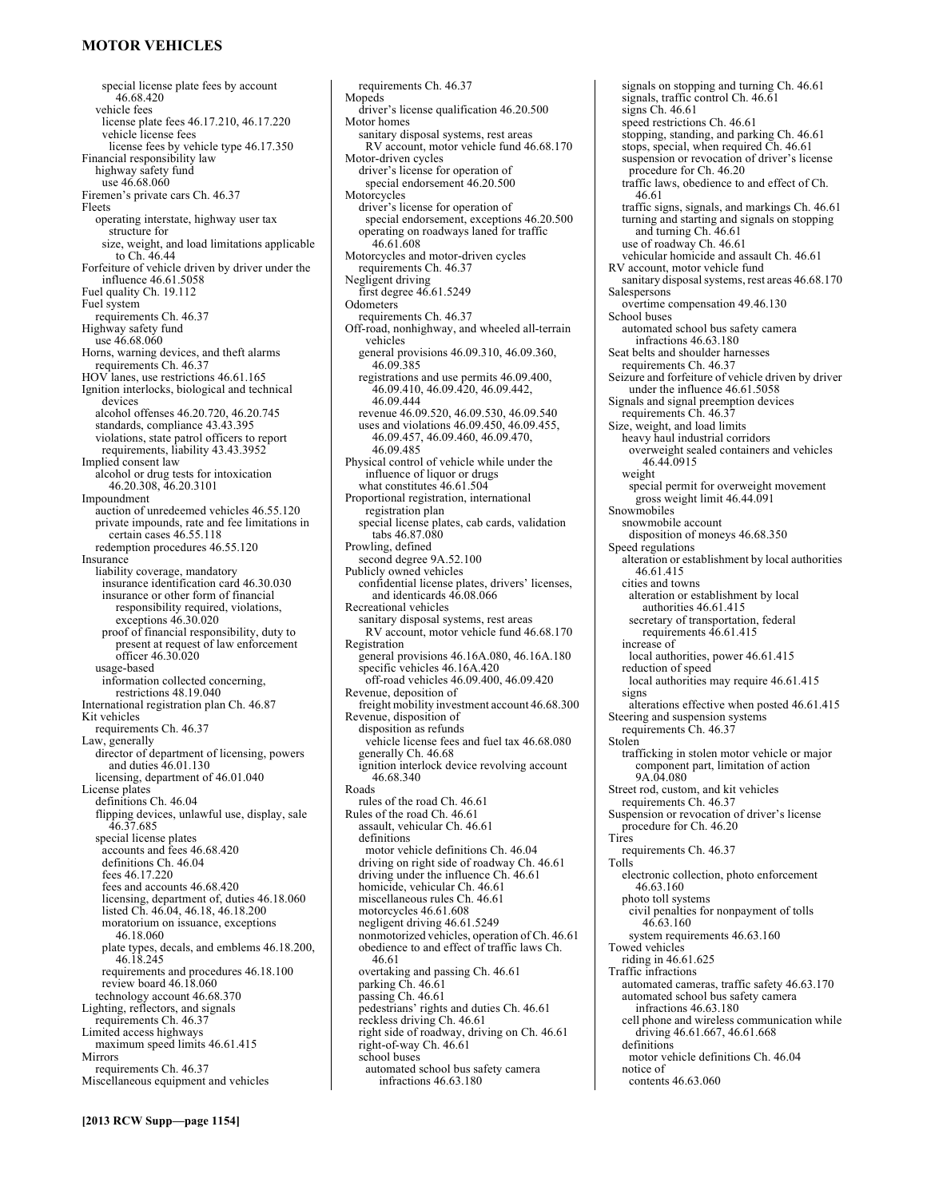special license plate fees by account 46.68.420
vehicle fees
license plate fees 46.17.210, 46.17.220
vehicle license fees
license fees by vehicle type 46.17.350
Financial responsibility law
highway safety fund
use 46.68.060
Firemen's private cars Ch. 46.37
Fleets
operating interstate, highway user tax structure for
size, weight, and load limitations applicable to Ch. 46.44
Forfeiture of vehicle driven by driver under the influence 46.61.5058
Fuel quality Ch. 19.112
Fuel system
requirements Ch. 46.37
Highway safety fund
use 46.68.060
Horns, warning devices, and theft alarms
requirements Ch. 46.37
HOV lanes, use restrictions 46.61.165
Ignition interlocks, biological and technical devices
alcohol offenses 46.20.720, 46.20.745
standards, compliance 43.43.395
violations, state patrol officers to report requirements, liability 43.43.3952
Implied consent law
alcohol or drug tests for intoxication 46.20.308, 46.20.3101
Impoundment
auction of unredeemed vehicles 46.55.120
private impounds, rate and fee limitations in certain cases 46.55.118
redemption procedures 46.55.120
Insurance
liability coverage, mandatory
insurance identification card 46.30.030
insurance or other form of financial responsibility required, violations, exceptions 46.30.020
proof of financial responsibility, duty to present at request of law enforcement officer 46.30.020
usage-based
information collected concerning, restrictions 48.19.040
International registration plan Ch. 46.87
Kit vehicles
requirements Ch. 46.37
Law, generally
director of department of licensing, powers and duties 46.01.130
licensing, department of 46.01.040
License plates
definitions Ch. 46.04
flipping devices, unlawful use, display, sale 46.37.685
special license plates
accounts and fees 46.68.420
definitions Ch. 46.04
fees 46.17.220
fees and accounts 46.68.420
licensing, department of, duties 46.18.060
listed Ch. 46.04, 46.18, 46.18.200
moratorium on issuance, exceptions 46.18.060
plate types, decals, and emblems 46.18.200, 46.18.245
requirements and procedures 46.18.100
review board 46.18.060
technology account 46.68.370
Lighting, reflectors, and signals
requirements Ch. 46.37
Limited access highways
maximum speed limits 46.61.415
Mirrors
requirements Ch. 46.37
Miscellaneous equipment and vehicles
requirements Ch. 46.37
Mopeds
driver's license qualification 46.20.500
Motor homes
sanitary disposal systems, rest areas
RV account, motor vehicle fund 46.68.170
Motor-driven cycles
driver's license for operation of
special endorsement 46.20.500
Motorcycles
driver's license for operation of
special endorsement, exceptions 46.20.500
operating on roadways laned for traffic 46.61.608
Motorcycles and motor-driven cycles
requirements Ch. 46.37
Negligent driving
first degree 46.61.5249
Odometers
requirements Ch. 46.37
Off-road, nonhighway, and wheeled all-terrain vehicles
general provisions 46.09.310, 46.09.360, 46.09.385
registrations and use permits 46.09.400, 46.09.410, 46.09.420, 46.09.442, 46.09.444
revenue 46.09.520, 46.09.530, 46.09.540
uses and violations 46.09.450, 46.09.455, 46.09.457, 46.09.460, 46.09.470, 46.09.485
Physical control of vehicle while under the influence of liquor or drugs
what constitutes 46.61.504
Proportional registration, international registration plan
special license plates, cab cards, validation tabs 46.87.080
Prowling, defined
second degree 9A.52.100
Publicly owned vehicles
confidential license plates, drivers' licenses, and identicards 46.08.066
Recreational vehicles
sanitary disposal systems, rest areas
RV account, motor vehicle fund 46.68.170
Registration
general provisions 46.16A.080, 46.16A.180
specific vehicles 46.16A.420
off-road vehicles 46.09.400, 46.09.420
Revenue, deposition of
freight mobility investment account 46.68.300
Revenue, disposition of
disposition as refunds
vehicle license fees and fuel tax 46.68.080
generally Ch. 46.68
ignition interlock device revolving account 46.68.340
Roads
rules of the road Ch. 46.61
Rules of the road Ch. 46.61
assault, vehicular Ch. 46.61
definitions
motor vehicle definitions Ch. 46.04
driving on right side of roadway Ch. 46.61
driving under the influence Ch. 46.61
homicide, vehicular Ch. 46.61
miscellaneous rules Ch. 46.61
motorcycles 46.61.608
negligent driving 46.61.5249
nonmotorized vehicles, operation of Ch. 46.61
obedience to and effect of traffic laws Ch. 46.61
overtaking and passing Ch. 46.61
parking Ch. 46.61
passing Ch. 46.61
pedestrians' rights and duties Ch. 46.61
reckless driving Ch. 46.61
right side of roadway, driving on Ch. 46.61
right-of-way Ch. 46.61
school buses
automated school bus safety camera infractions 46.63.180
signals on stopping and turning Ch. 46.61
signals, traffic control Ch. 46.61
signs Ch. 46.61
speed restrictions Ch. 46.61
stopping, standing, and parking Ch. 46.61
stops, special, when required Ch. 46.61
suspension or revocation of driver's license
procedure for Ch. 46.20
traffic laws, obedience to and effect of Ch. 46.61
traffic signs, signals, and markings Ch. 46.61
turning and starting and signals on stopping and turning Ch. 46.61
use of roadway Ch. 46.61
vehicular homicide and assault Ch. 46.61
RV account, motor vehicle fund
sanitary disposal systems, rest areas 46.68.170
Salespersons
overtime compensation 49.46.130
School buses
automated school bus safety camera infractions 46.63.180
Seat belts and shoulder harnesses
requirements Ch. 46.37
Seizure and forfeiture of vehicle driven by driver under the influence 46.61.5058
Signals and signal preemption devices
requirements Ch. 46.37
Size, weight, and load limits
heavy haul industrial corridors
overweight sealed containers and vehicles 46.44.0915
weight
special permit for overweight movement
gross weight limit 46.44.091
Snowmobiles
snowmobile account
disposition of moneys 46.68.350
Speed regulations
alteration or establishment by local authorities 46.61.415
cities and towns
alteration or establishment by local authorities 46.61.415
secretary of transportation, federal requirements 46.61.415
increase of
local authorities, power 46.61.415
reduction of speed
local authorities may require 46.61.415
signs
alterations effective when posted 46.61.415
Steering and suspension systems
requirements Ch. 46.37
Stolen
trafficking in stolen motor vehicle or major component part, limitation of action 9A.04.080
Street rod, custom, and kit vehicles
requirements Ch. 46.37
Suspension or revocation of driver's license
procedure for Ch. 46.20
Tires
requirements Ch. 46.37
Tolls
electronic collection, photo enforcement 46.63.160
photo toll systems
civil penalties for nonpayment of tolls 46.63.160
system requirements 46.63.160
Towed vehicles
riding in 46.61.625
Traffic infractions
automated cameras, traffic safety 46.63.170
automated school bus safety camera infractions 46.63.180
cell phone and wireless communication while driving 46.61.667, 46.61.668
definitions
motor vehicle definitions Ch. 46.04
notice of
contents 46.63.060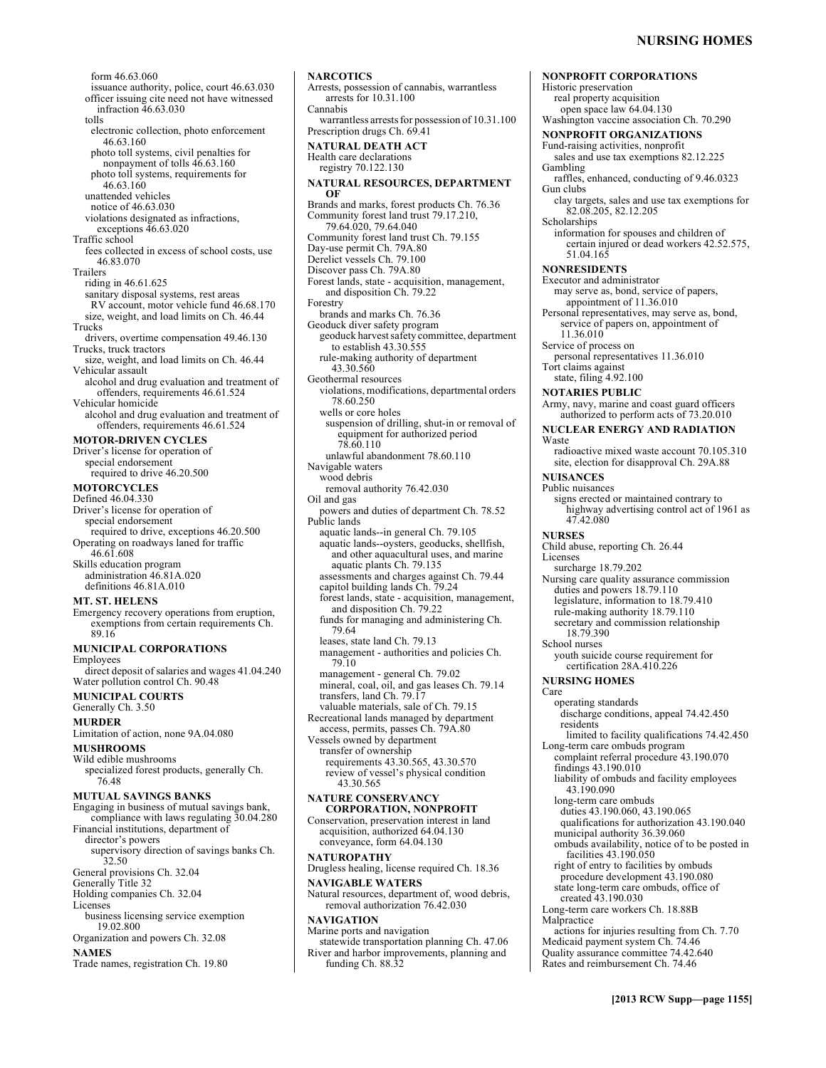form 46.63.060
issuance authority, police, court 46.63.030
officer issuing cite need not have witnessed infraction 46.63.030
tolls
electronic collection, photo enforcement 46.63.160
photo toll systems, civil penalties for nonpayment of tolls 46.63.160
photo toll systems, requirements for 46.63.160
unattended vehicles
notice of 46.63.030
violations designated as infractions, exceptions 46.63.020
Traffic school
fees collected in excess of school costs, use 46.83.070
Trailers
riding in 46.61.625
sanitary disposal systems, rest areas
RV account, motor vehicle fund 46.68.170
size, weight, and load limits on Ch. 46.44
Trucks
drivers, overtime compensation 49.46.130
Trucks, truck tractors
size, weight, and load limits on Ch. 46.44
Vehicular assault
alcohol and drug evaluation and treatment of offenders, requirements 46.61.524
Vehicular homicide
alcohol and drug evaluation and treatment of offenders, requirements 46.61.524

**MOTOR-DRIVEN CYCLES**
Driver's license for operation of
special endorsement
required to drive 46.20.500

**MOTORCYCLES**
Defined 46.04.330
Driver's license for operation of
special endorsement
required to drive, exceptions 46.20.500
Operating on roadways laned for traffic 46.61.608
Skills education program
administration 46.81A.020
definitions 46.81A.010

**MT. ST. HELENS**
Emergency recovery operations from eruption, exemptions from certain requirements Ch. 89.16

**MUNICIPAL CORPORATIONS**
Employees
direct deposit of salaries and wages 41.04.240
Water pollution control Ch. 90.48

**MUNICIPAL COURTS**
Generally Ch. 3.50

**MURDER**
Limitation of action, none 9A.04.080

**MUSHROOMS**
Wild edible mushrooms
specialized forest products, generally Ch. 76.48

**MUTUAL SAVINGS BANKS**
Engaging in business of mutual savings bank, compliance with laws regulating 30.04.280
Financial institutions, department of
director's powers
supervisory direction of savings banks Ch. 32.50
General provisions Ch. 32.04
Generally Title 32
Holding companies Ch. 32.04
Licenses
business licensing service exemption 19.02.800
Organization and powers Ch. 32.08

**NAMES**
Trade names, registration Ch. 19.80

**NARCOTICS**
Arrests, possession of cannabis, warrantless arrests for 10.31.100
Cannabis
warrantless arrests for possession of 10.31.100
Prescription drugs Ch. 69.41

**NATURAL DEATH ACT**
Health care declarations
registry 70.122.130

**NATURAL RESOURCES, DEPARTMENT OF**
Brands and marks, forest products Ch. 76.36
Community forest land trust 79.17.210, 79.64.020, 79.64.040
Community forest land trust Ch. 79.155
Day-use permit Ch. 79A.80
Derelict vessels Ch. 79.100
Discover pass Ch. 79A.80
Forest lands, state - acquisition, management, and disposition Ch. 79.22
Forestry
brands and marks Ch. 76.36
Geoduck diver safety program
geoduck harvest safety committee, department to establish 43.30.555
rule-making authority of department 43.30.560
Geothermal resources
violations, modifications, departmental orders 78.60.250
wells or core holes
suspension of drilling, shut-in or removal of equipment for authorized period 78.60.110
unlawful abandonment 78.60.110
Navigable waters
wood debris
removal authority 76.42.030
Oil and gas
powers and duties of department Ch. 78.52
Public lands
aquatic lands--in general Ch. 79.105
aquatic lands--oysters, geoducks, shellfish, and other aquacultural uses, and marine aquatic plants Ch. 79.135
assessments and charges against Ch. 79.44
capitol building lands Ch. 79.24
forest lands, state - acquisition, management, and disposition Ch. 79.22
funds for managing and administering Ch. 79.64
leases, state land Ch. 79.13
management - authorities and policies Ch. 79.10
management - general Ch. 79.02
mineral, coal, oil, and gas leases Ch. 79.14
transfers, land Ch. 79.17
valuable materials, sale of Ch. 79.15
Recreational lands managed by department
access, permits, passes Ch. 79A.80
Vessels owned by department
transfer of ownership
requirements 43.30.565, 43.30.570
review of vessel's physical condition 43.30.565

**NATURE CONSERVANCY CORPORATION, NONPROFIT**
Conservation, preservation interest in land acquisition, authorized 64.04.130
conveyance, form 64.04.130

**NATUROPATHY**
Drugless healing, license required Ch. 18.36

**NAVIGABLE WATERS**
Natural resources, department of, wood debris, removal authorization 76.42.030

**NAVIGATION**
Marine ports and navigation
statewide transportation planning Ch. 47.06
River and harbor improvements, planning and funding Ch. 88.32

**NONPROFIT CORPORATIONS**
Historic preservation
real property acquisition
open space law 64.04.130
Washington vaccine association Ch. 70.290

**NONPROFIT ORGANIZATIONS**
Fund-raising activities, nonprofit
sales and use tax exemptions 82.12.225
Gambling
raffles, enhanced, conducting of 9.46.0323
Gun clubs
clay targets, sales and use tax exemptions for 82.08.205, 82.12.205
Scholarships
information for spouses and children of certain injured or dead workers 42.52.575, 51.04.165

**NONRESIDENTS**
Executor and administrator
may serve as, bond, service of papers, appointment of 11.36.010
Personal representatives, may serve as, bond, service of papers on, appointment of 11.36.010
Service of process on
personal representatives 11.36.010
Tort claims against
state, filing 4.92.100

**NOTARIES PUBLIC**
Army, navy, marine and coast guard officers authorized to perform acts of 73.20.010

**NUCLEAR ENERGY AND RADIATION**
Waste
radioactive mixed waste account 70.105.310
site, election for disapproval Ch. 29A.88

**NUISANCES**
Public nuisances
signs erected or maintained contrary to highway advertising control act of 1961 as 47.42.080

**NURSES**
Child abuse, reporting Ch. 26.44
Licenses
surcharge 18.79.202
Nursing care quality assurance commission
duties and powers 18.79.110
legislature, information to 18.79.410
rule-making authority 18.79.110
secretary and commission relationship 18.79.390
School nurses
youth suicide course requirement for certification 28A.410.226

**NURSING HOMES**
Care
operating standards
discharge conditions, appeal 74.42.450
residents
limited to facility qualifications 74.42.450
Long-term care ombuds program
complaint referral procedure 43.190.070
findings 43.190.010
liability of ombuds and facility employees 43.190.090
long-term care ombuds
duties 43.190.060, 43.190.065
qualifications for authorization 43.190.040
municipal authority 36.39.060
ombuds availability, notice of to be posted in facilities 43.190.050
right of entry to facilities by ombuds
procedure development 43.190.080
state long-term care ombuds, office of
created 43.190.030
Long-term care workers Ch. 18.88B
Malpractice
actions for injuries resulting from Ch. 7.70
Medicaid payment system Ch. 74.46
Quality assurance committee 74.42.640
Rates and reimbursement Ch. 74.46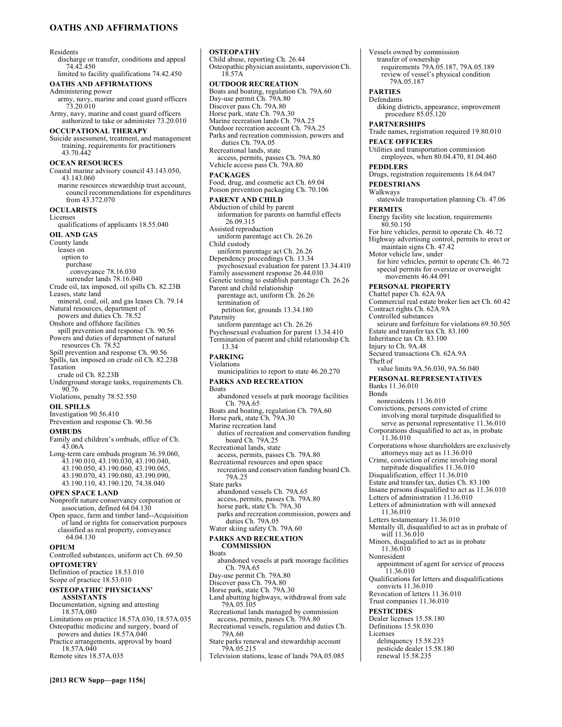Residents
  discharge or transfer, conditions and appeal 74.42.450
  limited to facility qualifications 74.42.450

**OATHS AND AFFIRMATIONS**

Administering power
  army, navy, marine and coast guard officers 73.20.010
Army, navy, marine and coast guard officers authorized to take or administer 73.20.010

**OCCUPATIONAL THERAPY**

Suicide assessment, treatment, and management training, requirements for practitioners 43.70.442

**OCEAN RESOURCES**

Coastal marine advisory council 43.143.050, 43.143.060
  marine resources stewardship trust account, council recommendations for expenditures from 43.372.070

**OCULARISTS**

Licenses
  qualifications of applicants 18.55.040

**OIL AND GAS**

County lands
  leases on
    option to
      purchase
        conveyance 78.16.030
      surrender lands 78.16.040
Crude oil, tax imposed, oil spills Ch. 82.23B
Leases, state land
  mineral, coal, oil, and gas leases Ch. 79.14
Natural resources, department of
  powers and duties Ch. 78.52
Onshore and offshore facilities
  spill prevention and response Ch. 90.56
Powers and duties of department of natural resources Ch. 78.52
Spill prevention and response Ch. 90.56
Spills, tax imposed on crude oil Ch. 82.23B
Taxation
  crude oil Ch. 82.23B
Underground storage tanks, requirements Ch. 90.76
Violations, penalty 78.52.550

**OIL SPILLS**

Investigation 90.56.410
Prevention and response Ch. 90.56

**OMBUDS**

Family and children's ombuds, office of Ch. 43.06A
Long-term care ombuds program 36.39.060, 43.190.010, 43.190.030, 43.190.040, 43.190.050, 43.190.060, 43.190.065, 43.190.070, 43.190.080, 43.190.090, 43.190.110, 43.190.120, 74.38.040

**OPEN SPACE LAND**

Nonprofit nature conservancy corporation or association, defined 64.04.130
Open space, farm and timber land--Acquisition of land or rights for conservation purposes classified as real property, conveyance 64.04.130

**OPIUM**

Controlled substances, uniform act Ch. 69.50

**OPTOMETRY**

Definition of practice 18.53.010
Scope of practice 18.53.010

**OSTEOPATHIC PHYSICIANS' ASSISTANTS**

Documentation, signing and attesting 18.57A.080
Limitations on practice 18.57A.030, 18.57A.035
Osteopathic medicine and surgery, board of
  powers and duties 18.57A.040
Practice arrangements, approval by board 18.57A.040
Remote sites 18.57A.035

**OSTEOPATHY**

Child abuse, reporting Ch. 26.44
Osteopathic physician assistants, supervision Ch. 18.57A

**OUTDOOR RECREATION**

Boats and boating, regulation Ch. 79A.60
Day-use permit Ch. 79A.80
Discover pass Ch. 79A.80
Horse park, state Ch. 79A.30
Marine recreation lands Ch. 79A.25
Outdoor recreation account Ch. 79A.25
Parks and recreation commission, powers and duties Ch. 79A.05
Recreational lands, state
  access, permits, passes Ch. 79A.80
Vehicle access pass Ch. 79A.80

**PACKAGES**

Food, drug, and cosmetic act Ch. 69.04
Poison prevention packaging Ch. 70.106

**PARENT AND CHILD**

Abduction of child by parent
  information for parents on harmful effects 26.09.315
Assisted reproduction
  uniform parentage act Ch. 26.26
Child custody
  uniform parentage act Ch. 26.26
Dependency proceedings Ch. 13.34
  psychosexual evaluation for parent 13.34.410
Family assessment response 26.44.030
Genetic testing to establish parentage Ch. 26.26
Parent and child relationship
  parentage act, uniform Ch. 26.26
  termination of
    petition for, grounds 13.34.180
Paternity
  uniform parentage act Ch. 26.26
Psychosexual evaluation for parent 13.34.410
Termination of parent and child relationship Ch. 13.34

**PARKING**

Violations
  municipalities to report to state 46.20.270

**PARKS AND RECREATION**

Boats
  abandoned vessels at park moorage facilities Ch. 79A.65
Boats and boating, regulation Ch. 79A.60
Horse park, state Ch. 79A.30
Marine recreation land
  duties of recreation and conservation funding board Ch. 79A.25
Recreational lands, state
  access, permits, passes Ch. 79A.80
Recreational resources and open space
  recreation and conservation funding board Ch. 79A.25
State parks
  abandoned vessels Ch. 79A.65
  access, permits, passes Ch. 79A.80
  horse park, state Ch. 79A.30
  parks and recreation commission, powers and duties Ch. 79A.05
Water skiing safety Ch. 79A.60

**PARKS AND RECREATION COMMISSION**

Boats
  abandoned vessels at park moorage facilities Ch. 79A.65
Day-use permit Ch. 79A.80
Discover pass Ch. 79A.80
Horse park, state Ch. 79A.30
Land abutting highways, withdrawal from sale 79A.05.105
Recreational lands managed by commission
  access, permits, passes Ch. 79A.80
Recreational vessels, regulation and duties Ch. 79A.60
State parks renewal and stewardship account 79A.05.215
Television stations, lease of lands 79A.05.085

Vessels owned by commission
  transfer of ownership
    requirements 79A.05.187, 79A.05.189
    review of vessel's physical condition 79A.05.187

**PARTIES**

Defendants
  diking districts, appearance, improvement procedure 85.05.120

**PARTNERSHIPS**

Trade names, registration required 19.80.010

**PEACE OFFICERS**

Utilities and transportation commission
  employees, when 80.04.470, 81.04.460

**PEDDLERS**

Drugs, registration requirements 18.64.047

**PEDESTRIANS**

Walkways
  statewide transportation planning Ch. 47.06

**PERMITS**

Energy facility site location, requirements 80.50.150
For hire vehicles, permit to operate Ch. 46.72
Highway advertising control, permits to erect or maintain signs Ch. 47.42
Motor vehicle law, under
  for hire vehicles, permit to operate Ch. 46.72
  special permits for oversize or overweight movements 46.44.091

**PERSONAL PROPERTY**

Chattel paper Ch. 62A.9A
Commercial real estate broker lien act Ch. 60.42
Contract rights Ch. 62A.9A
Controlled substances
  seizure and forfeiture for violations 69.50.505
Estate and transfer tax Ch. 83.100
Inheritance tax Ch. 83.100
Injury to Ch. 9A.48
Secured transactions Ch. 62A.9A
Theft of
  value limits 9A.56.030, 9A.56.040

**PERSONAL REPRESENTATIVES**

Banks 11.36.010
Bonds
  nonresidents 11.36.010
Convictions, persons convicted of crime involving moral turpitude disqualified to serve as personal representative 11.36.010
Corporations disqualified to act as, in probate 11.36.010
Corporations whose shareholders are exclusively attorneys may act as 11.36.010
Crime, conviction of crime involving moral turpitude disqualifies 11.36.010
Disqualification, effect 11.36.010
Estate and transfer tax, duties Ch. 83.100
Insane persons disqualified to act as 11.36.010
Letters of administration 11.36.010
Letters of administration with will annexed 11.36.010
Letters testamentary 11.36.010
Mentally ill, disqualified to act as in probate of will 11.36.010
Minors, disqualified to act as in probate 11.36.010
Nonresident
  appointment of agent for service of process 11.36.010
Qualifications for letters and disqualifications
  convicts 11.36.010
Revocation of letters 11.36.010
Trust companies 11.36.010

**PESTICIDES**

Dealer licenses 15.58.180
Definitions 15.58.030
Licenses
  delinquency 15.58.235
  pesticide dealer 15.58.180
  renewal 15.58.235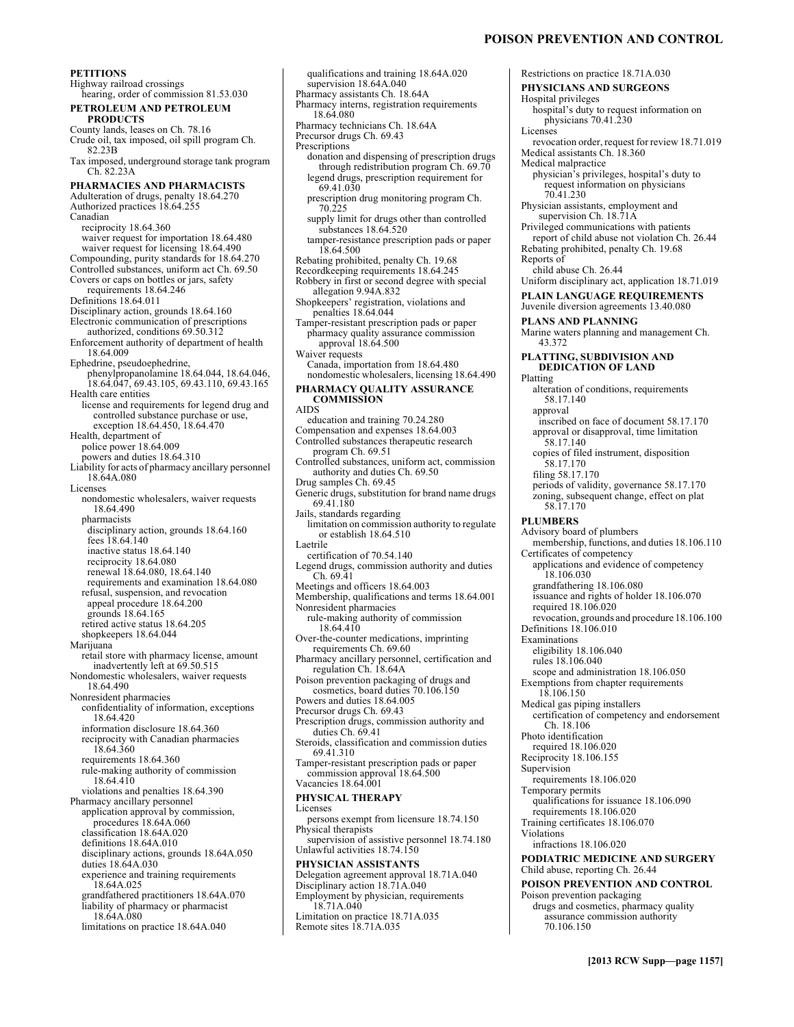**PETITIONS**

Highway railroad crossings
  hearing, order of commission 81.53.030

**PETROLEUM AND PETROLEUM PRODUCTS**

County lands, leases on Ch. 78.16
Crude oil, tax imposed, oil spill program Ch. 82.23B
Tax imposed, underground storage tank program Ch. 82.23A

**PHARMACIES AND PHARMACISTS**

Adulteration of drugs, penalty 18.64.270
Authorized practices 18.64.255
Canadian
  reciprocity 18.64.360
  waiver request for importation 18.64.480
  waiver request for licensing 18.64.490
Compounding, purity standards for 18.64.270
Controlled substances, uniform act Ch. 69.50
Covers or caps on bottles or jars, safety requirements 18.64.246
Definitions 18.64.011
Disciplinary action, grounds 18.64.160
Electronic communication of prescriptions authorized, conditions 69.50.312
Enforcement authority of department of health 18.64.009
Ephedrine, pseudoephedrine, phenylpropanolamine 18.64.044, 18.64.046, 18.64.047, 69.43.105, 69.43.110, 69.43.165
Health care entities
  license and requirements for legend drug and controlled substance purchase or use, exception 18.64.450, 18.64.470
Health, department of
  police power 18.64.009
  powers and duties 18.64.310
Liability for acts of pharmacy ancillary personnel 18.64A.080
Licenses
  nondomestic wholesalers, waiver requests 18.64.490
  pharmacists
    disciplinary action, grounds 18.64.160
    fees 18.64.140
    inactive status 18.64.140
    reciprocity 18.64.080
    renewal 18.64.080, 18.64.140
    requirements and examination 18.64.080
  refusal, suspension, and revocation
    appeal procedure 18.64.200
    grounds 18.64.165
  retired active status 18.64.205
  shopkeepers 18.64.044
Marijuana
  retail store with pharmacy license, amount inadvertently left at 69.50.515
Nondomestic wholesalers, waiver requests 18.64.490
Nonresident pharmacies
  confidentiality of information, exceptions 18.64.420
  information disclosure 18.64.360
  reciprocity with Canadian pharmacies 18.64.360
  requirements 18.64.360
  rule-making authority of commission 18.64.410
  violations and penalties 18.64.390
Pharmacy ancillary personnel
  application approval by commission, procedures 18.64A.060
  classification 18.64A.020
  definitions 18.64A.010
  disciplinary actions, grounds 18.64A.050
  duties 18.64A.030
  experience and training requirements 18.64A.025
  grandfathered practitioners 18.64A.070
  liability of pharmacy or pharmacist 18.64A.080
  limitations on practice 18.64A.040
  qualifications and training 18.64A.020
  supervision 18.64A.040
Pharmacy assistants Ch. 18.64A
Pharmacy interns, registration requirements 18.64.080
Pharmacy technicians Ch. 18.64A
Precursor drugs Ch. 69.43
Prescriptions
  donation and dispensing of prescription drugs through redistribution program Ch. 69.70
  legend drugs, prescription requirement for 69.41.030
  prescription drug monitoring program Ch. 70.225
  supply limit for drugs other than controlled substances 18.64.520
  tamper-resistance prescription pads or paper 18.64.500
Rebating prohibited, penalty Ch. 19.68
Recordkeeping requirements 18.64.245
Robbery in first or second degree with special allegation 9.94A.832
Shopkeepers' registration, violations and penalties 18.64.044
Tamper-resistant prescription pads or paper
  pharmacy quality assurance commission approval 18.64.500
Waiver requests
  Canada, importation from 18.64.480
  nondomestic wholesalers, licensing 18.64.490

**PHARMACY QUALITY ASSURANCE COMMISSION**

AIDS
  education and training 70.24.280
Compensation and expenses 18.64.003
Controlled substances therapeutic research program Ch. 69.51
Controlled substances, uniform act, commission authority and duties Ch. 69.50
Drug samples Ch. 69.45
Generic drugs, substitution for brand name drugs 69.41.180
Jails, standards regarding
  limitation on commission authority to regulate or establish 18.64.510
Laetrile
  certification of 70.54.140
Legend drugs, commission authority and duties Ch. 69.41
Meetings and officers 18.64.003
Membership, qualifications and terms 18.64.001
Nonresident pharmacies
  rule-making authority of commission 18.64.410
Over-the-counter medications, imprinting requirements Ch. 69.60
Pharmacy ancillary personnel, certification and regulation Ch. 18.64A
Poison prevention packaging of drugs and cosmetics, board duties 70.106.150
Powers and duties 18.64.005
Precursor drugs Ch. 69.43
Prescription drugs, commission authority and duties Ch. 69.41
Steroids, classification and commission duties 69.41.310
Tamper-resistant prescription pads or paper commission approval 18.64.500
Vacancies 18.64.001

**PHYSICAL THERAPY**

Licenses
  persons exempt from licensure 18.74.150
Physical therapists
  supervision of assistive personnel 18.74.180
Unlawful activities 18.74.150

**PHYSICIAN ASSISTANTS**

Delegation agreement approval 18.71A.040
Disciplinary action 18.71A.040
Employment by physician, requirements 18.71A.040
Limitation on practice 18.71A.035
Remote sites 18.71A.035
Restrictions on practice 18.71A.030

**PHYSICIANS AND SURGEONS**

Hospital privileges
  hospital's duty to request information on physicians 70.41.230
Licenses
  revocation order, request for review 18.71.019
Medical assistants Ch. 18.360
Medical malpractice
  physician's privileges, hospital's duty to request information on physicians 70.41.230
Physician assistants, employment and supervision Ch. 18.71A
Privileged communications with patients
  report of child abuse not violation Ch. 26.44
Rebating prohibited, penalty Ch. 19.68
Reports of
  child abuse Ch. 26.44
Uniform disciplinary act, application 18.71.019

**PLAIN LANGUAGE REQUIREMENTS**

Juvenile diversion agreements 13.40.080

**PLANS AND PLANNING**

Marine waters planning and management Ch. 43.372

**PLATTING, SUBDIVISION AND DEDICATION OF LAND**

Platting
  alteration of conditions, requirements 58.17.140
  approval
    inscribed on face of document 58.17.170
  approval or disapproval, time limitation 58.17.140
  copies of filed instrument, disposition 58.17.170
  filing 58.17.170
  periods of validity, governance 58.17.170
  zoning, subsequent change, effect on plat 58.17.170

**PLUMBERS**

Advisory board of plumbers
  membership, functions, and duties 18.106.110
Certificates of competency
  applications and evidence of competency 18.106.030
  grandfathering 18.106.080
  issuance and rights of holder 18.106.070
  required 18.106.020
  revocation, grounds and procedure 18.106.100
Definitions 18.106.010
Examinations
  eligibility 18.106.040
  rules 18.106.040
  scope and administration 18.106.050
Exemptions from chapter requirements 18.106.150
Medical gas piping installers
  certification of competency and endorsement Ch. 18.106
Photo identification
  required 18.106.020
Reciprocity 18.106.155
Supervision
  requirements 18.106.020
Temporary permits
  qualifications for issuance 18.106.090
  requirements 18.106.020
Training certificates 18.106.070
Violations
  infractions 18.106.020

**PODIATRIC MEDICINE AND SURGERY**

Child abuse, reporting Ch. 26.44

**POISON PREVENTION AND CONTROL**

Poison prevention packaging
  drugs and cosmetics, pharmacy quality assurance commission authority 70.106.150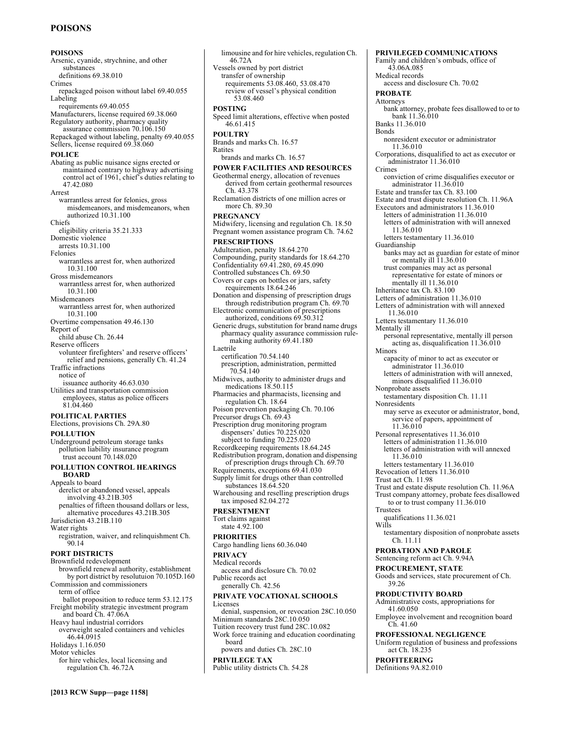**POISONS**

Arsenic, cyanide, strychnine, and other substances
  definitions 69.38.010
Crimes
  repackaged poison without label 69.40.055
Labeling
  requirements 69.40.055
Manufacturers, license required 69.38.060
Regulatory authority, pharmacy quality assurance commission 70.106.150
Repackaged without labeling, penalty 69.40.055
Sellers, license required 69.38.060

**POLICE**

Abating as public nuisance signs erected or maintained contrary to highway advertising control act of 1961, chief's duties relating to 47.42.080
Arrest
  warrantless arrest for felonies, gross misdemeanors, and misdemeanors, when authorized 10.31.100
Chiefs
  eligibility criteria 35.21.333
Domestic violence
  arrests 10.31.100
Felonies
  warrantless arrest for, when authorized 10.31.100
Gross misdemeanors
  warrantless arrest for, when authorized 10.31.100
Misdemeanors
  warrantless arrest for, when authorized 10.31.100
Overtime compensation 49.46.130
Report of
  child abuse Ch. 26.44
Reserve officers
  volunteer firefighters' and reserve officers' relief and pensions, generally Ch. 41.24
Traffic infractions
  notice of
    issuance authority 46.63.030
Utilities and transportation commission employees, status as police officers 81.04.460

**POLITICAL PARTIES**

Elections, provisions Ch. 29A.80

**POLLUTION**

Underground petroleum storage tanks
  pollution liability insurance program
    trust account 70.148.020

**POLLUTION CONTROL HEARINGS BOARD**

Appeals to board
  derelict or abandoned vessel, appeals involving 43.21B.305
  penalties of fifteen thousand dollars or less, alternative procedures 43.21B.305
Jurisdiction 43.21B.110
Water rights
  registration, waiver, and relinquishment Ch. 90.14

**PORT DISTRICTS**

Brownfield redevelopment
  brownfield renewal authority, establishment by port district by resolutuion 70.105D.160
Commission and commissioners
  term of office
    ballot proposition to reduce term 53.12.175
Freight mobility strategic investment program and board Ch. 47.06A
Heavy haul industrial corridors
  overweight sealed containers and vehicles 46.44.0915
Holidays 1.16.050
Motor vehicles
  for hire vehicles, local licensing and regulation Ch. 46.72A
  limousine and for hire vehicles, regulation Ch. 46.72A
Vessels owned by port district
  transfer of ownership
    requirements 53.08.460, 53.08.470
    review of vessel's physical condition 53.08.460

**POSTING**

Speed limit alterations, effective when posted 46.61.415

**POULTRY**

Brands and marks Ch. 16.57
Ratites
  brands and marks Ch. 16.57

**POWER FACILITIES AND RESOURCES**

Geothermal energy, allocation of revenues derived from certain geothermal resources Ch. 43.378
Reclamation districts of one million acres or more Ch. 89.30

**PREGNANCY**

Midwifery, licensing and regulation Ch. 18.50
Pregnant women assistance program Ch. 74.62

**PRESCRIPTIONS**

Adulteration, penalty 18.64.270
Compounding, purity standards for 18.64.270
Confidentiality 69.41.280, 69.45.090
Controlled substances Ch. 69.50
Covers or caps on bottles or jars, safety requirements 18.64.246
Donation and dispensing of prescription drugs through redistribution program Ch. 69.70
Electronic communication of prescriptions authorized, conditions 69.50.312
Generic drugs, substitution for brand name drugs
  pharmacy quality assurance commission rule-making authority 69.41.180
Laetrile
  certification 70.54.140
  prescription, administration, permitted 70.54.140
Midwives, authority to administer drugs and medications 18.50.115
Pharmacies and pharmacists, licensing and regulation Ch. 18.64
Poison prevention packaging Ch. 70.106
Precursor drugs Ch. 69.43
Prescription drug monitoring program
  dispensers' duties 70.225.020
  subject to funding 70.225.020
Recordkeeping requirements 18.64.245
Redistribution program, donation and dispensing of prescription drugs through Ch. 69.70
Requirements, exceptions 69.41.030
Supply limit for drugs other than controlled substances 18.64.520
Warehousing and reselling prescription drugs
  tax imposed 82.04.272

**PRESENTMENT**

Tort claims against
  state 4.92.100

**PRIORITIES**

Cargo handling liens 60.36.040

**PRIVACY**

Medical records
  access and disclosure Ch. 70.02
Public records act
  generally Ch. 42.56

**PRIVATE VOCATIONAL SCHOOLS**

Licenses
  denial, suspension, or revocation 28C.10.050
Minimum standards 28C.10.050
Tuition recovery trust fund 28C.10.082
Work force training and education coordinating board
  powers and duties Ch. 28C.10

**PRIVILEGE TAX**

Public utility districts Ch. 54.28

**PRIVILEGED COMMUNICATIONS**

Family and children's ombuds, office of 43.06A.085
Medical records
  access and disclosure Ch. 70.02

**PROBATE**

Attorneys
  bank attorney, probate fees disallowed to or to bank 11.36.010
Banks 11.36.010
Bonds
  nonresident executor or administrator 11.36.010
Corporations, disqualified to act as executor or administrator 11.36.010
Crimes
  conviction of crime disqualifies executor or administrator 11.36.010
Estate and transfer tax Ch. 83.100
Estate and trust dispute resolution Ch. 11.96A
Executors and administrators 11.36.010
  letters of administration 11.36.010
  letters of administration with will annexed 11.36.010
  letters testamentary 11.36.010
Guardianship
  banks may act as guardian for estate of minor or mentally ill 11.36.010
  trust companies may act as personal representative for estate of minors or mentally ill 11.36.010
Inheritance tax Ch. 83.100
Letters of administration 11.36.010
Letters of administration with will annexed 11.36.010
Letters testamentary 11.36.010
Mentally ill
  personal representative, mentally ill person acting as, disqualification 11.36.010
Minors
  capacity of minor to act as executor or administrator 11.36.010
  letters of administration with will annexed, minors disqualified 11.36.010
Nonprobate assets
  testamentary disposition Ch. 11.11
Nonresidents
  may serve as executor or administrator, bond, service of papers, appointment of 11.36.010
Personal representatives 11.36.010
  letters of administration 11.36.010
  letters of administration with will annexed 11.36.010
  letters testamentary 11.36.010
Revocation of letters 11.36.010
Trust act Ch. 11.98
Trust and estate dispute resolution Ch. 11.96A
Trust company attorney, probate fees disallowed to or to trust company 11.36.010
Trustees
  qualifications 11.36.021
Wills
  testamentary disposition of nonprobate assets Ch. 11.11

**PROBATION AND PAROLE**

Sentencing reform act Ch. 9.94A

**PROCUREMENT, STATE**

Goods and services, state procurement of Ch. 39.26

**PRODUCTIVITY BOARD**

Administrative costs, appropriations for 41.60.050
Employee involvement and recognition board Ch. 41.60

**PROFESSIONAL NEGLIGENCE**

Uniform regulation of business and professions act Ch. 18.235

**PROFITEERING**

Definitions 9A.82.010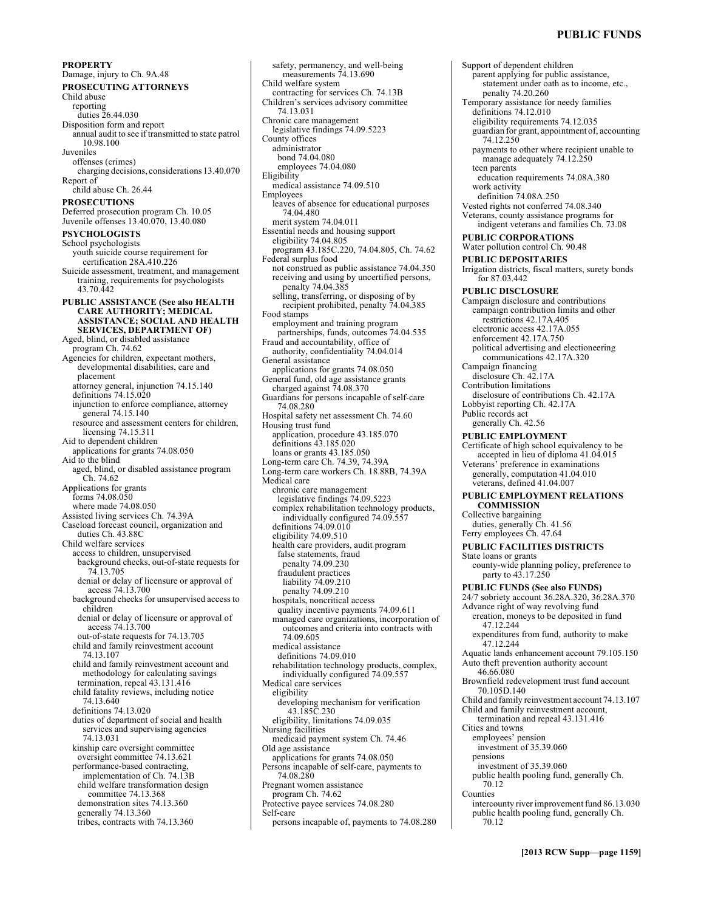**PROPERTY**
Damage, injury to Ch. 9A.48

**PROSECUTING ATTORNEYS**
Child abuse
  reporting
    duties 26.44.030
Disposition form and report
  annual audit to see if transmitted to state patrol 10.98.100
Juveniles
  offenses (crimes)
    charging decisions, considerations 13.40.070
Report of
  child abuse Ch. 26.44

**PROSECUTIONS**
Deferred prosecution program Ch. 10.05
Juvenile offenses 13.40.070, 13.40.080

**PSYCHOLOGISTS**
School psychologists
  youth suicide course requirement for certification 28A.410.226
Suicide assessment, treatment, and management training, requirements for psychologists 43.70.442

**PUBLIC ASSISTANCE (See also HEALTH CARE AUTHORITY; MEDICAL ASSISTANCE; SOCIAL AND HEALTH SERVICES, DEPARTMENT OF)**
Aged, blind, or disabled assistance program Ch. 74.62
Agencies for children, expectant mothers, developmental disabilities, care and placement
  attorney general, injunction 74.15.140
  definitions 74.15.020
  injunction to enforce compliance, attorney general 74.15.140
  resource and assessment centers for children, licensing 74.15.311
Aid to dependent children
  applications for grants 74.08.050
Aid to the blind
  aged, blind, or disabled assistance program Ch. 74.62
Applications for grants
  forms 74.08.050
  where made 74.08.050
Assisted living services Ch. 74.39A
Caseload forecast council, organization and duties Ch. 43.88C
Child welfare services
  access to children, unsupervised
    background checks, out-of-state requests for 74.13.705
    denial or delay of licensure or approval of access 74.13.700
  background checks for unsupervised access to children
    denial or delay of licensure or approval of access 74.13.700
    out-of-state requests for 74.13.705
  child and family reinvestment account 74.13.107
  child and family reinvestment account and methodology for calculating savings termination, repeal 43.131.416
  child fatality reviews, including notice 74.13.640
  definitions 74.13.020
  duties of department of social and health services and supervising agencies 74.13.031
  kinship care oversight committee
    oversight committee 74.13.621
  performance-based contracting, implementation of Ch. 74.13B
    child welfare transformation design committee 74.13.368
    demonstration sites 74.13.360
    generally 74.13.360
    tribes, contracts with 74.13.360
  safety, permanency, and well-being measurements 74.13.690
Child welfare system
  contracting for services Ch. 74.13B
Children's services advisory committee 74.13.031
Chronic care management
  legislative findings 74.09.5223
County offices
  administrator
    bond 74.04.080
    employees 74.04.080
Eligibility
  medical assistance 74.09.510
Employees
  leaves of absence for educational purposes 74.04.480
  merit system 74.04.011
Essential needs and housing support
  eligibility 74.04.805
  program 43.185C.220, 74.04.805, Ch. 74.62
Federal surplus food
  not construed as public assistance 74.04.350
  receiving and using by uncertified persons, penalty 74.04.385
  selling, transferring, or disposing of by recipient prohibited, penalty 74.04.385
Food stamps
  employment and training program partnerships, funds, outcomes 74.04.535
Fraud and accountability, office of authority, confidentiality 74.04.014
General assistance
  applications for grants 74.08.050
General fund, old age assistance grants charged against 74.08.370
Guardians for persons incapable of self-care 74.08.280
Hospital safety net assessment Ch. 74.60
Housing trust fund
  application, procedure 43.185.070
  definitions 43.185.020
  loans or grants 43.185.050
Long-term care Ch. 74.39, 74.39A
Long-term care workers Ch. 18.88B, 74.39A
Medical care
  chronic care management
    legislative findings 74.09.5223
  complex rehabilitation technology products, individually configured 74.09.557
  definitions 74.09.010
  eligibility 74.09.510
  health care providers, audit program
    false statements, fraud
      penalty 74.09.230
    fraudulent practices
      liability 74.09.210
      penalty 74.09.210
  hospitals, noncritical access
    quality incentive payments 74.09.611
  managed care organizations, incorporation of outcomes and criteria into contracts with 74.09.605
  medical assistance
    definitions 74.09.010
  rehabilitation technology products, complex, individually configured 74.09.557
Medical care services
  eligibility
    developing mechanism for verification 43.185C.230
  eligibility, limitations 74.09.035
Nursing facilities
  medicaid payment system Ch. 74.46
Old age assistance
  applications for grants 74.08.050
Persons incapable of self-care, payments to 74.08.280
Pregnant women assistance program Ch. 74.62
Protective payee services 74.08.280
Self-care
  persons incapable of, payments to 74.08.280
Support of dependent children
  parent applying for public assistance, statement under oath as to income, etc., penalty 74.20.260
Temporary assistance for needy families
  definitions 74.12.010
  eligibility requirements 74.12.035
  guardian for grant, appointment of, accounting 74.12.250
  payments to other where recipient unable to manage adequately 74.12.250
  teen parents
    education requirements 74.08A.380
  work activity
    definition 74.08A.250
Vested rights not conferred 74.08.340
Veterans, county assistance programs for indigent veterans and families Ch. 73.08

**PUBLIC CORPORATIONS**
Water pollution control Ch. 90.48

**PUBLIC DEPOSITARIES**
Irrigation districts, fiscal matters, surety bonds for 87.03.442

**PUBLIC DISCLOSURE**
Campaign disclosure and contributions
  campaign contribution limits and other restrictions 42.17A.405
  electronic access 42.17A.055
  enforcement 42.17A.750
  political advertising and electioneering communications 42.17A.320
Campaign financing
  disclosure Ch. 42.17A
Contribution limitations
  disclosure of contributions Ch. 42.17A
Lobbyist reporting Ch. 42.17A
Public records act
  generally Ch. 42.56

**PUBLIC EMPLOYMENT**
Certificate of high school equivalency to be accepted in lieu of diploma 41.04.015
Veterans' preference in examinations
  generally, computation 41.04.010
  veterans, defined 41.04.007

**PUBLIC EMPLOYMENT RELATIONS COMMISSION**
Collective bargaining
  duties, generally Ch. 41.56
Ferry employees Ch. 47.64

**PUBLIC FACILITIES DISTRICTS**
State loans or grants
  county-wide planning policy, preference to party to 43.17.250

**PUBLIC FUNDS (See also FUNDS)**
24/7 sobriety account 36.28A.320, 36.28A.370
Advance right of way revolving fund
  creation, moneys to be deposited in fund 47.12.244
  expenditures from fund, authority to make 47.12.244
Aquatic lands enhancement account 79.105.150
Auto theft prevention authority account 46.66.080
Brownfield redevelopment trust fund account 70.105D.140
Child and family reinvestment account 74.13.107
Child and family reinvestment account, termination and repeal 43.131.416
Cities and towns
  employees' pension
    investment of 35.39.060
  pensions
    investment of 35.39.060
  public health pooling fund, generally Ch. 70.12
Counties
  intercounty river improvement fund 86.13.030
  public health pooling fund, generally Ch. 70.12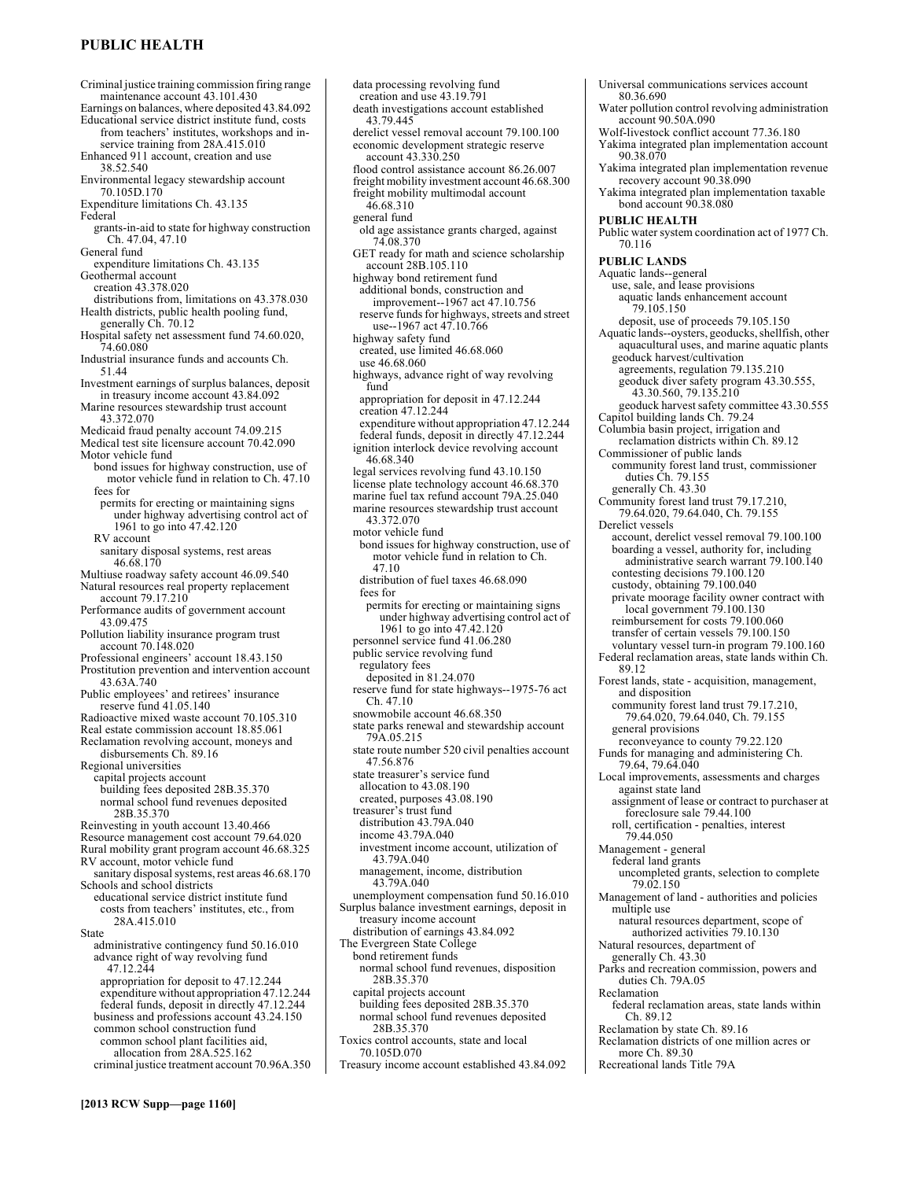Criminal justice training commission firing range maintenance account 43.101.430
Earnings on balances, where deposited 43.84.092
Educational service district institute fund, costs from teachers' institutes, workshops and in-service training from 28A.415.010
Enhanced 911 account, creation and use 38.52.540
Environmental legacy stewardship account 70.105D.170
Expenditure limitations Ch. 43.135
Federal
  grants-in-aid to state for highway construction Ch. 47.04, 47.10
General fund
  expenditure limitations Ch. 43.135
Geothermal account
  creation 43.378.020
  distributions from, limitations on 43.378.030
Health districts, public health pooling fund, generally Ch. 70.12
Hospital safety net assessment fund 74.60.020, 74.60.080
Industrial insurance funds and accounts Ch. 51.44
Investment earnings of surplus balances, deposit in treasury income account 43.84.092
Marine resources stewardship trust account 43.372.070
Medicaid fraud penalty account 74.09.215
Medical test site licensure account 70.42.090
Motor vehicle fund
  bond issues for highway construction, use of motor vehicle fund in relation to Ch. 47.10
  fees for
    permits for erecting or maintaining signs under highway advertising control act of 1961 to go into 47.42.120
  RV account
    sanitary disposal systems, rest areas 46.68.170
Multiuse roadway safety account 46.09.540
Natural resources real property replacement account 79.17.210
Performance audits of government account 43.09.475
Pollution liability insurance program trust account 70.148.020
Professional engineers' account 18.43.150
Prostitution prevention and intervention account 43.63A.740
Public employees' and retirees' insurance reserve fund 41.05.140
Radioactive mixed waste account 70.105.310
Real estate commission account 18.85.061
Reclamation revolving account, moneys and disbursements Ch. 89.16
Regional universities
  capital projects account
    building fees deposited 28B.35.370
    normal school fund revenues deposited 28B.35.370
Reinvesting in youth account 13.40.466
Resource management cost account 79.64.020
Rural mobility grant program account 46.68.325
RV account, motor vehicle fund
  sanitary disposal systems, rest areas 46.68.170
Schools and school districts
  educational service district institute fund
    costs from teachers' institutes, etc., from 28A.415.010
State
  administrative contingency fund 50.16.010
  advance right of way revolving fund 47.12.244
    appropriation for deposit to 47.12.244
    expenditure without appropriation 47.12.244
    federal funds, deposit in directly 47.12.244
  business and professions account 43.24.150
  common school construction fund
    common school plant facilities aid, allocation from 28A.525.162
  criminal justice treatment account 70.96A.350
  data processing revolving fund
    creation and use 43.19.791
  death investigations account established 43.79.445
  derelict vessel removal account 79.100.100
  economic development strategic reserve account 43.330.250
  flood control assistance account 86.26.007
  freight mobility investment account 46.68.300
  freight mobility multimodal account 46.68.310
  general fund
    old age assistance grants charged, against 74.08.370
  GET ready for math and science scholarship account 28B.105.110
  highway bond retirement fund
    additional bonds, construction and improvement--1967 act 47.10.756
    reserve funds for highways, streets and street use--1967 act 47.10.766
  highway safety fund
    created, use limited 46.68.060
    use 46.68.060
  highways, advance right of way revolving fund
    appropriation for deposit in 47.12.244
    creation 47.12.244
    expenditure without appropriation 47.12.244
    federal funds, deposit in directly 47.12.244
  ignition interlock device revolving account 46.68.340
  legal services revolving fund 43.10.150
  license plate technology account 46.68.370
  marine fuel tax refund account 79A.25.040
  marine resources stewardship trust account 43.372.070
  motor vehicle fund
    bond issues for highway construction, use of motor vehicle fund in relation to Ch. 47.10
    distribution of fuel taxes 46.68.090
    fees for
      permits for erecting or maintaining signs under highway advertising control act of 1961 to go into 47.42.120
  personnel service fund 41.06.280
  public service revolving fund
    regulatory fees
      deposited in 81.24.070
  reserve fund for state highways--1975-76 act Ch. 47.10
  snowmobile account 46.68.350
  state parks renewal and stewardship account 79A.05.215
  state route number 520 civil penalties account 47.56.876
  state treasurer's service fund
    allocation to 43.08.190
    created, purposes 43.08.190
  treasurer's trust fund
    distribution 43.79A.040
    income 43.79A.040
    investment income account, utilization of 43.79A.040
    management, income, distribution 43.79A.040
  unemployment compensation fund 50.16.010
Surplus balance investment earnings, deposit in treasury income account
  distribution of earnings 43.84.092
The Evergreen State College
  bond retirement funds
    normal school fund revenues, disposition 28B.35.370
  capital projects account
    building fees deposited 28B.35.370
    normal school fund revenues deposited 28B.35.370
Toxics control accounts, state and local 70.105D.070
Treasury income account established 43.84.092
Universal communications services account 80.36.690
Water pollution control revolving administration account 90.50A.090
Wolf-livestock conflict account 77.36.180
Yakima integrated plan implementation account 90.38.070
Yakima integrated plan implementation revenue recovery account 90.38.090
Yakima integrated plan implementation taxable bond account 90.38.080

**PUBLIC HEALTH**

Public water system coordination act of 1977 Ch. 70.116

**PUBLIC LANDS**

Aquatic lands--general
  use, sale, and lease provisions
    aquatic lands enhancement account 79.105.150
    deposit, use of proceeds 79.105.150
Aquatic lands--oysters, geoducks, shellfish, other aquacultural uses, and marine aquatic plants
  geoduck harvest/cultivation
    agreements, regulation 79.135.210
    geoduck diver safety program 43.30.555, 43.30.560, 79.135.210
    geoduck harvest safety committee 43.30.555
Capitol building lands Ch. 79.24
Columbia basin project, irrigation and reclamation districts within Ch. 89.12
Commissioner of public lands
  community forest land trust, commissioner duties Ch. 79.155
  generally Ch. 43.30
Community forest land trust 79.17.210, 79.64.020, 79.64.040, Ch. 79.155
Derelict vessels
  account, derelict vessel removal 79.100.100
  boarding a vessel, authority for, including administrative search warrant 79.100.140
  contesting decisions 79.100.120
  custody, obtaining 79.100.040
  private moorage facility owner contract with local government 79.100.130
  reimbursement for costs 79.100.060
  transfer of certain vessels 79.100.150
  voluntary vessel turn-in program 79.100.160
Federal reclamation areas, state lands within Ch. 89.12
Forest lands, state - acquisition, management, and disposition
  community forest land trust 79.17.210, 79.64.020, 79.64.040, Ch. 79.155
  general provisions
    reconveyance to county 79.22.120
Funds for managing and administering Ch. 79.64, 79.64.040
Local improvements, assessments and charges against state land
  assignment of lease or contract to purchaser at foreclosure sale 79.44.100
  roll, certification - penalties, interest 79.44.050
Management - general
  federal land grants
    uncompleted grants, selection to complete 79.02.150
Management of land - authorities and policies
  multiple use
    natural resources department, scope of authorized activities 79.10.130
Natural resources, department of
  generally Ch. 43.30
Parks and recreation commission, powers and duties Ch. 79A.05
Reclamation
  federal reclamation areas, state lands within Ch. 89.12
Reclamation by state Ch. 89.16
Reclamation districts of one million acres or more Ch. 89.30
Recreational lands Title 79A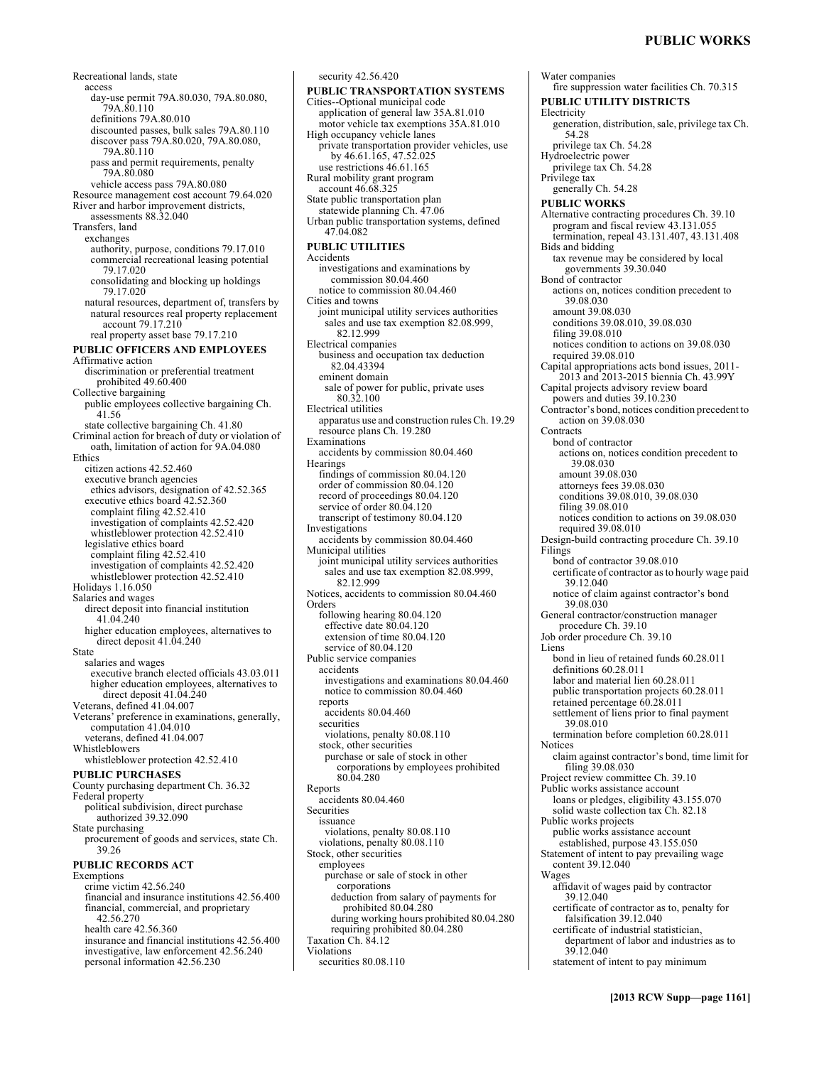Recreational lands, state
  access
    day-use permit 79A.80.030, 79A.80.080, 79A.80.110
    definitions 79A.80.010
    discounted passes, bulk sales 79A.80.110
    discover pass 79A.80.020, 79A.80.080, 79A.80.110
    pass and permit requirements, penalty 79A.80.080
    vehicle access pass 79A.80.080
Resource management cost account 79.64.020
River and harbor improvement districts, assessments 88.32.040
Transfers, land
  exchanges
    authority, purpose, conditions 79.17.010
    commercial recreational leasing potential 79.17.020
    consolidating and blocking up holdings 79.17.020
  natural resources, department of, transfers by
    natural resources real property replacement account 79.17.210
    real property asset base 79.17.210

**PUBLIC OFFICERS AND EMPLOYEES**

Affirmative action
  discrimination or preferential treatment prohibited 49.60.400
Collective bargaining
  public employees collective bargaining Ch. 41.56
  state collective bargaining Ch. 41.80
Criminal action for breach of duty or violation of oath, limitation of action for 9A.04.080
Ethics
  citizen actions 42.52.460
  executive branch agencies
    ethics advisors, designation of 42.52.365
  executive ethics board 42.52.360
    complaint filing 42.52.410
    investigation of complaints 42.52.420
    whistleblower protection 42.52.410
  legislative ethics board
    complaint filing 42.52.410
    investigation of complaints 42.52.420
    whistleblower protection 42.52.410
Holidays 1.16.050
Salaries and wages
  direct deposit into financial institution 41.04.240
  higher education employees, alternatives to direct deposit 41.04.240
State
  salaries and wages
    executive branch elected officials 43.03.011
    higher education employees, alternatives to direct deposit 41.04.240
Veterans, defined 41.04.007
Veterans' preference in examinations, generally, computation 41.04.010
  veterans, defined 41.04.007
Whistleblowers
  whistleblower protection 42.52.410

**PUBLIC PURCHASES**

County purchasing department Ch. 36.32
Federal property
  political subdivision, direct purchase authorized 39.32.090
State purchasing
  procurement of goods and services, state Ch. 39.26

**PUBLIC RECORDS ACT**

Exemptions
  crime victim 42.56.240
  financial and insurance institutions 42.56.400
  financial, commercial, and proprietary 42.56.270
  health care 42.56.360
  insurance and financial institutions 42.56.400
  investigative, law enforcement 42.56.240
  personal information 42.56.230
  security 42.56.420

**PUBLIC TRANSPORTATION SYSTEMS**

Cities--Optional municipal code
  application of general law 35A.81.010
  motor vehicle tax exemptions 35A.81.010
High occupancy vehicle lanes
  private transportation provider vehicles, use by 46.61.165, 47.52.025
  use restrictions 46.61.165
Rural mobility grant program
  account 46.68.325
State public transportation plan
  statewide planning Ch. 47.06
Urban public transportation systems, defined 47.04.082

**PUBLIC UTILITIES**

Accidents
  investigations and examinations by commission 80.04.460
  notice to commission 80.04.460
Cities and towns
  joint municipal utility services authorities
    sales and use tax exemption 82.08.999, 82.12.999
Electrical companies
  business and occupation tax deduction 82.04.43394
  eminent domain
    sale of power for public, private uses 80.32.100
Electrical utilities
  apparatus use and construction rules Ch. 19.29
  resource plans Ch. 19.280
Examinations
  accidents by commission 80.04.460
Hearings
  findings of commission 80.04.120
  order of commission 80.04.120
  record of proceedings 80.04.120
  service of order 80.04.120
  transcript of testimony 80.04.120
Investigations
  accidents by commission 80.04.460
Municipal utilities
  joint municipal utility services authorities
    sales and use tax exemption 82.08.999, 82.12.999
Notices, accidents to commission 80.04.460
Orders
  following hearing 80.04.120
    effective date 80.04.120
    extension of time 80.04.120
    service of 80.04.120
Public service companies
  accidents
    investigations and examinations 80.04.460
    notice to commission 80.04.460
  reports
    accidents 80.04.460
  securities
    violations, penalty 80.08.110
  stock, other securities
    purchase or sale of stock in other corporations by employees prohibited 80.04.280
Reports
  accidents 80.04.460
Securities
  issuance
    violations, penalty 80.08.110
  violations, penalty 80.08.110
Stock, other securities
  employees
    purchase or sale of stock in other corporations
      deduction from salary of payments for prohibited 80.04.280
      during working hours prohibited 80.04.280
      requiring prohibited 80.04.280
Taxation Ch. 84.12
Violations
  securities 80.08.110
Water companies
  fire suppression water facilities Ch. 70.315

**PUBLIC UTILITY DISTRICTS**

Electricity
  generation, distribution, sale, privilege tax Ch. 54.28
  privilege tax Ch. 54.28
Hydroelectric power
  privilege tax Ch. 54.28
Privilege tax
  generally Ch. 54.28

**PUBLIC WORKS**

Alternative contracting procedures Ch. 39.10
  program and fiscal review 43.131.055
  termination, repeal 43.131.407, 43.131.408
Bids and bidding
  tax revenue may be considered by local governments 39.30.040
Bond of contractor
  actions on, notices condition precedent to 39.08.030
  amount 39.08.030
  conditions 39.08.010, 39.08.030
  filing 39.08.010
  notices condition to actions on 39.08.030
  required 39.08.010
Capital appropriations acts bond issues, 2011-2013 and 2013-2015 biennia Ch. 43.99Y
Capital projects advisory review board
  powers and duties 39.10.230
Contractor's bond, notices condition precedent to action on 39.08.030
Contracts
  bond of contractor
    actions on, notices condition precedent to 39.08.030
    amount 39.08.030
    attorneys fees 39.08.030
    conditions 39.08.010, 39.08.030
    filing 39.08.010
    notices condition to actions on 39.08.030
    required 39.08.010
Design-build contracting procedure Ch. 39.10
Filings
  bond of contractor 39.08.010
  certificate of contractor as to hourly wage paid 39.12.040
  notice of claim against contractor's bond 39.08.030
General contractor/construction manager procedure Ch. 39.10
Job order procedure Ch. 39.10
Liens
  bond in lieu of retained funds 60.28.011
  definitions 60.28.011
  labor and material lien 60.28.011
  public transportation projects 60.28.011
  retained percentage 60.28.011
  settlement of liens prior to final payment 39.08.010
  termination before completion 60.28.011
Notices
  claim against contractor's bond, time limit for filing 39.08.030
Project review committee Ch. 39.10
Public works assistance account
  loans or pledges, eligibility 43.155.070
  solid waste collection tax Ch. 82.18
Public works projects
  public works assistance account
    established, purpose 43.155.050
Statement of intent to pay prevailing wage
  content 39.12.040
Wages
  affidavit of wages paid by contractor 39.12.040
  certificate of contractor as to, penalty for falsification 39.12.040
  certificate of industrial statistician, department of labor and industries as to 39.12.040
  statement of intent to pay minimum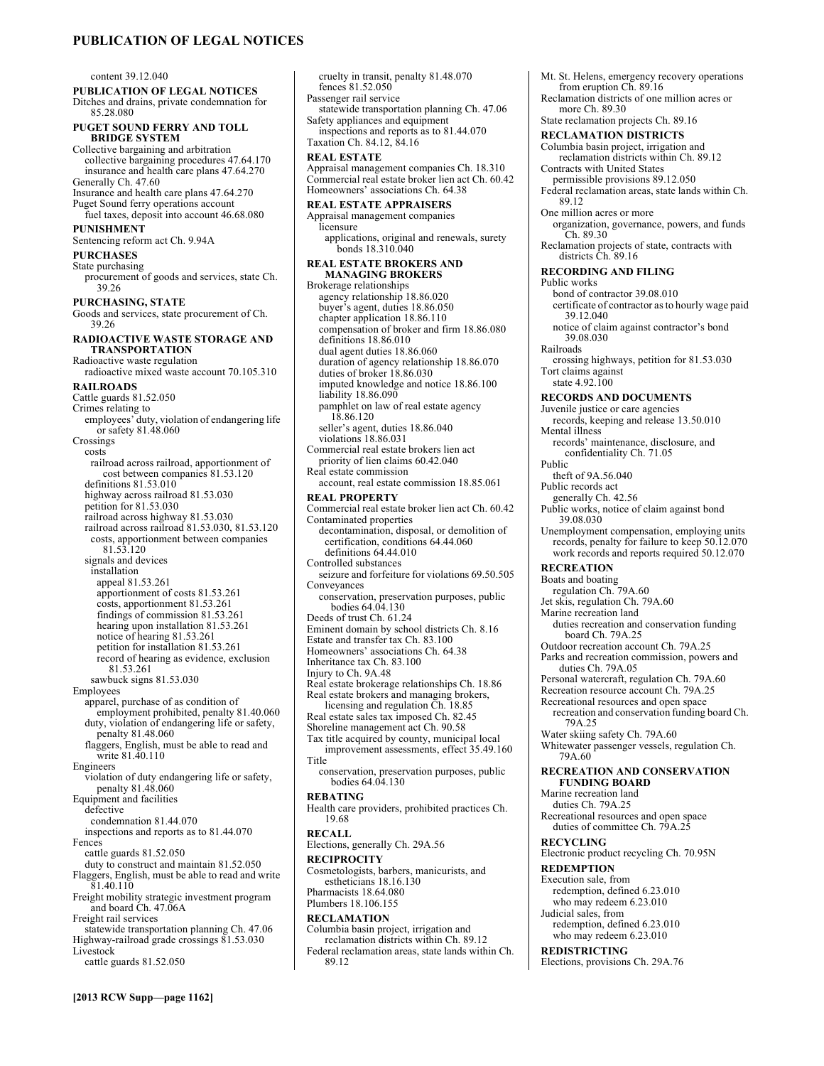content 39.12.040

**PUBLICATION OF LEGAL NOTICES**
Ditches and drains, private condemnation for 85.28.080

**PUGET SOUND FERRY AND TOLL BRIDGE SYSTEM**
Collective bargaining and arbitration
 collective bargaining procedures 47.64.170
 insurance and health care plans 47.64.270
Generally Ch. 47.60
Insurance and health care plans 47.64.270
Puget Sound ferry operations account
 fuel taxes, deposit into account 46.68.080

**PUNISHMENT**
Sentencing reform act Ch. 9.94A

**PURCHASES**
State purchasing
 procurement of goods and services, state Ch. 39.26

**PURCHASING, STATE**
Goods and services, state procurement of Ch. 39.26

**RADIOACTIVE WASTE STORAGE AND TRANSPORTATION**
Radioactive waste regulation
 radioactive mixed waste account 70.105.310

**RAILROADS**
Cattle guards 81.52.050
Crimes relating to
 employees' duty, violation of endangering life or safety 81.48.060
Crossings
 costs
  railroad across railroad, apportionment of cost between companies 81.53.120
 definitions 81.53.010
 highway across railroad 81.53.030
 petition for 81.53.030
 railroad across highway 81.53.030
 railroad across railroad 81.53.030, 81.53.120
  costs, apportionment between companies 81.53.120
 signals and devices
  installation
   appeal 81.53.261
   apportionment of costs 81.53.261
   costs, apportionment 81.53.261
   findings of commission 81.53.261
   hearing upon installation 81.53.261
   notice of hearing 81.53.261
   petition for installation 81.53.261
   record of hearing as evidence, exclusion 81.53.261
  sawbuck signs 81.53.030
Employees
 apparel, purchase of as condition of employment prohibited, penalty 81.40.060
 duty, violation of endangering life or safety, penalty 81.48.060
 flaggers, English, must be able to read and write 81.40.110
Engineers
 violation of duty endangering life or safety, penalty 81.48.060
Equipment and facilities
 defective
  condemnation 81.44.070
 inspections and reports as to 81.44.070
Fences
 cattle guards 81.52.050
 duty to construct and maintain 81.52.050
Flaggers, English, must be able to read and write 81.40.110
Freight mobility strategic investment program and board Ch. 47.06A
Freight rail services
 statewide transportation planning Ch. 47.06
Highway-railroad grade crossings 81.53.030
Livestock
 cattle guards 81.52.050
 cruelty in transit, penalty 81.48.070
 fences 81.52.050
Passenger rail service
 statewide transportation planning Ch. 47.06
Safety appliances and equipment
 inspections and reports as to 81.44.070
Taxation Ch. 84.12, 84.16

**REAL ESTATE**
Appraisal management companies Ch. 18.310
Commercial real estate broker lien act Ch. 60.42
Homeowners' associations Ch. 64.38

**REAL ESTATE APPRAISERS**
Appraisal management companies
 licensure
  applications, original and renewals, surety bonds 18.310.040

**REAL ESTATE BROKERS AND MANAGING BROKERS**
Brokerage relationships
 agency relationship 18.86.020
 buyer's agent, duties 18.86.050
 chapter application 18.86.110
 compensation of broker and firm 18.86.080
 definitions 18.86.010
 dual agent duties 18.86.060
 duration of agency relationship 18.86.070
 duties of broker 18.86.030
 imputed knowledge and notice 18.86.100
 liability 18.86.090
 pamphlet on law of real estate agency 18.86.120
 seller's agent, duties 18.86.040
 violations 18.86.031
Commercial real estate brokers lien act
 priority of lien claims 60.42.040
Real estate commission
 account, real estate commission 18.85.061

**REAL PROPERTY**
Commercial real estate broker lien act Ch. 60.42
Contaminated properties
 decontamination, disposal, or demolition of certification, conditions 64.44.060
  definitions 64.44.010
Controlled substances
 seizure and forfeiture for violations 69.50.505
Conveyances
 conservation, preservation purposes, public bodies 64.04.130
Deeds of trust Ch. 61.24
Eminent domain by school districts Ch. 8.16
Estate and transfer tax Ch. 83.100
Homeowners' associations Ch. 64.38
Inheritance tax Ch. 83.100
Injury to Ch. 9A.48
Real estate brokerage relationships Ch. 18.86
Real estate brokers and managing brokers, licensing and regulation Ch. 18.85
Real estate sales tax imposed Ch. 82.45
Shoreline management act Ch. 90.58
Tax title acquired by county, municipal local improvement assessments, effect 35.49.160
Title
 conservation, preservation purposes, public bodies 64.04.130

**REBATING**
Health care providers, prohibited practices Ch. 19.68

**RECALL**
Elections, generally Ch. 29A.56

**RECIPROCITY**
Cosmetologists, barbers, manicurists, and estheticians 18.16.130
Pharmacists 18.64.080
Plumbers 18.106.155

**RECLAMATION**
Columbia basin project, irrigation and reclamation districts within Ch. 89.12
Federal reclamation areas, state lands within Ch. 89.12
Mt. St. Helens, emergency recovery operations from eruption Ch. 89.16
Reclamation districts of one million acres or more Ch. 89.30
State reclamation projects Ch. 89.16

**RECLAMATION DISTRICTS**
Columbia basin project, irrigation and reclamation districts within Ch. 89.12
Contracts with United States
 permissible provisions 89.12.050
Federal reclamation areas, state lands within Ch. 89.12
One million acres or more
 organization, governance, powers, and funds Ch. 89.30
Reclamation projects of state, contracts with districts Ch. 89.16

**RECORDING AND FILING**
Public works
 bond of contractor 39.08.010
 certificate of contractor as to hourly wage paid 39.12.040
 notice of claim against contractor's bond 39.08.030
Railroads
 crossing highways, petition for 81.53.030
Tort claims against
 state 4.92.100

**RECORDS AND DOCUMENTS**
Juvenile justice or care agencies
 records, keeping and release 13.50.010
Mental illness
 records' maintenance, disclosure, and confidentiality Ch. 71.05
Public
 theft of 9A.56.040
Public records act
 generally Ch. 42.56
Public works, notice of claim against bond 39.08.030
Unemployment compensation, employing units
 records, penalty for failure to keep 50.12.070
 work records and reports required 50.12.070

**RECREATION**
Boats and boating
 regulation Ch. 79A.60
Jet skis, regulation Ch. 79A.60
Marine recreation land
 duties recreation and conservation funding board Ch. 79A.25
Outdoor recreation account Ch. 79A.25
Parks and recreation commission, powers and duties Ch. 79A.05
Personal watercraft, regulation Ch. 79A.60
Recreation resource account Ch. 79A.25
Recreational resources and open space
 recreation and conservation funding board Ch. 79A.25
Water skiing safety Ch. 79A.60
Whitewater passenger vessels, regulation Ch. 79A.60

**RECREATION AND CONSERVATION FUNDING BOARD**
Marine recreation land
 duties Ch. 79A.25
Recreational resources and open space
 duties of committee Ch. 79A.25

**RECYCLING**
Electronic product recycling Ch. 70.95N

**REDEMPTION**
Execution sale, from
 redemption, defined 6.23.010
 who may redeem 6.23.010
Judicial sales, from
 redemption, defined 6.23.010
 who may redeem 6.23.010

**REDISTRICTING**
Elections, provisions Ch. 29A.76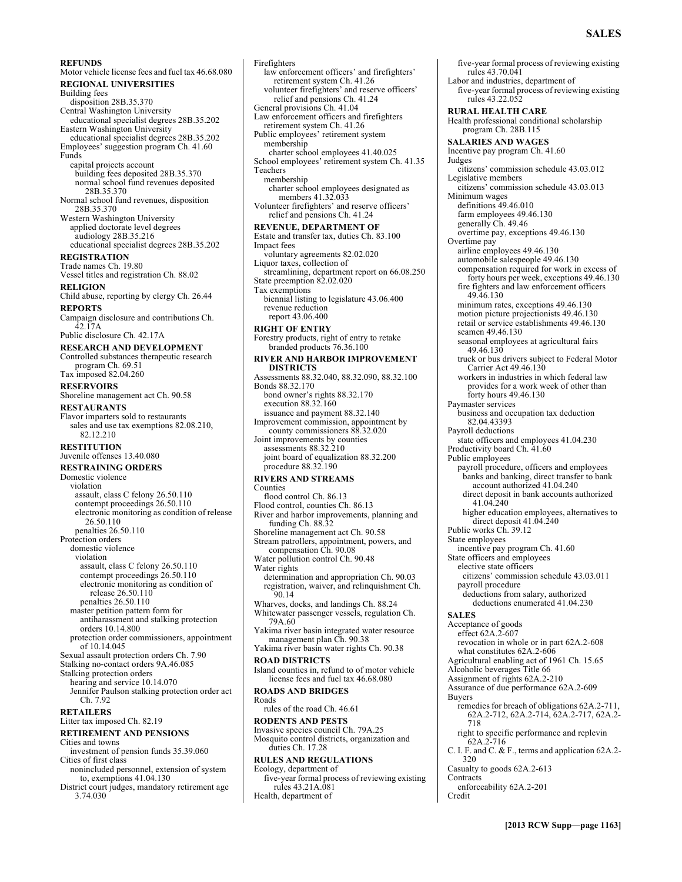**REFUNDS**
Motor vehicle license fees and fuel tax 46.68.080

**REGIONAL UNIVERSITIES**
Building fees
 disposition 28B.35.370
Central Washington University
 educational specialist degrees 28B.35.202
Eastern Washington University
 educational specialist degrees 28B.35.202
Employees' suggestion program Ch. 41.60
Funds
 capital projects account
  building fees deposited 28B.35.370
  normal school fund revenues deposited 28B.35.370
Normal school fund revenues, disposition 28B.35.370
Western Washington University
 applied doctorate level degrees
  audiology 28B.35.216
 educational specialist degrees 28B.35.202

**REGISTRATION**
Trade names Ch. 19.80
Vessel titles and registration Ch. 88.02

**RELIGION**
Child abuse, reporting by clergy Ch. 26.44

**REPORTS**
Campaign disclosure and contributions Ch. 42.17A
Public disclosure Ch. 42.17A

**RESEARCH AND DEVELOPMENT**
Controlled substances therapeutic research program Ch. 69.51
Tax imposed 82.04.260

**RESERVOIRS**
Shoreline management act Ch. 90.58

**RESTAURANTS**
Flavor imparters sold to restaurants
 sales and use tax exemptions 82.08.210, 82.12.210

**RESTITUTION**
Juvenile offenses 13.40.080

**RESTRAINING ORDERS**
Domestic violence
 violation
  assault, class C felony 26.50.110
  contempt proceedings 26.50.110
  electronic monitoring as condition of release 26.50.110
  penalties 26.50.110
Protection orders
 domestic violence
  violation
   assault, class C felony 26.50.110
   contempt proceedings 26.50.110
   electronic monitoring as condition of release 26.50.110
   penalties 26.50.110
 master petition pattern form for antiharassment and stalking protection orders 10.14.800
 protection order commissioners, appointment of 10.14.045
Sexual assault protection orders Ch. 7.90
Stalking no-contact orders 9A.46.085
Stalking protection orders
 hearing and service 10.14.070
 Jennifer Paulson stalking protection order act Ch. 7.92

**RETAILERS**
Litter tax imposed Ch. 82.19

**RETIREMENT AND PENSIONS**
Cities and towns
 investment of pension funds 35.39.060
Cities of first class
 nonincluded personnel, extension of system to, exemptions 41.04.130
District court judges, mandatory retirement age 3.74.030
Firefighters
 law enforcement officers' and firefighters' retirement system Ch. 41.26
 volunteer firefighters' and reserve officers' relief and pensions Ch. 41.24
General provisions Ch. 41.04
Law enforcement officers and firefighters retirement system Ch. 41.26
Public employees' retirement system
 membership
  charter school employees 41.40.025
School employees' retirement system Ch. 41.35
Teachers
 membership
  charter school employees designated as members 41.32.033
Volunteer firefighters' and reserve officers' relief and pensions Ch. 41.24

**REVENUE, DEPARTMENT OF**
Estate and transfer tax, duties Ch. 83.100
Impact fees
 voluntary agreements 82.02.020
Liquor taxes, collection of
 streamlining, department report on 66.08.250
State preemption 82.02.020
Tax exemptions
 biennial listing to legislature 43.06.400
 revenue reduction
  report 43.06.400

**RIGHT OF ENTRY**
Forestry products, right of entry to retake branded products 76.36.100

**RIVER AND HARBOR IMPROVEMENT DISTRICTS**
Assessments 88.32.040, 88.32.090, 88.32.100
Bonds 88.32.170
 bond owner's rights 88.32.170
 execution 88.32.160
 issuance and payment 88.32.140
Improvement commission, appointment by county commissioners 88.32.020
Joint improvements by counties
 assessments 88.32.210
 joint board of equalization 88.32.200
 procedure 88.32.190

**RIVERS AND STREAMS**
Counties
 flood control Ch. 86.13
Flood control, counties Ch. 86.13
River and harbor improvements, planning and funding Ch. 88.32
Shoreline management act Ch. 90.58
Stream patrollers, appointment, powers, and compensation Ch. 90.08
Water pollution control Ch. 90.48
Water rights
 determination and appropriation Ch. 90.03
 registration, waiver, and relinquishment Ch. 90.14
Wharves, docks, and landings Ch. 88.24
Whitewater passenger vessels, regulation Ch. 79A.60
Yakima river basin integrated water resource management plan Ch. 90.38
Yakima river basin water rights Ch. 90.38

**ROAD DISTRICTS**
Island counties in, refund to of motor vehicle license fees and fuel tax 46.68.080

**ROADS AND BRIDGES**
Roads
 rules of the road Ch. 46.61

**RODENTS AND PESTS**
Invasive species council Ch. 79A.25
Mosquito control districts, organization and duties Ch. 17.28

**RULES AND REGULATIONS**
Ecology, department of
 five-year formal process of reviewing existing rules 43.21A.081
Health, department of
 five-year formal process of reviewing existing rules 43.70.041
Labor and industries, department of
 five-year formal process of reviewing existing rules 43.22.052

**RURAL HEALTH CARE**
Health professional conditional scholarship program Ch. 28B.115

**SALARIES AND WAGES**
Incentive pay program Ch. 41.60
Judges
 citizens' commission schedule 43.03.012
Legislative members
 citizens' commission schedule 43.03.013
Minimum wages
 definitions 49.46.010
 farm employees 49.46.130
 generally Ch. 49.46
 overtime pay, exceptions 49.46.130
Overtime pay
 airline employees 49.46.130
 automobile salespeople 49.46.130
 compensation required for work in excess of forty hours per week, exceptions 49.46.130
 fire fighters and law enforcement officers 49.46.130
 minimum rates, exceptions 49.46.130
 motion picture projectionists 49.46.130
 retail or service establishments 49.46.130
 seamen 49.46.130
 seasonal employees at agricultural fairs 49.46.130
 truck or bus drivers subject to Federal Motor Carrier Act 49.46.130
 workers in industries in which federal law provides for a work week of other than forty hours 49.46.130
Paymaster services
 business and occupation tax deduction 82.04.43393
Payroll deductions
 state officers and employees 41.04.230
Productivity board Ch. 41.60
Public employees
 payroll procedure, officers and employees
  banks and banking, direct transfer to bank account authorized 41.04.240
  direct deposit in bank accounts authorized 41.04.240
  higher education employees, alternatives to direct deposit 41.04.240
Public works Ch. 39.12
State employees
 incentive pay program Ch. 41.60
State officers and employees
 elective state officers
  citizens' commission schedule 43.03.011
 payroll procedure
  deductions from salary, authorized deductions enumerated 41.04.230

**SALES**
Acceptance of goods
 effect 62A.2-607
 revocation in whole or in part 62A.2-608
 what constitutes 62A.2-606
Agricultural enabling act of 1961 Ch. 15.65
Alcoholic beverages Title 66
Assignment of rights 62A.2-210
Assurance of due performance 62A.2-609
Buyers
 remedies for breach of obligations 62A.2-711, 62A.2-712, 62A.2-714, 62A.2-717, 62A.2-718
 right to specific performance and replevin 62A.2-716
C. I. F. and C. & F., terms and application 62A.2-320
Casualty to goods 62A.2-613
Contracts
 enforceability 62A.2-201
Credit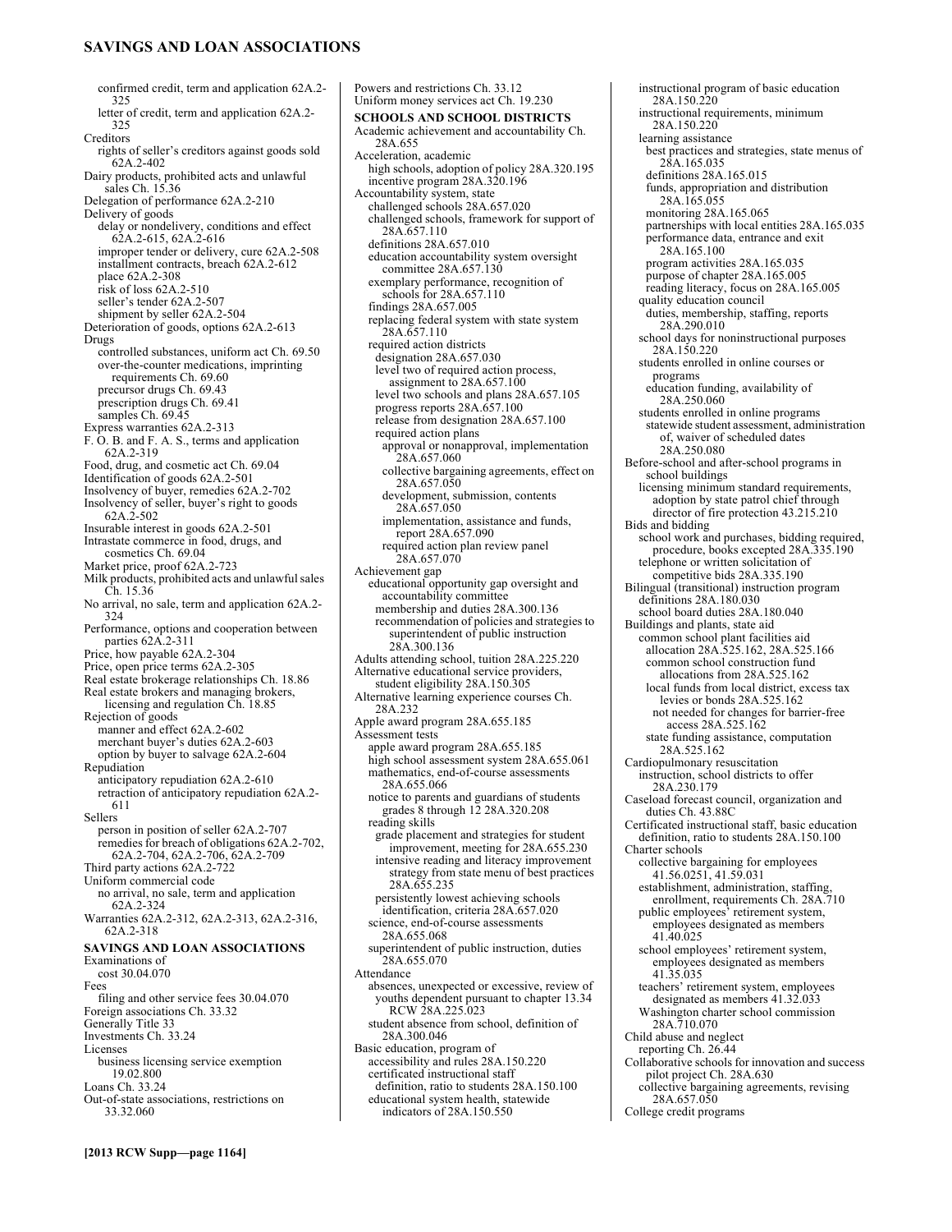confirmed credit, term and application 62A.2-325
letter of credit, term and application 62A.2-325
Creditors
rights of seller's creditors against goods sold 62A.2-402
Dairy products, prohibited acts and unlawful sales Ch. 15.36
Delegation of performance 62A.2-210
Delivery of goods
delay or nondelivery, conditions and effect 62A.2-615, 62A.2-616
improper tender or delivery, cure 62A.2-508
installment contracts, breach 62A.2-612
place 62A.2-308
risk of loss 62A.2-510
seller's tender 62A.2-507
shipment by seller 62A.2-504
Deterioration of goods, options 62A.2-613
Drugs
controlled substances, uniform act Ch. 69.50
over-the-counter medications, imprinting requirements Ch. 69.60
precursor drugs Ch. 69.43
prescription drugs Ch. 69.41
samples Ch. 69.45
Express warranties 62A.2-313
F. O. B. and F. A. S., terms and application 62A.2-319
Food, drug, and cosmetic act Ch. 69.04
Identification of goods 62A.2-501
Insolvency of buyer, remedies 62A.2-702
Insolvency of seller, buyer's right to goods 62A.2-502
Insurable interest in goods 62A.2-501
Intrastate commerce in food, drugs, and cosmetics Ch. 69.04
Market price, proof 62A.2-723
Milk products, prohibited acts and unlawful sales Ch. 15.36
No arrival, no sale, term and application 62A.2-324
Performance, options and cooperation between parties 62A.2-311
Price, how payable 62A.2-304
Price, open price terms 62A.2-305
Real estate brokerage relationships Ch. 18.86
Real estate brokers and managing brokers, licensing and regulation Ch. 18.85
Rejection of goods
manner and effect 62A.2-602
merchant buyer's duties 62A.2-603
option by buyer to salvage 62A.2-604
Repudiation
anticipatory repudiation 62A.2-610
retraction of anticipatory repudiation 62A.2-611
Sellers
person in position of seller 62A.2-707
remedies for breach of obligations 62A.2-702, 62A.2-704, 62A.2-706, 62A.2-709
Third party actions 62A.2-722
Uniform commercial code
no arrival, no sale, term and application 62A.2-324
Warranties 62A.2-312, 62A.2-313, 62A.2-316, 62A.2-318

**SAVINGS AND LOAN ASSOCIATIONS**

Examinations of
cost 30.04.070
Fees
filing and other service fees 30.04.070
Foreign associations Ch. 33.32
Generally Title 33
Investments Ch. 33.24
Licenses
business licensing service exemption 19.02.800
Loans Ch. 33.24
Out-of-state associations, restrictions on 33.32.060
Powers and restrictions Ch. 33.12
Uniform money services act Ch. 19.230

**SCHOOLS AND SCHOOL DISTRICTS**

Academic achievement and accountability Ch. 28A.655
Acceleration, academic
high schools, adoption of policy 28A.320.195
incentive program 28A.320.196
Accountability system, state
challenged schools 28A.657.020
challenged schools, framework for support of 28A.657.110
definitions 28A.657.010
education accountability system oversight committee 28A.657.130
exemplary performance, recognition of schools for 28A.657.110
findings 28A.657.005
replacing federal system with state system 28A.657.110
required action districts
designation 28A.657.030
level two of required action process, assignment to 28A.657.100
level two schools and plans 28A.657.105
progress reports 28A.657.100
release from designation 28A.657.100
required action plans
approval or nonapproval, implementation 28A.657.060
collective bargaining agreements, effect on 28A.657.050
development, submission, contents 28A.657.050
implementation, assistance and funds, report 28A.657.090
required action plan review panel 28A.657.070
Achievement gap
educational opportunity gap oversight and accountability committee
membership and duties 28A.300.136
recommendation of policies and strategies to superintendent of public instruction 28A.300.136
Adults attending school, tuition 28A.225.220
Alternative educational service providers, student eligibility 28A.150.305
Alternative learning experience courses Ch. 28A.232
Apple award program 28A.655.185
Assessment tests
apple award program 28A.655.185
high school assessment system 28A.655.061
mathematics, end-of-course assessments 28A.655.066
notice to parents and guardians of students grades 8 through 12 28A.320.208
reading skills
grade placement and strategies for student improvement, meeting for 28A.655.230
intensive reading and literacy improvement strategy from state menu of best practices 28A.655.235
persistently lowest achieving schools identification, criteria 28A.657.020
science, end-of-course assessments 28A.655.068
superintendent of public instruction, duties 28A.655.070
Attendance
absences, unexpected or excessive, review of youths dependent pursuant to chapter 13.34 RCW 28A.225.023
student absence from school, definition of 28A.300.046
Basic education, program of
accessibility and rules 28A.150.220
certificated instructional staff
definition, ratio to students 28A.150.100
educational system health, statewide indicators of 28A.150.550
instructional program of basic education 28A.150.220
instructional requirements, minimum 28A.150.220
learning assistance
best practices and strategies, state menus of 28A.165.035
definitions 28A.165.015
funds, appropriation and distribution 28A.165.055
monitoring 28A.165.065
partnerships with local entities 28A.165.035
performance data, entrance and exit 28A.165.100
program activities 28A.165.035
purpose of chapter 28A.165.005
reading literacy, focus on 28A.165.005
quality education council
duties, membership, staffing, reports 28A.290.010
school days for noninstructional purposes 28A.150.220
students enrolled in online courses or programs
education funding, availability of 28A.250.060
students enrolled in online programs
statewide student assessment, administration of, waiver of scheduled dates 28A.250.080
Before-school and after-school programs in school buildings
licensing minimum standard requirements, adoption by state patrol chief through director of fire protection 43.215.210
Bids and bidding
school work and purchases, bidding required, procedure, books excepted 28A.335.190
telephone or written solicitation of competitive bids 28A.335.190
Bilingual (transitional) instruction program
definitions 28A.180.030
school board duties 28A.180.040
Buildings and plants, state aid
common school plant facilities aid
allocation 28A.525.162, 28A.525.166
common school construction fund allocations from 28A.525.162
local funds from local district, excess tax levies or bonds 28A.525.162
not needed for changes for barrier-free access 28A.525.162
state funding assistance, computation 28A.525.162
Cardiopulmonary resuscitation
instruction, school districts to offer 28A.230.179
Caseload forecast council, organization and duties Ch. 43.88C
Certificated instructional staff, basic education definition, ratio to students 28A.150.100
Charter schools
collective bargaining for employees 41.56.0251, 41.59.031
establishment, administration, staffing, enrollment, requirements Ch. 28A.710
public employees' retirement system, employees designated as members 41.40.025
school employees' retirement system, employees designated as members 41.35.035
teachers' retirement system, employees designated as members 41.32.033
Washington charter school commission 28A.710.070
Child abuse and neglect
reporting Ch. 26.44
Collaborative schools for innovation and success pilot project Ch. 28A.630
collective bargaining agreements, revising 28A.657.050
College credit programs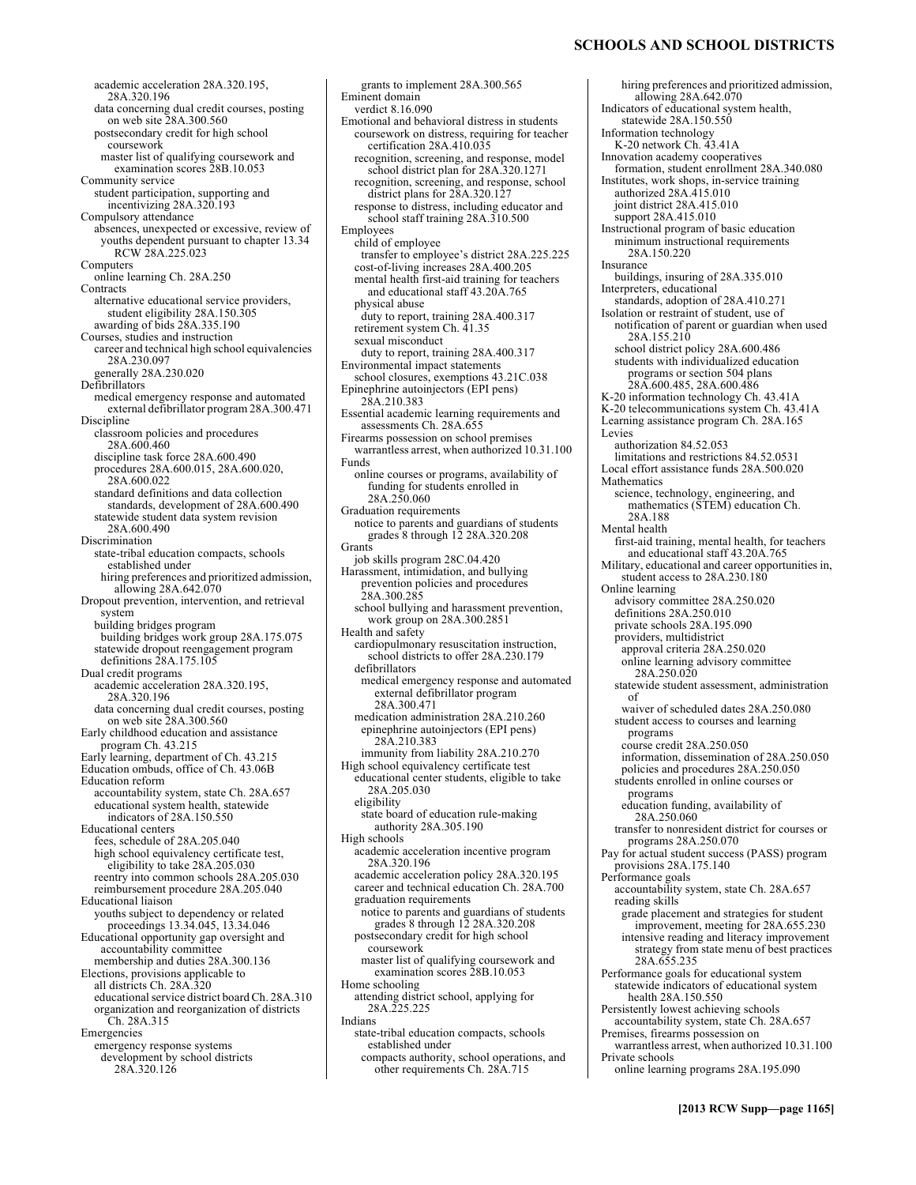academic acceleration 28A.320.195, 28A.320.196
data concerning dual credit courses, posting on web site 28A.300.560
postsecondary credit for high school coursework
master list of qualifying coursework and examination scores 28B.10.053

Community service
student participation, supporting and incentivizing 28A.320.193

Compulsory attendance
absences, unexpected or excessive, review of youths dependent pursuant to chapter 13.34 RCW 28A.225.023

Computers
online learning Ch. 28A.250

Contracts
alternative educational service providers, student eligibility 28A.150.305
awarding of bids 28A.335.190

Courses, studies and instruction
career and technical high school equivalencies 28A.230.097
generally 28A.230.020

Defibrillators
medical emergency response and automated external defibrillator program 28A.300.471

Discipline
classroom policies and procedures 28A.600.460
discipline task force 28A.600.490
procedures 28A.600.015, 28A.600.020, 28A.600.022
standard definitions and data collection standards, development of 28A.600.490
statewide student data system revision 28A.600.490

Discrimination
state-tribal education compacts, schools established under
hiring preferences and prioritized admission, allowing 28A.642.070

Dropout prevention, intervention, and retrieval system
building bridges program
building bridges work group 28A.175.075
statewide dropout reengagement program
definitions 28A.175.105

Dual credit programs
academic acceleration 28A.320.195, 28A.320.196
data concerning dual credit courses, posting on web site 28A.300.560

Early childhood education and assistance program Ch. 43.215

Early learning, department of Ch. 43.215

Education ombuds, office of Ch. 43.06B

Education reform
accountability system, state Ch. 28A.657
educational system health, statewide indicators of 28A.150.550

Educational centers
fees, schedule of 28A.205.040
high school equivalency certificate test, eligibility to take 28A.205.030
reentry into common schools 28A.205.030
reimbursement procedure 28A.205.040

Educational liaison
youths subject to dependency or related proceedings 13.34.045, 13.34.046

Educational opportunity gap oversight and accountability committee
membership and duties 28A.300.136

Elections, provisions applicable to
all districts Ch. 28A.320
educational service district board Ch. 28A.310
organization and reorganization of districts Ch. 28A.315

Emergencies
emergency response systems
development by school districts 28A.320.126
grants to implement 28A.300.565

Eminent domain
verdict 8.16.090

Emotional and behavioral distress in students
coursework on distress, requiring for teacher certification 28A.410.035
recognition, screening, and response, model school district plan for 28A.320.1271
recognition, screening, and response, school district plans for 28A.320.127
response to distress, including educator and school staff training 28A.310.500

Employees
child of employee
transfer to employee's district 28A.225.225
cost-of-living increases 28A.400.205
mental health first-aid training for teachers and educational staff 43.20A.765
physical abuse
duty to report, training 28A.400.317
retirement system Ch. 41.35
sexual misconduct
duty to report, training 28A.400.317

Environmental impact statements
school closures, exemptions 43.21C.038

Epinephrine autoinjectors (EPI pens) 28A.210.383

Essential academic learning requirements and assessments Ch. 28A.655

Firearms possession on school premises
warrantless arrest, when authorized 10.31.100

Funds
online courses or programs, availability of funding for students enrolled in 28A.250.060

Graduation requirements
notice to parents and guardians of students grades 8 through 12 28A.320.208

Grants
job skills program 28C.04.420

Harassment, intimidation, and bullying
prevention policies and procedures 28A.300.285
school bullying and harassment prevention, work group on 28A.300.2851

Health and safety
cardiopulmonary resuscitation instruction, school districts to offer 28A.230.179
defibrillators
medical emergency response and automated external defibrillator program 28A.300.471
medication administration 28A.210.260
epinephrine autoinjectors (EPI pens) 28A.210.383
immunity from liability 28A.210.270

High school equivalency certificate test
educational center students, eligible to take 28A.205.030
eligibility
state board of education rule-making authority 28A.305.190

High schools
academic acceleration incentive program 28A.320.196
academic acceleration policy 28A.320.195
career and technical education Ch. 28A.700
graduation requirements
notice to parents and guardians of students grades 8 through 12 28A.320.208
postsecondary credit for high school coursework
master list of qualifying coursework and examination scores 28B.10.053

Home schooling
attending district school, applying for 28A.225.225

Indians
state-tribal education compacts, schools established under
compacts authority, school operations, and other requirements Ch. 28A.715
hiring preferences and prioritized admission, allowing 28A.642.070

Indicators of educational system health, statewide 28A.150.550

Information technology
K-20 network Ch. 43.41A

Innovation academy cooperatives
formation, student enrollment 28A.340.080

Institutes, work shops, in-service training
authorized 28A.415.010
joint district 28A.415.010
support 28A.415.010

Instructional program of basic education
minimum instructional requirements 28A.150.220

Insurance
buildings, insuring of 28A.335.010

Interpreters, educational
standards, adoption of 28A.410.271

Isolation or restraint of student, use of
notification of parent or guardian when used 28A.155.210
school district policy 28A.600.486
students with individualized education programs or section 504 plans 28A.600.485, 28A.600.486

K-20 information technology Ch. 43.41A

K-20 telecommunications system Ch. 43.41A

Learning assistance program Ch. 28A.165

Levies
authorization 84.52.053
limitations and restrictions 84.52.0531

Local effort assistance funds 28A.500.020

Mathematics
science, technology, engineering, and mathematics (STEM) education Ch. 28A.188

Mental health
first-aid training, mental health, for teachers and educational staff 43.20A.765

Military, educational and career opportunities in, student access to 28A.230.180

Online learning
advisory committee 28A.250.020
definitions 28A.250.010
private schools 28A.195.090
providers, multidistrict
approval criteria 28A.250.020
online learning advisory committee 28A.250.020
statewide student assessment, administration of
waiver of scheduled dates 28A.250.080
student access to courses and learning programs
course credit 28A.250.050
information, dissemination of 28A.250.050
policies and procedures 28A.250.050
students enrolled in online courses or programs
education funding, availability of 28A.250.060
transfer to nonresident district for courses or programs 28A.250.070

Pay for actual student success (PASS) program
provisions 28A.175.140

Performance goals
accountability system, state Ch. 28A.657
reading skills
grade placement and strategies for student improvement, meeting for 28A.655.230
intensive reading and literacy improvement strategy from state menu of best practices 28A.655.235

Performance goals for educational system
statewide indicators of educational system health 28A.150.550

Persistently lowest achieving schools
accountability system, state Ch. 28A.657

Premises, firearms possession on
warrantless arrest, when authorized 10.31.100

Private schools
online learning programs 28A.195.090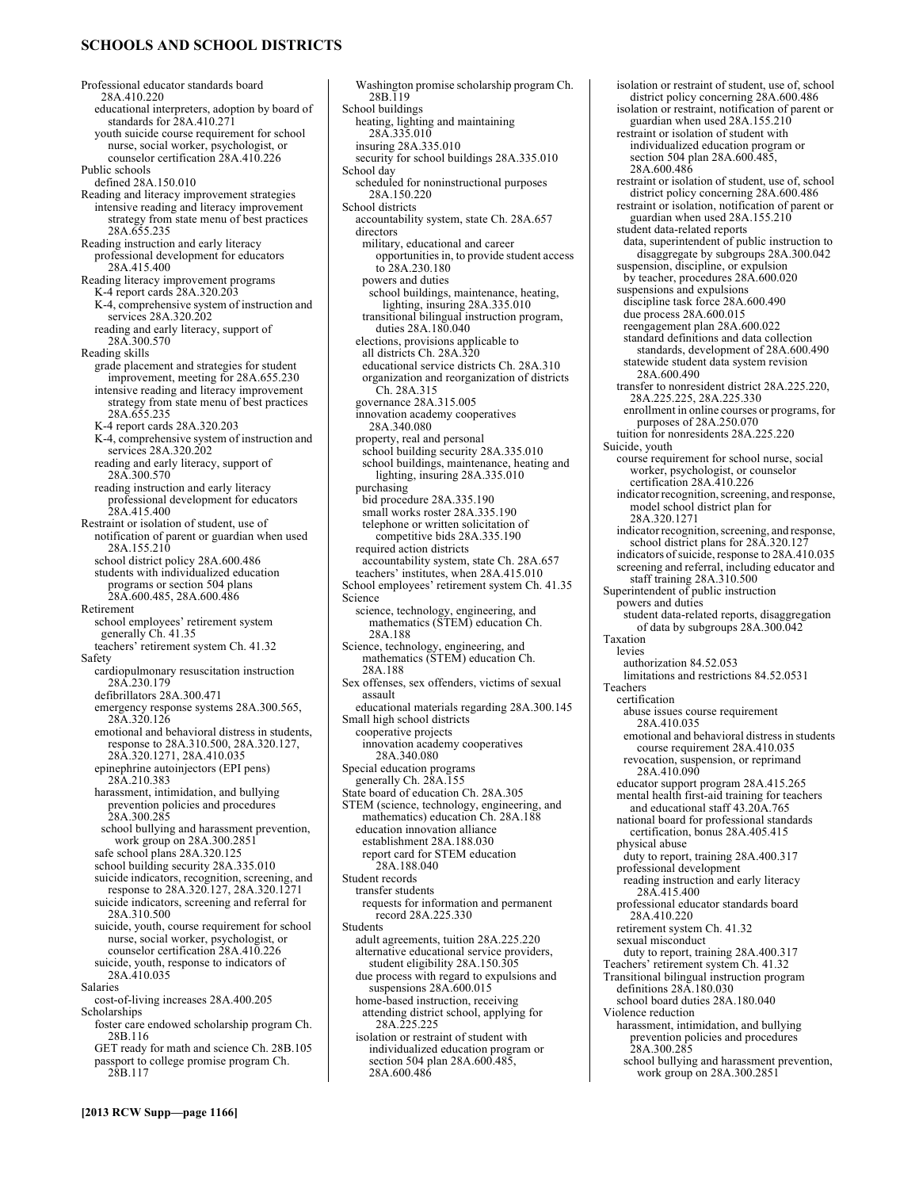## SCHOOLS AND SCHOOL DISTRICTS

Professional educator standards board 28A.410.220
- educational interpreters, adoption by board of standards for 28A.410.271
- youth suicide course requirement for school nurse, social worker, psychologist, or counselor certification 28A.410.226

Public schools
- defined 28A.150.010

Reading and literacy improvement strategies
- intensive reading and literacy improvement strategy from state menu of best practices 28A.655.235

Reading instruction and early literacy
- professional development for educators 28A.415.400

Reading literacy improvement programs
- K-4 report cards 28A.320.203
- K-4, comprehensive system of instruction and services 28A.320.202
- reading and early literacy, support of 28A.300.570

Reading skills
- grade placement and strategies for student improvement, meeting for 28A.655.230
- intensive reading and literacy improvement strategy from state menu of best practices 28A.655.235
- K-4 report cards 28A.320.203
- K-4, comprehensive system of instruction and services 28A.320.202
- reading and early literacy, support of 28A.300.570
- reading instruction and early literacy professional development for educators 28A.415.400

Restraint or isolation of student, use of
- notification of parent or guardian when used 28A.155.210
- school district policy 28A.600.486
- students with individualized education programs or section 504 plans 28A.600.485, 28A.600.486

Retirement
- school employees' retirement system generally Ch. 41.35
- teachers' retirement system Ch. 41.32

Safety
- cardiopulmonary resuscitation instruction 28A.230.179
- defibrillators 28A.300.471
- emergency response systems 28A.300.565, 28A.320.126
- emotional and behavioral distress in students, response to 28A.310.500, 28A.320.127, 28A.320.1271, 28A.410.035
- epinephrine autoinjectors (EPI pens) 28A.210.383
- harassment, intimidation, and bullying prevention policies and procedures 28A.300.285
  - school bullying and harassment prevention, work group on 28A.300.2851
- safe school plans 28A.320.125
- school building security 28A.335.010
- suicide indicators, recognition, screening, and response to 28A.320.127, 28A.320.1271
- suicide indicators, screening and referral for 28A.310.500
- suicide, youth, course requirement for school nurse, social worker, psychologist, or counselor certification 28A.410.226
- suicide, youth, response to indicators of 28A.410.035

Salaries
- cost-of-living increases 28A.400.205

Scholarships
- foster care endowed scholarship program Ch. 28B.116
- GET ready for math and science Ch. 28B.105
- passport to college promise program Ch. 28B.117
- Washington promise scholarship program Ch. 28B.119

School buildings
- heating, lighting and maintaining 28A.335.010
- insuring 28A.335.010
- security for school buildings 28A.335.010

School day
- scheduled for noninstructional purposes 28A.150.220

School districts
- accountability system, state Ch. 28A.657
- directors
  - military, educational and career opportunities in, to provide student access to 28A.230.180
  - powers and duties
    - school buildings, maintenance, heating, lighting, insuring 28A.335.010
  - transitional bilingual instruction program, duties 28A.180.040
- elections, provisions applicable to
  - all districts Ch. 28A.320
  - educational service districts Ch. 28A.310
  - organization and reorganization of districts Ch. 28A.315
- governance 28A.315.005
- innovation academy cooperatives 28A.340.080
- property, real and personal
  - school building security 28A.335.010
  - school buildings, maintenance, heating and lighting, insuring 28A.335.010
- purchasing
  - bid procedure 28A.335.190
  - small works roster 28A.335.190
  - telephone or written solicitation of competitive bids 28A.335.190
- required action districts
  - accountability system, state Ch. 28A.657
- teachers' institutes, when 28A.415.010

School employees' retirement system Ch. 41.35

Science
- science, technology, engineering, and mathematics (STEM) education Ch. 28A.188

Science, technology, engineering, and mathematics (STEM) education Ch. 28A.188

Sex offenses, sex offenders, victims of sexual assault
- educational materials regarding 28A.300.145

Small high school districts
- cooperative projects
  - innovation academy cooperatives 28A.340.080

Special education programs
- generally Ch. 28A.155

State board of education Ch. 28A.305

STEM (science, technology, engineering, and mathematics) education Ch. 28A.188
- education innovation alliance
  - establishment 28A.188.030
  - report card for STEM education 28A.188.040

Student records
- transfer students
  - requests for information and permanent record 28A.225.330

Students
- adult agreements, tuition 28A.225.220
- alternative educational service providers, student eligibility 28A.150.305
- due process with regard to expulsions and suspensions 28A.600.015
- home-based instruction, receiving
  - attending district school, applying for 28A.225.225
- isolation or restraint of student with individualized education program or section 504 plan 28A.600.485, 28A.600.486
- isolation or restraint of student, use of, school district policy concerning 28A.600.486
- isolation or restraint, notification of parent or guardian when used 28A.155.210
- restraint or isolation of student with individualized education program or section 504 plan 28A.600.485, 28A.600.486
- restraint or isolation of student, use of, school district policy concerning 28A.600.486
- restraint or isolation, notification of parent or guardian when used 28A.155.210
- student data-related reports
  - data, superintendent of public instruction to disaggregate by subgroups 28A.300.042
- suspension, discipline, or expulsion
  - by teacher, procedures 28A.600.020
- suspensions and expulsions
  - discipline task force 28A.600.490
  - due process 28A.600.015
  - reengagement plan 28A.600.022
  - standard definitions and data collection standards, development of 28A.600.490
  - statewide student data system revision 28A.600.490
- transfer to nonresident district 28A.225.220, 28A.225.225, 28A.225.330
  - enrollment in online courses or programs, for purposes of 28A.250.070
- tuition for nonresidents 28A.225.220

Suicide, youth
- course requirement for school nurse, social worker, psychologist, or counselor certification 28A.410.226
- indicator recognition, screening, and response, model school district plan for 28A.320.1271
- indicator recognition, screening, and response, school district plans for 28A.320.127
- indicators of suicide, response to 28A.410.035
- screening and referral, including educator and staff training 28A.310.500

Superintendent of public instruction
- powers and duties
  - student data-related reports, disaggregation of data by subgroups 28A.300.042

Taxation
- levies
  - authorization 84.52.053
  - limitations and restrictions 84.52.0531

Teachers
- certification
  - abuse issues course requirement 28A.410.035
  - emotional and behavioral distress in students course requirement 28A.410.035
  - revocation, suspension, or reprimand 28A.410.090
- educator support program 28A.415.265
- mental health first-aid training for teachers and educational staff 43.20A.765
- national board for professional standards certification, bonus 28A.405.415
- physical abuse
  - duty to report, training 28A.400.317
- professional development
  - reading instruction and early literacy 28A.415.400
- professional educator standards board 28A.410.220
- retirement system Ch. 41.32
- sexual misconduct
  - duty to report, training 28A.400.317

Teachers' retirement system Ch. 41.32

Transitional bilingual instruction program
- definitions 28A.180.030
- school board duties 28A.180.040

Violence reduction
- harassment, intimidation, and bullying prevention policies and procedures 28A.300.285
  - school bullying and harassment prevention, work group on 28A.300.2851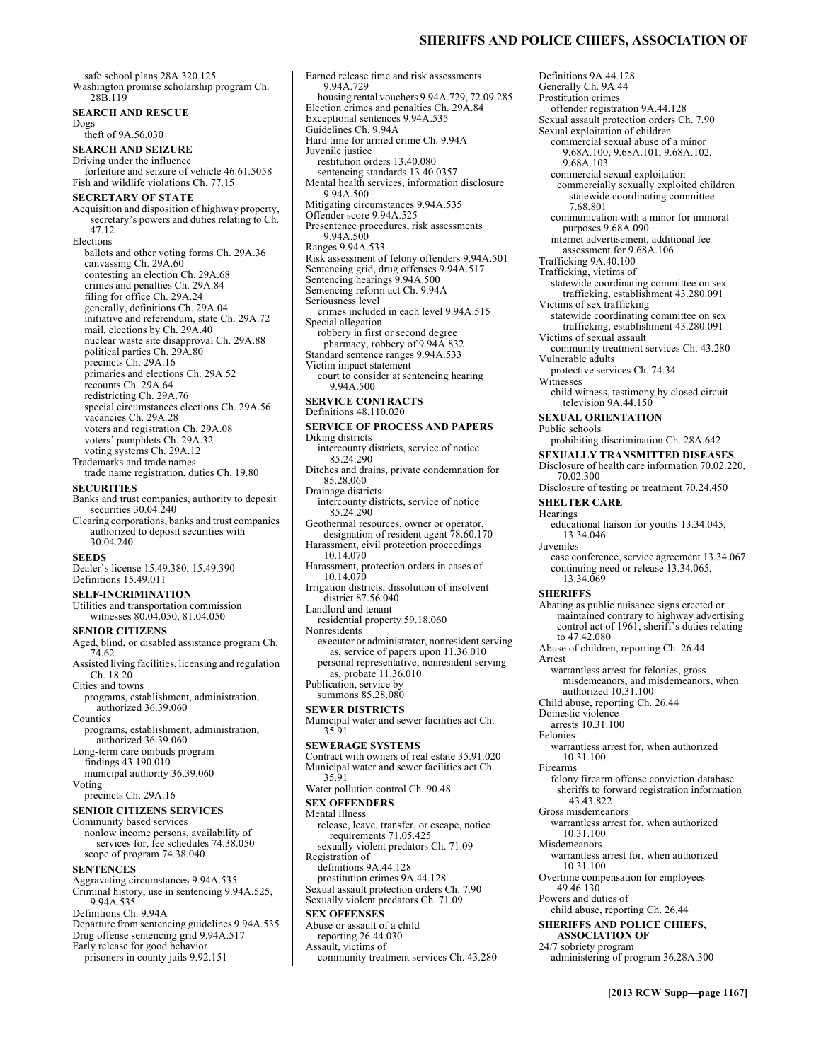safe school plans 28A.320.125
Washington promise scholarship program Ch. 28B.119

**SEARCH AND RESCUE**

Dogs
  theft of 9A.56.030

**SEARCH AND SEIZURE**

Driving under the influence
  forfeiture and seizure of vehicle 46.61.5058
Fish and wildlife violations Ch. 77.15

**SECRETARY OF STATE**

Acquisition and disposition of highway property, secretary's powers and duties relating to Ch. 47.12
Elections
  ballots and other voting forms Ch. 29A.36
  canvassing Ch. 29A.60
  contesting an election Ch. 29A.68
  crimes and penalties Ch. 29A.84
  filing for office Ch. 29A.24
  generally, definitions Ch. 29A.04
  initiative and referendum, state Ch. 29A.72
  mail, elections by Ch. 29A.40
  nuclear waste site disapproval Ch. 29A.88
  political parties Ch. 29A.80
  precincts Ch. 29A.16
  primaries and elections Ch. 29A.52
  recounts Ch. 29A.64
  redistricting Ch. 29A.76
  special circumstances elections Ch. 29A.56
  vacancies Ch. 29A.28
  voters and registration Ch. 29A.08
  voters' pamphlets Ch. 29A.32
  voting systems Ch. 29A.12
Trademarks and trade names
  trade name registration, duties Ch. 19.80

**SECURITIES**

Banks and trust companies, authority to deposit securities 30.04.240
Clearing corporations, banks and trust companies authorized to deposit securities with 30.04.240

**SEEDS**

Dealer's license 15.49.380, 15.49.390
Definitions 15.49.011

**SELF-INCRIMINATION**

Utilities and transportation commission witnesses 80.04.050, 81.04.050

**SENIOR CITIZENS**

Aged, blind, or disabled assistance program Ch. 74.62
Assisted living facilities, licensing and regulation Ch. 18.20
Cities and towns
  programs, establishment, administration, authorized 36.39.060
Counties
  programs, establishment, administration, authorized 36.39.060
Long-term care ombuds program
  findings 43.190.010
  municipal authority 36.39.060
Voting
  precincts Ch. 29A.16

**SENIOR CITIZENS SERVICES**

Community based services
  nonlow income persons, availability of services for, fee schedules 74.38.050
  scope of program 74.38.040

**SENTENCES**

Aggravating circumstances 9.94A.535
Criminal history, use in sentencing 9.94A.525, 9.94A.535
Definitions Ch. 9.94A
Departure from sentencing guidelines 9.94A.535
Drug offense sentencing grid 9.94A.517
Early release for good behavior
  prisoners in county jails 9.92.151
Earned release time and risk assessments 9.94A.729
  housing rental vouchers 9.94A.729, 72.09.285
Election crimes and penalties Ch. 29A.84
Exceptional sentences 9.94A.535
Guidelines Ch. 9.94A
Hard time for armed crime Ch. 9.94A
Juvenile justice
  restitution orders 13.40.080
  sentencing standards 13.40.0357
Mental health services, information disclosure 9.94A.500
Mitigating circumstances 9.94A.535
Offender score 9.94A.525
Presentence procedures, risk assessments 9.94A.500
Ranges 9.94A.533
Risk assessment of felony offenders 9.94A.501
Sentencing grid, drug offenses 9.94A.517
Sentencing hearings 9.94A.500
Sentencing reform act Ch. 9.94A
Seriousness level
  crimes included in each level 9.94A.515
Special allegation
  robbery in first or second degree
    pharmacy, robbery of 9.94A.832
Standard sentence ranges 9.94A.533
Victim impact statement
  court to consider at sentencing hearing 9.94A.500

**SERVICE CONTRACTS**

Definitions 48.110.020

**SERVICE OF PROCESS AND PAPERS**

Diking districts
  intercounty districts, service of notice 85.24.290
Ditches and drains, private condemnation for 85.28.060
Drainage districts
  intercounty districts, service of notice 85.24.290
Geothermal resources, owner or operator, designation of resident agent 78.60.170
Harassment, civil protection proceedings 10.14.070
Harassment, protection orders in cases of 10.14.070
Irrigation districts, dissolution of insolvent district 87.56.040
Landlord and tenant
  residential property 59.18.060
Nonresidents
  executor or administrator, nonresident serving as, service of papers upon 11.36.010
  personal representative, nonresident serving as, probate 11.36.010
Publication, service by
  summons 85.28.080

**SEWER DISTRICTS**

Municipal water and sewer facilities act Ch. 35.91

**SEWERAGE SYSTEMS**

Contract with owners of real estate 35.91.020
Municipal water and sewer facilities act Ch. 35.91
Water pollution control Ch. 90.48

**SEX OFFENDERS**

Mental illness
  release, leave, transfer, or escape, notice requirements 71.05.425
  sexually violent predators Ch. 71.09
Registration of
  definitions 9A.44.128
  prostitution crimes 9A.44.128
Sexual assault protection orders Ch. 7.90
Sexually violent predators Ch. 71.09

**SEX OFFENSES**

Abuse or assault of a child
  reporting 26.44.030
Assault, victims of
  community treatment services Ch. 43.280
Definitions 9A.44.128
Generally Ch. 9A.44
Prostitution crimes
  offender registration 9A.44.128
Sexual assault protection orders Ch. 7.90
Sexual exploitation of children
  commercial sexual abuse of a minor 9.68A.100, 9.68A.101, 9.68A.102, 9.68A.103
  commercial sexual exploitation
    commercially sexually exploited children statewide coordinating committee 7.68.801
  communication with a minor for immoral purposes 9.68A.090
  internet advertisement, additional fee assessment for 9.68A.106
Trafficking 9A.40.100
Trafficking, victims of
  statewide coordinating committee on sex trafficking, establishment 43.280.091
Victims of sex trafficking
  statewide coordinating committee on sex trafficking, establishment 43.280.091
Victims of sexual assault
  community treatment services Ch. 43.280
Vulnerable adults
  protective services Ch. 74.34
Witnesses
  child witness, testimony by closed circuit television 9A.44.150

**SEXUAL ORIENTATION**

Public schools
  prohibiting discrimination Ch. 28A.642

**SEXUALLY TRANSMITTED DISEASES**

Disclosure of health care information 70.02.220, 70.02.300
Disclosure of testing or treatment 70.24.450

**SHELTER CARE**

Hearings
  educational liaison for youths 13.34.045, 13.34.046
Juveniles
  case conference, service agreement 13.34.067
  continuing need or release 13.34.065, 13.34.069

**SHERIFFS**

Abating as public nuisance signs erected or maintained contrary to highway advertising control act of 1961, sheriff's duties relating to 47.42.080
Abuse of children, reporting Ch. 26.44
Arrest
  warrantless arrest for felonies, gross misdemeanors, and misdemeanors, when authorized 10.31.100
Child abuse, reporting Ch. 26.44
Domestic violence
  arrests 10.31.100
Felonies
  warrantless arrest for, when authorized 10.31.100
Firearms
  felony firearm offense conviction database
    sheriffs to forward registration information 43.43.822
Gross misdemeanors
  warrantless arrest for, when authorized 10.31.100
Misdemeanors
  warrantless arrest for, when authorized 10.31.100
Overtime compensation for employees 49.46.130
Powers and duties of
  child abuse, reporting Ch. 26.44

**SHERIFFS AND POLICE CHIEFS, ASSOCIATION OF**

24/7 sobriety program
  administering of program 36.28A.300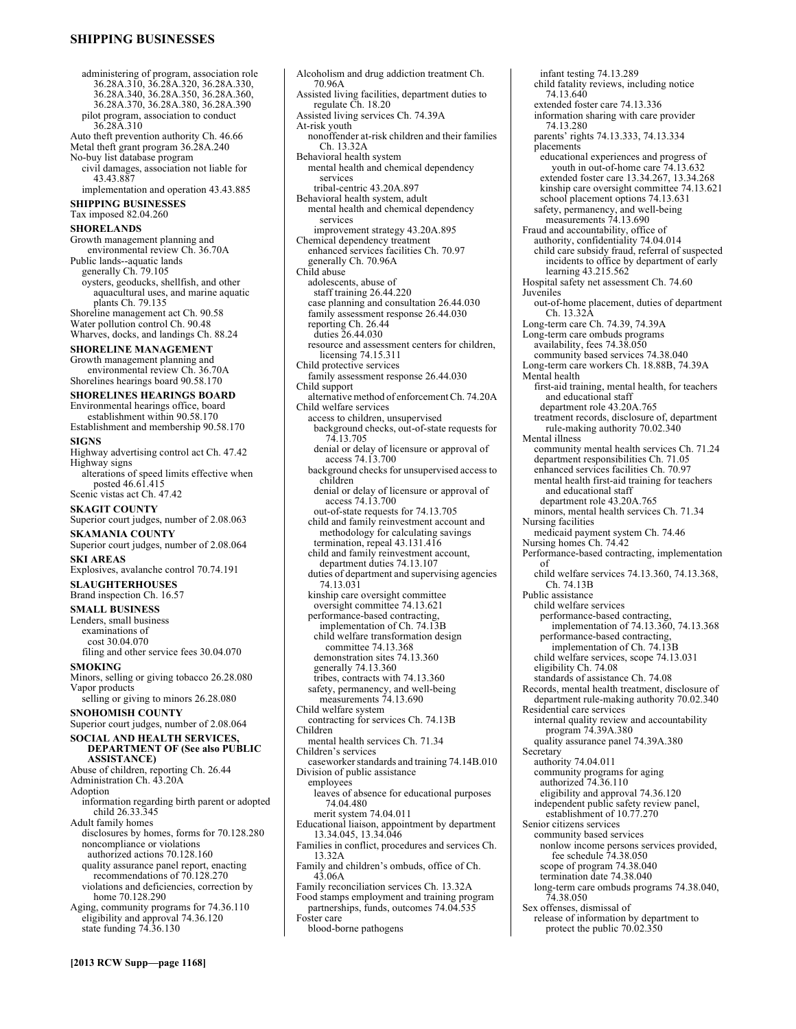administering of program, association role 36.28A.310, 36.28A.320, 36.28A.330, 36.28A.340, 36.28A.350, 36.28A.360, 36.28A.370, 36.28A.380, 36.28A.390
pilot program, association to conduct 36.28A.310
Auto theft prevention authority Ch. 46.66
Metal theft grant program 36.28A.240
No-buy list database program
civil damages, association not liable for 43.43.887
implementation and operation 43.43.885

**SHIPPING BUSINESSES**
Tax imposed 82.04.260

**SHORELANDS**
Growth management planning and environmental review Ch. 36.70A
Public lands--aquatic lands
generally Ch. 79.105
oysters, geoducks, shellfish, and other aquacultural uses, and marine aquatic plants Ch. 79.135
Shoreline management act Ch. 90.58
Water pollution control Ch. 90.48
Wharves, docks, and landings Ch. 88.24

**SHORELINE MANAGEMENT**
Growth management planning and environmental review Ch. 36.70A
Shorelines hearings board 90.58.170

**SHORELINES HEARINGS BOARD**
Environmental hearings office, board establishment within 90.58.170
Establishment and membership 90.58.170

**SIGNS**
Highway advertising control act Ch. 47.42
Highway signs
alterations of speed limits effective when posted 46.61.415
Scenic vistas act Ch. 47.42

**SKAGIT COUNTY**
Superior court judges, number of 2.08.063

**SKAMANIA COUNTY**
Superior court judges, number of 2.08.064

**SKI AREAS**
Explosives, avalanche control 70.74.191

**SLAUGHTERHOUSES**
Brand inspection Ch. 16.57

**SMALL BUSINESS**
Lenders, small business
examinations of
cost 30.04.070
filing and other service fees 30.04.070

**SMOKING**
Minors, selling or giving tobacco 26.28.080
Vapor products
selling or giving to minors 26.28.080

**SNOHOMISH COUNTY**
Superior court judges, number of 2.08.064

**SOCIAL AND HEALTH SERVICES, DEPARTMENT OF (See also PUBLIC ASSISTANCE)**
Abuse of children, reporting Ch. 26.44
Administration Ch. 43.20A
Adoption
information regarding birth parent or adopted child 26.33.345
Adult family homes
disclosures by homes, forms for 70.128.280
noncompliance or violations
authorized actions 70.128.160
quality assurance panel report, enacting recommendations of 70.128.270
violations and deficiencies, correction by home 70.128.290
Aging, community programs for 74.36.110
eligibility and approval 74.36.120
state funding 74.36.130
Alcoholism and drug addiction treatment Ch. 70.96A
Assisted living facilities, department duties to regulate Ch. 18.20
Assisted living services Ch. 74.39A
At-risk youth
nonoffender at-risk children and their families Ch. 13.32A
Behavioral health system
mental health and chemical dependency services
tribal-centric 43.20A.897
Behavioral health system, adult
mental health and chemical dependency services
improvement strategy 43.20A.895
Chemical dependency treatment
enhanced services facilities Ch. 70.97
generally Ch. 70.96A
Child abuse
adolescents, abuse of
staff training 26.44.220
case planning and consultation 26.44.030
family assessment response 26.44.030
reporting Ch. 26.44
duties 26.44.030
resource and assessment centers for children, licensing 74.15.311
Child protective services
family assessment response 26.44.030
Child support
alternative method of enforcement Ch. 74.20A
Child welfare services
access to children, unsupervised
background checks, out-of-state requests for 74.13.705
denial or delay of licensure or approval of access 74.13.700
background checks for unsupervised access to children
denial or delay of licensure or approval of access 74.13.700
out-of-state requests for 74.13.705
child and family reinvestment account and methodology for calculating savings
termination, repeal 43.131.416
child and family reinvestment account, department duties 74.13.107
duties of department and supervising agencies 74.13.031
kinship care oversight committee
oversight committee 74.13.621
performance-based contracting, implementation of Ch. 74.13B
child welfare transformation design committee 74.13.368
demonstration sites 74.13.360
generally 74.13.360
tribes, contracts with 74.13.360
safety, permanency, and well-being measurements 74.13.690
Child welfare system
contracting for services Ch. 74.13B
Children
mental health services Ch. 71.34
Children's services
caseworker standards and training 74.14B.010
Division of public assistance
employees
leaves of absence for educational purposes 74.04.480
merit system 74.04.011
Educational liaison, appointment by department 13.34.045, 13.34.046
Families in conflict, procedures and services Ch. 13.32A
Family and children's ombuds, office of Ch. 43.06A
Family reconciliation services Ch. 13.32A
Food stamps employment and training program partnerships, funds, outcomes 74.04.535
Foster care
blood-borne pathogens
infant testing 74.13.289
child fatality reviews, including notice 74.13.640
extended foster care 74.13.336
information sharing with care provider 74.13.280
parents' rights 74.13.333, 74.13.334
placements
educational experiences and progress of youth in out-of-home care 74.13.632
extended foster care 13.34.267, 13.34.268
kinship care oversight committee 74.13.621
school placement options 74.13.631
safety, permanency, and well-being measurements 74.13.690
Fraud and accountability, office of
authority, confidentiality 74.04.014
child care subsidy fraud, referral of suspected incidents to office by department of early learning 43.215.562
Hospital safety net assessment Ch. 74.60
Juveniles
out-of-home placement, duties of department Ch. 13.32A
Long-term care Ch. 74.39, 74.39A
Long-term care ombuds programs
availability, fees 74.38.050
community based services 74.38.040
Long-term care workers Ch. 18.88B, 74.39A
Mental health
first-aid training, mental health, for teachers and educational staff
department role 43.20A.765
treatment records, disclosure of, department rule-making authority 70.02.340
Mental illness
community mental health services Ch. 71.24
department responsibilities Ch. 71.05
enhanced services facilities Ch. 70.97
mental health first-aid training for teachers and educational staff
department role 43.20A.765
minors, mental health services Ch. 71.34
Nursing facilities
medicaid payment system Ch. 74.46
Nursing homes Ch. 74.42
Performance-based contracting, implementation of
child welfare services 74.13.360, 74.13.368, Ch. 74.13B
Public assistance
child welfare services
performance-based contracting, implementation of 74.13.360, 74.13.368
performance-based contracting, implementation of Ch. 74.13B
child welfare services, scope 74.13.031
eligibility Ch. 74.08
standards of assistance Ch. 74.08
Records, mental health treatment, disclosure of, department rule-making authority 70.02.340
Residential care services
internal quality review and accountability program 74.39A.380
quality assurance panel 74.39A.380
Secretary
authority 74.04.011
community programs for aging
authorized 74.36.110
eligibility and approval 74.36.120
independent public safety review panel, establishment of 10.77.270
Senior citizens services
community based services
nonlow income persons services provided, fee schedule 74.38.050
scope of program 74.38.040
termination date 74.38.040
long-term care ombuds programs 74.38.040, 74.38.050
Sex offenses, dismissal of
release of information by department to protect the public 70.02.350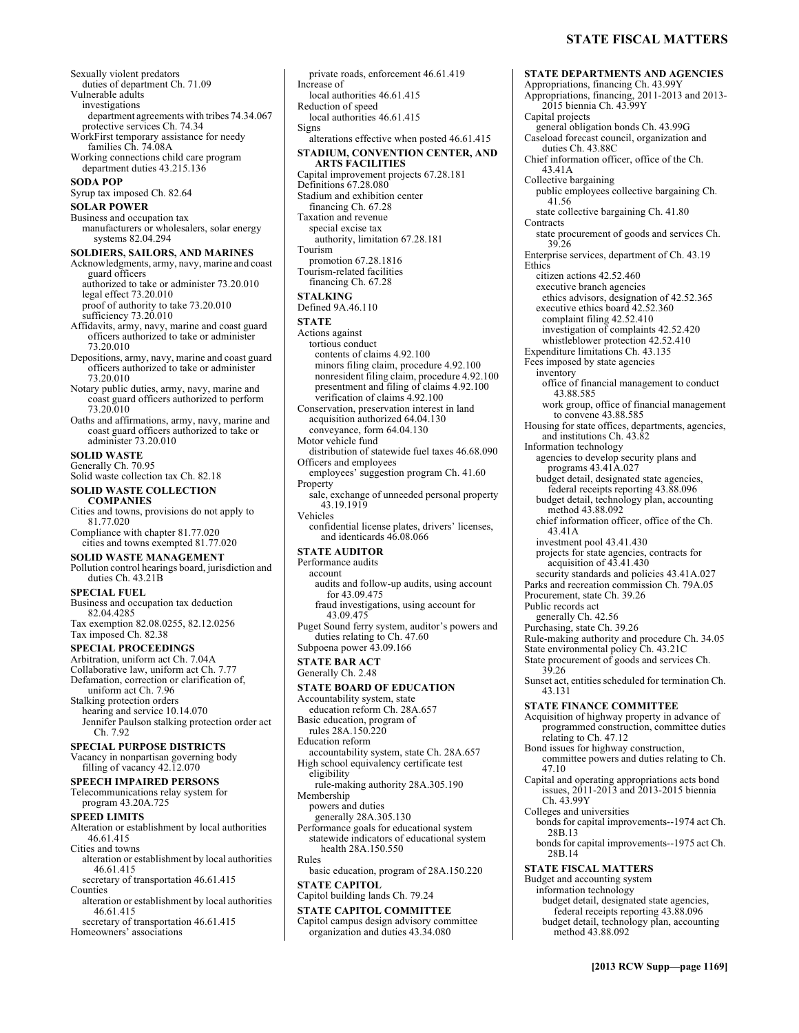Sexually violent predators
  duties of department Ch. 71.09
Vulnerable adults
  investigations
    department agreements with tribes 74.34.067
  protective services Ch. 74.34
WorkFirst temporary assistance for needy families Ch. 74.08A
Working connections child care program
  department duties 43.215.136

**SODA POP**

Syrup tax imposed Ch. 82.64

**SOLAR POWER**

Business and occupation tax
  manufacturers or wholesalers, solar energy systems 82.04.294

**SOLDIERS, SAILORS, AND MARINES**

Acknowledgments, army, navy, marine and coast guard officers
  authorized to take or administer 73.20.010
  legal effect 73.20.010
  proof of authority to take 73.20.010
  sufficiency 73.20.010
Affidavits, army, navy, marine and coast guard officers authorized to take or administer 73.20.010
Depositions, army, navy, marine and coast guard officers authorized to take or administer 73.20.010
Notary public duties, army, navy, marine and coast guard officers authorized to perform 73.20.010
Oaths and affirmations, army, navy, marine and coast guard officers authorized to take or administer 73.20.010

**SOLID WASTE**

Generally Ch. 70.95
Solid waste collection tax Ch. 82.18

**SOLID WASTE COLLECTION COMPANIES**

Cities and towns, provisions do not apply to 81.77.020
Compliance with chapter 81.77.020
  cities and towns exempted 81.77.020

**SOLID WASTE MANAGEMENT**

Pollution control hearings board, jurisdiction and duties Ch. 43.21B

**SPECIAL FUEL**

Business and occupation tax deduction 82.04.4285
Tax exemption 82.08.0255, 82.12.0256
Tax imposed Ch. 82.38

**SPECIAL PROCEEDINGS**

Arbitration, uniform act Ch. 7.04A
Collaborative law, uniform act Ch. 7.77
Defamation, correction or clarification of, uniform act Ch. 7.96
Stalking protection orders
  hearing and service 10.14.070
  Jennifer Paulson stalking protection order act Ch. 7.92

**SPECIAL PURPOSE DISTRICTS**

Vacancy in nonpartisan governing body
  filling of vacancy 42.12.070

**SPEECH IMPAIRED PERSONS**

Telecommunications relay system for program 43.20A.725

**SPEED LIMITS**

Alteration or establishment by local authorities 46.61.415
Cities and towns
  alteration or establishment by local authorities 46.61.415
  secretary of transportation 46.61.415
Counties
  alteration or establishment by local authorities 46.61.415
  secretary of transportation 46.61.415
Homeowners' associations
  private roads, enforcement 46.61.419
Increase of
  local authorities 46.61.415
Reduction of speed
  local authorities 46.61.415
Signs
  alterations effective when posted 46.61.415

**STADIUM, CONVENTION CENTER, AND ARTS FACILITIES**

Capital improvement projects 67.28.181
Definitions 67.28.080
Stadium and exhibition center
  financing Ch. 67.28
Taxation and revenue
  special excise tax
    authority, limitation 67.28.181
Tourism
  promotion 67.28.1816
Tourism-related facilities
  financing Ch. 67.28

**STALKING**

Defined 9A.46.110

**STATE**

Actions against
  tortious conduct
    contents of claims 4.92.100
    minors filing claim, procedure 4.92.100
    nonresident filing claim, procedure 4.92.100
    presentment and filing of claims 4.92.100
    verification of claims 4.92.100
Conservation, preservation interest in land
  acquisition authorized 64.04.130
  conveyance, form 64.04.130
Motor vehicle fund
  distribution of statewide fuel taxes 46.68.090
Officers and employees
  employees' suggestion program Ch. 41.60
Property
  sale, exchange of unneeded personal property 43.19.1919
Vehicles
  confidential license plates, drivers' licenses, and identicards 46.08.066

**STATE AUDITOR**

Performance audits
  account
    audits and follow-up audits, using account for 43.09.475
    fraud investigations, using account for 43.09.475
Puget Sound ferry system, auditor's powers and duties relating to Ch. 47.60
Subpoena power 43.09.166

**STATE BAR ACT**

Generally Ch. 2.48

**STATE BOARD OF EDUCATION**

Accountability system, state
  education reform Ch. 28A.657
Basic education, program of
  rules 28A.150.220
Education reform
  accountability system, state Ch. 28A.657
High school equivalency certificate test
  eligibility
    rule-making authority 28A.305.190
Membership
  powers and duties
    generally 28A.305.130
Performance goals for educational system
  statewide indicators of educational system health 28A.150.550
Rules
  basic education, program of 28A.150.220

**STATE CAPITOL**

Capitol building lands Ch. 79.24

**STATE CAPITOL COMMITTEE**

Capitol campus design advisory committee
  organization and duties 43.34.080

**STATE DEPARTMENTS AND AGENCIES**

Appropriations, financing Ch. 43.99Y
Appropriations, financing, 2011-2013 and 2013-2015 biennia Ch. 43.99Y
Capital projects
  general obligation bonds Ch. 43.99G
Caseload forecast council, organization and duties Ch. 43.88C
Chief information officer, office of the Ch. 43.41A
Collective bargaining
  public employees collective bargaining Ch. 41.56
  state collective bargaining Ch. 41.80
Contracts
  state procurement of goods and services Ch. 39.26
Enterprise services, department of Ch. 43.19
Ethics
  citizen actions 42.52.460
  executive branch agencies
    ethics advisors, designation of 42.52.365
  executive ethics board 42.52.360
    complaint filing 42.52.410
    investigation of complaints 42.52.420
    whistleblower protection 42.52.410
Expenditure limitations Ch. 43.135
Fees imposed by state agencies
  inventory
    office of financial management to conduct 43.88.585
    work group, office of financial management to convene 43.88.585
Housing for state offices, departments, agencies, and institutions Ch. 43.82
Information technology
  agencies to develop security plans and programs 43.41A.027
  budget detail, designated state agencies, federal receipts reporting 43.88.096
  budget detail, technology plan, accounting method 43.88.092
  chief information officer, office of the Ch. 43.41A
  investment pool 43.41.430
  projects for state agencies, contracts for acquisition of 43.41.430
  security standards and policies 43.41A.027
Parks and recreation commission Ch. 79A.05
Procurement, state Ch. 39.26
Public records act
  generally Ch. 42.56
Purchasing, state Ch. 39.26
Rule-making authority and procedure Ch. 34.05
State environmental policy Ch. 43.21C
State procurement of goods and services Ch. 39.26
Sunset act, entities scheduled for termination Ch. 43.131

**STATE FINANCE COMMITTEE**

Acquisition of highway property in advance of programmed construction, committee duties relating to Ch. 47.12
Bond issues for highway construction, committee powers and duties relating to Ch. 47.10
Capital and operating appropriations acts bond issues, 2011-2013 and 2013-2015 biennia Ch. 43.99Y
Colleges and universities
  bonds for capital improvements--1974 act Ch. 28B.13
  bonds for capital improvements--1975 act Ch. 28B.14

**STATE FISCAL MATTERS**

Budget and accounting system
  information technology
    budget detail, designated state agencies, federal receipts reporting 43.88.096
    budget detail, technology plan, accounting method 43.88.092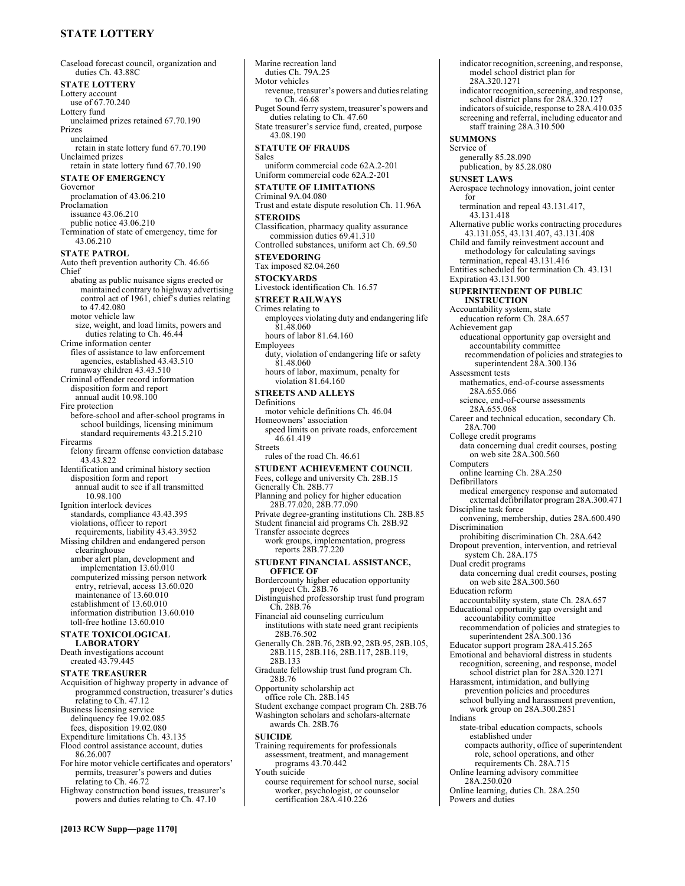Caseload forecast council, organization and duties Ch. 43.88C

**STATE LOTTERY**

Lottery account
 use of 67.70.240
Lottery fund
 unclaimed prizes retained 67.70.190
Prizes
 unclaimed
  retain in state lottery fund 67.70.190
Unclaimed prizes
 retain in state lottery fund 67.70.190

**STATE OF EMERGENCY**

Governor
 proclamation of 43.06.210
Proclamation
 issuance 43.06.210
 public notice 43.06.210
Termination of state of emergency, time for 43.06.210

**STATE PATROL**

Auto theft prevention authority Ch. 46.66
Chief
 abating as public nuisance signs erected or maintained contrary to highway advertising control act of 1961, chief's duties relating to 47.42.080
 motor vehicle law
  size, weight, and load limits, powers and duties relating to Ch. 46.44
Crime information center
 files of assistance to law enforcement agencies, established 43.43.510
 runaway children 43.43.510
Criminal offender record information
 disposition form and report
  annual audit 10.98.100
Fire protection
 before-school and after-school programs in school buildings, licensing minimum standard requirements 43.215.210
Firearms
 felony firearm offense conviction database 43.43.822
Identification and criminal history section
 disposition form and report
  annual audit to see if all transmitted 10.98.100
Ignition interlock devices
 standards, compliance 43.43.395
 violations, officer to report requirements, liability 43.43.3952
Missing children and endangered person clearinghouse
 amber alert plan, development and implementation 13.60.010
 computerized missing person network
  entry, retrieval, access 13.60.020
  maintenance of 13.60.010
 establishment of 13.60.010
 information distribution 13.60.010
 toll-free hotline 13.60.010

**STATE TOXICOLOGICAL LABORATORY**

Death investigations account
 created 43.79.445

**STATE TREASURER**

Acquisition of highway property in advance of programmed construction, treasurer's duties relating to Ch. 47.12
Business licensing service
 delinquency fee 19.02.085
 fees, disposition 19.02.080
Expenditure limitations Ch. 43.135
Flood control assistance account, duties 86.26.007
For hire motor vehicle certificates and operators' permits, treasurer's powers and duties relating to Ch. 46.72
Highway construction bond issues, treasurer's powers and duties relating to Ch. 47.10
Marine recreation land
 duties Ch. 79A.25
Motor vehicles
 revenue, treasurer's powers and duties relating to Ch. 46.68
Puget Sound ferry system, treasurer's powers and duties relating to Ch. 47.60
State treasurer's service fund, created, purpose 43.08.190

**STATUTE OF FRAUDS**

Sales
 uniform commercial code 62A.2-201
Uniform commercial code 62A.2-201

**STATUTE OF LIMITATIONS**

Criminal 9A.04.080
Trust and estate dispute resolution Ch. 11.96A

**STEROIDS**

Classification, pharmacy quality assurance commission duties 69.41.310
Controlled substances, uniform act Ch. 69.50

**STEVEDORING**

Tax imposed 82.04.260

**STOCKYARDS**

Livestock identification Ch. 16.57

**STREET RAILWAYS**

Crimes relating to
 employees violating duty and endangering life 81.48.060
 hours of labor 81.64.160
Employees
 duty, violation of endangering life or safety 81.48.060
 hours of labor, maximum, penalty for violation 81.64.160

**STREETS AND ALLEYS**

Definitions
 motor vehicle definitions Ch. 46.04
Homeowners' association
 speed limits on private roads, enforcement 46.61.419
Streets
 rules of the road Ch. 46.61

**STUDENT ACHIEVEMENT COUNCIL**

Fees, college and university Ch. 28B.15
Generally Ch. 28B.77
Planning and policy for higher education 28B.77.020, 28B.77.090
Private degree-granting institutions Ch. 28B.85
Student financial aid programs Ch. 28B.92
Transfer associate degrees
 work groups, implementation, progress reports 28B.77.220

**STUDENT FINANCIAL ASSISTANCE, OFFICE OF**

Bordercounty higher education opportunity project Ch. 28B.76
Distinguished professorship trust fund program Ch. 28B.76
Financial aid counseling curriculum
 institutions with state need grant recipients 28B.76.502
Generally Ch. 28B.76, 28B.92, 28B.95, 28B.105, 28B.115, 28B.116, 28B.117, 28B.119, 28B.133
Graduate fellowship trust fund program Ch. 28B.76
Opportunity scholarship act
 office role Ch. 28B.145
Student exchange compact program Ch. 28B.76
Washington scholars and scholars-alternate awards Ch. 28B.76

**SUICIDE**

Training requirements for professionals
 assessment, treatment, and management programs 43.70.442
Youth suicide
 course requirement for school nurse, social worker, psychologist, or counselor certification 28A.410.226
 indicator recognition, screening, and response, model school district plan for 28A.320.1271
 indicator recognition, screening, and response, school district plans for 28A.320.127
 indicators of suicide, response to 28A.410.035
 screening and referral, including educator and staff training 28A.310.500

**SUMMONS**

Service of
 generally 85.28.090
 publication, by 85.28.080

**SUNSET LAWS**

Aerospace technology innovation, joint center for
 termination and repeal 43.131.417, 43.131.418
Alternative public works contracting procedures 43.131.055, 43.131.407, 43.131.408
Child and family reinvestment account and methodology for calculating savings
 termination, repeal 43.131.416
Entities scheduled for termination Ch. 43.131
Expiration 43.131.900

**SUPERINTENDENT OF PUBLIC INSTRUCTION**

Accountability system, state
 education reform Ch. 28A.657
Achievement gap
 educational opportunity gap oversight and accountability committee
  recommendation of policies and strategies to superintendent 28A.300.136
Assessment tests
 mathematics, end-of-course assessments 28A.655.066
 science, end-of-course assessments 28A.655.068
Career and technical education, secondary Ch. 28A.700
College credit programs
 data concerning dual credit courses, posting on web site 28A.300.560
Computers
 online learning Ch. 28A.250
Defibrillators
 medical emergency response and automated external defibrillator program 28A.300.471
Discipline task force
 convening, membership, duties 28A.600.490
Discrimination
 prohibiting discrimination Ch. 28A.642
Dropout prevention, intervention, and retrieval system Ch. 28A.175
Dual credit programs
 data concerning dual credit courses, posting on web site 28A.300.560
Education reform
 accountability system, state Ch. 28A.657
Educational opportunity gap oversight and accountability committee
 recommendation of policies and strategies to superintendent 28A.300.136
Educator support program 28A.415.265
Emotional and behavioral distress in students
 recognition, screening, and response, model school district plan for 28A.320.1271
Harassment, intimidation, and bullying prevention policies and procedures
 school bullying and harassment prevention, work group on 28A.300.2851
Indians
 state-tribal education compacts, schools established under
  compacts authority, office of superintendent role, school operations, and other requirements Ch. 28A.715
Online learning advisory committee 28A.250.020
Online learning, duties Ch. 28A.250
Powers and duties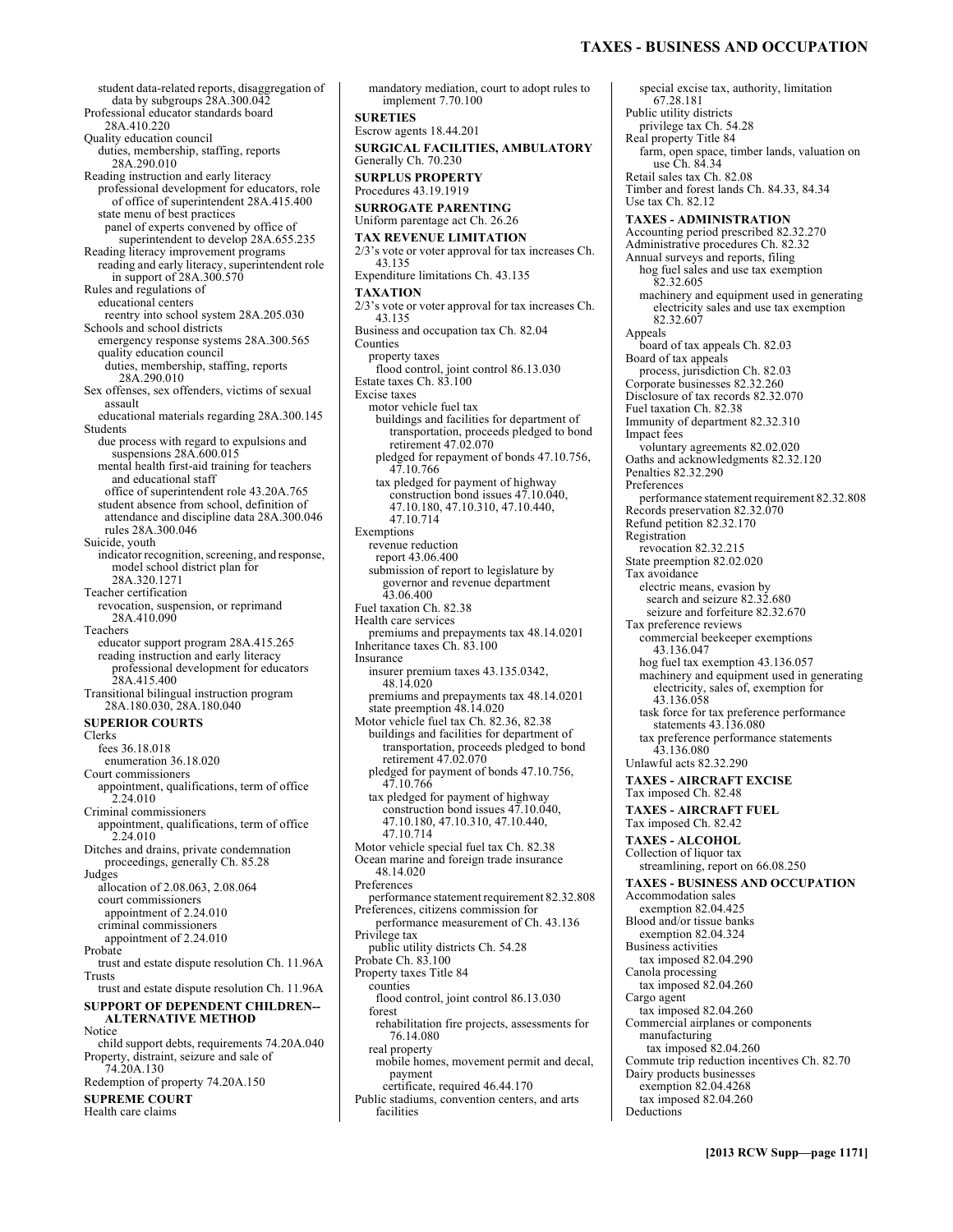student data-related reports, disaggregation of data by subgroups 28A.300.042
Professional educator standards board 28A.410.220
Quality education council
  duties, membership, staffing, reports 28A.290.010
Reading instruction and early literacy
  professional development for educators, role of office of superintendent 28A.415.400
  state menu of best practices
    panel of experts convened by office of superintendent to develop 28A.655.235
Reading literacy improvement programs
  reading and early literacy, superintendent role in support of 28A.300.570
Rules and regulations of
  educational centers
    reentry into school system 28A.205.030
Schools and school districts
  emergency response systems 28A.300.565
  quality education council
    duties, membership, staffing, reports 28A.290.010
Sex offenses, sex offenders, victims of sexual assault
  educational materials regarding 28A.300.145
Students
  due process with regard to expulsions and suspensions 28A.600.015
  mental health first-aid training for teachers and educational staff
    office of superintendent role 43.20A.765
  student absence from school, definition of attendance and discipline data 28A.300.046
    rules 28A.300.046
Suicide, youth
  indicator recognition, screening, and response, model school district plan for 28A.320.1271
Teacher certification
  revocation, suspension, or reprimand 28A.410.090
Teachers
  educator support program 28A.415.265
  reading instruction and early literacy
    professional development for educators 28A.415.400
Transitional bilingual instruction program 28A.180.030, 28A.180.040

**SUPERIOR COURTS**
Clerks
  fees 36.18.018
    enumeration 36.18.020
Court commissioners
  appointment, qualifications, term of office 2.24.010
Criminal commissioners
  appointment, qualifications, term of office 2.24.010
Ditches and drains, private condemnation proceedings, generally Ch. 85.28
Judges
  allocation of 2.08.063, 2.08.064
  court commissioners
    appointment of 2.24.010
  criminal commissioners
    appointment of 2.24.010
Probate
  trust and estate dispute resolution Ch. 11.96A
Trusts
  trust and estate dispute resolution Ch. 11.96A

**SUPPORT OF DEPENDENT CHILDREN--ALTERNATIVE METHOD**
Notice
  child support debts, requirements 74.20A.040
Property, distraint, seizure and sale of 74.20A.130
Redemption of property 74.20A.150

**SUPREME COURT**
Health care claims
  mandatory mediation, court to adopt rules to implement 7.70.100

**SURETIES**
Escrow agents 18.44.201

**SURGICAL FACILITIES, AMBULATORY**
Generally Ch. 70.230

**SURPLUS PROPERTY**
Procedures 43.19.1919

**SURROGATE PARENTING**
Uniform parentage act Ch. 26.26

**TAX REVENUE LIMITATION**
2/3's vote or voter approval for tax increases Ch. 43.135
Expenditure limitations Ch. 43.135

**TAXATION**
2/3's vote or voter approval for tax increases Ch. 43.135
Business and occupation tax Ch. 82.04
Counties
  property taxes
    flood control, joint control 86.13.030
Estate taxes Ch. 83.100
Excise taxes
  motor vehicle fuel tax
    buildings and facilities for department of transportation, proceeds pledged to bond retirement 47.02.070
    pledged for repayment of bonds 47.10.756, 47.10.766
    tax pledged for payment of highway construction bond issues 47.10.040, 47.10.180, 47.10.310, 47.10.440, 47.10.714
Exemptions
  revenue reduction
    report 43.06.400
  submission of report to legislature by governor and revenue department 43.06.400
Fuel taxation Ch. 82.38
Health care services
  premiums and prepayments tax 48.14.0201
Inheritance taxes Ch. 83.100
Insurance
  insurer premium taxes 43.135.0342, 48.14.020
  premiums and prepayments tax 48.14.0201
  state preemption 48.14.020
Motor vehicle fuel tax Ch. 82.36, 82.38
  buildings and facilities for department of transportation, proceeds pledged to bond retirement 47.02.070
  pledged for payment of bonds 47.10.756, 47.10.766
  tax pledged for payment of highway construction bond issues 47.10.040, 47.10.180, 47.10.310, 47.10.440, 47.10.714
Motor vehicle special fuel tax Ch. 82.38
Ocean marine and foreign trade insurance 48.14.020
Preferences
  performance statement requirement 82.32.808
Preferences, citizens commission for performance measurement of Ch. 43.136
Privilege tax
  public utility districts Ch. 54.28
Probate Ch. 83.100
Property taxes Title 84
  counties
    flood control, joint control 86.13.030
  forest
    rehabilitation fire projects, assessments for 76.14.080
  real property
    mobile homes, movement permit and decal, payment
      certificate, required 46.44.170
Public stadiums, convention centers, and arts facilities
  special excise tax, authority, limitation 67.28.181
Public utility districts
  privilege tax Ch. 54.28
Real property Title 84
  farm, open space, timber lands, valuation on use Ch. 84.34
Retail sales tax Ch. 82.08
Timber and forest lands Ch. 84.33, 84.34
Use tax Ch. 82.12

**TAXES - ADMINISTRATION**
Accounting period prescribed 82.32.270
Administrative procedures Ch. 82.32
Annual surveys and reports, filing
  hog fuel sales and use tax exemption 82.32.605
  machinery and equipment used in generating electricity sales and use tax exemption 82.32.607
Appeals
  board of tax appeals Ch. 82.03
Board of tax appeals
  process, jurisdiction Ch. 82.03
Corporate businesses 82.32.260
Disclosure of tax records 82.32.070
Fuel taxation Ch. 82.38
Immunity of department 82.32.310
Impact fees
  voluntary agreements 82.02.020
Oaths and acknowledgments 82.32.120
Penalties 82.32.290
Preferences
  performance statement requirement 82.32.808
Records preservation 82.32.070
Refund petition 82.32.170
Registration
  revocation 82.32.215
State preemption 82.02.020
Tax avoidance
  electric means, evasion by
    search and seizure 82.32.680
    seizure and forfeiture 82.32.670
Tax preference reviews
  commercial beekeeper exemptions 43.136.047
  hog fuel tax exemption 43.136.057
  machinery and equipment used in generating electricity, sales of, exemption for 43.136.058
  task force for tax preference performance statements 43.136.080
  tax preference performance statements 43.136.080
Unlawful acts 82.32.290

**TAXES - AIRCRAFT EXCISE**
Tax imposed Ch. 82.48

**TAXES - AIRCRAFT FUEL**
Tax imposed Ch. 82.42

**TAXES - ALCOHOL**
Collection of liquor tax
  streamlining, report on 66.08.250

**TAXES - BUSINESS AND OCCUPATION**
Accommodation sales
  exemption 82.04.425
Blood and/or tissue banks
  exemption 82.04.324
Business activities
  tax imposed 82.04.290
Canola processing
  tax imposed 82.04.260
Cargo agent
  tax imposed 82.04.260
Commercial airplanes or components
  manufacturing
    tax imposed 82.04.260
Commute trip reduction incentives Ch. 82.70
Dairy products businesses
  exemption 82.04.4268
  tax imposed 82.04.260
Deductions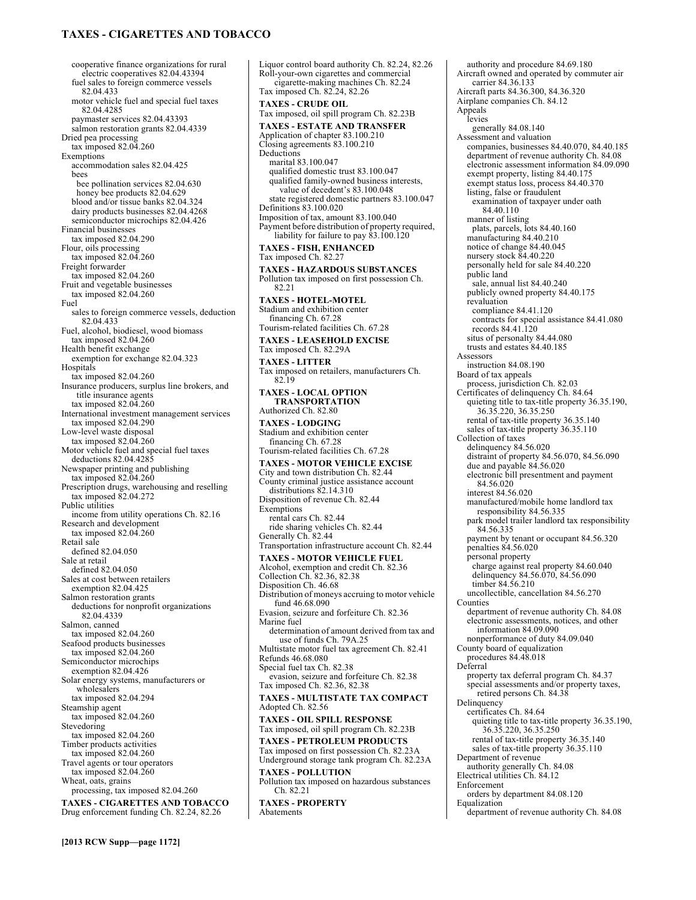cooperative finance organizations for rural electric cooperatives 82.04.43394
fuel sales to foreign commerce vessels 82.04.433
motor vehicle fuel and special fuel taxes 82.04.4285
paymaster services 82.04.43393
salmon restoration grants 82.04.4339

Dried pea processing
tax imposed 82.04.260

Exemptions
accommodation sales 82.04.425
bees
bee pollination services 82.04.630
honey bee products 82.04.629
blood and/or tissue banks 82.04.324
dairy products businesses 82.04.4268
semiconductor microchips 82.04.426

Financial businesses
tax imposed 82.04.290

Flour, oils processing
tax imposed 82.04.260

Freight forwarder
tax imposed 82.04.260

Fruit and vegetable businesses
tax imposed 82.04.260

Fuel
sales to foreign commerce vessels, deduction 82.04.433

Fuel, alcohol, biodiesel, wood biomass
tax imposed 82.04.260

Health benefit exchange
exemption for exchange 82.04.323

Hospitals
tax imposed 82.04.260

Insurance producers, surplus line brokers, and title insurance agents
tax imposed 82.04.260

International investment management services
tax imposed 82.04.290

Low-level waste disposal
tax imposed 82.04.260

Motor vehicle fuel and special fuel taxes
deductions 82.04.4285

Newspaper printing and publishing
tax imposed 82.04.260

Prescription drugs, warehousing and reselling
tax imposed 82.04.272

Public utilities
income from utility operations Ch. 82.16

Research and development
tax imposed 82.04.260

Retail sale
defined 82.04.050

Sale at retail
defined 82.04.050

Sales at cost between retailers
exemption 82.04.425

Salmon restoration grants
deductions for nonprofit organizations 82.04.4339

Salmon, canned
tax imposed 82.04.260

Seafood products businesses
tax imposed 82.04.260

Semiconductor microchips
exemption 82.04.426

Solar energy systems, manufacturers or wholesalers
tax imposed 82.04.294

Steamship agent
tax imposed 82.04.260

Stevedoring
tax imposed 82.04.260

Timber products activities
tax imposed 82.04.260

Travel agents or tour operators
tax imposed 82.04.260

Wheat, oats, grains
processing, tax imposed 82.04.260

**TAXES - CIGARETTES AND TOBACCO**

Drug enforcement funding Ch. 82.24, 82.26
Liquor control board authority Ch. 82.24, 82.26
Roll-your-own cigarettes and commercial cigarette-making machines Ch. 82.24
Tax imposed Ch. 82.24, 82.26

**TAXES - CRUDE OIL**

Tax imposed, oil spill program Ch. 82.23B

**TAXES - ESTATE AND TRANSFER**

Application of chapter 83.100.210
Closing agreements 83.100.210
Deductions
marital 83.100.047
qualified domestic trust 83.100.047
qualified family-owned business interests, value of decedent's 83.100.048
state registered domestic partners 83.100.047
Definitions 83.100.020
Imposition of tax, amount 83.100.040
Payment before distribution of property required, liability for failure to pay 83.100.120

**TAXES - FISH, ENHANCED**

Tax imposed Ch. 82.27

**TAXES - HAZARDOUS SUBSTANCES**

Pollution tax imposed on first possession Ch. 82.21

**TAXES - HOTEL-MOTEL**

Stadium and exhibition center financing Ch. 67.28
Tourism-related facilities Ch. 67.28

**TAXES - LEASEHOLD EXCISE**

Tax imposed Ch. 82.29A

**TAXES - LITTER**

Tax imposed on retailers, manufacturers Ch. 82.19

**TAXES - LOCAL OPTION TRANSPORTATION**

Authorized Ch. 82.80

**TAXES - LODGING**

Stadium and exhibition center financing Ch. 67.28
Tourism-related facilities Ch. 67.28

**TAXES - MOTOR VEHICLE EXCISE**

City and town distribution Ch. 82.44
County criminal justice assistance account distributions 82.14.310
Disposition of revenue Ch. 82.44
Exemptions
rental cars Ch. 82.44
ride sharing vehicles Ch. 82.44
Generally Ch. 82.44
Transportation infrastructure account Ch. 82.44

**TAXES - MOTOR VEHICLE FUEL**

Alcohol, exemption and credit Ch. 82.36
Collection Ch. 82.36, 82.38
Disposition Ch. 46.68
Distribution of moneys accruing to motor vehicle fund 46.68.090
Evasion, seizure and forfeiture Ch. 82.36
Marine fuel
determination of amount derived from tax and use of funds Ch. 79A.25
Multistate motor fuel tax agreement Ch. 82.41
Refunds 46.68.080
Special fuel tax Ch. 82.38
evasion, seizure and forfeiture Ch. 82.38
Tax imposed Ch. 82.36, 82.38

**TAXES - MULTISTATE TAX COMPACT**

Adopted Ch. 82.56

**TAXES - OIL SPILL RESPONSE**

Tax imposed, oil spill program Ch. 82.23B

**TAXES - PETROLEUM PRODUCTS**

Tax imposed on first possession Ch. 82.23A
Underground storage tank program Ch. 82.23A

**TAXES - POLLUTION**

Pollution tax imposed on hazardous substances Ch. 82.21

**TAXES - PROPERTY**

Abatements
authority and procedure 84.69.180
Aircraft owned and operated by commuter air carrier 84.36.133
Aircraft parts 84.36.300, 84.36.320
Airplane companies Ch. 84.12
Appeals
levies
generally 84.08.140
Assessment and valuation
companies, businesses 84.40.070, 84.40.185
department of revenue authority Ch. 84.08
electronic assessment information 84.09.090
exempt property, listing 84.40.175
exempt status loss, process 84.40.370
listing, false or fraudulent
examination of taxpayer under oath 84.40.110
manner of listing
plats, parcels, lots 84.40.160
manufacturing 84.40.210
notice of change 84.40.045
nursery stock 84.40.220
personally held for sale 84.40.220
public land
sale, annual list 84.40.240
publicly owned property 84.40.175
revaluation
compliance 84.41.120
contracts for special assistance 84.41.080
records 84.41.120
situs of personalty 84.44.080
trusts and estates 84.40.185
Assessors
instruction 84.08.190
Board of tax appeals
process, jurisdiction Ch. 82.03
Certificates of delinquency Ch. 84.64
quieting title to tax-title property 36.35.190, 36.35.220, 36.35.250
rental of tax-title property 36.35.140
sales of tax-title property 36.35.110
Collection of taxes
delinquency 84.56.020
distraint of property 84.56.070, 84.56.090
due and payable 84.56.020
electronic bill presentment and payment 84.56.020
interest 84.56.020
manufactured/mobile home landlord tax responsibility 84.56.335
park model trailer landlord tax responsibility 84.56.335
payment by tenant or occupant 84.56.320
penalties 84.56.020
personal property
charge against real property 84.60.040
delinquency 84.56.070, 84.56.090
timber 84.56.210
uncollectible, cancellation 84.56.270
Counties
department of revenue authority Ch. 84.08
electronic assessments, notices, and other information 84.09.090
nonperformance of duty 84.09.040
County board of equalization
procedures 84.48.018
Deferral
property tax deferral program Ch. 84.37
special assessments and/or property taxes, retired persons Ch. 84.38
Delinquency
certificates Ch. 84.64
quieting title to tax-title property 36.35.190, 36.35.220, 36.35.250
rental of tax-title property 36.35.140
sales of tax-title property 36.35.110
Department of revenue
authority generally Ch. 84.08
Electrical utilities Ch. 84.12
Enforcement
orders by department 84.08.120
Equalization
department of revenue authority Ch. 84.08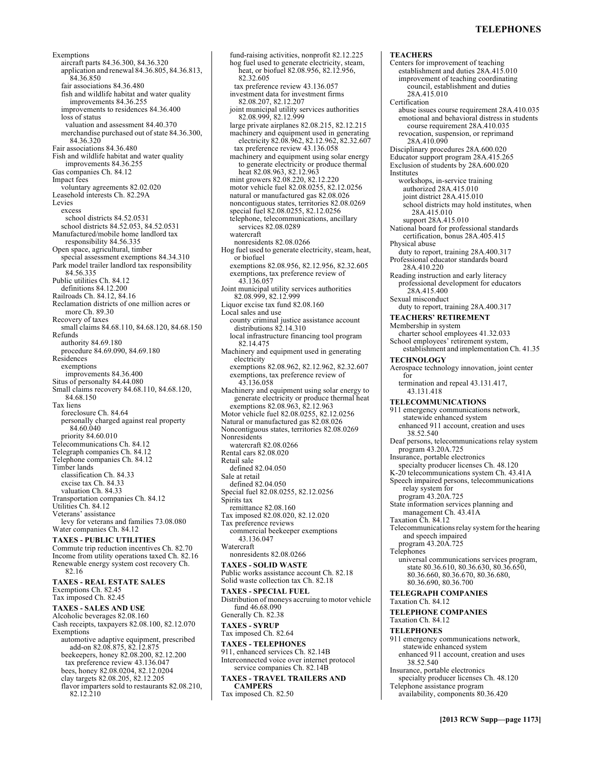Exemptions
  aircraft parts 84.36.300, 84.36.320
  application and renewal 84.36.805, 84.36.813, 84.36.850
  fair associations 84.36.480
  fish and wildlife habitat and water quality improvements 84.36.255
  improvements to residences 84.36.400
  loss of status
    valuation and assessment 84.40.370
  merchandise purchased out of state 84.36.300, 84.36.320
Fair associations 84.36.480
Fish and wildlife habitat and water quality improvements 84.36.255
Gas companies Ch. 84.12
Impact fees
  voluntary agreements 82.02.020
Leasehold interests Ch. 82.29A
Levies
  excess
    school districts 84.52.0531
  school districts 84.52.053, 84.52.0531
Manufactured/mobile home landlord tax responsibility 84.56.335
Open space, agricultural, timber
  special assessment exemptions 84.34.310
Park model trailer landlord tax responsibility 84.56.335
Public utilities Ch. 84.12
  definitions 84.12.200
Railroads Ch. 84.12, 84.16
Reclamation districts of one million acres or more Ch. 89.30
Recovery of taxes
  small claims 84.68.110, 84.68.120, 84.68.150
Refunds
  authority 84.69.180
  procedure 84.69.090, 84.69.180
Residences
  exemptions
    improvements 84.36.400
Situs of personalty 84.44.080
Small claims recovery 84.68.110, 84.68.120, 84.68.150
Tax liens
  foreclosure Ch. 84.64
  personally charged against real property 84.60.040
  priority 84.60.010
Telecommunications Ch. 84.12
Telegraph companies Ch. 84.12
Telephone companies Ch. 84.12
Timber lands
  classification Ch. 84.33
  excise tax Ch. 84.33
  valuation Ch. 84.33
Transportation companies Ch. 84.12
Utilities Ch. 84.12
Veterans' assistance
  levy for veterans and families 73.08.080
Water companies Ch. 84.12

**TAXES - PUBLIC UTILITIES**
Commute trip reduction incentives Ch. 82.70
Income from utility operations taxed Ch. 82.16
Renewable energy system cost recovery Ch. 82.16

**TAXES - REAL ESTATE SALES**
Exemptions Ch. 82.45
Tax imposed Ch. 82.45

**TAXES - SALES AND USE**
Alcoholic beverages 82.08.160
Cash receipts, taxpayers 82.08.100, 82.12.070
Exemptions
  automotive adaptive equipment, prescribed add-on 82.08.875, 82.12.875
  beekeepers, honey 82.08.200, 82.12.200
    tax preference review 43.136.047
  bees, honey 82.08.0204, 82.12.0204
  clay targets 82.08.205, 82.12.205
  flavor imparters sold to restaurants 82.08.210, 82.12.210
  fund-raising activities, nonprofit 82.12.225
  hog fuel used to generate electricity, steam, heat, or biofuel 82.08.956, 82.12.956, 82.32.605
    tax preference review 43.136.057
  investment data for investment firms 82.08.207, 82.12.207
  joint municipal utility services authorities 82.08.999, 82.12.999
  large private airplanes 82.08.215, 82.12.215
  machinery and equipment used in generating electricity 82.08.962, 82.12.962, 82.32.607
    tax preference review 43.136.058
  machinery and equipment using solar energy to generate electricity or produce thermal heat 82.08.963, 82.12.963
  mint growers 82.08.220, 82.12.220
  motor vehicle fuel 82.08.0255, 82.12.0256
  natural or manufactured gas 82.08.026
  noncontiguous states, territories 82.08.0269
  special fuel 82.08.0255, 82.12.0256
  telephone, telecommunications, ancillary services 82.08.0289
  watercraft
    nonresidents 82.08.0266
Hog fuel used to generate electricity, steam, heat, or biofuel
  exemptions 82.08.956, 82.12.956, 82.32.605
  exemptions, tax preference review of 43.136.057
Joint municipal utility services authorities 82.08.999, 82.12.999
Liquor excise tax fund 82.08.160
Local sales and use
  county criminal justice assistance account distributions 82.14.310
  local infrastructure financing tool program 82.14.475
Machinery and equipment used in generating electricity
  exemptions 82.08.962, 82.12.962, 82.32.607
  exemptions, tax preference review of 43.136.058
Machinery and equipment using solar energy to generate electricity or produce thermal heat
  exemptions 82.08.963, 82.12.963
Motor vehicle fuel 82.08.0255, 82.12.0256
Natural or manufactured gas 82.08.026
Noncontiguous states, territories 82.08.0269
Nonresidents
  watercraft 82.08.0266
Rental cars 82.08.020
Retail sale
  defined 82.04.050
Sale at retail
  defined 82.04.050
Special fuel 82.08.0255, 82.12.0256
Spirits tax
  remittance 82.08.160
Tax imposed 82.08.020, 82.12.020
Tax preference reviews
  commercial beekeeper exemptions 43.136.047
Watercraft
  nonresidents 82.08.0266

**TAXES - SOLID WASTE**
Public works assistance account Ch. 82.18
Solid waste collection tax Ch. 82.18

**TAXES - SPECIAL FUEL**
Distribution of moneys accruing to motor vehicle fund 46.68.090
Generally Ch. 82.38

**TAXES - SYRUP**
Tax imposed Ch. 82.64

**TAXES - TELEPHONES**
911, enhanced services Ch. 82.14B
Interconnected voice over internet protocol service companies Ch. 82.14B

**TAXES - TRAVEL TRAILERS AND CAMPERS**
Tax imposed Ch. 82.50

**TEACHERS**
Centers for improvement of teaching
  establishment and duties 28A.415.010
  improvement of teaching coordinating council, establishment and duties 28A.415.010
Certification
  abuse issues course requirement 28A.410.035
  emotional and behavioral distress in students course requirement 28A.410.035
  revocation, suspension, or reprimand 28A.410.090
Disciplinary procedures 28A.600.020
Educator support program 28A.415.265
Exclusion of students by 28A.600.020
Institutes
  workshops, in-service training
    authorized 28A.415.010
    joint district 28A.415.010
    school districts may hold institutes, when 28A.415.010
  support 28A.415.010
National board for professional standards certification, bonus 28A.405.415
Physical abuse
  duty to report, training 28A.400.317
Professional educator standards board 28A.410.220
Reading instruction and early literacy
  professional development for educators 28A.415.400
Sexual misconduct
  duty to report, training 28A.400.317

**TEACHERS' RETIREMENT**
Membership in system
  charter school employees 41.32.033
School employees' retirement system, establishment and implementation Ch. 41.35

**TECHNOLOGY**
Aerospace technology innovation, joint center for
  termination and repeal 43.131.417, 43.131.418

**TELECOMMUNICATIONS**
911 emergency communications network, statewide enhanced system
  enhanced 911 account, creation and uses 38.52.540
Deaf persons, telecommunications relay system program 43.20A.725
Insurance, portable electronics
  specialty producer licenses Ch. 48.120
K-20 telecommunications system Ch. 43.41A
Speech impaired persons, telecommunications relay system for
  program 43.20A.725
State information services planning and management Ch. 43.41A
Taxation Ch. 84.12
Telecommunications relay system for the hearing and speech impaired
  program 43.20A.725
Telephones
  universal communications services program, state 80.36.610, 80.36.630, 80.36.650, 80.36.660, 80.36.670, 80.36.680, 80.36.690, 80.36.700

**TELEGRAPH COMPANIES**
Taxation Ch. 84.12

**TELEPHONE COMPANIES**
Taxation Ch. 84.12

**TELEPHONES**
911 emergency communications network, statewide enhanced system
  enhanced 911 account, creation and uses 38.52.540
Insurance, portable electronics
  specialty producer licenses Ch. 48.120
Telephone assistance program
  availability, components 80.36.420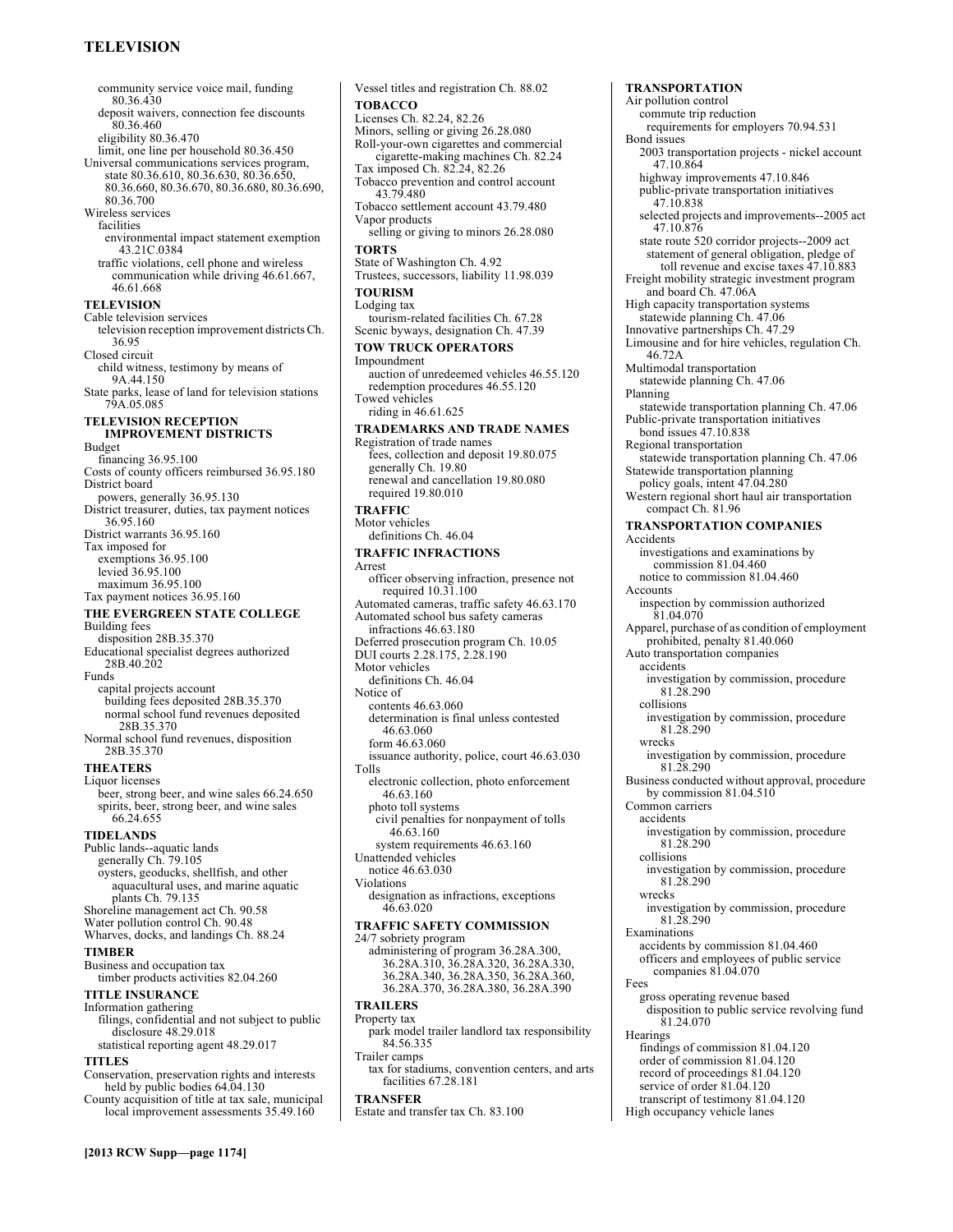community service voice mail, funding 80.36.430
deposit waivers, connection fee discounts 80.36.460
eligibility 80.36.470
limit, one line per household 80.36.450
Universal communications services program, state 80.36.610, 80.36.630, 80.36.650, 80.36.660, 80.36.670, 80.36.680, 80.36.690, 80.36.700
Wireless services
facilities
environmental impact statement exemption 43.21C.0384
traffic violations, cell phone and wireless communication while driving 46.61.667, 46.61.668

**TELEVISION**

Cable television services
television reception improvement districts Ch. 36.95
Closed circuit
child witness, testimony by means of 9A.44.150
State parks, lease of land for television stations 79A.05.085

**TELEVISION RECEPTION IMPROVEMENT DISTRICTS**

Budget
financing 36.95.100
Costs of county officers reimbursed 36.95.180
District board
powers, generally 36.95.130
District treasurer, duties, tax payment notices 36.95.160
District warrants 36.95.160
Tax imposed for
exemptions 36.95.100
levied 36.95.100
maximum 36.95.100
Tax payment notices 36.95.160

**THE EVERGREEN STATE COLLEGE**

Building fees
disposition 28B.35.370
Educational specialist degrees authorized 28B.40.202
Funds
capital projects account
building fees deposited 28B.35.370
normal school fund revenues deposited 28B.35.370
Normal school fund revenues, disposition 28B.35.370

**THEATERS**

Liquor licenses
beer, strong beer, and wine sales 66.24.650
spirits, beer, strong beer, and wine sales 66.24.655

**TIDELANDS**

Public lands--aquatic lands
generally Ch. 79.105
oysters, geoducks, shellfish, and other aquacultural uses, and marine aquatic plants Ch. 79.135
Shoreline management act Ch. 90.58
Water pollution control Ch. 90.48
Wharves, docks, and landings Ch. 88.24

**TIMBER**

Business and occupation tax
timber products activities 82.04.260

**TITLE INSURANCE**

Information gathering
filings, confidential and not subject to public disclosure 48.29.018
statistical reporting agent 48.29.017

**TITLES**

Conservation, preservation rights and interests held by public bodies 64.04.130
County acquisition of title at tax sale, municipal local improvement assessments 35.49.160
Vessel titles and registration Ch. 88.02

**TOBACCO**

Licenses Ch. 82.24, 82.26
Minors, selling or giving 26.28.080
Roll-your-own cigarettes and commercial cigarette-making machines Ch. 82.24
Tax imposed Ch. 82.24, 82.26
Tobacco prevention and control account 43.79.480
Tobacco settlement account 43.79.480
Vapor products
selling or giving to minors 26.28.080

**TORTS**

State of Washington Ch. 4.92
Trustees, successors, liability 11.98.039

**TOURISM**

Lodging tax
tourism-related facilities Ch. 67.28
Scenic byways, designation Ch. 47.39

**TOW TRUCK OPERATORS**

Impoundment
auction of unredeemed vehicles 46.55.120
redemption procedures 46.55.120
Towed vehicles
riding in 46.61.625

**TRADEMARKS AND TRADE NAMES**

Registration of trade names
fees, collection and deposit 19.80.075
generally Ch. 19.80
renewal and cancellation 19.80.080
required 19.80.010

**TRAFFIC**

Motor vehicles
definitions Ch. 46.04

**TRAFFIC INFRACTIONS**

Arrest
officer observing infraction, presence not required 10.31.100
Automated cameras, traffic safety 46.63.170
Automated school bus safety cameras
infractions 46.63.180
Deferred prosecution program Ch. 10.05
DUI courts 2.28.175, 2.28.190
Motor vehicles
definitions Ch. 46.04
Notice of
contents 46.63.060
determination is final unless contested 46.63.060
form 46.63.060
issuance authority, police, court 46.63.030
Tolls
electronic collection, photo enforcement 46.63.160
photo toll systems
civil penalties for nonpayment of tolls 46.63.160
system requirements 46.63.160
Unattended vehicles
notice 46.63.030
Violations
designation as infractions, exceptions 46.63.020

**TRAFFIC SAFETY COMMISSION**

24/7 sobriety program
administering of program 36.28A.300, 36.28A.310, 36.28A.320, 36.28A.330, 36.28A.340, 36.28A.350, 36.28A.360, 36.28A.370, 36.28A.380, 36.28A.390

**TRAILERS**

Property tax
park model trailer landlord tax responsibility 84.56.335
Trailer camps
tax for stadiums, convention centers, and arts facilities 67.28.181

**TRANSFER**

Estate and transfer tax Ch. 83.100

**TRANSPORTATION**

Air pollution control
commute trip reduction
requirements for employers 70.94.531
Bond issues
2003 transportation projects - nickel account 47.10.864
highway improvements 47.10.846
public-private transportation initiatives 47.10.838
selected projects and improvements--2005 act 47.10.876
state route 520 corridor projects--2009 act
statement of general obligation, pledge of toll revenue and excise taxes 47.10.883
Freight mobility strategic investment program and board Ch. 47.06A
High capacity transportation systems
statewide planning Ch. 47.06
Innovative partnerships Ch. 47.29
Limousine and for hire vehicles, regulation Ch. 46.72A
Multimodal transportation
statewide planning Ch. 47.06
Planning
statewide transportation planning Ch. 47.06
Public-private transportation initiatives
bond issues 47.10.838
Regional transportation
statewide transportation planning Ch. 47.06
Statewide transportation planning
policy goals, intent 47.04.280
Western regional short haul air transportation compact Ch. 81.96

**TRANSPORTATION COMPANIES**

Accidents
investigations and examinations by commission 81.04.460
notice to commission 81.04.460
Accounts
inspection by commission authorized 81.04.070
Apparel, purchase of as condition of employment prohibited, penalty 81.40.060
Auto transportation companies
accidents
investigation by commission, procedure 81.28.290
collisions
investigation by commission, procedure 81.28.290
wrecks
investigation by commission, procedure 81.28.290
Business conducted without approval, procedure by commission 81.04.510
Common carriers
accidents
investigation by commission, procedure 81.28.290
collisions
investigation by commission, procedure 81.28.290
wrecks
investigation by commission, procedure 81.28.290
Examinations
accidents by commission 81.04.460
officers and employees of public service companies 81.04.070
Fees
gross operating revenue based
disposition to public service revolving fund 81.24.070
Hearings
findings of commission 81.04.120
order of commission 81.04.120
record of proceedings 81.04.120
service of order 81.04.120
transcript of testimony 81.04.120
High occupancy vehicle lanes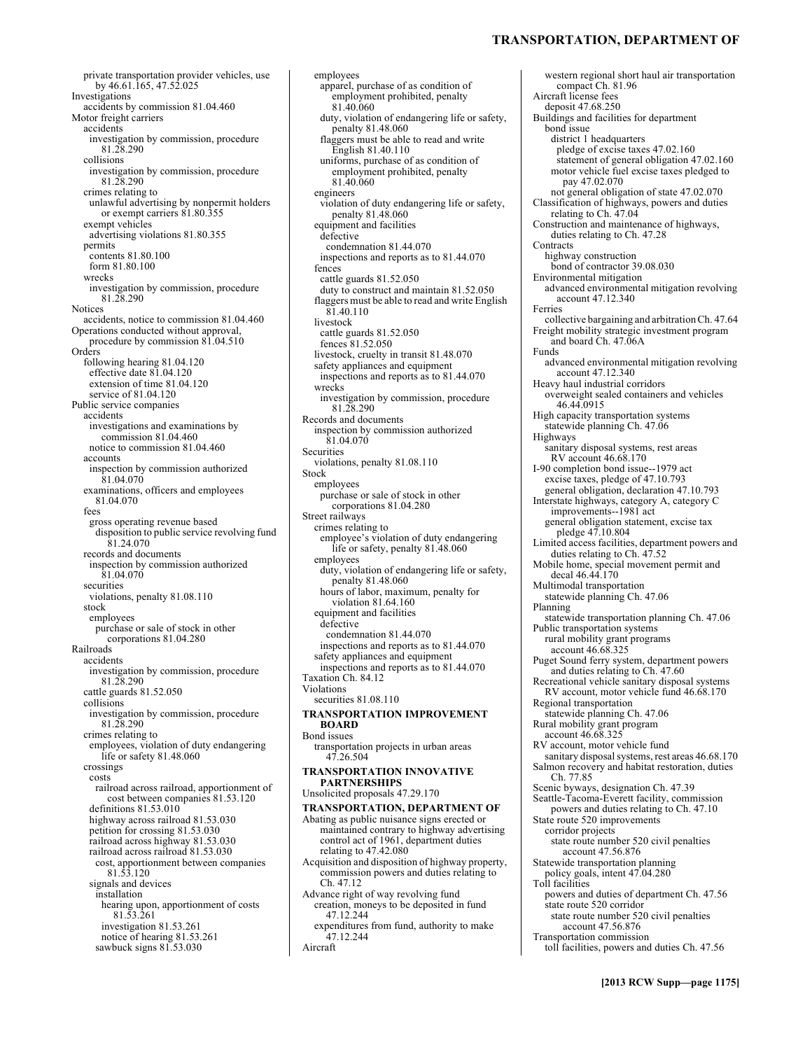private transportation provider vehicles, use by 46.61.165, 47.52.025
Investigations
  accidents by commission 81.04.460
Motor freight carriers
  accidents
    investigation by commission, procedure 81.28.290
  collisions
    investigation by commission, procedure 81.28.290
  crimes relating to
    unlawful advertising by nonpermit holders or exempt carriers 81.80.355
  exempt vehicles
    advertising violations 81.80.355
  permits
    contents 81.80.100
    form 81.80.100
  wrecks
    investigation by commission, procedure 81.28.290
Notices
  accidents, notice to commission 81.04.460
Operations conducted without approval, procedure by commission 81.04.510
Orders
  following hearing 81.04.120
    effective date 81.04.120
    extension of time 81.04.120
    service of 81.04.120
Public service companies
  accidents
    investigations and examinations by commission 81.04.460
    notice to commission 81.04.460
  accounts
    inspection by commission authorized 81.04.070
  examinations, officers and employees 81.04.070
  fees
    gross operating revenue based
      disposition to public service revolving fund 81.24.070
  records and documents
    inspection by commission authorized 81.04.070
  securities
    violations, penalty 81.08.110
  stock
    employees
      purchase or sale of stock in other corporations 81.04.280
Railroads
  accidents
    investigation by commission, procedure 81.28.290
  cattle guards 81.52.050
  collisions
    investigation by commission, procedure 81.28.290
  crimes relating to
    employees, violation of duty endangering life or safety 81.48.060
  crossings
    costs
      railroad across railroad, apportionment of cost between companies 81.53.120
    definitions 81.53.010
    highway across railroad 81.53.030
    petition for crossing 81.53.030
    railroad across highway 81.53.030
    railroad across railroad 81.53.030
      cost, apportionment between companies 81.53.120
    signals and devices
      installation
        hearing upon, apportionment of costs 81.53.261
        investigation 81.53.261
        notice of hearing 81.53.261
    sawbuck signs 81.53.030
  employees
    apparel, purchase of as condition of employment prohibited, penalty 81.40.060
    duty, violation of endangering life or safety, penalty 81.48.060
    flaggers must be able to read and write English 81.40.110
    uniforms, purchase of as condition of employment prohibited, penalty 81.40.060
  engineers
    violation of duty endangering life or safety, penalty 81.48.060
  equipment and facilities
    defective
      condemnation 81.44.070
    inspections and reports as to 81.44.070
  fences
    cattle guards 81.52.050
    duty to construct and maintain 81.52.050
  flaggers must be able to read and write English 81.40.110
  livestock
    cattle guards 81.52.050
    fences 81.52.050
  livestock, cruelty in transit 81.48.070
  safety appliances and equipment
    inspections and reports as to 81.44.070
  wrecks
    investigation by commission, procedure 81.28.290
Records and documents
  inspection by commission authorized 81.04.070
Securities
  violations, penalty 81.08.110
Stock
  employees
    purchase or sale of stock in other corporations 81.04.280
Street railways
  crimes relating to
    employee's violation of duty endangering life or safety, penalty 81.48.060
  employees
    duty, violation of endangering life or safety, penalty 81.48.060
    hours of labor, maximum, penalty for violation 81.64.160
  equipment and facilities
    defective
      condemnation 81.44.070
    inspections and reports as to 81.44.070
  safety appliances and equipment
    inspections and reports as to 81.44.070
Taxation Ch. 84.12
Violations
  securities 81.08.110

**TRANSPORTATION IMPROVEMENT BOARD**

Bond issues
  transportation projects in urban areas 47.26.504

**TRANSPORTATION INNOVATIVE PARTNERSHIPS**

Unsolicited proposals 47.29.170

**TRANSPORTATION, DEPARTMENT OF**

Abating as public nuisance signs erected or maintained contrary to highway advertising control act of 1961, department duties relating to 47.42.080
Acquisition and disposition of highway property, commission powers and duties relating to Ch. 47.12
Advance right of way revolving fund
  creation, moneys to be deposited in fund 47.12.244
  expenditures from fund, authority to make 47.12.244
Aircraft
  western regional short haul air transportation compact Ch. 81.96
Aircraft license fees
  deposit 47.68.250
Buildings and facilities for department
  bond issue
    district 1 headquarters
      pledge of excise taxes 47.02.160
      statement of general obligation 47.02.160
    motor vehicle fuel excise taxes pledged to pay 47.02.070
    not general obligation of state 47.02.070
Classification of highways, powers and duties relating to Ch. 47.04
Construction and maintenance of highways, duties relating to Ch. 47.28
Contracts
  highway construction
    bond of contractor 39.08.030
Environmental mitigation
  advanced environmental mitigation revolving account 47.12.340
Ferries
  collective bargaining and arbitration Ch. 47.64
Freight mobility strategic investment program and board Ch. 47.06A
Funds
  advanced environmental mitigation revolving account 47.12.340
Heavy haul industrial corridors
  overweight sealed containers and vehicles 46.44.0915
High capacity transportation systems
  statewide planning Ch. 47.06
Highways
  sanitary disposal systems, rest areas
    RV account 46.68.170
I-90 completion bond issue--1979 act
  excise taxes, pledge of 47.10.793
  general obligation, declaration 47.10.793
Interstate highways, category A, category C improvements--1981 act
  general obligation statement, excise tax pledge 47.10.804
Limited access facilities, department powers and duties relating to Ch. 47.52
Mobile home, special movement permit and decal 46.44.170
Multimodal transportation
  statewide planning Ch. 47.06
Planning
  statewide transportation planning Ch. 47.06
Public transportation systems
  rural mobility grant programs
    account 46.68.325
Puget Sound ferry system, department powers and duties relating to Ch. 47.60
Recreational vehicle sanitary disposal systems
  RV account, motor vehicle fund 46.68.170
Regional transportation
  statewide planning Ch. 47.06
Rural mobility grant program
  account 46.68.325
RV account, motor vehicle fund
  sanitary disposal systems, rest areas 46.68.170
Salmon recovery and habitat restoration, duties Ch. 77.85
Scenic byways, designation Ch. 47.39
Seattle-Tacoma-Everett facility, commission powers and duties relating to Ch. 47.10
State route 520 improvements
  corridor projects
    state route number 520 civil penalties account 47.56.876
Statewide transportation planning
  policy goals, intent 47.04.280
Toll facilities
  powers and duties of department Ch. 47.56
  state route 520 corridor
    state route number 520 civil penalties account 47.56.876
Transportation commission
  toll facilities, powers and duties Ch. 47.56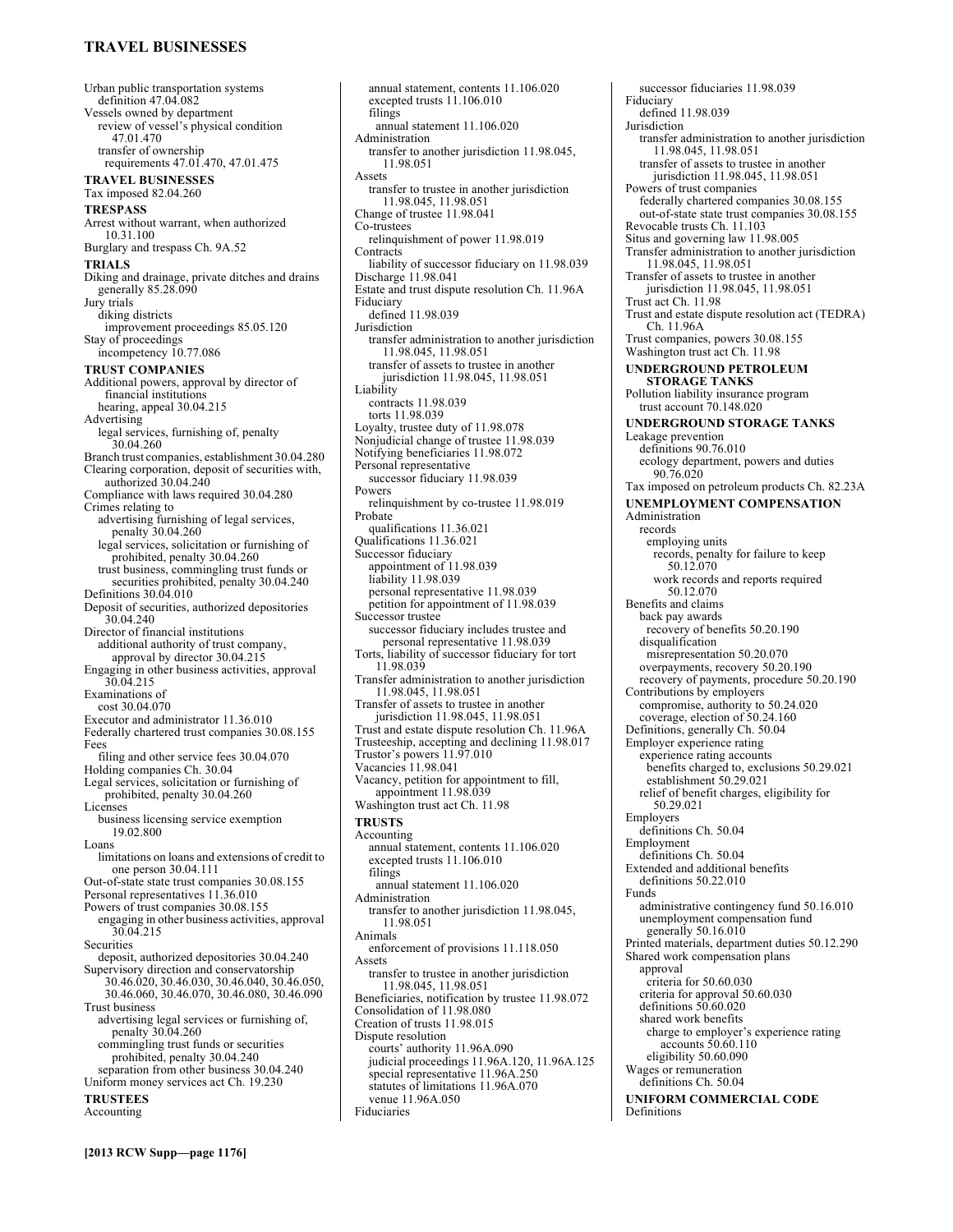Urban public transportation systems
  definition 47.04.082
Vessels owned by department
  review of vessel's physical condition 47.01.470
  transfer of ownership
    requirements 47.01.470, 47.01.475

**TRAVEL BUSINESSES**

Tax imposed 82.04.260

**TRESPASS**

Arrest without warrant, when authorized 10.31.100
Burglary and trespass Ch. 9A.52

**TRIALS**

Diking and drainage, private ditches and drains generally 85.28.090
Jury trials
  diking districts
    improvement proceedings 85.05.120
Stay of proceedings
  incompetency 10.77.086

**TRUST COMPANIES**

Additional powers, approval by director of financial institutions
  hearing, appeal 30.04.215
Advertising
  legal services, furnishing of, penalty 30.04.260
Branch trust companies, establishment 30.04.280
Clearing corporation, deposit of securities with, authorized 30.04.240
Compliance with laws required 30.04.280
Crimes relating to
  advertising furnishing of legal services, penalty 30.04.260
  legal services, solicitation or furnishing of prohibited, penalty 30.04.260
  trust business, commingling trust funds or securities prohibited, penalty 30.04.240
Definitions 30.04.010
Deposit of securities, authorized depositories 30.04.240
Director of financial institutions
  additional authority of trust company, approval by director 30.04.215
Engaging in other business activities, approval 30.04.215
Examinations of
  cost 30.04.070
Executor and administrator 11.36.010
Federally chartered trust companies 30.08.155
Fees
  filing and other service fees 30.04.070
Holding companies Ch. 30.04
Legal services, solicitation or furnishing of prohibited, penalty 30.04.260
Licenses
  business licensing service exemption 19.02.800
Loans
  limitations on loans and extensions of credit to one person 30.04.111
Out-of-state state trust companies 30.08.155
Personal representatives 11.36.010
Powers of trust companies 30.08.155
  engaging in other business activities, approval 30.04.215
Securities
  deposit, authorized depositories 30.04.240
Supervisory direction and conservatorship 30.46.020, 30.46.030, 30.46.040, 30.46.050, 30.46.060, 30.46.070, 30.46.080, 30.46.090
Trust business
  advertising legal services or furnishing of, penalty 30.04.260
  commingling trust funds or securities prohibited, penalty 30.04.240
  separation from other business 30.04.240
Uniform money services act Ch. 19.230

**TRUSTEES**

Accounting
  annual statement, contents 11.106.020
  excepted trusts 11.106.010
  filings
    annual statement 11.106.020
Administration
  transfer to another jurisdiction 11.98.045, 11.98.051
Assets
  transfer to trustee in another jurisdiction 11.98.045, 11.98.051
Change of trustee 11.98.041
Co-trustees
  relinquishment of power 11.98.019
Contracts
  liability of successor fiduciary on 11.98.039
Discharge 11.98.041
Estate and trust dispute resolution Ch. 11.96A
Fiduciary
  defined 11.98.039
Jurisdiction
  transfer administration to another jurisdiction 11.98.045, 11.98.051
  transfer of assets to trustee in another jurisdiction 11.98.045, 11.98.051
Liability
  contracts 11.98.039
  torts 11.98.039
Loyalty, trustee duty of 11.98.078
Nonjudicial change of trustee 11.98.039
Notifying beneficiaries 11.98.072
Personal representative
  successor fiduciary 11.98.039
Powers
  relinquishment by co-trustee 11.98.019
Probate
  qualifications 11.36.021
Qualifications 11.36.021
Successor fiduciary
  appointment of 11.98.039
  liability 11.98.039
  personal representative 11.98.039
  petition for appointment of 11.98.039
Successor trustee
  successor fiduciary includes trustee and personal representative 11.98.039
Torts, liability of successor fiduciary for tort 11.98.039
Transfer administration to another jurisdiction 11.98.045, 11.98.051
Transfer of assets to trustee in another jurisdiction 11.98.045, 11.98.051
Trust and estate dispute resolution Ch. 11.96A
Trusteeship, accepting and declining 11.98.017
Trustor's powers 11.97.010
Vacancies 11.98.041
Vacancy, petition for appointment to fill, appointment 11.98.039
Washington trust act Ch. 11.98

**TRUSTS**

Accounting
  annual statement, contents 11.106.020
  excepted trusts 11.106.010
  filings
    annual statement 11.106.020
Administration
  transfer to another jurisdiction 11.98.045, 11.98.051
Animals
  enforcement of provisions 11.118.050
Assets
  transfer to trustee in another jurisdiction 11.98.045, 11.98.051
Beneficiaries, notification by trustee 11.98.072
Consolidation of 11.98.080
Creation of trusts 11.98.015
Dispute resolution
  courts' authority 11.96A.090
  judicial proceedings 11.96A.120, 11.96A.125
  special representative 11.96A.250
  statutes of limitations 11.96A.070
  venue 11.96A.050
Fiduciaries
  successor fiduciaries 11.98.039
Fiduciary
  defined 11.98.039
Jurisdiction
  transfer administration to another jurisdiction 11.98.045, 11.98.051
  transfer of assets to trustee in another jurisdiction 11.98.045, 11.98.051
Powers of trust companies
  federally chartered companies 30.08.155
  out-of-state state trust companies 30.08.155
Revocable trusts Ch. 11.103
Situs and governing law 11.98.005
Transfer administration to another jurisdiction 11.98.045, 11.98.051
Transfer of assets to trustee in another jurisdiction 11.98.045, 11.98.051
Trust act Ch. 11.98
Trust and estate dispute resolution act (TEDRA) Ch. 11.96A
Trust companies, powers 30.08.155
Washington trust act Ch. 11.98

**UNDERGROUND PETROLEUM STORAGE TANKS**

Pollution liability insurance program
  trust account 70.148.020

**UNDERGROUND STORAGE TANKS**

Leakage prevention
  definitions 90.76.010
  ecology department, powers and duties 90.76.020
Tax imposed on petroleum products Ch. 82.23A

**UNEMPLOYMENT COMPENSATION**

Administration
  records
    employing units
      records, penalty for failure to keep 50.12.070
      work records and reports required 50.12.070
Benefits and claims
  back pay awards
    recovery of benefits 50.20.190
  disqualification
    misrepresentation 50.20.070
  overpayments, recovery 50.20.190
  recovery of payments, procedure 50.20.190
Contributions by employers
  compromise, authority to 50.24.020
  coverage, election of 50.24.160
Definitions, generally Ch. 50.04
Employer experience rating
  experience rating accounts
    benefits charged to, exclusions 50.29.021
    establishment 50.29.021
  relief of benefit charges, eligibility for 50.29.021
Employers
  definitions Ch. 50.04
Employment
  definitions Ch. 50.04
Extended and additional benefits
  definitions 50.22.010
Funds
  administrative contingency fund 50.16.010
  unemployment compensation fund generally 50.16.010
Printed materials, department duties 50.12.290
Shared work compensation plans
  approval
    criteria for 50.60.030
  criteria for approval 50.60.030
  definitions 50.60.020
  shared work benefits
    charge to employer's experience rating accounts 50.60.110
  eligibility 50.60.090
Wages or remuneration
  definitions Ch. 50.04

**UNIFORM COMMERCIAL CODE**

Definitions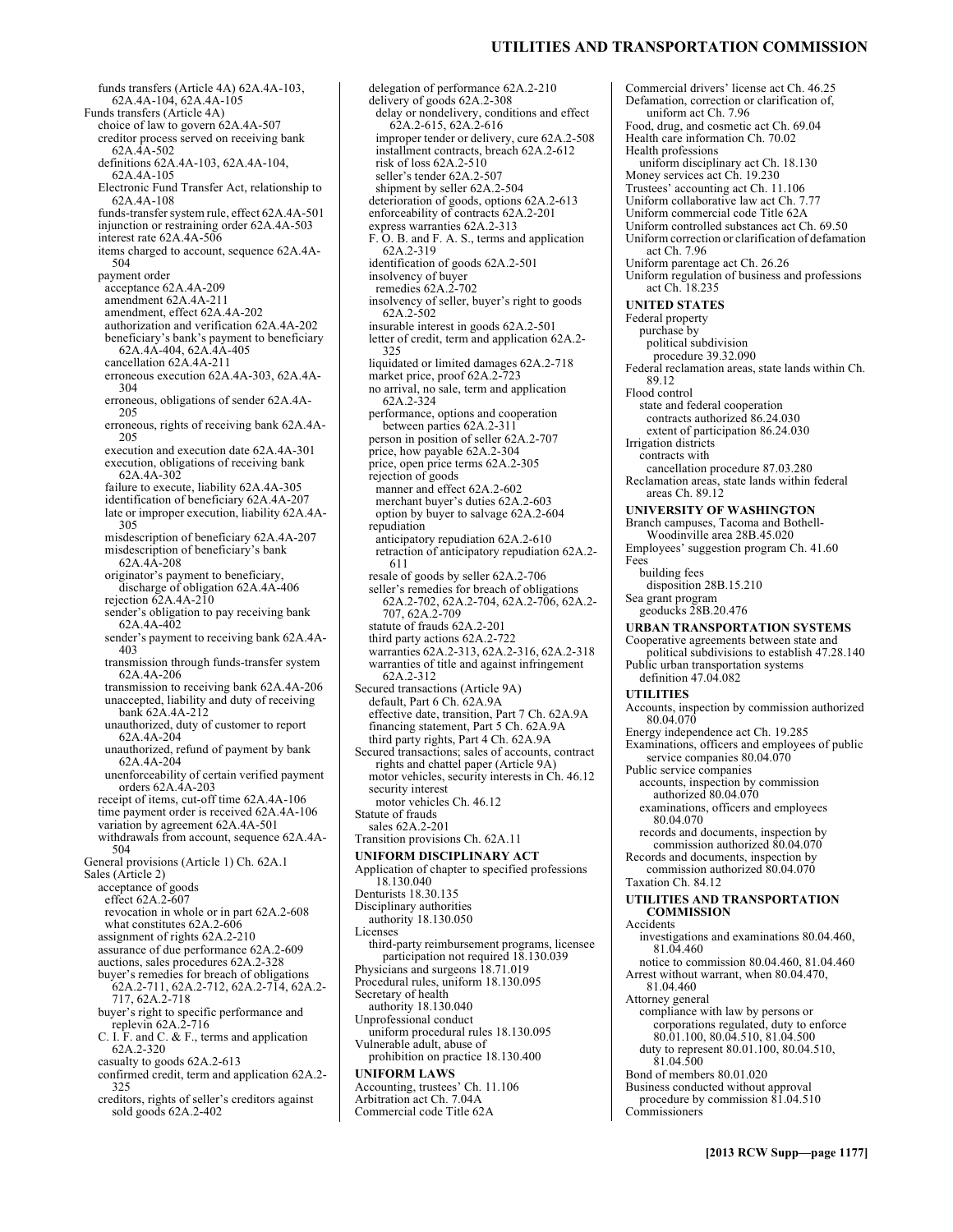funds transfers (Article 4A) 62A.4A-103, 62A.4A-104, 62A.4A-105
Funds transfers (Article 4A)
- choice of law to govern 62A.4A-507
- creditor process served on receiving bank 62A.4A-502
- definitions 62A.4A-103, 62A.4A-104, 62A.4A-105
- Electronic Fund Transfer Act, relationship to 62A.4A-108
- funds-transfer system rule, effect 62A.4A-501
- injunction or restraining order 62A.4A-503
- interest rate 62A.4A-506
- items charged to account, sequence 62A.4A-504
- payment order
  - acceptance 62A.4A-209
  - amendment 62A.4A-211
  - amendment, effect 62A.4A-202
  - authorization and verification 62A.4A-202
  - beneficiary's bank's payment to beneficiary 62A.4A-404, 62A.4A-405
  - cancellation 62A.4A-211
  - erroneous execution 62A.4A-303, 62A.4A-304
  - erroneous, obligations of sender 62A.4A-205
  - erroneous, rights of receiving bank 62A.4A-205
  - execution and execution date 62A.4A-301
  - execution, obligations of receiving bank 62A.4A-302
  - failure to execute, liability 62A.4A-305
  - identification of beneficiary 62A.4A-207
  - late or improper execution, liability 62A.4A-305
  - misdescription of beneficiary 62A.4A-207
  - misdescription of beneficiary's bank 62A.4A-208
  - originator's payment to beneficiary, discharge of obligation 62A.4A-406
  - rejection 62A.4A-210
  - sender's obligation to pay receiving bank 62A.4A-402
  - sender's payment to receiving bank 62A.4A-403
  - transmission through funds-transfer system 62A.4A-206
  - transmission to receiving bank 62A.4A-206
  - unaccepted, liability and duty of receiving bank 62A.4A-212
  - unauthorized, duty of customer to report 62A.4A-204
  - unauthorized, refund of payment by bank 62A.4A-204
  - unenforceability of certain verified payment orders 62A.4A-203
- receipt of items, cut-off time 62A.4A-106
- time payment order is received 62A.4A-106
- variation by agreement 62A.4A-501
- withdrawals from account, sequence 62A.4A-504

General provisions (Article 1) Ch. 62A.1
Sales (Article 2)
- acceptance of goods
  - effect 62A.2-607
  - revocation in whole or in part 62A.2-608
  - what constitutes 62A.2-606
- assignment of rights 62A.2-210
- assurance of due performance 62A.2-609
- auctions, sales procedures 62A.2-328
- buyer's remedies for breach of obligations 62A.2-711, 62A.2-712, 62A.2-714, 62A.2-717, 62A.2-718
- buyer's right to specific performance and replevin 62A.2-716
- C. I. F. and C. & F., terms and application 62A.2-320
- casualty to goods 62A.2-613
- confirmed credit, term and application 62A.2-325
- creditors, rights of seller's creditors against sold goods 62A.2-402
- delegation of performance 62A.2-210
- delivery of goods 62A.2-308
  - delay or nondelivery, conditions and effect 62A.2-615, 62A.2-616
  - improper tender or delivery, cure 62A.2-508
  - installment contracts, breach 62A.2-612
  - risk of loss 62A.2-510
  - seller's tender 62A.2-507
  - shipment by seller 62A.2-504
- deterioration of goods, options 62A.2-613
- enforceability of contracts 62A.2-201
- express warranties 62A.2-313
- F. O. B. and F. A. S., terms and application 62A.2-319
- identification of goods 62A.2-501
- insolvency of buyer
  - remedies 62A.2-702
- insolvency of seller, buyer's right to goods 62A.2-502
- insurable interest in goods 62A.2-501
- letter of credit, term and application 62A.2-325
- liquidated or limited damages 62A.2-718
- market price, proof of 62A.2-723
- no arrival, no sale, term and application 62A.2-324
- performance, options and cooperation between parties 62A.2-311
- person in position of seller 62A.2-707
- price, how payable 62A.2-304
- price, open price terms 62A.2-305
- rejection of goods
  - manner and effect 62A.2-602
  - merchant buyer's duties 62A.2-603
  - option by buyer to salvage 62A.2-604
- repudiation
  - anticipatory repudiation 62A.2-610
  - retraction of anticipatory repudiation 62A.2-611
- resale of goods by seller 62A.2-706
- seller's remedies for breach of obligations 62A.2-702, 62A.2-704, 62A.2-706, 62A.2-707, 62A.2-709
- statute of frauds 62A.2-201
- third party actions 62A.2-722
- warranties 62A.2-313, 62A.2-316, 62A.2-318
- warranties of title and against infringement 62A.2-312

Secured transactions (Article 9A)
- default, Part 6 Ch. 62A.9A
- effective date, transition, Part 7 Ch. 62A.9A
- financing statement, Part 5 Ch. 62A.9A
- third party rights, Part 4 Ch. 62A.9A

Secured transactions; sales of accounts, contract rights and chattel paper (Article 9A)
- motor vehicles, security interests in Ch. 46.12
- security interest
  - motor vehicles Ch. 46.12

Statute of frauds
- sales 62A.2-201

Transition provisions Ch. 62A.11

**UNIFORM DISCIPLINARY ACT**

Application of chapter to specified professions 18.130.040
Denturists 18.30.135
Disciplinary authorities
- authority 18.130.050

Licenses
- third-party reimbursement programs, licensee participation not required 18.130.039

Physicians and surgeons 18.71.019
Procedural rules, uniform 18.130.095
Secretary of health
- authority 18.130.040

Unprofessional conduct
- uniform procedural rules 18.130.095

Vulnerable adult, abuse of
- prohibition on practice 18.130.400

**UNIFORM LAWS**

Accounting, trustees' Ch. 11.106
Arbitration act Ch. 7.04A
Commercial code Title 62A
Commercial drivers' license act Ch. 46.25
Defamation, correction or clarification of, uniform act Ch. 7.96
Food, drug, and cosmetic act Ch. 69.04
Health care information Ch. 70.02
Health professions
- uniform disciplinary act Ch. 18.130

Money services act Ch. 19.230
Trustees' accounting act Ch. 11.106
Uniform collaborative law act Ch. 7.77
Uniform commercial code Title 62A
Uniform controlled substances act Ch. 69.50
Uniform correction or clarification of defamation act Ch. 7.96
Uniform parentage act Ch. 26.26
Uniform regulation of business and professions act Ch. 18.235

**UNITED STATES**

Federal property
- purchase by
  - political subdivision
    - procedure 39.32.090

Federal reclamation areas, state lands within Ch. 89.12
Flood control
- state and federal cooperation
  - contracts authorized 86.24.030
  - extent of participation 86.24.030

Irrigation districts
- contracts with
  - cancellation procedure 87.03.280

Reclamation areas, state lands within federal areas Ch. 89.12

**UNIVERSITY OF WASHINGTON**

Branch campuses, Tacoma and Bothell-Woodinville area 28B.45.020
Employees' suggestion program Ch. 41.60
Fees
- building fees
  - disposition 28B.15.210

Sea grant program
- geoducks 28B.20.476

**URBAN TRANSPORTATION SYSTEMS**

Cooperative agreements between state and political subdivisions to establish 47.28.140
Public urban transportation systems
- definition 47.04.082

**UTILITIES**

Accounts, inspection by commission authorized 80.04.070
Energy independence act Ch. 19.285
Examinations, officers and employees of public service companies 80.04.070
Public service companies
- accounts, inspection by commission authorized 80.04.070
- examinations, officers and employees 80.04.070
- records and documents, inspection by commission authorized 80.04.070

Records and documents, inspection by commission authorized 80.04.070
Taxation Ch. 84.12

**UTILITIES AND TRANSPORTATION COMMISSION**

Accidents
- investigations and examinations 80.04.460, 81.04.460
- notice to commission 80.04.460, 81.04.460

Arrest without warrant, when 80.04.470, 81.04.460
Attorney general
- compliance with law by persons or corporations regulated, duty to enforce 80.01.100, 80.04.510, 81.04.500
- duty to represent 80.01.100, 80.04.510, 81.04.500

Bond of members 80.01.020
Business conducted without approval
- procedure by commission 81.04.510

Commissioners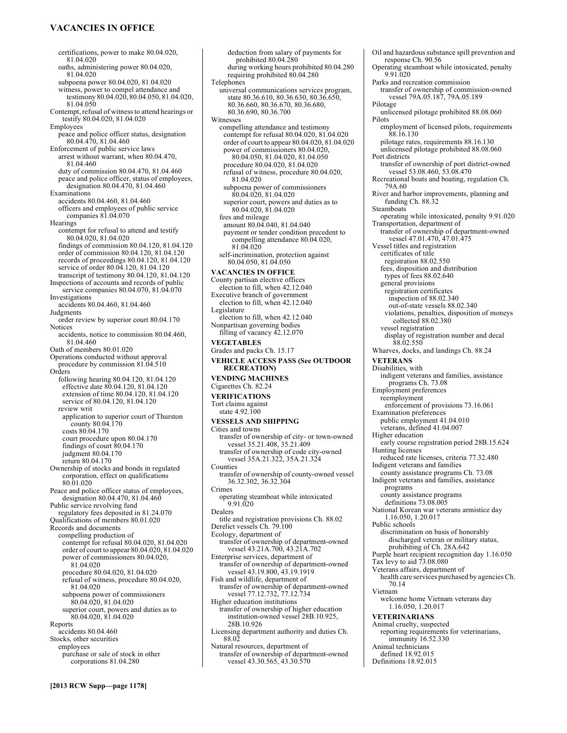certifications, power to make 80.04.020, 81.04.020
oaths, administering power 80.04.020, 81.04.020
subpoena power 80.04.020, 81.04.020
witness, power to compel attendance and testimony 80.04.020, 80.04.050, 81.04.020, 81.04.050
Contempt, refusal of witness to attend hearings or testify 80.04.020, 81.04.020
Employees
peace and police officer status, designation 80.04.470, 81.04.460
Enforcement of public service laws
arrest without warrant, when 80.04.470, 81.04.460
duty of commission 80.04.470, 81.04.460
peace and police officer, status of employees, designation 80.04.470, 81.04.460
Examinations
accidents 80.04.460, 81.04.460
officers and employees of public service companies 81.04.070
Hearings
contempt for refusal to attend and testify 80.04.020, 81.04.020
findings of commission 80.04.120, 81.04.120
order of commission 80.04.120, 81.04.120
records of proceedings 80.04.120, 81.04.120
service of order 80.04.120, 81.04.120
transcript of testimony 80.04.120, 81.04.120
Inspections of accounts and records of public service companies 80.04.070, 81.04.070
Investigations
accidents 80.04.460, 81.04.460
Judgments
order review by superior court 80.04.170
Notices
accidents, notice to commission 80.04.460, 81.04.460
Oath of members 80.01.020
Operations conducted without approval
procedure by commission 81.04.510
Orders
following hearing 80.04.120, 81.04.120
effective date 80.04.120, 81.04.120
extension of time 80.04.120, 81.04.120
service of 80.04.120, 81.04.120
review writ
application to superior court of Thurston county 80.04.170
costs 80.04.170
court procedure upon 80.04.170
findings of court 80.04.170
judgment 80.04.170
return 80.04.170
Ownership of stocks and bonds in regulated corporation, effect on qualifications 80.01.020
Peace and police officer status of employees, designation 80.04.470, 81.04.460
Public service revolving fund
regulatory fees deposited in 81.24.070
Qualifications of members 80.01.020
Records and documents
compelling production of
contempt for refusal 80.04.020, 81.04.020
order of court to appear 80.04.020, 81.04.020
power of commissioners 80.04.020, 81.04.020
procedure 80.04.020, 81.04.020
refusal of witness, procedure 80.04.020, 81.04.020
subpoena power of commissioners 80.04.020, 81.04.020
superior court, powers and duties as to 80.04.020, 81.04.020
Reports
accidents 80.04.460
Stocks, other securities
employees
purchase or sale of stock in other corporations 81.04.280
deduction from salary of payments for prohibited 80.04.280
during working hours prohibited 80.04.280
requiring prohibited 80.04.280
Telephones
universal communications services program, state 80.36.610, 80.36.630, 80.36.650, 80.36.660, 80.36.670, 80.36.680, 80.36.690, 80.36.700
Witnesses
compelling attendance and testimony
contempt for refusal 80.04.020, 81.04.020
order of court to appear 80.04.020, 81.04.020
power of commissioners 80.04.020, 80.04.050, 81.04.020, 81.04.050
procedure 80.04.020, 81.04.020
refusal of witness, procedure 80.04.020, 81.04.020
subpoena power of commissioners 80.04.020, 81.04.020
superior court, powers and duties as to 80.04.020, 81.04.020
fees and mileage
amount 80.04.040, 81.04.040
payment or tender condition precedent to compelling attendance 80.04.020, 81.04.020
self-incrimination, protection against 80.04.050, 81.04.050

**VACANCIES IN OFFICE**
County partisan elective offices
election to fill, when 42.12.040
Executive branch of government
election to fill, when 42.12.040
Legislature
election to fill, when 42.12.040
Nonpartisan governing bodies
filling of vacancy 42.12.070

**VEGETABLES**
Grades and packs Ch. 15.17

**VEHICLE ACCESS PASS (See OUTDOOR RECREATION)**

**VENDING MACHINES**
Cigarettes Ch. 82.24

**VERIFICATIONS**
Tort claims against
state 4.92.100

**VESSELS AND SHIPPING**
Cities and towns
transfer of ownership of city- or town-owned vessel 35.21.408, 35.21.409
transfer of ownership of code city-owned vessel 35A.21.322, 35A.21.324
Counties
transfer of ownership of county-owned vessel 36.32.302, 36.32.304
Crimes
operating steamboat while intoxicated 9.91.020
Dealers
title and registration provisions Ch. 88.02
Derelict vessels Ch. 79.100
Ecology, department of
transfer of ownership of department-owned vessel 43.21A.700, 43.21A.702
Enterprise services, department of
transfer of ownership of department-owned vessel 43.19.800, 43.19.1919
Fish and wildlife, department of
transfer of ownership of department-owned vessel 77.12.732, 77.12.734
Higher education institutions
transfer of ownership of higher education institution-owned vessel 28B.10.925, 28B.10.926
Licensing department authority and duties Ch. 88.02
Natural resources, department of
transfer of ownership of department-owned vessel 43.30.565, 43.30.570
Oil and hazardous substance spill prevention and response Ch. 90.56
Operating steamboat while intoxicated, penalty 9.91.020
Parks and recreation commission
transfer of ownership of commission-owned vessel 79A.05.187, 79A.05.189
Pilotage
unlicensed pilotage prohibited 88.08.060
Pilots
employment of licensed pilots, requirements 88.16.130
pilotage rates, requirements 88.16.130
unlicensed pilotage prohibited 88.08.060
Port districts
transfer of ownership of port district-owned vessel 53.08.460, 53.08.470
Recreational boats and boating, regulation Ch. 79A.60
River and harbor improvements, planning and funding Ch. 88.32
Steamboats
operating while intoxicated, penalty 9.91.020
Transportation, department of
transfer of ownership of department-owned vessel 47.01.470, 47.01.475
Vessel titles and registration
certificates of title
registration 88.02.550
fees, disposition and distribution
types of fees 88.02.640
general provisions
registration certificates
inspection of 88.02.340
out-of-state vessels 88.02.340
violations, penalties, disposition of moneys collected 88.02.380
vessel registration
display of registration number and decal 88.02.550
Wharves, docks, and landings Ch. 88.24

**VETERANS**
Disabilities, with
indigent veterans and families, assistance programs Ch. 73.08
Employment preferences
reemployment
enforcement of provisions 73.16.061
Examination preferences
public employment 41.04.010
veterans, defined 41.04.007
Higher education
early course registration period 28B.15.624
Hunting licenses
reduced rate licenses, criteria 77.32.480
Indigent veterans and families
county assistance programs Ch. 73.08
Indigent veterans and families, assistance programs
county assistance programs
definitions 73.08.005
National Korean war veterans armistice day 1.16.050, 1.20.017
Public schools
discrimination on basis of honorably discharged veteran or military status, prohibiting of Ch. 28A.642
Purple heart recipient recognition day 1.16.050
Tax levy to aid 73.08.080
Veterans affairs, department of
health care services purchased by agencies Ch. 70.14
Vietnam
welcome home Vietnam veterans day 1.16.050, 1.20.017

**VETERINARIANS**
Animal cruelty, suspected
reporting requirements for veterinarians, immunity 16.52.330
Animal technicians
defined 18.92.015
Definitions 18.92.015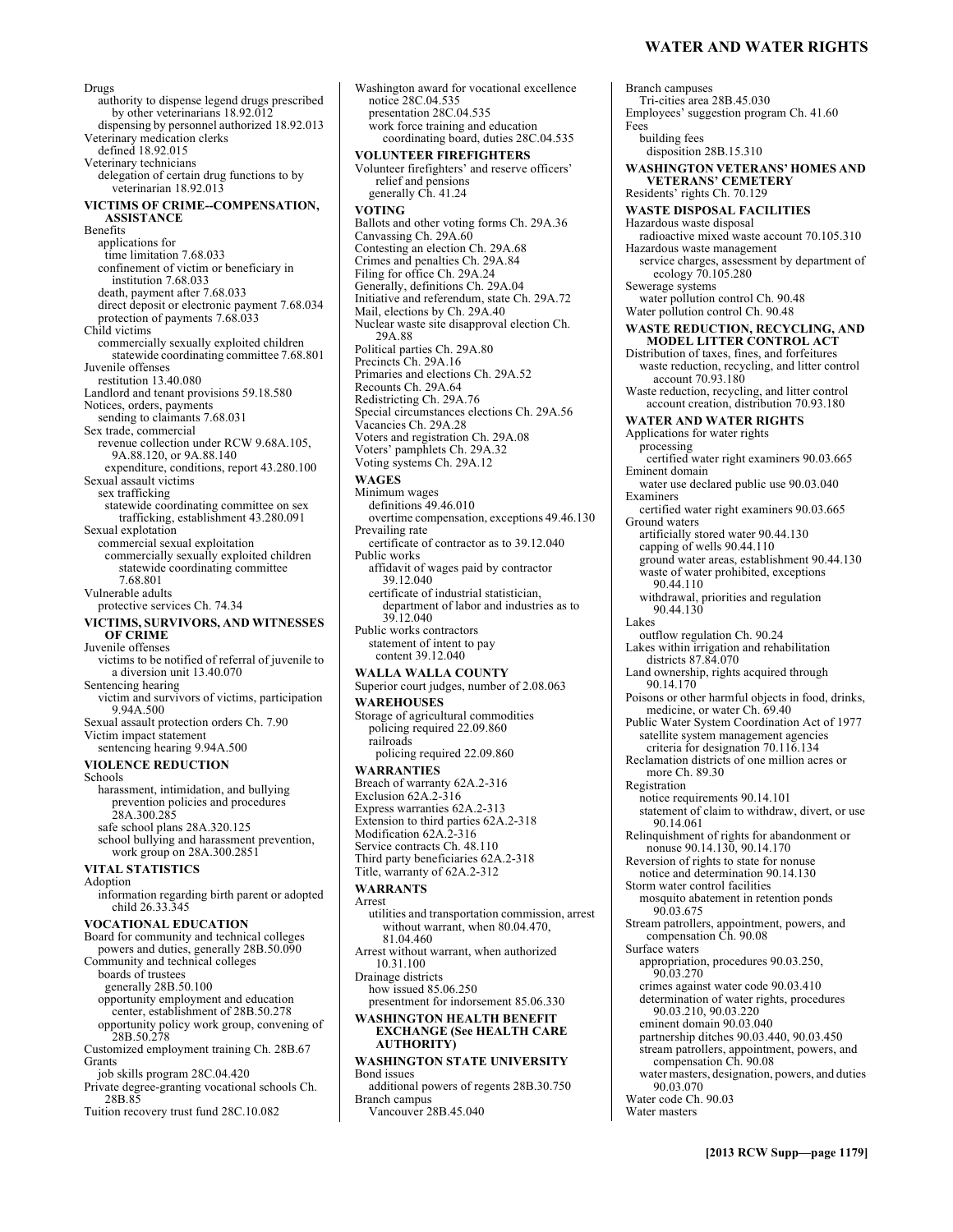Drugs
- authority to dispense legend drugs prescribed by other veterinarians 18.92.012
- dispensing by personnel authorized 18.92.013

Veterinary medication clerks
- defined 18.92.015

Veterinary technicians
- delegation of certain drug functions to by veterinarian 18.92.013

**VICTIMS OF CRIME--COMPENSATION, ASSISTANCE**

Benefits
- applications for
  - time limitation 7.68.033
- confinement of victim or beneficiary in institution 7.68.033
- death, payment after 7.68.033
- direct deposit or electronic payment 7.68.034
- protection of payments 7.68.033

Child victims
- commercially sexually exploited children statewide coordinating committee 7.68.801

Juvenile offenses
- restitution 13.40.080

Landlord and tenant provisions 59.18.580

Notices, orders, payments
- sending to claimants 7.68.031

Sex trade, commercial
- revenue collection under RCW 9.68A.105, 9A.88.120, or 9A.88.140
  - expenditure, conditions, report 43.280.100

Sexual assault victims
- sex trafficking
  - statewide coordinating committee on sex trafficking, establishment 43.280.091

Sexual explotation
- commercial sexual exploitation
  - commercially sexually exploited children statewide coordinating committee 7.68.801

Vulnerable adults
- protective services Ch. 74.34

**VICTIMS, SURVIVORS, AND WITNESSES OF CRIME**

Juvenile offenses
- victims to be notified of referral of juvenile to a diversion unit 13.40.070

Sentencing hearing
- victim and survivors of victims, participation 9.94A.500

Sexual assault protection orders Ch. 7.90

Victim impact statement
- sentencing hearing 9.94A.500

**VIOLENCE REDUCTION**

Schools
- harassment, intimidation, and bullying prevention policies and procedures 28A.300.285
- safe school plans 28A.320.125
- school bullying and harassment prevention, work group on 28A.300.2851

**VITAL STATISTICS**

Adoption
- information regarding birth parent or adopted child 26.33.345

**VOCATIONAL EDUCATION**

Board for community and technical colleges
- powers and duties, generally 28B.50.090

Community and technical colleges
- boards of trustees
  - generally 28B.50.100
- opportunity employment and education center, establishment of 28B.50.278
- opportunity policy work group, convening of 28B.50.278

Customized employment training Ch. 28B.67

Grants
- job skills program 28C.04.420

Private degree-granting vocational schools Ch. 28B.85

Tuition recovery trust fund 28C.10.082

Washington award for vocational excellence
- notice 28C.04.535
- presentation 28C.04.535
- work force training and education coordinating board, duties 28C.04.535

**VOLUNTEER FIREFIGHTERS**

Volunteer firefighters' and reserve officers' relief and pensions
- generally Ch. 41.24

**VOTING**

Ballots and other voting forms Ch. 29A.36
Canvassing Ch. 29A.60
Contesting an election Ch. 29A.68
Crimes and penalties Ch. 29A.84
Filing for office Ch. 29A.24
Generally, definitions Ch. 29A.04
Initiative and referendum, state Ch. 29A.72
Mail, elections by Ch. 29A.40
Nuclear waste site disapproval election Ch. 29A.88
Political parties Ch. 29A.80
Precincts Ch. 29A.16
Primaries and elections Ch. 29A.52
Recounts Ch. 29A.64
Redistricting Ch. 29A.76
Special circumstances elections Ch. 29A.56
Vacancies Ch. 29A.28
Voters and registration Ch. 29A.08
Voters' pamphlets Ch. 29A.32
Voting systems Ch. 29A.12

**WAGES**

Minimum wages
- definitions 49.46.010
- overtime compensation, exceptions 49.46.130

Prevailing rate
- certificate of contractor as to 39.12.040

Public works
- affidavit of wages paid by contractor 39.12.040
- certificate of industrial statistician, department of labor and industries as to 39.12.040

Public works contractors
- statement of intent to pay
  - content 39.12.040

**WALLA WALLA COUNTY**

Superior court judges, number of 2.08.063

**WAREHOUSES**

Storage of agricultural commodities
- policing required 22.09.860
- railroads
  - policing required 22.09.860

**WARRANTIES**

Breach of warranty 62A.2-316
Exclusion 62A.2-316
Express warranties 62A.2-313
Extension to third parties 62A.2-318
Modification 62A.2-316
Service contracts Ch. 48.110
Third party beneficiaries 62A.2-318
Title, warranty of 62A.2-312

**WARRANTS**

Arrest
- utilities and transportation commission, arrest without warrant, when 80.04.470, 81.04.460

Arrest without warrant, when authorized 10.31.100

Drainage districts
- how issued 85.06.250
- presentment for indorsement 85.06.330

**WASHINGTON HEALTH BENEFIT EXCHANGE (See HEALTH CARE AUTHORITY)**

**WASHINGTON STATE UNIVERSITY**

Bond issues
- additional powers of regents 28B.30.750

Branch campus
- Vancouver 28B.45.040

Branch campuses
- Tri-cities area 28B.45.030

Employees' suggestion program Ch. 41.60

Fees
- building fees
  - disposition 28B.15.310

**WASHINGTON VETERANS' HOMES AND VETERANS' CEMETERY**

Residents' rights Ch. 70.129

**WASTE DISPOSAL FACILITIES**

Hazardous waste disposal
- radioactive mixed waste account 70.105.310

Hazardous waste management
- service charges, assessment by department of ecology 70.105.280

Sewerage systems
- water pollution control Ch. 90.48

Water pollution control Ch. 90.48

**WASTE REDUCTION, RECYCLING, AND MODEL LITTER CONTROL ACT**

Distribution of taxes, fines, and forfeitures
- waste reduction, recycling, and litter control account 70.93.180

Waste reduction, recycling, and litter control account creation, distribution 70.93.180

**WATER AND WATER RIGHTS**

Applications for water rights
- processing
  - certified water right examiners 90.03.665

Eminent domain
- water use declared public use 90.03.040

Examiners
- certified water right examiners 90.03.665

Ground waters
- artificially stored water 90.44.130
- capping of wells 90.44.110
- ground water areas, establishment 90.44.130
- waste of water prohibited, exceptions 90.44.110
- withdrawal, priorities and regulation 90.44.130

Lakes
- outflow regulation Ch. 90.24

Lakes within irrigation and rehabilitation districts 87.84.070

Land ownership, rights acquired through 90.14.170

Poisons or other harmful objects in food, drinks, medicine, or water Ch. 69.40

Public Water System Coordination Act of 1977
- satellite system management agencies
  - criteria for designation 70.116.134

Reclamation districts of one million acres or more Ch. 89.30

Registration
- notice requirements 90.14.101
- statement of claim to withdraw, divert, or use 90.14.061

Relinquishment of rights for abandonment or nonuse 90.14.130, 90.14.170

Reversion of rights to state for nonuse
- notice and determination 90.14.130

Storm water control facilities
- mosquito abatement in retention ponds 90.03.675

Stream patrollers, appointment, powers, and compensation Ch. 90.08

Surface waters
- appropriation, procedures 90.03.250, 90.03.270
- crimes against water code 90.03.410
- determination of water rights, procedures 90.03.210, 90.03.220
- eminent domain 90.03.040
- partnership ditches 90.03.440, 90.03.450
- stream patrollers, appointment, powers, and compensation Ch. 90.08
- water masters, designation, powers, and duties 90.03.070

Water code Ch. 90.03

Water masters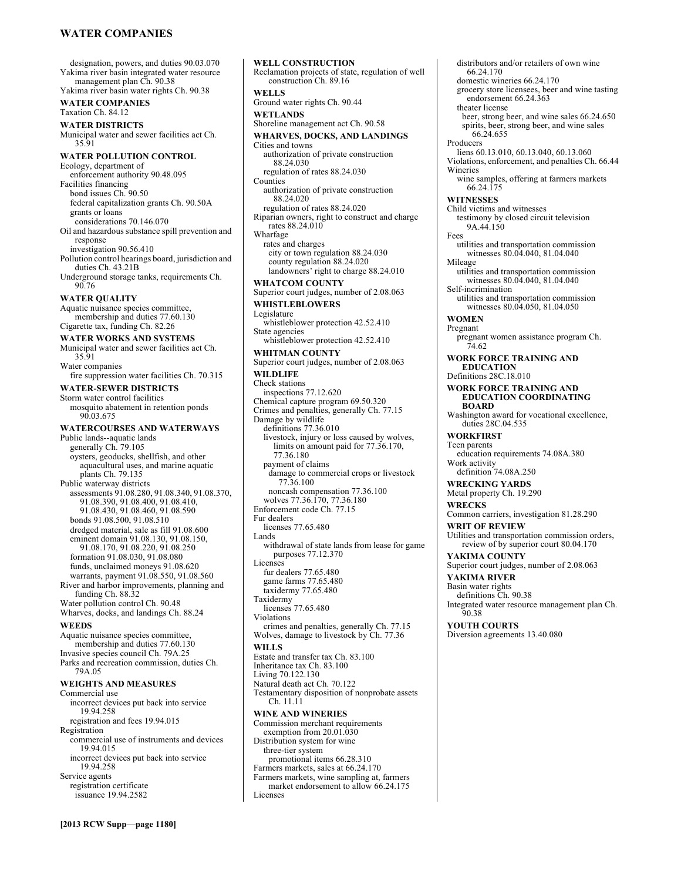designation, powers, and duties 90.03.070
Yakima river basin integrated water resource management plan Ch. 90.38
Yakima river basin water rights Ch. 90.38

**WATER COMPANIES**
Taxation Ch. 84.12

**WATER DISTRICTS**
Municipal water and sewer facilities act Ch. 35.91

**WATER POLLUTION CONTROL**
Ecology, department of
enforcement authority 90.48.095
Facilities financing
bond issues Ch. 90.50
federal capitalization grants Ch. 90.50A
grants or loans
considerations 70.146.070
Oil and hazardous substance spill prevention and response
investigation 90.56.410
Pollution control hearings board, jurisdiction and duties Ch. 43.21B
Underground storage tanks, requirements Ch. 90.76

**WATER QUALITY**
Aquatic nuisance species committee, membership and duties 77.60.130
Cigarette tax, funding Ch. 82.26

**WATER WORKS AND SYSTEMS**
Municipal water and sewer facilities act Ch. 35.91
Water companies
fire suppression water facilities Ch. 70.315

**WATER-SEWER DISTRICTS**
Storm water control facilities
mosquito abatement in retention ponds 90.03.675

**WATERCOURSES AND WATERWAYS**
Public lands--aquatic lands
generally Ch. 79.105
oysters, geoducks, shellfish, and other aquacultural uses, and marine aquatic plants Ch. 79.135
Public waterway districts
assessments 91.08.280, 91.08.340, 91.08.370, 91.08.390, 91.08.400, 91.08.410, 91.08.430, 91.08.460, 91.08.590
bonds 91.08.500, 91.08.510
dredged material, sale as fill 91.08.600
eminent domain 91.08.130, 91.08.150, 91.08.170, 91.08.220, 91.08.250
formation 91.08.030, 91.08.080
funds, unclaimed moneys 91.08.620
warrants, payment 91.08.550, 91.08.560
River and harbor improvements, planning and funding Ch. 88.32
Water pollution control Ch. 90.48
Wharves, docks, and landings Ch. 88.24

**WEEDS**
Aquatic nuisance species committee, membership and duties 77.60.130
Invasive species council Ch. 79A.25
Parks and recreation commission, duties Ch. 79A.05

**WEIGHTS AND MEASURES**
Commercial use
incorrect devices put back into service 19.94.258
registration and fees 19.94.015
Registration
commercial use of instruments and devices 19.94.015
incorrect devices put back into service 19.94.258
Service agents
registration certificate
issuance 19.94.2582

**WELL CONSTRUCTION**
Reclamation projects of state, regulation of well construction Ch. 89.16

**WELLS**
Ground water rights Ch. 90.44

**WETLANDS**
Shoreline management act Ch. 90.58

**WHARVES, DOCKS, AND LANDINGS**
Cities and towns
authorization of private construction 88.24.030
regulation of rates 88.24.030
Counties
authorization of private construction 88.24.020
regulation of rates 88.24.020
Riparian owners, right to construct and charge rates 88.24.010
Wharfage
rates and charges
city or town regulation 88.24.030
county regulation 88.24.020
landowners' right to charge 88.24.010

**WHATCOM COUNTY**
Superior court judges, number of 2.08.063

**WHISTLEBLOWERS**
Legislature
whistleblower protection 42.52.410
State agencies
whistleblower protection 42.52.410

**WHITMAN COUNTY**
Superior court judges, number of 2.08.063

**WILDLIFE**
Check stations
inspections 77.12.620
Chemical capture program 69.50.320
Crimes and penalties, generally Ch. 77.15
Damage by wildlife
definitions 77.36.010
livestock, injury or loss caused by wolves, limits on amount paid for 77.36.170, 77.36.180
payment of claims
damage to commercial crops or livestock 77.36.100
noncash compensation 77.36.100
wolves 77.36.170, 77.36.180
Enforcement code Ch. 77.15
Fur dealers
licenses 77.65.480
Lands
withdrawal of state lands from lease for game purposes 77.12.370
Licenses
fur dealers 77.65.480
game farms 77.65.480
taxidermy 77.65.480
Taxidermy
licenses 77.65.480
Violations
crimes and penalties, generally Ch. 77.15
Wolves, damage to livestock by Ch. 77.36

**WILLS**
Estate and transfer tax Ch. 83.100
Inheritance tax Ch. 83.100
Living 70.122.130
Natural death act Ch. 70.122
Testamentary disposition of nonprobate assets Ch. 11.11

**WINE AND WINERIES**
Commission merchant requirements
exemption from 20.01.030
Distribution system for wine
three-tier system
promotional items 66.28.310
Farmers markets, sales at 66.24.170
Farmers markets, wine sampling at, farmers market endorsement to allow 66.24.175
Licenses
distributors and/or retailers of own wine 66.24.170
domestic wineries 66.24.170
grocery store licensees, beer and wine tasting endorsement 66.24.363
theater license
beer, strong beer, and wine sales 66.24.650
spirits, beer, strong beer, and wine sales 66.24.655
Producers
liens 60.13.010, 60.13.040, 60.13.060
Violations, enforcement, and penalties Ch. 66.44
Wineries
wine samples, offering at farmers markets 66.24.175

**WITNESSES**
Child victims and witnesses
testimony by closed circuit television 9A.44.150
Fees
utilities and transportation commission witnesses 80.04.040, 81.04.040
Mileage
utilities and transportation commission witnesses 80.04.040, 81.04.040
Self-incrimination
utilities and transportation commission witnesses 80.04.050, 81.04.050

**WOMEN**
Pregnant
pregnant women assistance program Ch. 74.62

**WORK FORCE TRAINING AND EDUCATION**
Definitions 28C.18.010

**WORK FORCE TRAINING AND EDUCATION COORDINATING BOARD**
Washington award for vocational excellence, duties 28C.04.535

**WORKFIRST**
Teen parents
education requirements 74.08A.380
Work activity
definition 74.08A.250

**WRECKING YARDS**
Metal property Ch. 19.290

**WRECKS**
Common carriers, investigation 81.28.290

**WRIT OF REVIEW**
Utilities and transportation commission orders, review of by superior court 80.04.170

**YAKIMA COUNTY**
Superior court judges, number of 2.08.063

**YAKIMA RIVER**
Basin water rights
definitions Ch. 90.38
Integrated water resource management plan Ch. 90.38

**YOUTH COURTS**
Diversion agreements 13.40.080